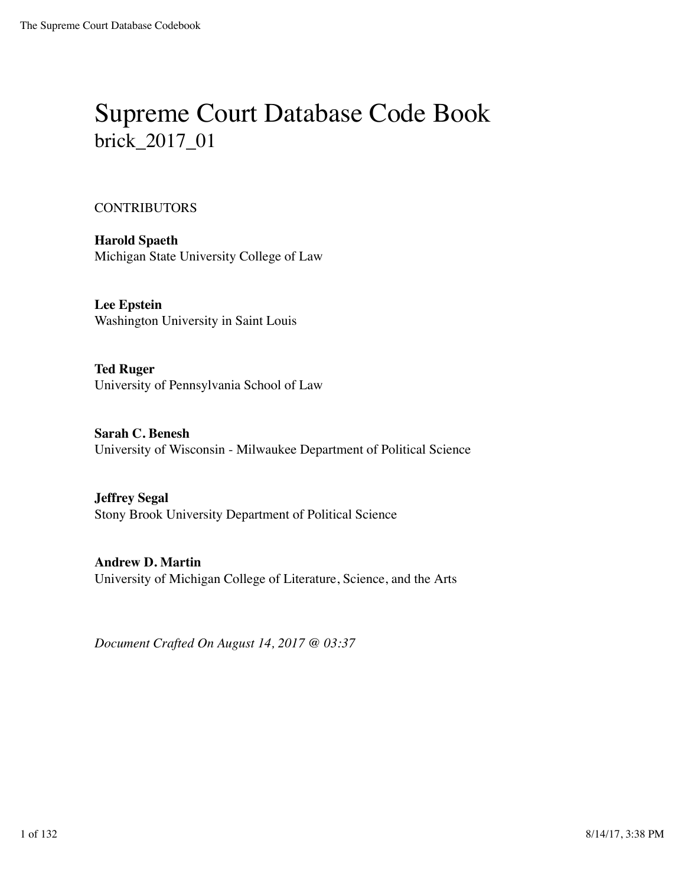# Supreme Court Database Code Book

## brick_2017_01

CONTRIBUTORS

**Harold Spaeth**
Michigan State University College of Law

**Lee Epstein**
Washington University in Saint Louis

**Ted Ruger**
University of Pennsylvania School of Law

**Sarah C. Benesh**
University of Wisconsin - Milwaukee Department of Political Science

**Jeffrey Segal**
Stony Brook University Department of Political Science

**Andrew D. Martin**
University of Michigan College of Literature, Science, and the Arts

*Document Crafted On August 14, 2017 @ 03:37*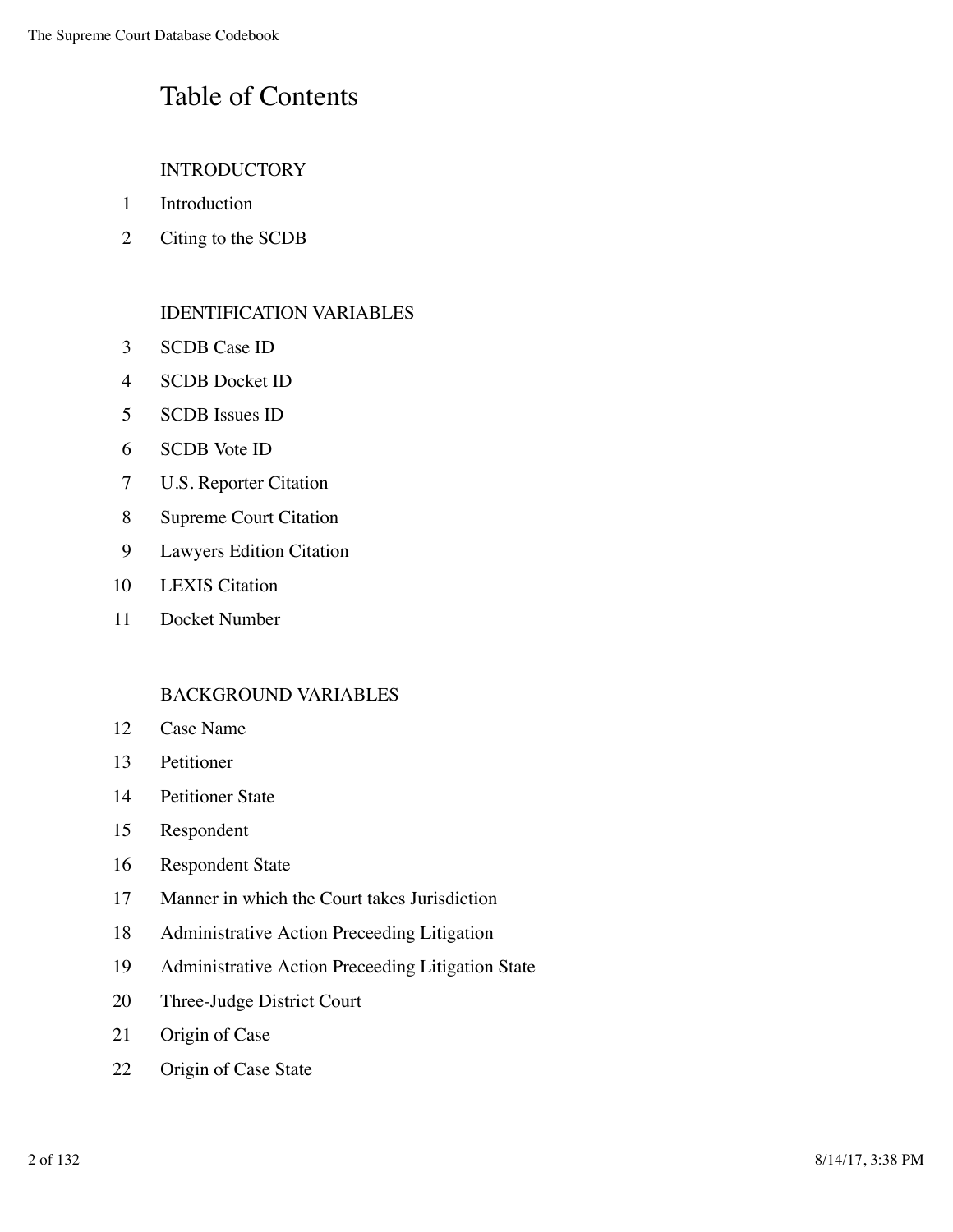# Table of Contents

INTRODUCTORY

1 Introduction

2 Citing to the SCDB

IDENTIFICATION VARIABLES

3 SCDB Case ID

4 SCDB Docket ID

5 SCDB Issues ID

6 SCDB Vote ID

7 U.S. Reporter Citation

8 Supreme Court Citation

9 Lawyers Edition Citation

10 LEXIS Citation

11 Docket Number

BACKGROUND VARIABLES

12 Case Name

13 Petitioner

14 Petitioner State

15 Respondent

16 Respondent State

17 Manner in which the Court takes Jurisdiction

18 Administrative Action Preceeding Litigation

19 Administrative Action Preceeding Litigation State

20 Three-Judge District Court

21 Origin of Case

22 Origin of Case State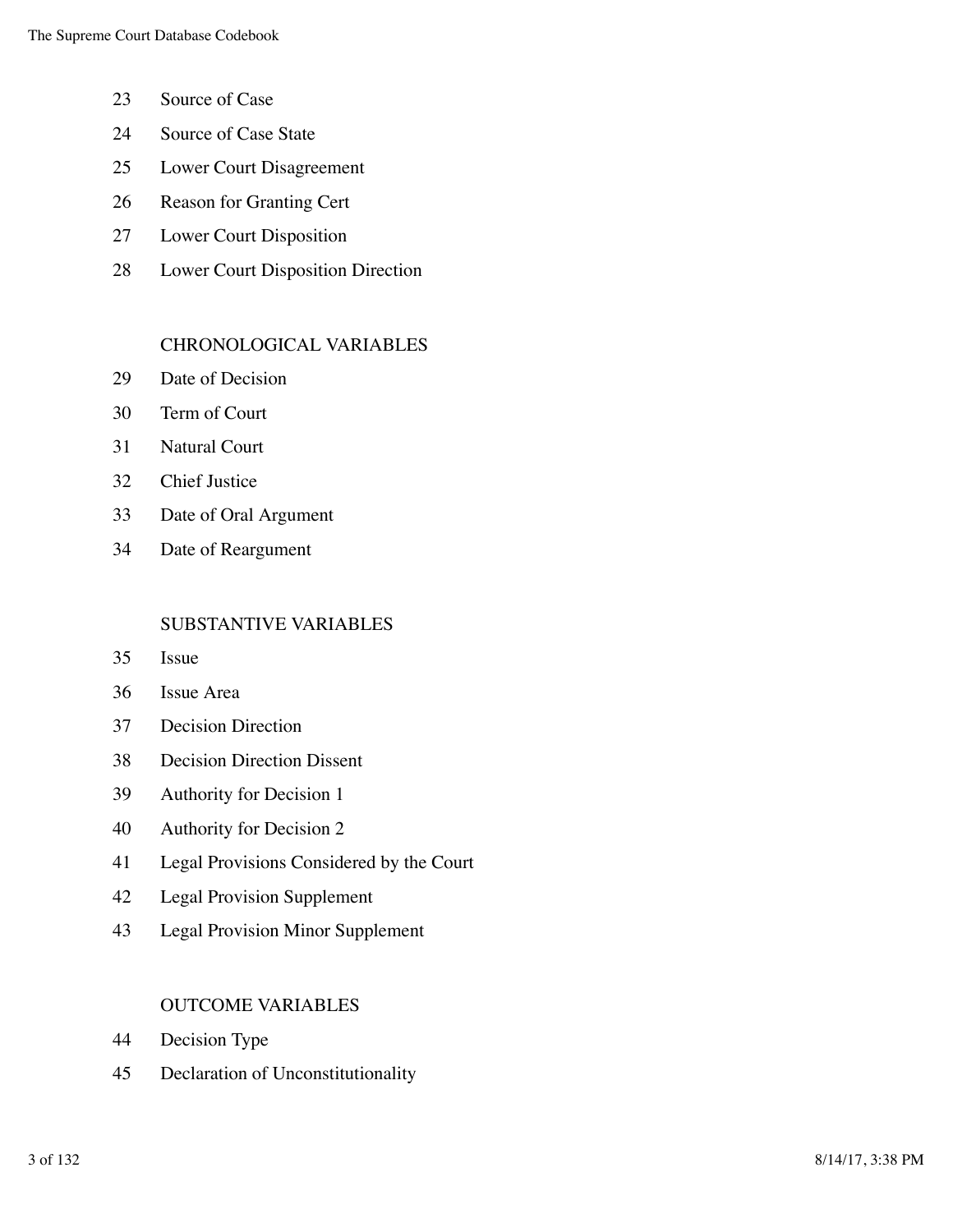23 Source of Case

24 Source of Case State

25 Lower Court Disagreement

26 Reason for Granting Cert

27 Lower Court Disposition

28 Lower Court Disposition Direction

CHRONOLOGICAL VARIABLES

29 Date of Decision

30 Term of Court

31 Natural Court

32 Chief Justice

33 Date of Oral Argument

34 Date of Reargument

SUBSTANTIVE VARIABLES

35 Issue

36 Issue Area

37 Decision Direction

38 Decision Direction Dissent

39 Authority for Decision 1

40 Authority for Decision 2

41 Legal Provisions Considered by the Court

42 Legal Provision Supplement

43 Legal Provision Minor Supplement

OUTCOME VARIABLES

44 Decision Type

45 Declaration of Unconstitutionality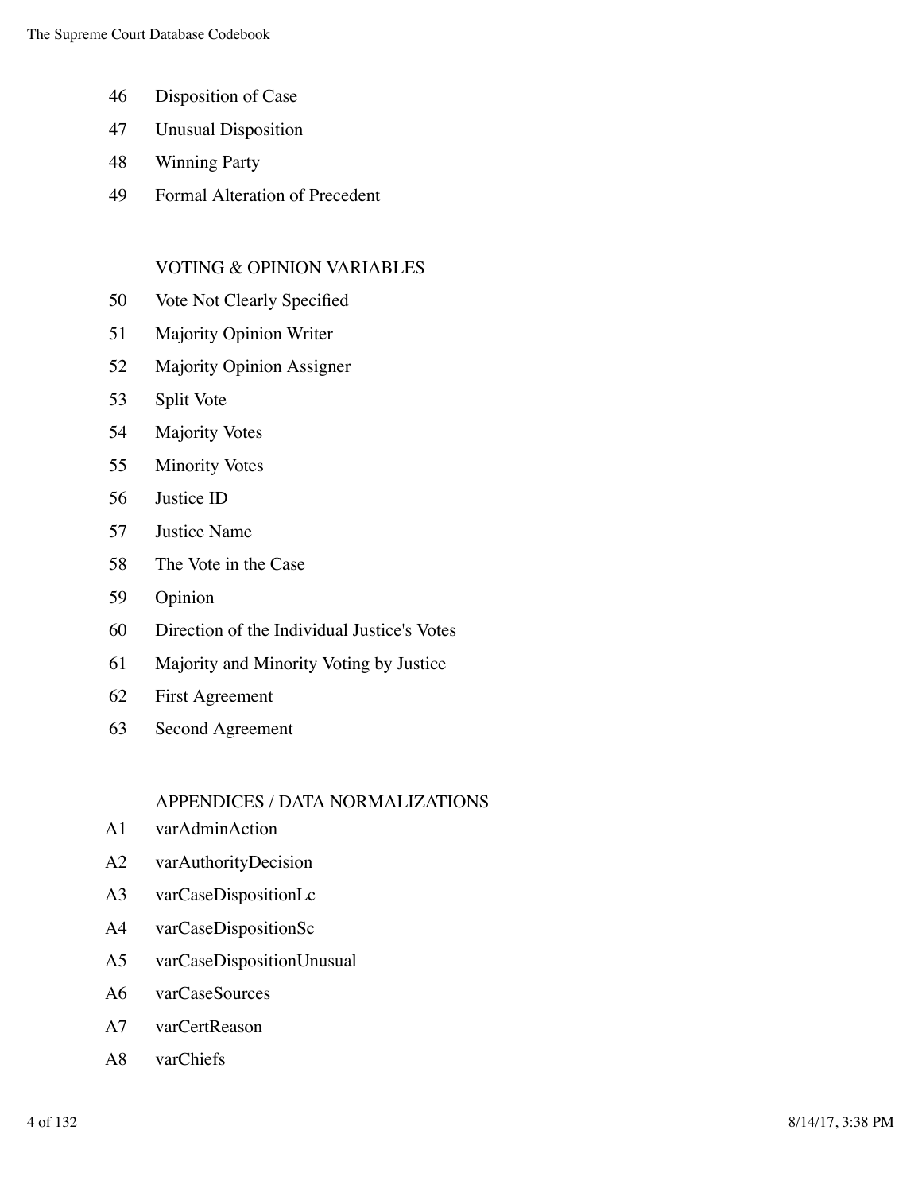46 Disposition of Case

47 Unusual Disposition

48 Winning Party

49 Formal Alteration of Precedent

## VOTING & OPINION VARIABLES

50 Vote Not Clearly Specified

51 Majority Opinion Writer

52 Majority Opinion Assigner

53 Split Vote

54 Majority Votes

55 Minority Votes

56 Justice ID

57 Justice Name

58 The Vote in the Case

59 Opinion

60 Direction of the Individual Justice's Votes

61 Majority and Minority Voting by Justice

62 First Agreement

63 Second Agreement

## APPENDICES / DATA NORMALIZATIONS

A1 varAdminAction

A2 varAuthorityDecision

A3 varCaseDispositionLc

A4 varCaseDispositionSc

A5 varCaseDispositionUnusual

A6 varCaseSources

A7 varCertReason

A8 varChiefs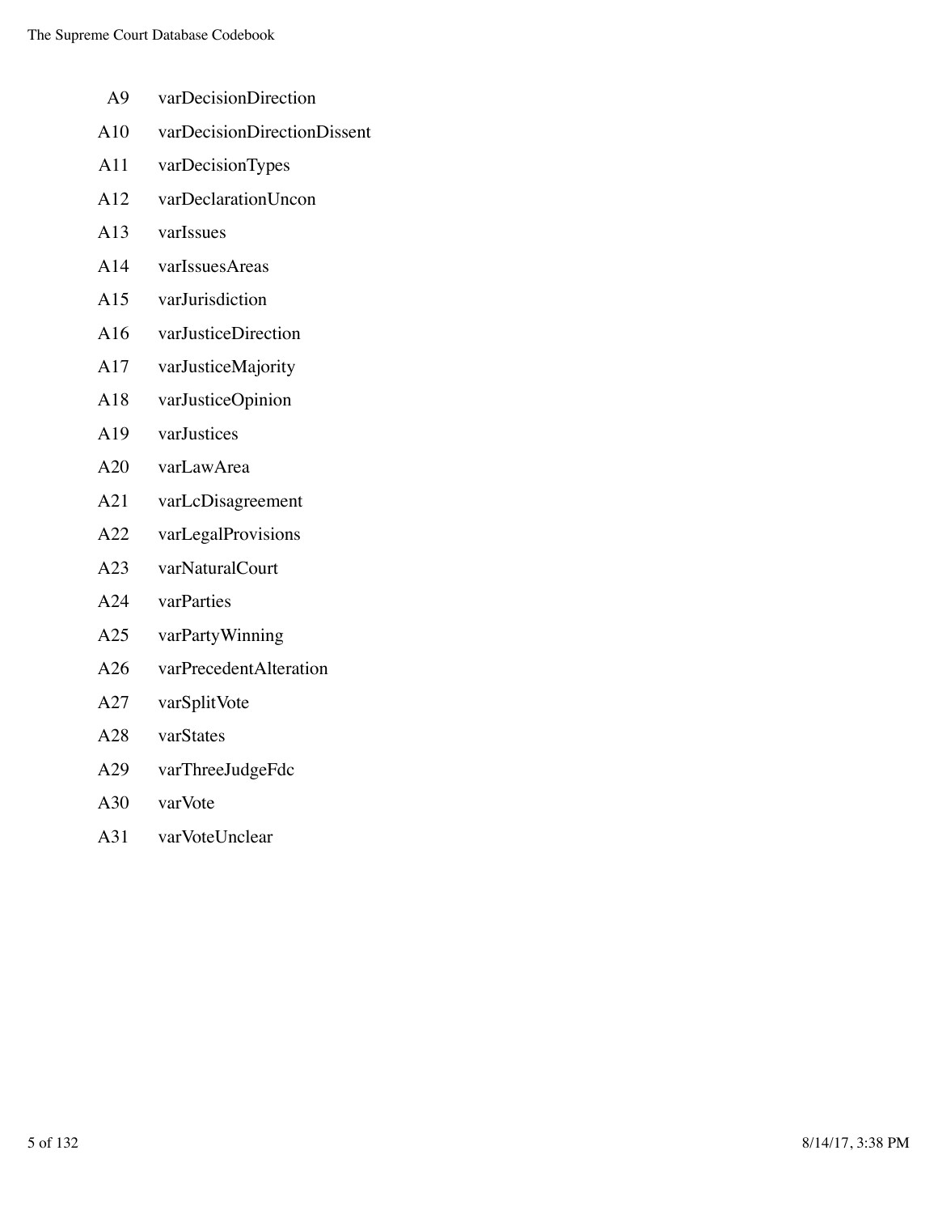A9 varDecisionDirection

A10 varDecisionDirectionDissent

A11 varDecisionTypes

A12 varDeclarationUncon

A13 varIssues

A14 varIssuesAreas

A15 varJurisdiction

A16 varJusticeDirection

A17 varJusticeMajority

A18 varJusticeOpinion

A19 varJustices

A20 varLawArea

A21 varLcDisagreement

A22 varLegalProvisions

A23 varNaturalCourt

A24 varParties

A25 varPartyWinning

A26 varPrecedentAlteration

A27 varSplitVote

A28 varStates

A29 varThreeJudgeFdc

A30 varVote

A31 varVoteUnclear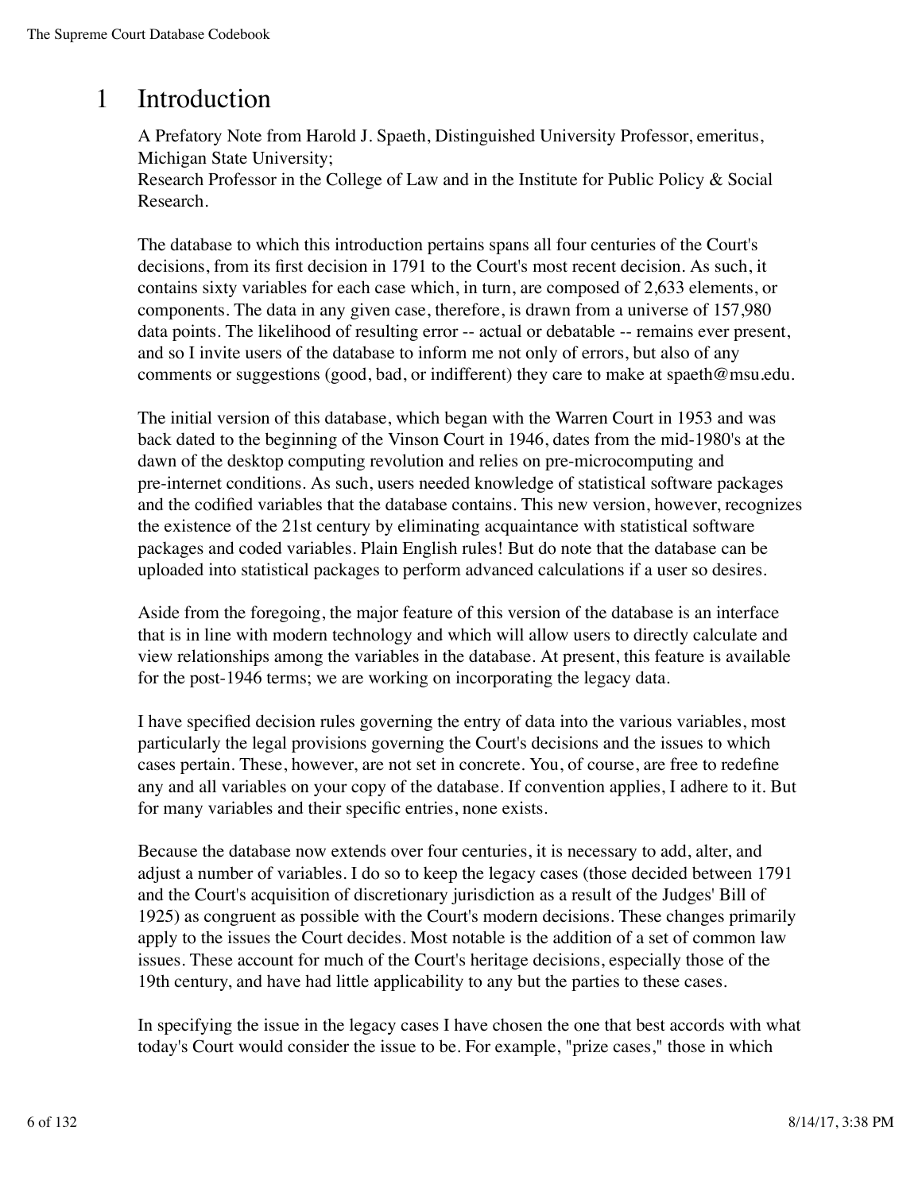# 1 Introduction

A Prefatory Note from Harold J. Spaeth, Distinguished University Professor, emeritus, Michigan State University;
Research Professor in the College of Law and in the Institute for Public Policy & Social Research.

The database to which this introduction pertains spans all four centuries of the Court's decisions, from its first decision in 1791 to the Court's most recent decision. As such, it contains sixty variables for each case which, in turn, are composed of 2,633 elements, or components. The data in any given case, therefore, is drawn from a universe of 157,980 data points. The likelihood of resulting error -- actual or debatable -- remains ever present, and so I invite users of the database to inform me not only of errors, but also of any comments or suggestions (good, bad, or indifferent) they care to make at spaeth@msu.edu.

The initial version of this database, which began with the Warren Court in 1953 and was back dated to the beginning of the Vinson Court in 1946, dates from the mid-1980's at the dawn of the desktop computing revolution and relies on pre-microcomputing and pre-internet conditions. As such, users needed knowledge of statistical software packages and the codified variables that the database contains. This new version, however, recognizes the existence of the 21st century by eliminating acquaintance with statistical software packages and coded variables. Plain English rules! But do note that the database can be uploaded into statistical packages to perform advanced calculations if a user so desires.

Aside from the foregoing, the major feature of this version of the database is an interface that is in line with modern technology and which will allow users to directly calculate and view relationships among the variables in the database. At present, this feature is available for the post-1946 terms; we are working on incorporating the legacy data.

I have specified decision rules governing the entry of data into the various variables, most particularly the legal provisions governing the Court's decisions and the issues to which cases pertain. These, however, are not set in concrete. You, of course, are free to redefine any and all variables on your copy of the database. If convention applies, I adhere to it. But for many variables and their specific entries, none exists.

Because the database now extends over four centuries, it is necessary to add, alter, and adjust a number of variables. I do so to keep the legacy cases (those decided between 1791 and the Court's acquisition of discretionary jurisdiction as a result of the Judges' Bill of 1925) as congruent as possible with the Court's modern decisions. These changes primarily apply to the issues the Court decides. Most notable is the addition of a set of common law issues. These account for much of the Court's heritage decisions, especially those of the 19th century, and have had little applicability to any but the parties to these cases.

In specifying the issue in the legacy cases I have chosen the one that best accords with what today's Court would consider the issue to be. For example, "prize cases," those in which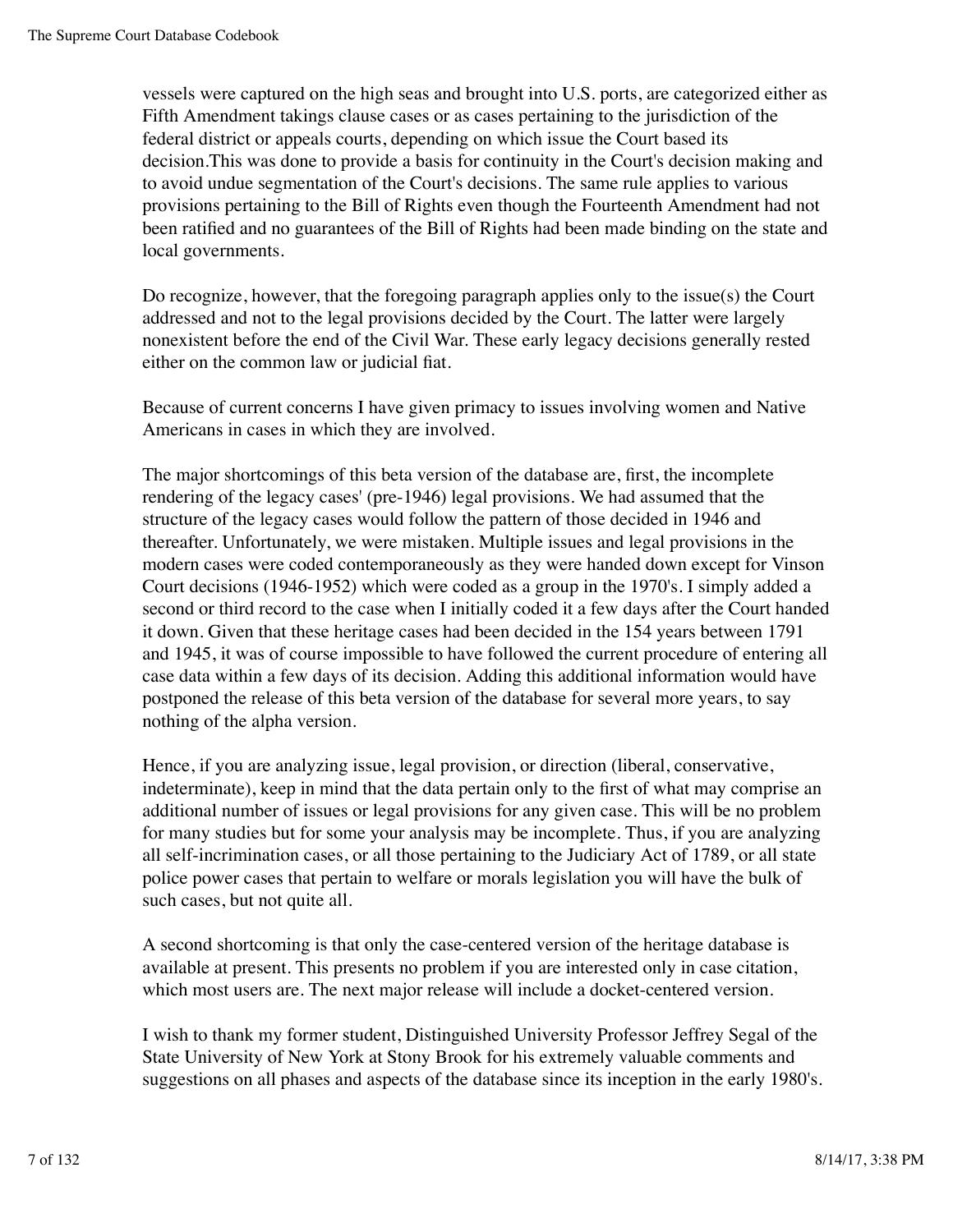vessels were captured on the high seas and brought into U.S. ports, are categorized either as Fifth Amendment takings clause cases or as cases pertaining to the jurisdiction of the federal district or appeals courts, depending on which issue the Court based its decision.This was done to provide a basis for continuity in the Court's decision making and to avoid undue segmentation of the Court's decisions. The same rule applies to various provisions pertaining to the Bill of Rights even though the Fourteenth Amendment had not been ratified and no guarantees of the Bill of Rights had been made binding on the state and local governments.

Do recognize, however, that the foregoing paragraph applies only to the issue(s) the Court addressed and not to the legal provisions decided by the Court. The latter were largely nonexistent before the end of the Civil War. These early legacy decisions generally rested either on the common law or judicial fiat.

Because of current concerns I have given primacy to issues involving women and Native Americans in cases in which they are involved.

The major shortcomings of this beta version of the database are, first, the incomplete rendering of the legacy cases' (pre-1946) legal provisions. We had assumed that the structure of the legacy cases would follow the pattern of those decided in 1946 and thereafter. Unfortunately, we were mistaken. Multiple issues and legal provisions in the modern cases were coded contemporaneously as they were handed down except for Vinson Court decisions (1946-1952) which were coded as a group in the 1970's. I simply added a second or third record to the case when I initially coded it a few days after the Court handed it down. Given that these heritage cases had been decided in the 154 years between 1791 and 1945, it was of course impossible to have followed the current procedure of entering all case data within a few days of its decision. Adding this additional information would have postponed the release of this beta version of the database for several more years, to say nothing of the alpha version.

Hence, if you are analyzing issue, legal provision, or direction (liberal, conservative, indeterminate), keep in mind that the data pertain only to the first of what may comprise an additional number of issues or legal provisions for any given case. This will be no problem for many studies but for some your analysis may be incomplete. Thus, if you are analyzing all self-incrimination cases, or all those pertaining to the Judiciary Act of 1789, or all state police power cases that pertain to welfare or morals legislation you will have the bulk of such cases, but not quite all.

A second shortcoming is that only the case-centered version of the heritage database is available at present. This presents no problem if you are interested only in case citation, which most users are. The next major release will include a docket-centered version.

I wish to thank my former student, Distinguished University Professor Jeffrey Segal of the State University of New York at Stony Brook for his extremely valuable comments and suggestions on all phases and aspects of the database since its inception in the early 1980's.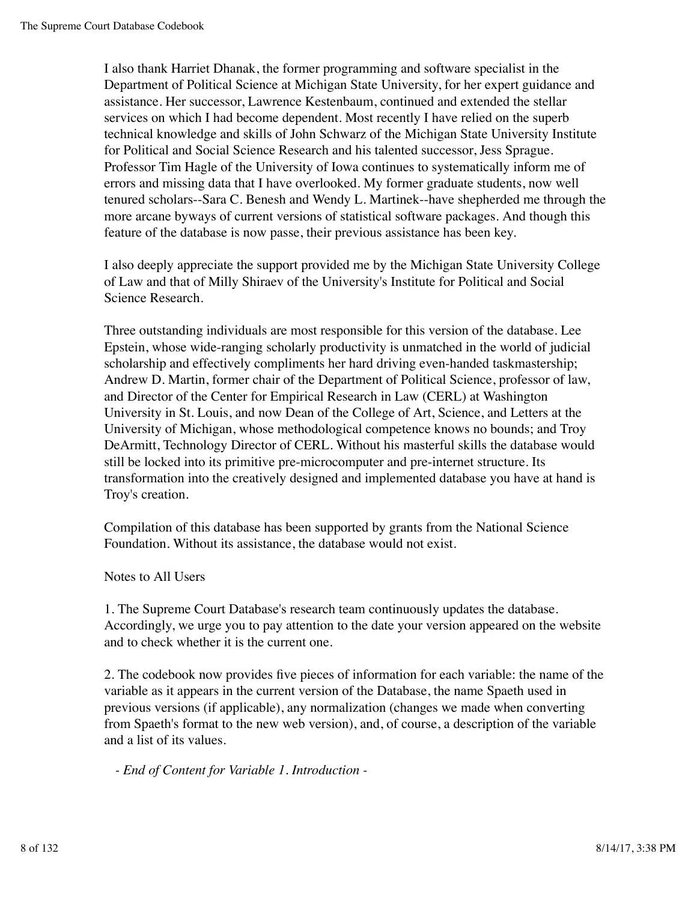I also thank Harriet Dhanak, the former programming and software specialist in the Department of Political Science at Michigan State University, for her expert guidance and assistance. Her successor, Lawrence Kestenbaum, continued and extended the stellar services on which I had become dependent. Most recently I have relied on the superb technical knowledge and skills of John Schwarz of the Michigan State University Institute for Political and Social Science Research and his talented successor, Jess Sprague. Professor Tim Hagle of the University of Iowa continues to systematically inform me of errors and missing data that I have overlooked. My former graduate students, now well tenured scholars--Sara C. Benesh and Wendy L. Martinek--have shepherded me through the more arcane byways of current versions of statistical software packages. And though this feature of the database is now passe, their previous assistance has been key.

I also deeply appreciate the support provided me by the Michigan State University College of Law and that of Milly Shiraev of the University's Institute for Political and Social Science Research.

Three outstanding individuals are most responsible for this version of the database. Lee Epstein, whose wide-ranging scholarly productivity is unmatched in the world of judicial scholarship and effectively compliments her hard driving even-handed taskmastership; Andrew D. Martin, former chair of the Department of Political Science, professor of law, and Director of the Center for Empirical Research in Law (CERL) at Washington University in St. Louis, and now Dean of the College of Art, Science, and Letters at the University of Michigan, whose methodological competence knows no bounds; and Troy DeArmitt, Technology Director of CERL. Without his masterful skills the database would still be locked into its primitive pre-microcomputer and pre-internet structure. Its transformation into the creatively designed and implemented database you have at hand is Troy's creation.

Compilation of this database has been supported by grants from the National Science Foundation. Without its assistance, the database would not exist.

Notes to All Users

1. The Supreme Court Database's research team continuously updates the database. Accordingly, we urge you to pay attention to the date your version appeared on the website and to check whether it is the current one.

2. The codebook now provides five pieces of information for each variable: the name of the variable as it appears in the current version of the Database, the name Spaeth used in previous versions (if applicable), any normalization (changes we made when converting from Spaeth's format to the new web version), and, of course, a description of the variable and a list of its values.

*- End of Content for Variable 1. Introduction -*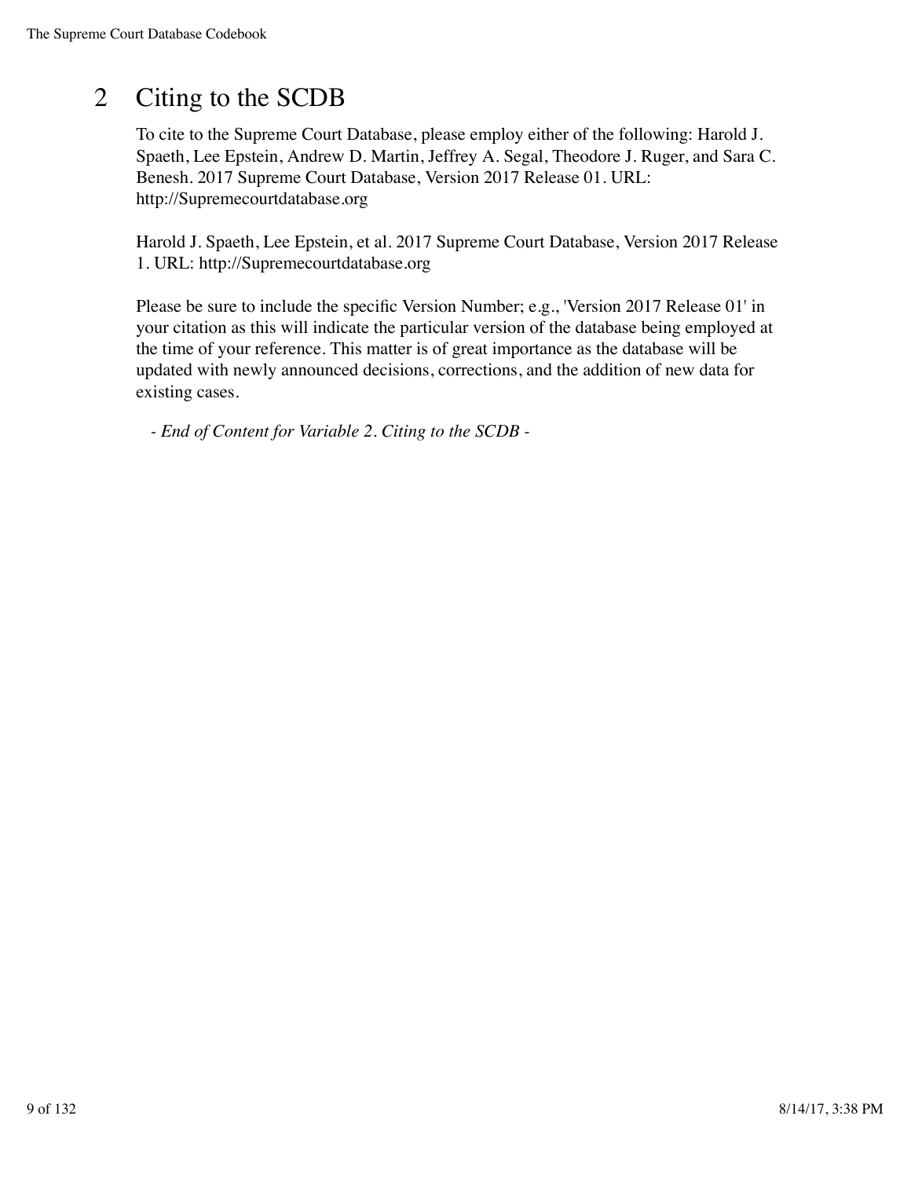## 2 Citing to the SCDB

To cite to the Supreme Court Database, please employ either of the following: Harold J. Spaeth, Lee Epstein, Andrew D. Martin, Jeffrey A. Segal, Theodore J. Ruger, and Sara C. Benesh. 2017 Supreme Court Database, Version 2017 Release 01. URL: http://Supremecourtdatabase.org

Harold J. Spaeth, Lee Epstein, et al. 2017 Supreme Court Database, Version 2017 Release 1. URL: http://Supremecourtdatabase.org

Please be sure to include the specific Version Number; e.g., 'Version 2017 Release 01' in your citation as this will indicate the particular version of the database being employed at the time of your reference. This matter is of great importance as the database will be updated with newly announced decisions, corrections, and the addition of new data for existing cases.

*- End of Content for Variable 2. Citing to the SCDB -*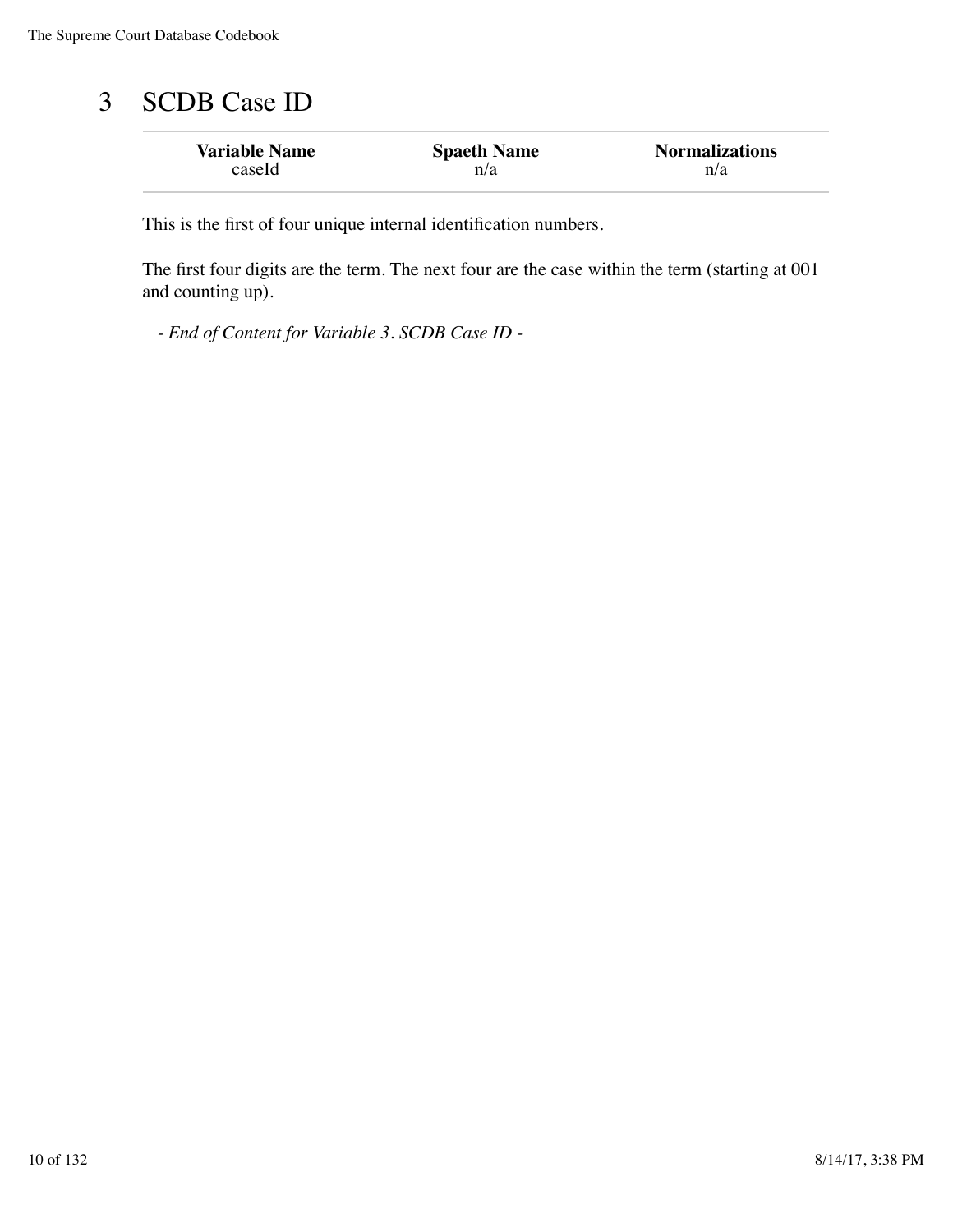# 3 SCDB Case ID

| Variable Name | Spaeth Name | Normalizations |
|---|---|---|
| caseId | n/a | n/a |

This is the first of four unique internal identification numbers.

The first four digits are the term. The next four are the case within the term (starting at 001 and counting up).

*- End of Content for Variable 3. SCDB Case ID -*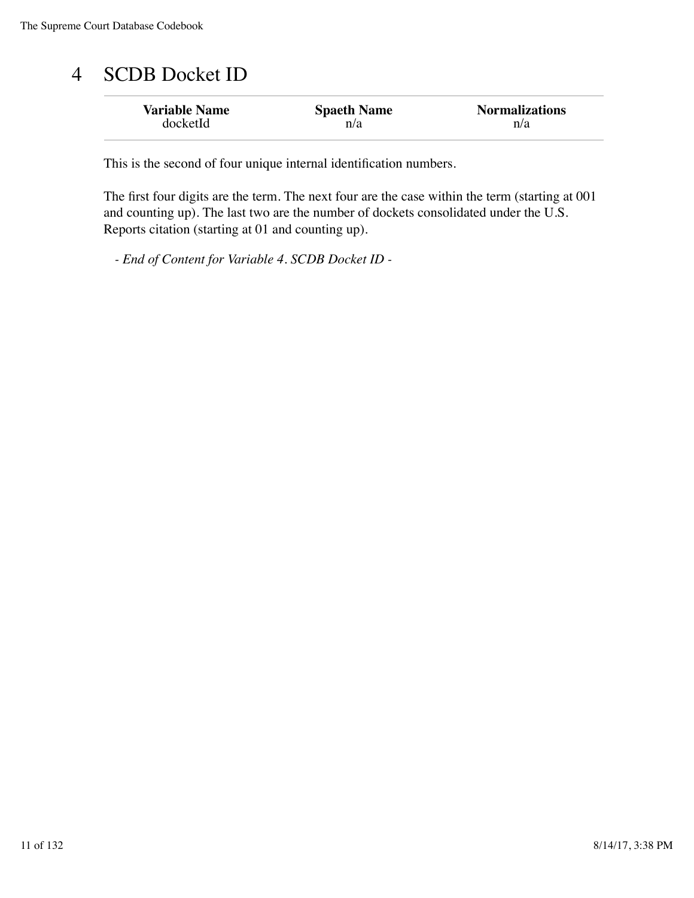# 4 SCDB Docket ID

| Variable Name | Spaeth Name | Normalizations |
| --- | --- | --- |
| docketId | n/a | n/a |

This is the second of four unique internal identification numbers.

The first four digits are the term. The next four are the case within the term (starting at 001 and counting up). The last two are the number of dockets consolidated under the U.S. Reports citation (starting at 01 and counting up).

*- End of Content for Variable 4. SCDB Docket ID -*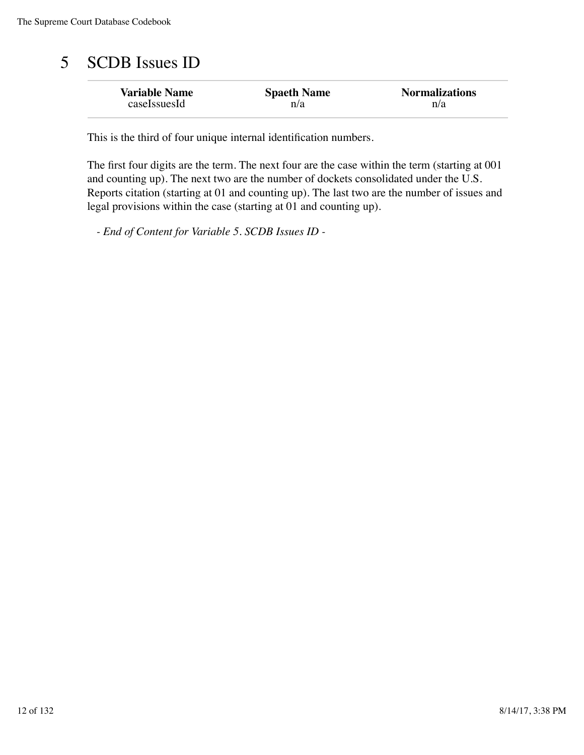# 5 SCDB Issues ID

| Variable Name | Spaeth Name | Normalizations |
|---|---|---|
| caseIssuesId | n/a | n/a |

This is the third of four unique internal identification numbers.

The first four digits are the term. The next four are the case within the term (starting at 001 and counting up). The next two are the number of dockets consolidated under the U.S. Reports citation (starting at 01 and counting up). The last two are the number of issues and legal provisions within the case (starting at 01 and counting up).

*- End of Content for Variable 5. SCDB Issues ID -*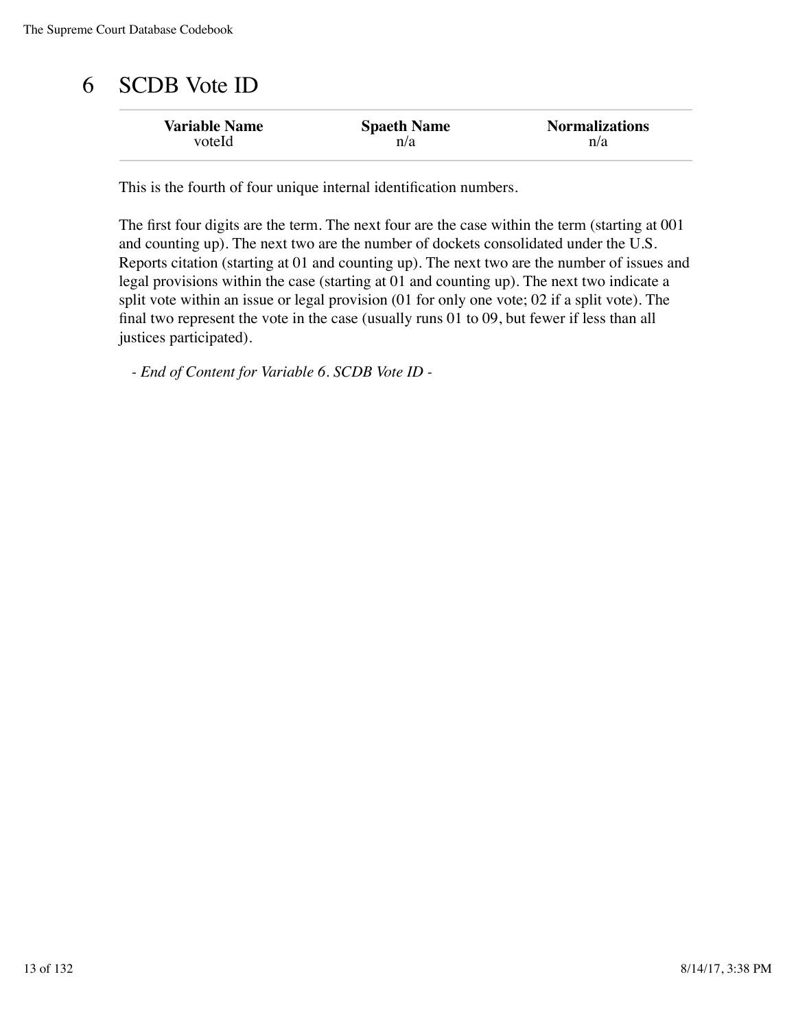# 6 SCDB Vote ID

| Variable Name | Spaeth Name | Normalizations |
|---|---|---|
| voteId | n/a | n/a |

This is the fourth of four unique internal identification numbers.

The first four digits are the term. The next four are the case within the term (starting at 001 and counting up). The next two are the number of dockets consolidated under the U.S. Reports citation (starting at 01 and counting up). The next two are the number of issues and legal provisions within the case (starting at 01 and counting up). The next two indicate a split vote within an issue or legal provision (01 for only one vote; 02 if a split vote). The final two represent the vote in the case (usually runs 01 to 09, but fewer if less than all justices participated).

*- End of Content for Variable 6. SCDB Vote ID -*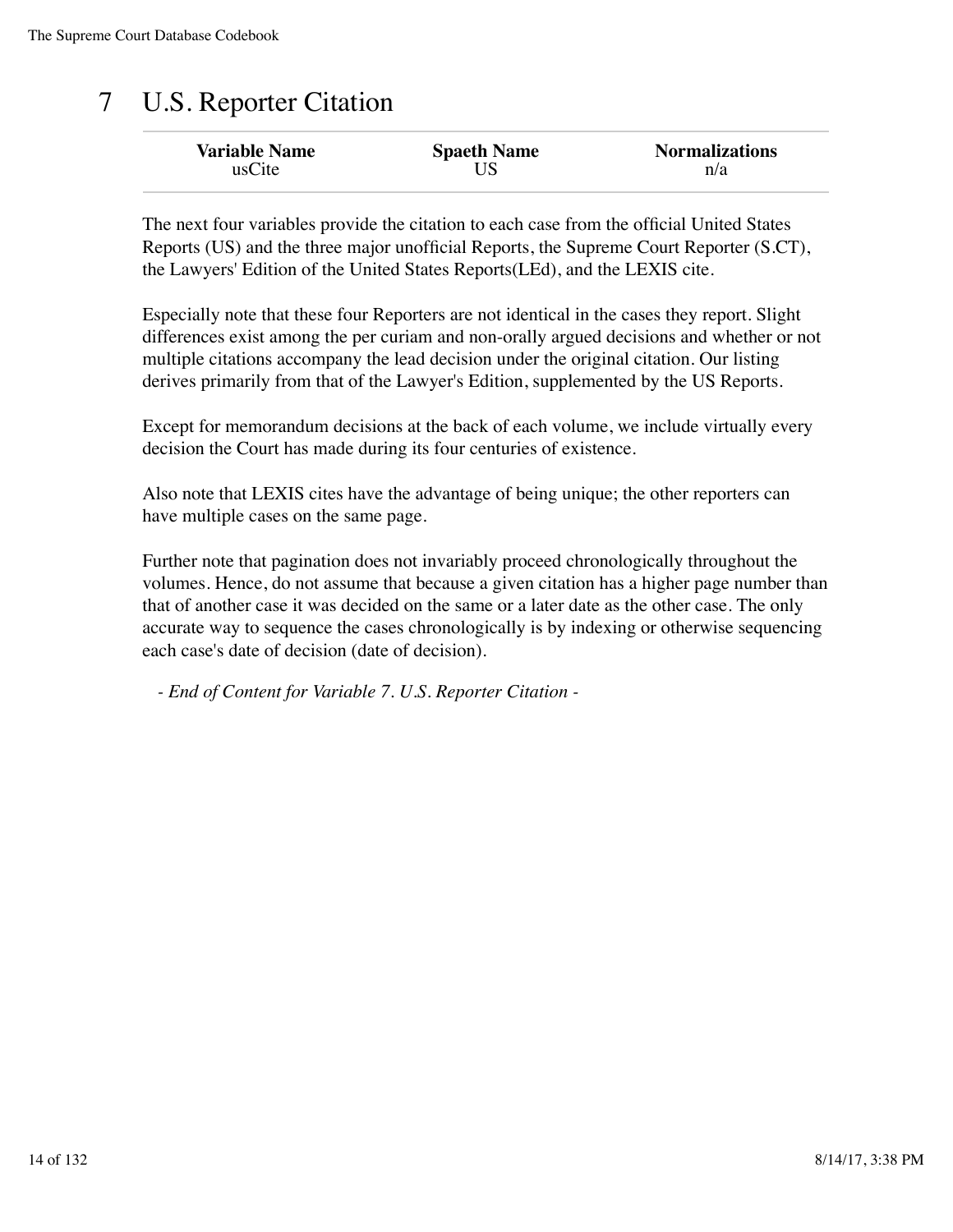# 7 U.S. Reporter Citation

| Variable Name | Spaeth Name | Normalizations |
|---|---|---|
| usCite | US | n/a |

The next four variables provide the citation to each case from the official United States Reports (US) and the three major unofficial Reports, the Supreme Court Reporter (S.CT), the Lawyers' Edition of the United States Reports(LEd), and the LEXIS cite.

Especially note that these four Reporters are not identical in the cases they report. Slight differences exist among the per curiam and non-orally argued decisions and whether or not multiple citations accompany the lead decision under the original citation. Our listing derives primarily from that of the Lawyer's Edition, supplemented by the US Reports.

Except for memorandum decisions at the back of each volume, we include virtually every decision the Court has made during its four centuries of existence.

Also note that LEXIS cites have the advantage of being unique; the other reporters can have multiple cases on the same page.

Further note that pagination does not invariably proceed chronologically throughout the volumes. Hence, do not assume that because a given citation has a higher page number than that of another case it was decided on the same or a later date as the other case. The only accurate way to sequence the cases chronologically is by indexing or otherwise sequencing each case's date of decision (date of decision).

*- End of Content for Variable 7. U.S. Reporter Citation -*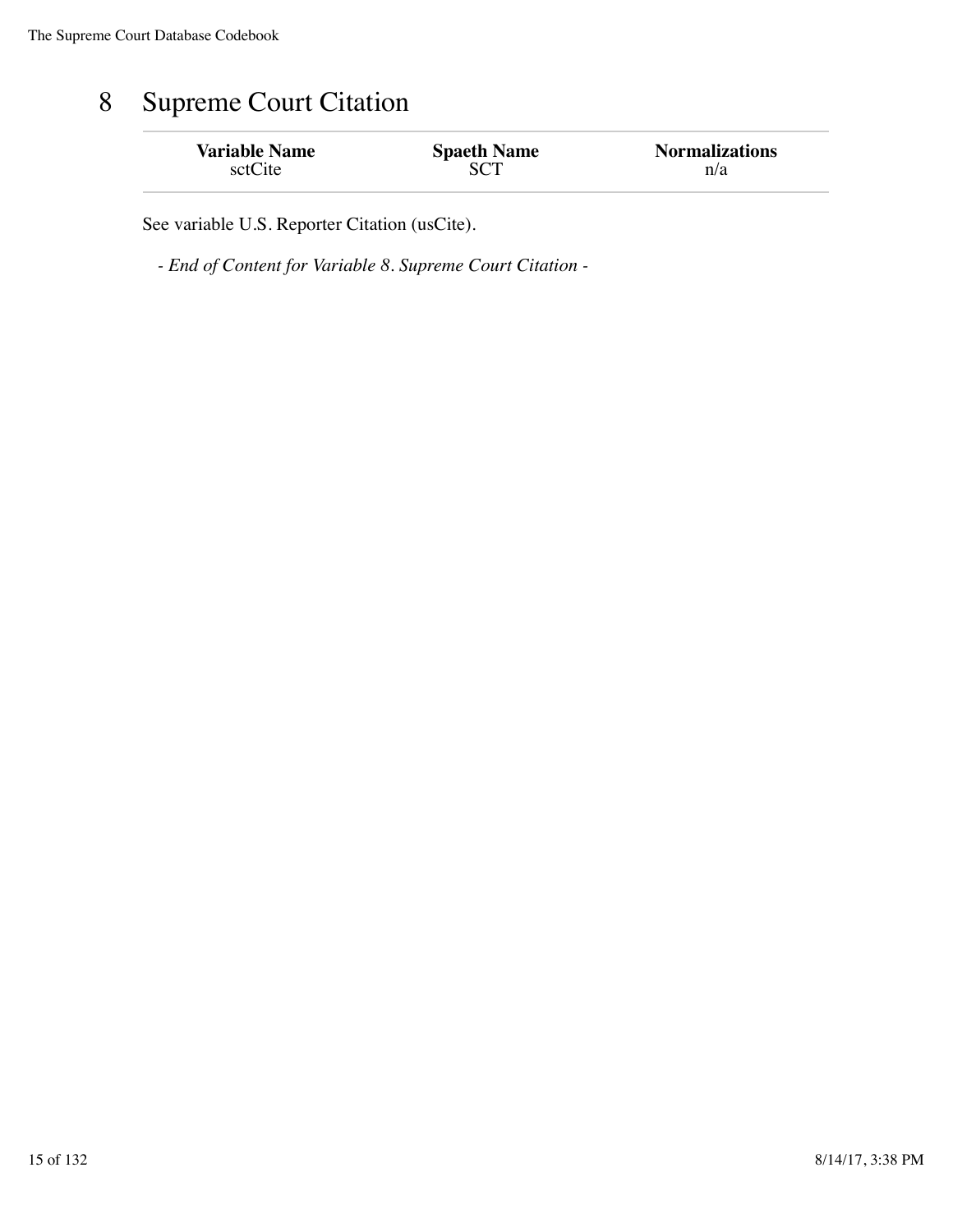# 8 Supreme Court Citation

| Variable Name | Spaeth Name | Normalizations |
|---|---|---|
| sctCite | SCT | n/a |

See variable U.S. Reporter Citation (usCite).

*- End of Content for Variable 8. Supreme Court Citation -*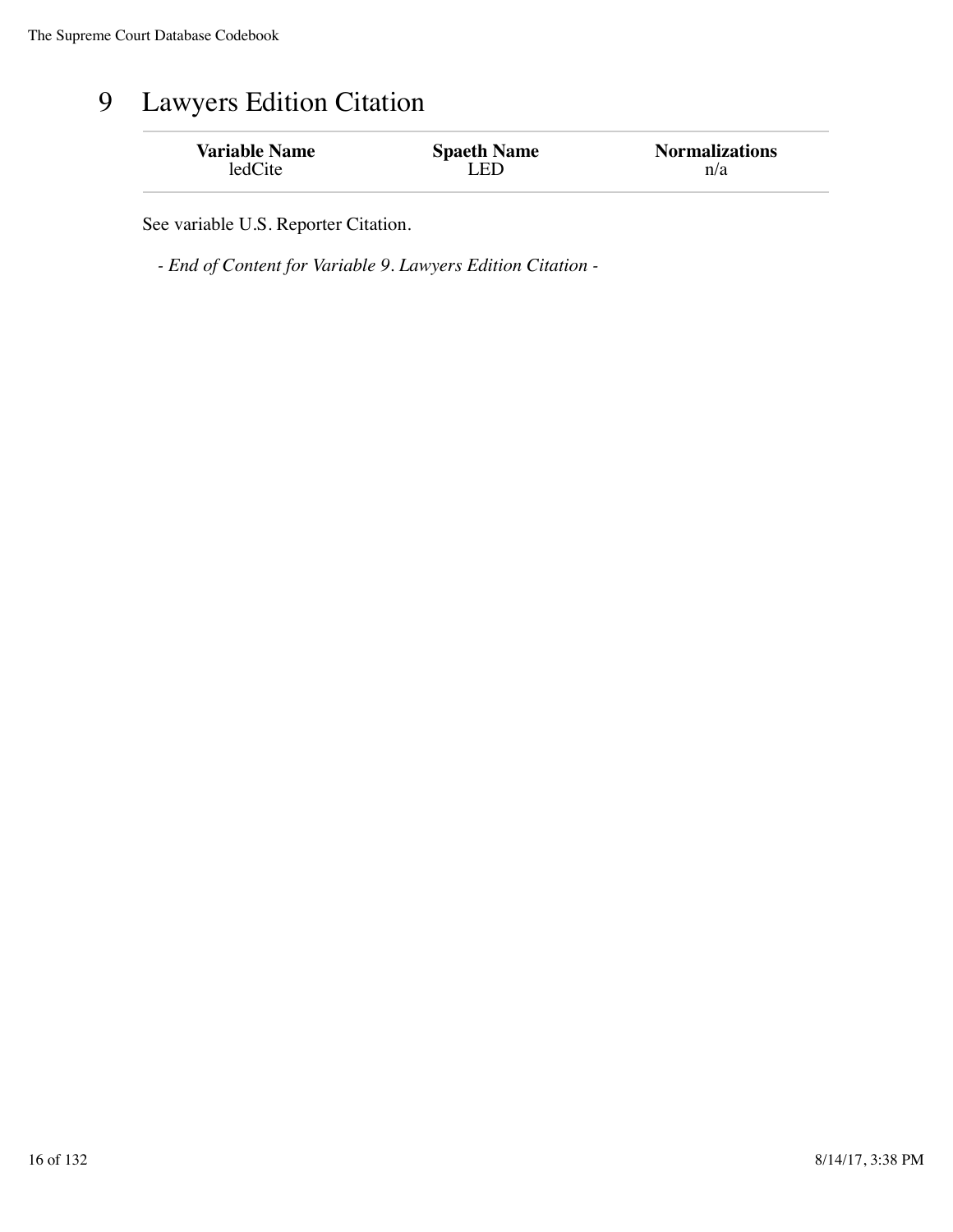# 9 Lawyers Edition Citation

| Variable Name | Spaeth Name | Normalizations |
|---|---|---|
| ledCite | LED | n/a |

See variable U.S. Reporter Citation.

*- End of Content for Variable 9. Lawyers Edition Citation -*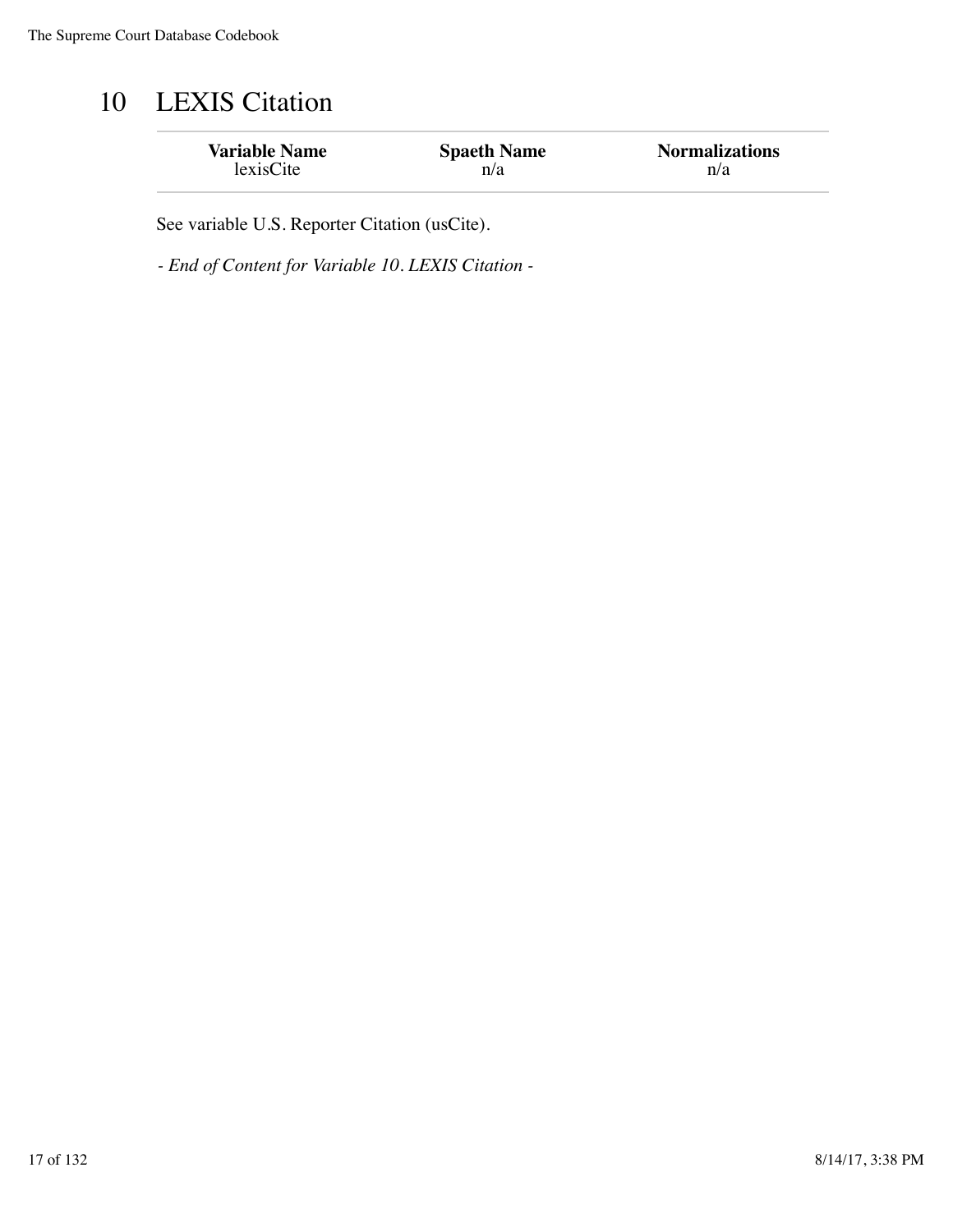# 10 LEXIS Citation

| Variable Name | Spaeth Name | Normalizations |
|---|---|---|
| lexisCite | n/a | n/a |

See variable U.S. Reporter Citation (usCite).

*- End of Content for Variable 10. LEXIS Citation -*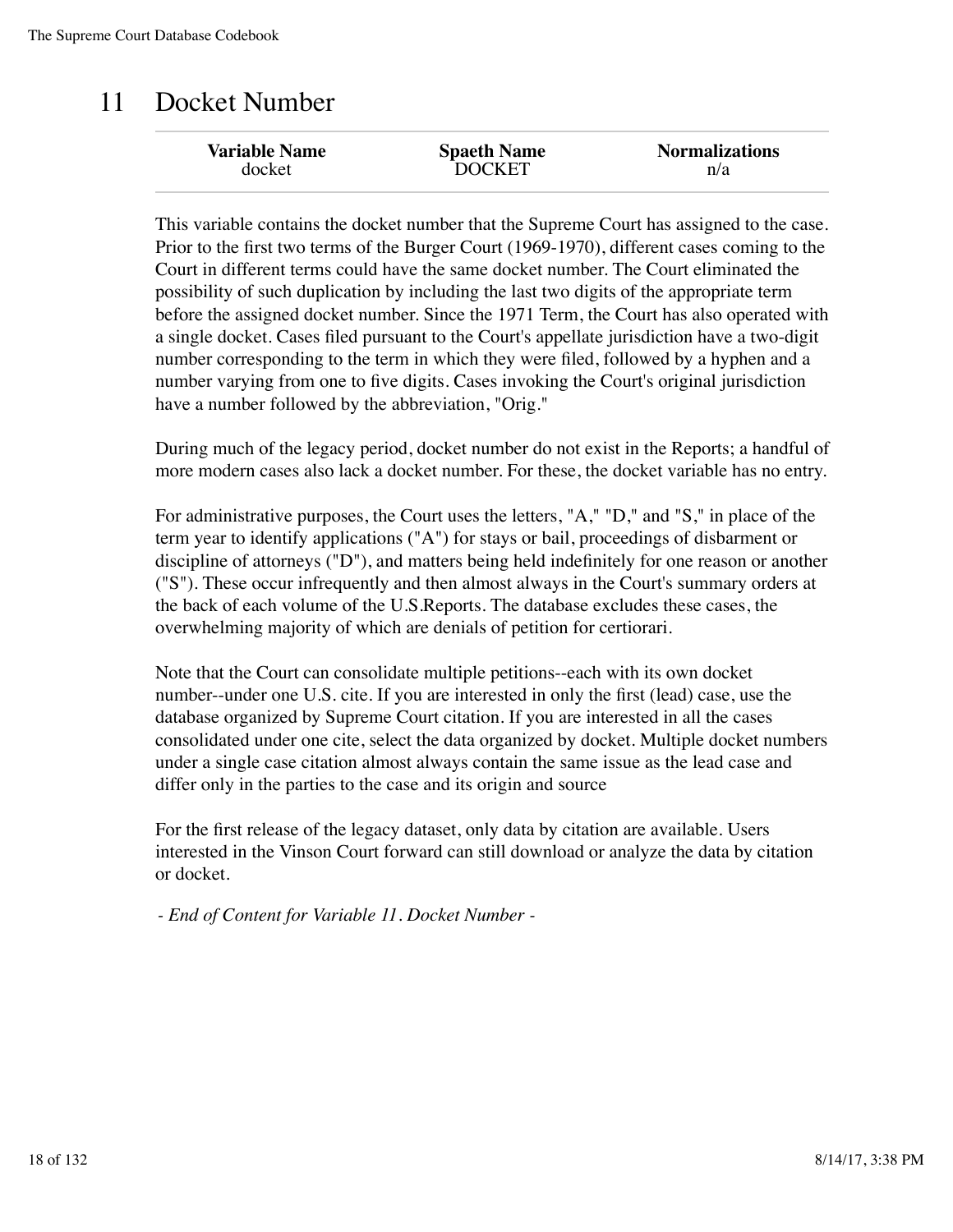# 11 Docket Number

| Variable Name | Spaeth Name | Normalizations |
| --- | --- | --- |
| docket | DOCKET | n/a |

This variable contains the docket number that the Supreme Court has assigned to the case. Prior to the first two terms of the Burger Court (1969-1970), different cases coming to the Court in different terms could have the same docket number. The Court eliminated the possibility of such duplication by including the last two digits of the appropriate term before the assigned docket number. Since the 1971 Term, the Court has also operated with a single docket. Cases filed pursuant to the Court's appellate jurisdiction have a two-digit number corresponding to the term in which they were filed, followed by a hyphen and a number varying from one to five digits. Cases invoking the Court's original jurisdiction have a number followed by the abbreviation, "Orig."

During much of the legacy period, docket number do not exist in the Reports; a handful of more modern cases also lack a docket number. For these, the docket variable has no entry.

For administrative purposes, the Court uses the letters, "A," "D," and "S," in place of the term year to identify applications ("A") for stays or bail, proceedings of disbarment or discipline of attorneys ("D"), and matters being held indefinitely for one reason or another ("S"). These occur infrequently and then almost always in the Court's summary orders at the back of each volume of the U.S.Reports. The database excludes these cases, the overwhelming majority of which are denials of petition for certiorari.

Note that the Court can consolidate multiple petitions--each with its own docket number--under one U.S. cite. If you are interested in only the first (lead) case, use the database organized by Supreme Court citation. If you are interested in all the cases consolidated under one cite, select the data organized by docket. Multiple docket numbers under a single case citation almost always contain the same issue as the lead case and differ only in the parties to the case and its origin and source

For the first release of the legacy dataset, only data by citation are available. Users interested in the Vinson Court forward can still download or analyze the data by citation or docket.

*- End of Content for Variable 11. Docket Number -*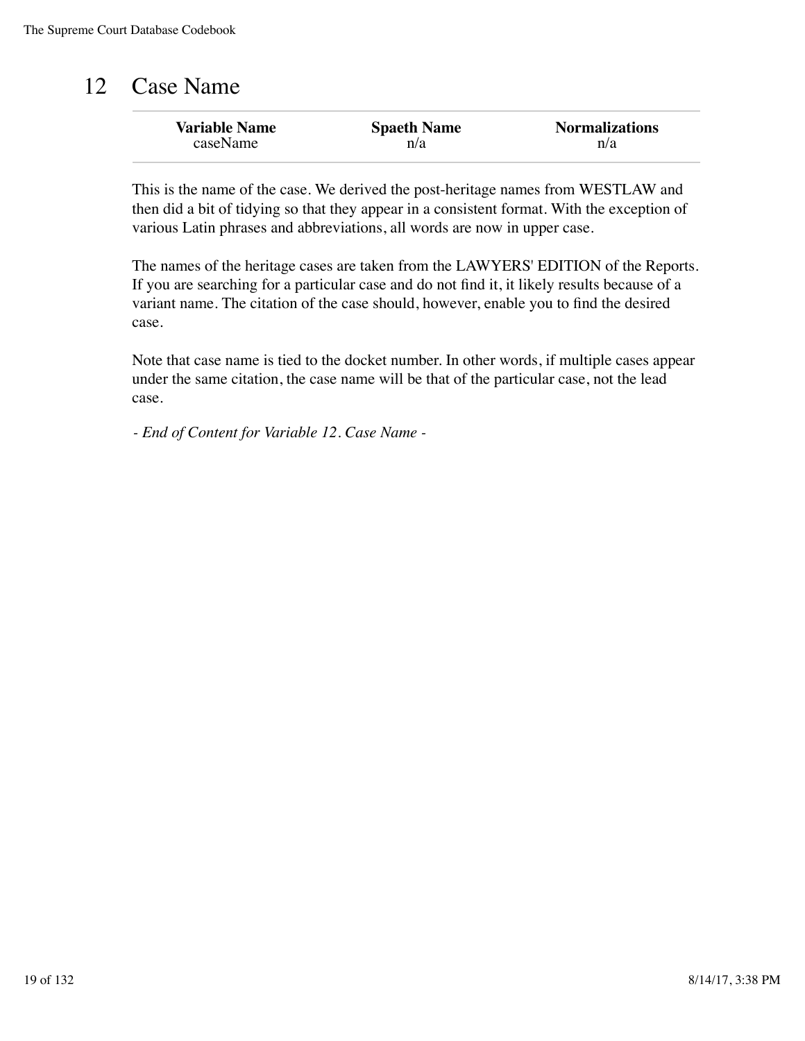# 12 Case Name

| Variable Name | Spaeth Name | Normalizations |
|---|---|---|
| caseName | n/a | n/a |

This is the name of the case. We derived the post-heritage names from WESTLAW and then did a bit of tidying so that they appear in a consistent format. With the exception of various Latin phrases and abbreviations, all words are now in upper case.

The names of the heritage cases are taken from the LAWYERS' EDITION of the Reports. If you are searching for a particular case and do not find it, it likely results because of a variant name. The citation of the case should, however, enable you to find the desired case.

Note that case name is tied to the docket number. In other words, if multiple cases appear under the same citation, the case name will be that of the particular case, not the lead case.

*- End of Content for Variable 12. Case Name -*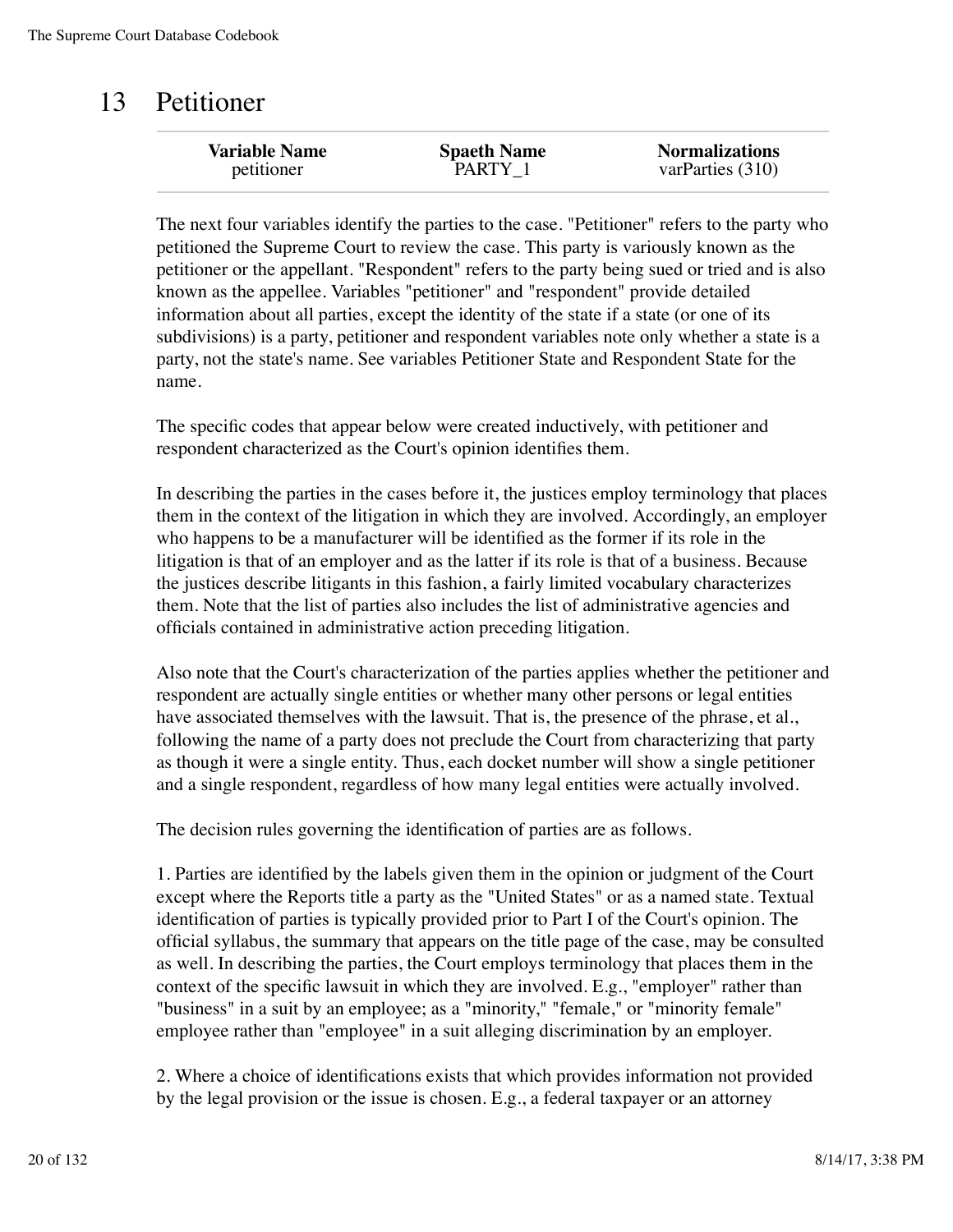# 13 Petitioner

| Variable Name | Spaeth Name | Normalizations |
|---|---|---|
| petitioner | PARTY_1 | varParties (310) |

The next four variables identify the parties to the case. "Petitioner" refers to the party who petitioned the Supreme Court to review the case. This party is variously known as the petitioner or the appellant. "Respondent" refers to the party being sued or tried and is also known as the appellee. Variables "petitioner" and "respondent" provide detailed information about all parties, except the identity of the state if a state (or one of its subdivisions) is a party, petitioner and respondent variables note only whether a state is a party, not the state's name. See variables Petitioner State and Respondent State for the name.

The specific codes that appear below were created inductively, with petitioner and respondent characterized as the Court's opinion identifies them.

In describing the parties in the cases before it, the justices employ terminology that places them in the context of the litigation in which they are involved. Accordingly, an employer who happens to be a manufacturer will be identified as the former if its role in the litigation is that of an employer and as the latter if its role is that of a business. Because the justices describe litigants in this fashion, a fairly limited vocabulary characterizes them. Note that the list of parties also includes the list of administrative agencies and officials contained in administrative action preceding litigation.

Also note that the Court's characterization of the parties applies whether the petitioner and respondent are actually single entities or whether many other persons or legal entities have associated themselves with the lawsuit. That is, the presence of the phrase, et al., following the name of a party does not preclude the Court from characterizing that party as though it were a single entity. Thus, each docket number will show a single petitioner and a single respondent, regardless of how many legal entities were actually involved.

The decision rules governing the identification of parties are as follows.

1. Parties are identified by the labels given them in the opinion or judgment of the Court except where the Reports title a party as the "United States" or as a named state. Textual identification of parties is typically provided prior to Part I of the Court's opinion. The official syllabus, the summary that appears on the title page of the case, may be consulted as well. In describing the parties, the Court employs terminology that places them in the context of the specific lawsuit in which they are involved. E.g., "employer" rather than "business" in a suit by an employee; as a "minority," "female," or "minority female" employee rather than "employee" in a suit alleging discrimination by an employer.

2. Where a choice of identifications exists that which provides information not provided by the legal provision or the issue is chosen. E.g., a federal taxpayer or an attorney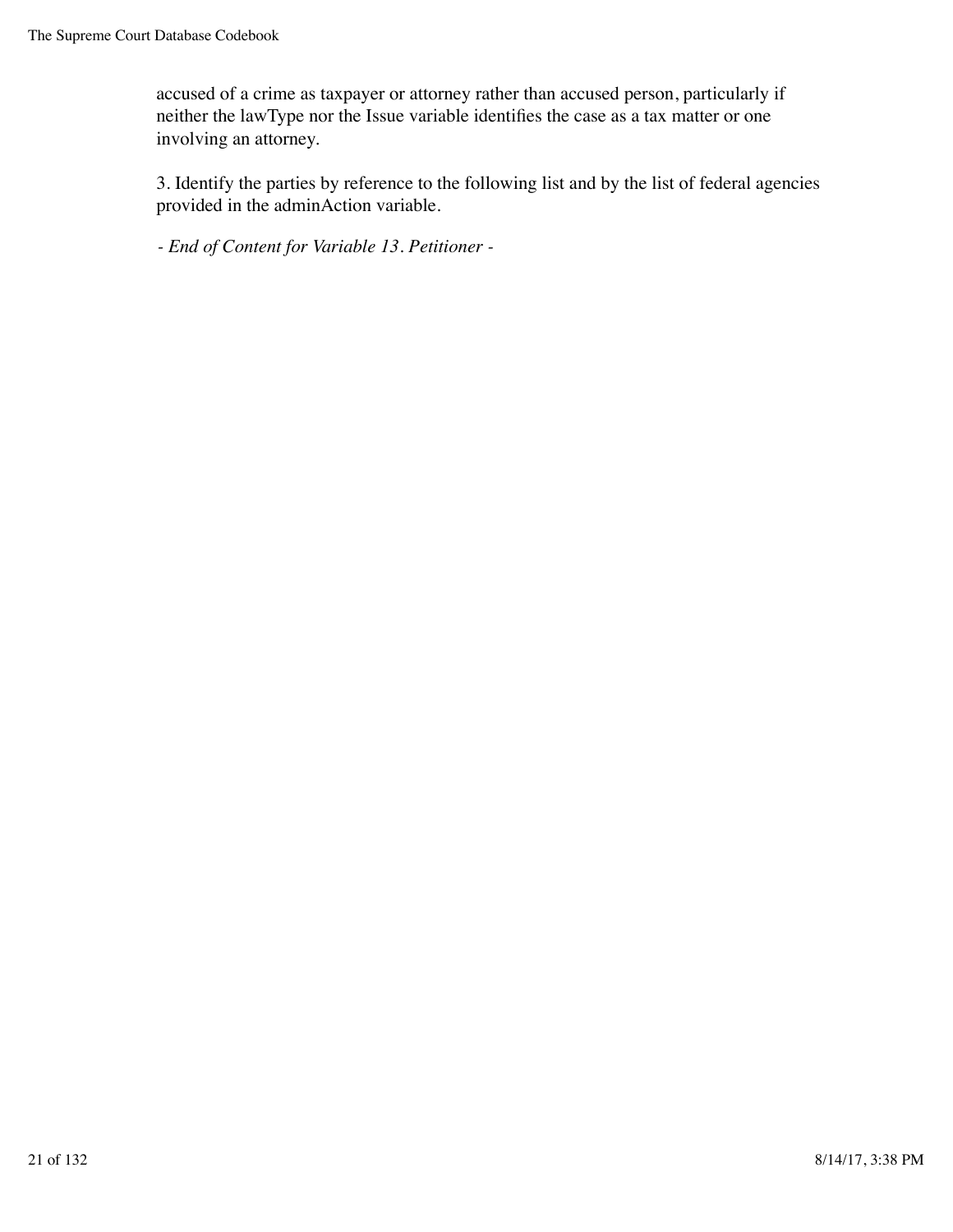accused of a crime as taxpayer or attorney rather than accused person, particularly if neither the lawType nor the Issue variable identifies the case as a tax matter or one involving an attorney.

3. Identify the parties by reference to the following list and by the list of federal agencies provided in the adminAction variable.

*- End of Content for Variable 13. Petitioner -*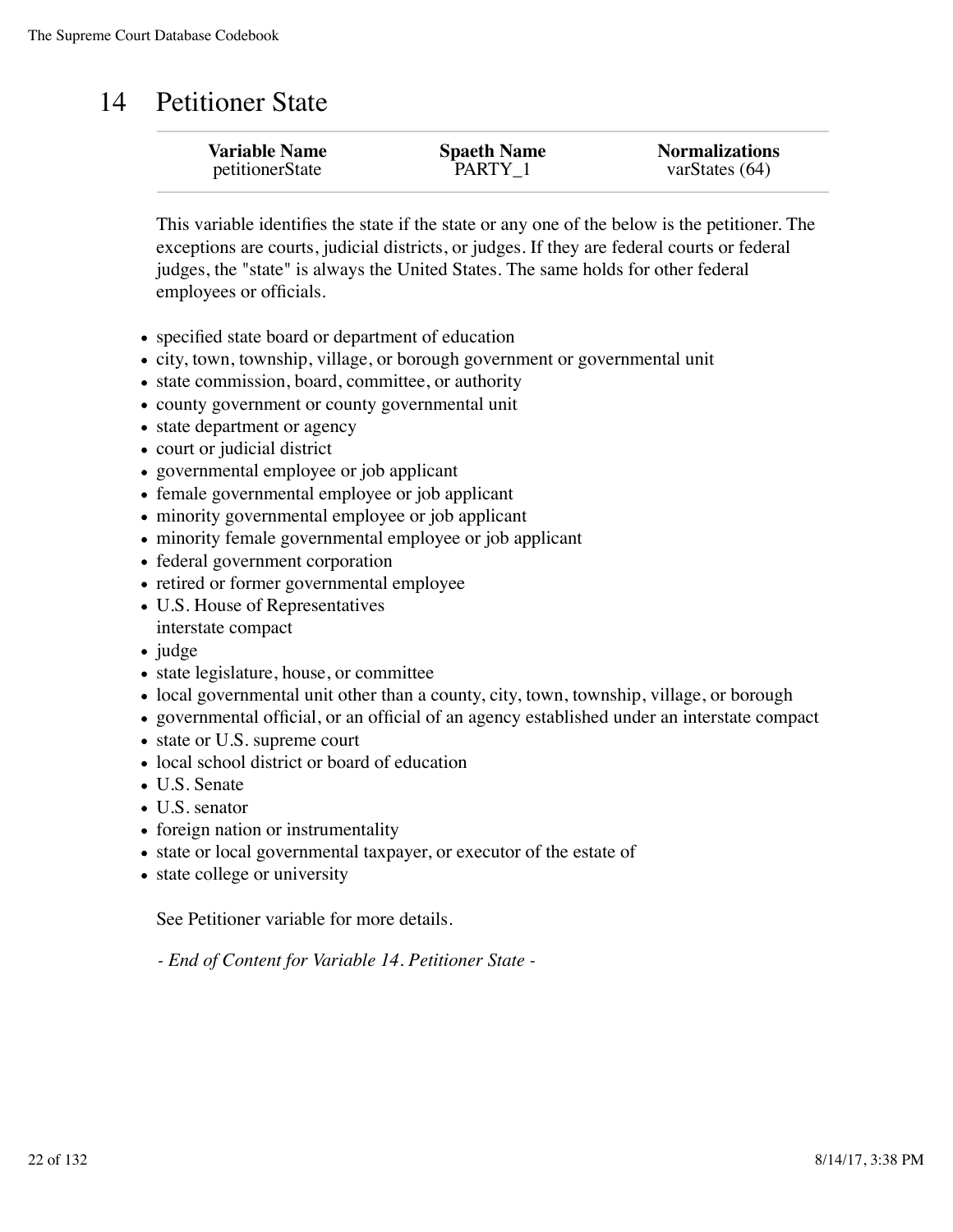# 14 Petitioner State

| Variable Name | Spaeth Name | Normalizations |
|---|---|---|
| petitionerState | PARTY_1 | varStates (64) |

This variable identifies the state if the state or any one of the below is the petitioner. The exceptions are courts, judicial districts, or judges. If they are federal courts or federal judges, the "state" is always the United States. The same holds for other federal employees or officials.

- specified state board or department of education
- city, town, township, village, or borough government or governmental unit
- state commission, board, committee, or authority
- county government or county governmental unit
- state department or agency
- court or judicial district
- governmental employee or job applicant
- female governmental employee or job applicant
- minority governmental employee or job applicant
- minority female governmental employee or job applicant
- federal government corporation
- retired or former governmental employee
- U.S. House of Representatives
  interstate compact
- judge
- state legislature, house, or committee
- local governmental unit other than a county, city, town, township, village, or borough
- governmental official, or an official of an agency established under an interstate compact
- state or U.S. supreme court
- local school district or board of education
- U.S. Senate
- U.S. senator
- foreign nation or instrumentality
- state or local governmental taxpayer, or executor of the estate of
- state college or university

See Petitioner variable for more details.

*- End of Content for Variable 14. Petitioner State -*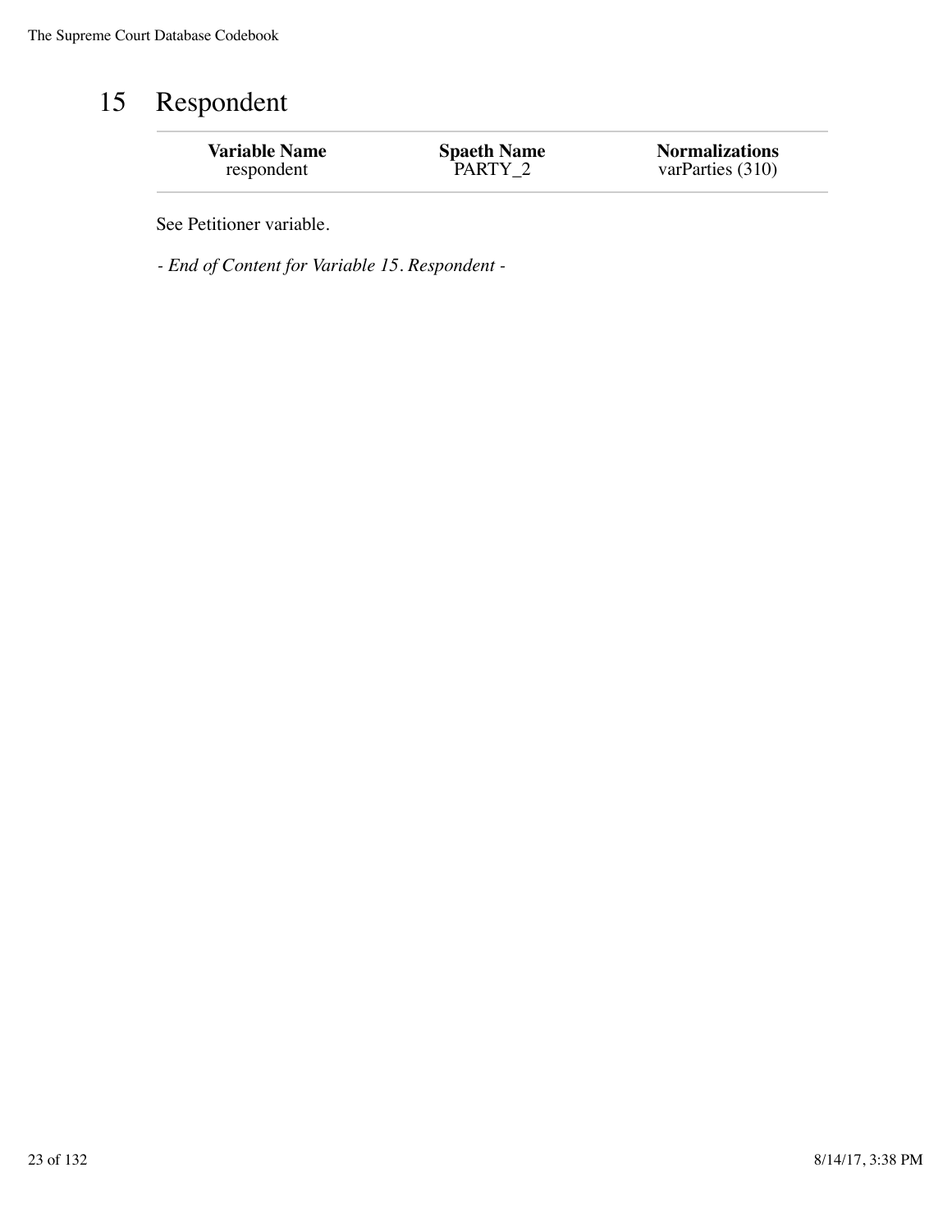# 15 Respondent

| Variable Name | Spaeth Name | Normalizations |
| --- | --- | --- |
| respondent | PARTY_2 | varParties (310) |

See Petitioner variable.

*- End of Content for Variable 15. Respondent -*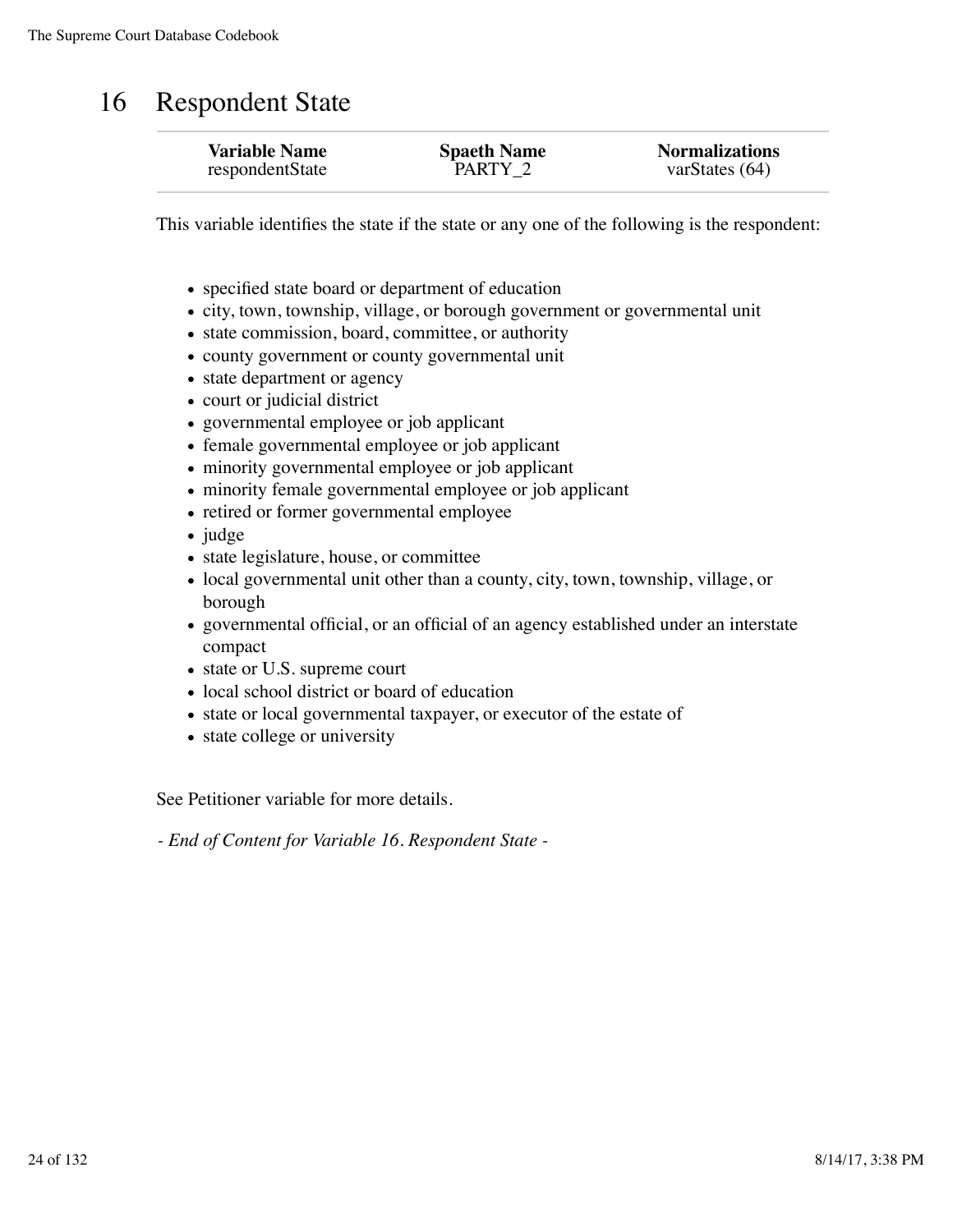# 16 Respondent State

| Variable Name | Spaeth Name | Normalizations |
|---|---|---|
| respondentState | PARTY_2 | varStates (64) |

This variable identifies the state if the state or any one of the following is the respondent:

- specified state board or department of education
- city, town, township, village, or borough government or governmental unit
- state commission, board, committee, or authority
- county government or county governmental unit
- state department or agency
- court or judicial district
- governmental employee or job applicant
- female governmental employee or job applicant
- minority governmental employee or job applicant
- minority female governmental employee or job applicant
- retired or former governmental employee
- judge
- state legislature, house, or committee
- local governmental unit other than a county, city, town, township, village, or borough
- governmental official, or an official of an agency established under an interstate compact
- state or U.S. supreme court
- local school district or board of education
- state or local governmental taxpayer, or executor of the estate of
- state college or university

See Petitioner variable for more details.

*- End of Content for Variable 16. Respondent State -*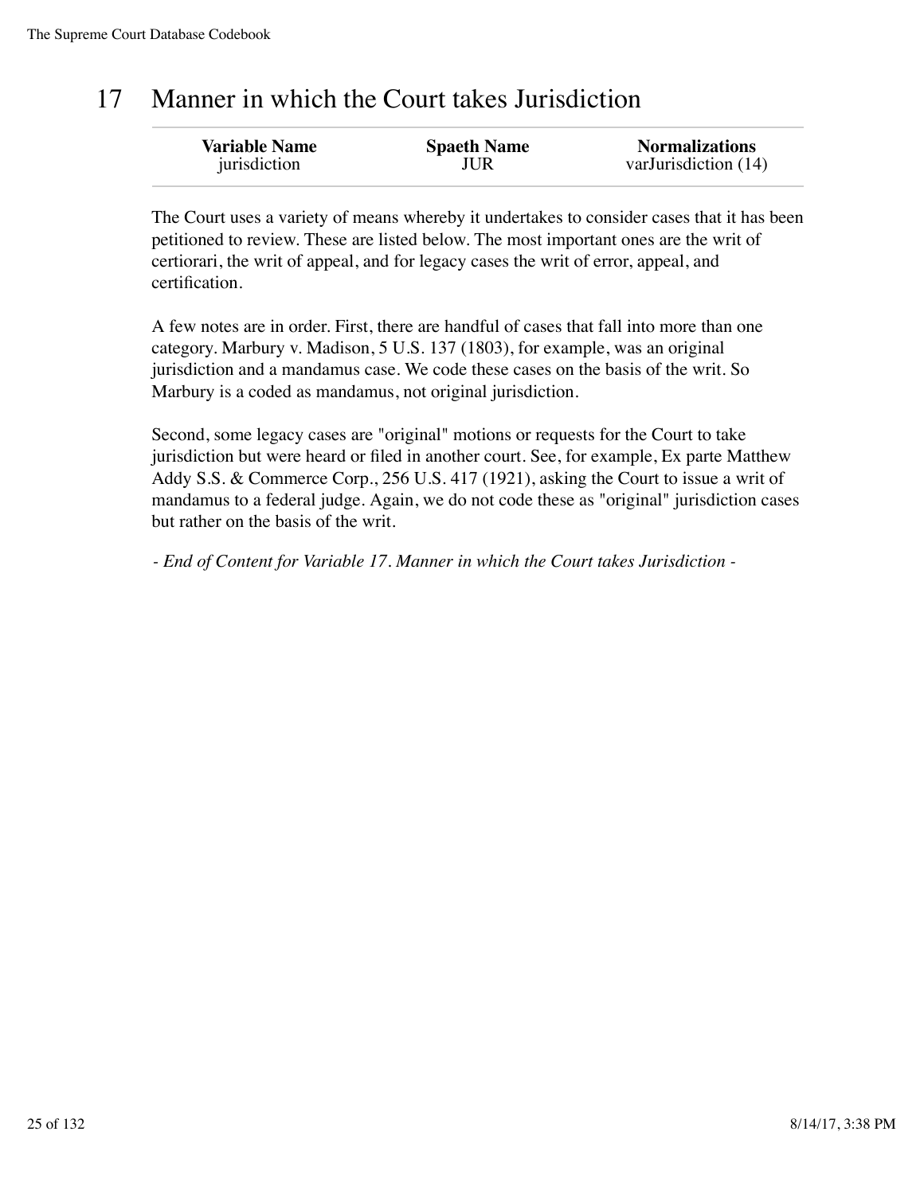# 17 Manner in which the Court takes Jurisdiction

| Variable Name | Spaeth Name | Normalizations |
|---|---|---|
| jurisdiction | JUR | varJurisdiction (14) |

The Court uses a variety of means whereby it undertakes to consider cases that it has been petitioned to review. These are listed below. The most important ones are the writ of certiorari, the writ of appeal, and for legacy cases the writ of error, appeal, and certification.

A few notes are in order. First, there are handful of cases that fall into more than one category. Marbury v. Madison, 5 U.S. 137 (1803), for example, was an original jurisdiction and a mandamus case. We code these cases on the basis of the writ. So Marbury is a coded as mandamus, not original jurisdiction.

Second, some legacy cases are "original" motions or requests for the Court to take jurisdiction but were heard or filed in another court. See, for example, Ex parte Matthew Addy S.S. & Commerce Corp., 256 U.S. 417 (1921), asking the Court to issue a writ of mandamus to a federal judge. Again, we do not code these as "original" jurisdiction cases but rather on the basis of the writ.

*- End of Content for Variable 17. Manner in which the Court takes Jurisdiction -*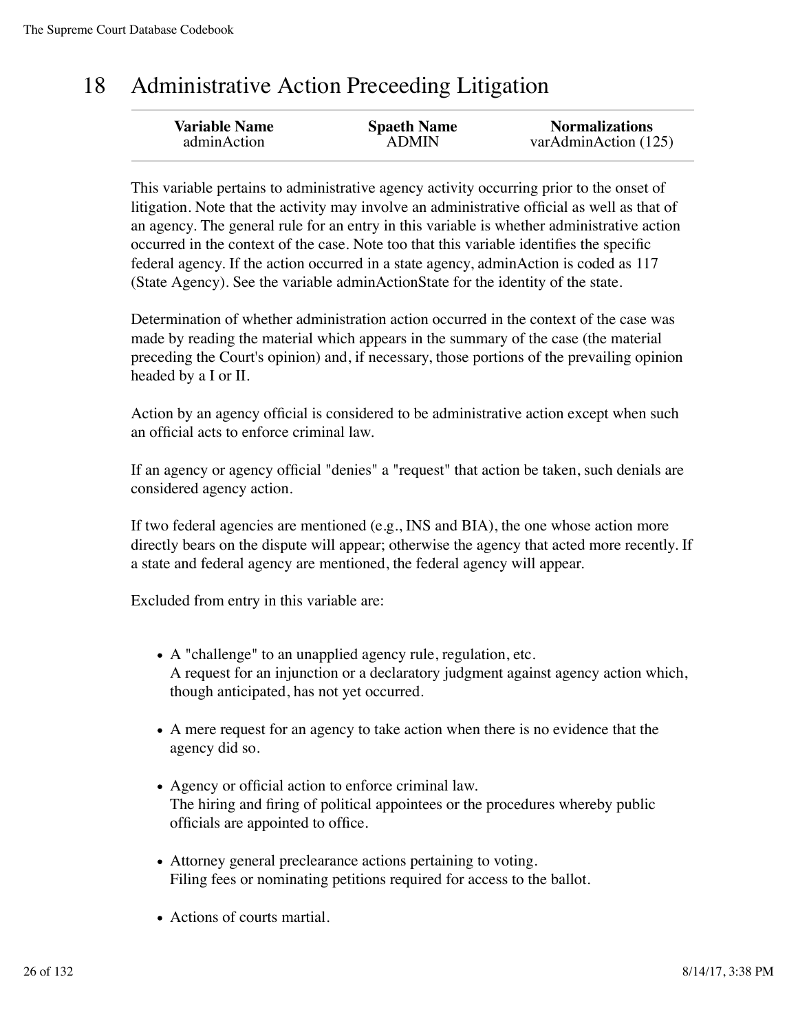# 18 Administrative Action Preceeding Litigation

| Variable Name | Spaeth Name | Normalizations |
| --- | --- | --- |
| adminAction | ADMIN | varAdminAction (125) |

This variable pertains to administrative agency activity occurring prior to the onset of litigation. Note that the activity may involve an administrative official as well as that of an agency. The general rule for an entry in this variable is whether administrative action occurred in the context of the case. Note too that this variable identifies the specific federal agency. If the action occurred in a state agency, adminAction is coded as 117 (State Agency). See the variable adminActionState for the identity of the state.

Determination of whether administration action occurred in the context of the case was made by reading the material which appears in the summary of the case (the material preceding the Court's opinion) and, if necessary, those portions of the prevailing opinion headed by a I or II.

Action by an agency official is considered to be administrative action except when such an official acts to enforce criminal law.

If an agency or agency official "denies" a "request" that action be taken, such denials are considered agency action.

If two federal agencies are mentioned (e.g., INS and BIA), the one whose action more directly bears on the dispute will appear; otherwise the agency that acted more recently. If a state and federal agency are mentioned, the federal agency will appear.

Excluded from entry in this variable are:

- A "challenge" to an unapplied agency rule, regulation, etc.
  A request for an injunction or a declaratory judgment against agency action which, though anticipated, has not yet occurred.
- A mere request for an agency to take action when there is no evidence that the agency did so.
- Agency or official action to enforce criminal law.
  The hiring and firing of political appointees or the procedures whereby public officials are appointed to office.
- Attorney general preclearance actions pertaining to voting.
  Filing fees or nominating petitions required for access to the ballot.
- Actions of courts martial.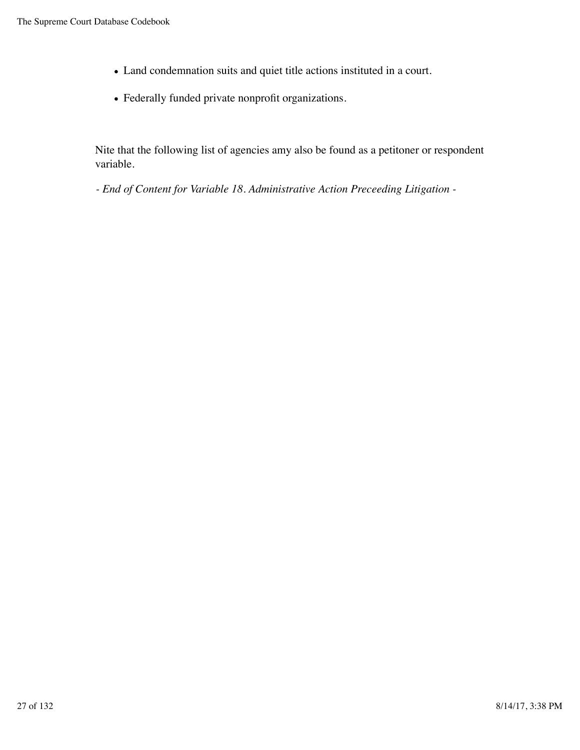- Land condemnation suits and quiet title actions instituted in a court.
- Federally funded private nonprofit organizations.

Nite that the following list of agencies amy also be found as a petitoner or respondent variable.

*- End of Content for Variable 18. Administrative Action Preceeding Litigation -*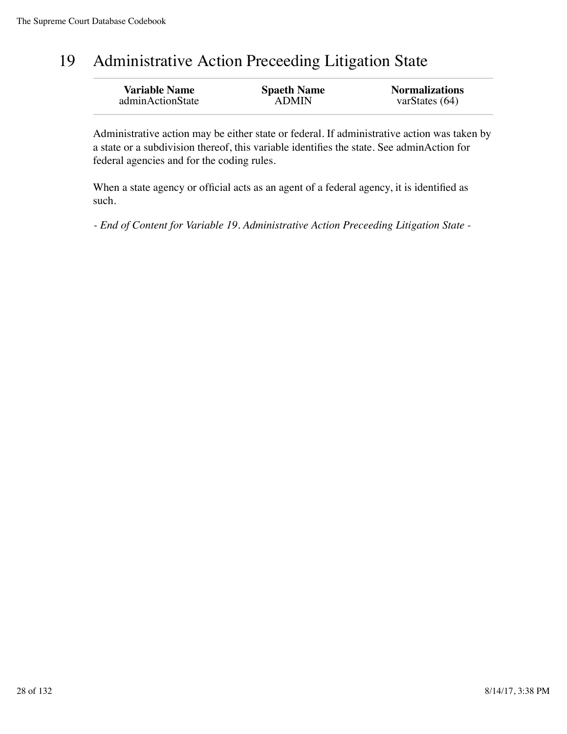# 19 Administrative Action Preceeding Litigation State

| Variable Name | Spaeth Name | Normalizations |
|---|---|---|
| adminActionState | ADMIN | varStates (64) |

Administrative action may be either state or federal. If administrative action was taken by a state or a subdivision thereof, this variable identifies the state. See adminAction for federal agencies and for the coding rules.

When a state agency or official acts as an agent of a federal agency, it is identified as such.

*- End of Content for Variable 19. Administrative Action Preceeding Litigation State -*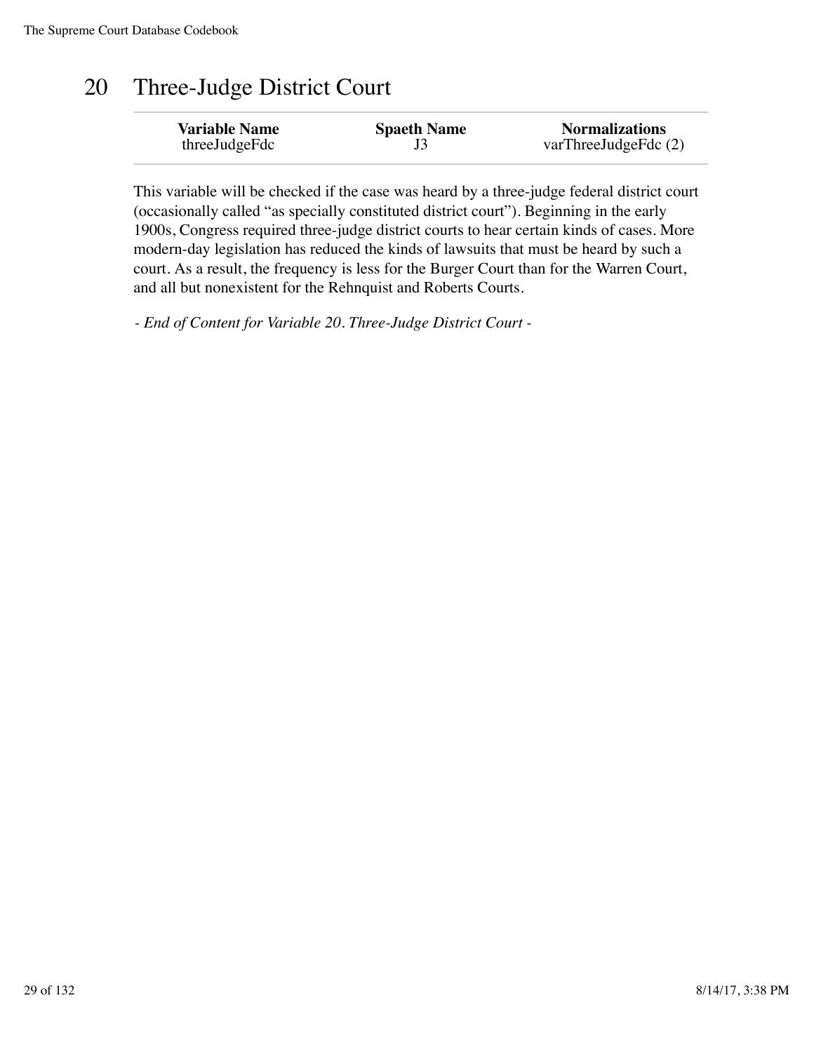# 20 Three-Judge District Court

| Variable Name | Spaeth Name | Normalizations |
|---|---|---|
| threeJudgeFdc | J3 | varThreeJudgeFdc (2) |

This variable will be checked if the case was heard by a three-judge federal district court (occasionally called "as specially constituted district court"). Beginning in the early 1900s, Congress required three-judge district courts to hear certain kinds of cases. More modern-day legislation has reduced the kinds of lawsuits that must be heard by such a court. As a result, the frequency is less for the Burger Court than for the Warren Court, and all but nonexistent for the Rehnquist and Roberts Courts.

*- End of Content for Variable 20. Three-Judge District Court -*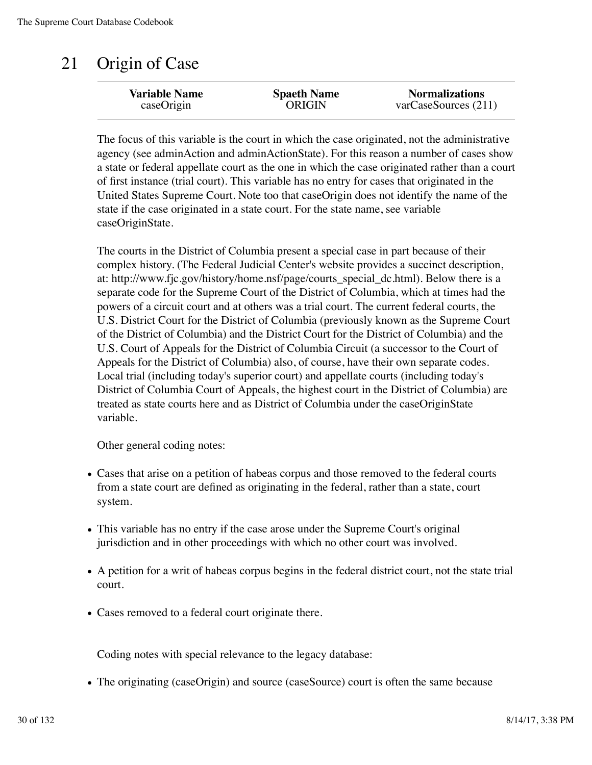# 21 Origin of Case

| Variable Name | Spaeth Name | Normalizations |
|---|---|---|
| caseOrigin | ORIGIN | varCaseSources (211) |

The focus of this variable is the court in which the case originated, not the administrative agency (see adminAction and adminActionState). For this reason a number of cases show a state or federal appellate court as the one in which the case originated rather than a court of first instance (trial court). This variable has no entry for cases that originated in the United States Supreme Court. Note too that caseOrigin does not identify the name of the state if the case originated in a state court. For the state name, see variable caseOriginState.

The courts in the District of Columbia present a special case in part because of their complex history. (The Federal Judicial Center's website provides a succinct description, at: http://www.fjc.gov/history/home.nsf/page/courts_special_dc.html). Below there is a separate code for the Supreme Court of the District of Columbia, which at times had the powers of a circuit court and at others was a trial court. The current federal courts, the U.S. District Court for the District of Columbia (previously known as the Supreme Court of the District of Columbia) and the District Court for the District of Columbia) and the U.S. Court of Appeals for the District of Columbia Circuit (a successor to the Court of Appeals for the District of Columbia) also, of course, have their own separate codes. Local trial (including today's superior court) and appellate courts (including today's District of Columbia Court of Appeals, the highest court in the District of Columbia) are treated as state courts here and as District of Columbia under the caseOriginState variable.

Other general coding notes:

- Cases that arise on a petition of habeas corpus and those removed to the federal courts from a state court are defined as originating in the federal, rather than a state, court system.
- This variable has no entry if the case arose under the Supreme Court's original jurisdiction and in other proceedings with which no other court was involved.
- A petition for a writ of habeas corpus begins in the federal district court, not the state trial court.
- Cases removed to a federal court originate there.

Coding notes with special relevance to the legacy database:

- The originating (caseOrigin) and source (caseSource) court is often the same because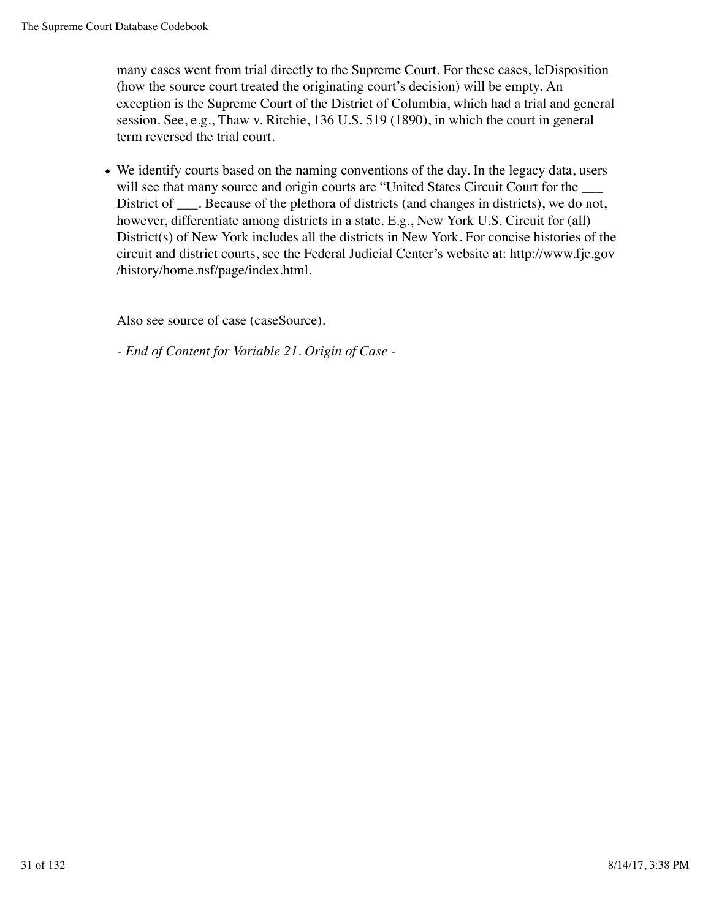many cases went from trial directly to the Supreme Court. For these cases, lcDisposition (how the source court treated the originating court's decision) will be empty. An exception is the Supreme Court of the District of Columbia, which had a trial and general session. See, e.g., Thaw v. Ritchie, 136 U.S. 519 (1890), in which the court in general term reversed the trial court.

- We identify courts based on the naming conventions of the day. In the legacy data, users will see that many source and origin courts are "United States Circuit Court for the ___ District of ___. Because of the plethora of districts (and changes in districts), we do not, however, differentiate among districts in a state. E.g., New York U.S. Circuit for (all) District(s) of New York includes all the districts in New York. For concise histories of the circuit and district courts, see the Federal Judicial Center's website at: http://www.fjc.gov/history/home.nsf/page/index.html.

Also see source of case (caseSource).

*- End of Content for Variable 21. Origin of Case -*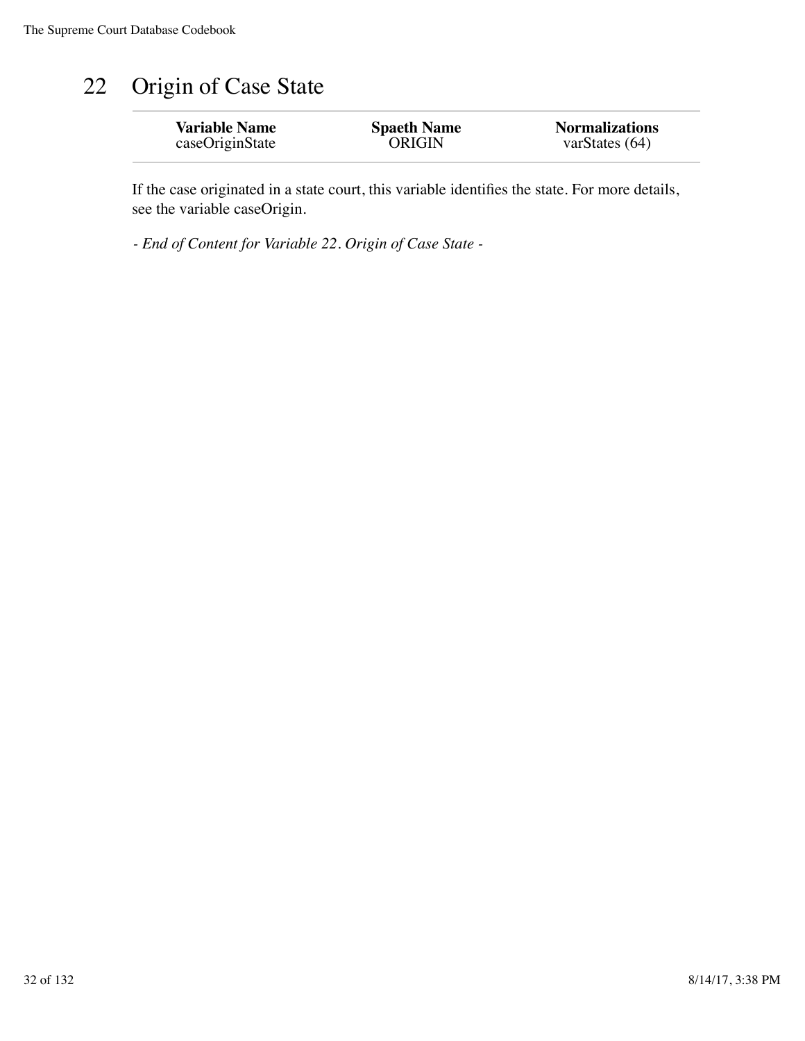# 22 Origin of Case State

| Variable Name | Spaeth Name | Normalizations |
| --- | --- | --- |
| caseOriginState | ORIGIN | varStates (64) |

If the case originated in a state court, this variable identifies the state. For more details, see the variable caseOrigin.

*- End of Content for Variable 22. Origin of Case State -*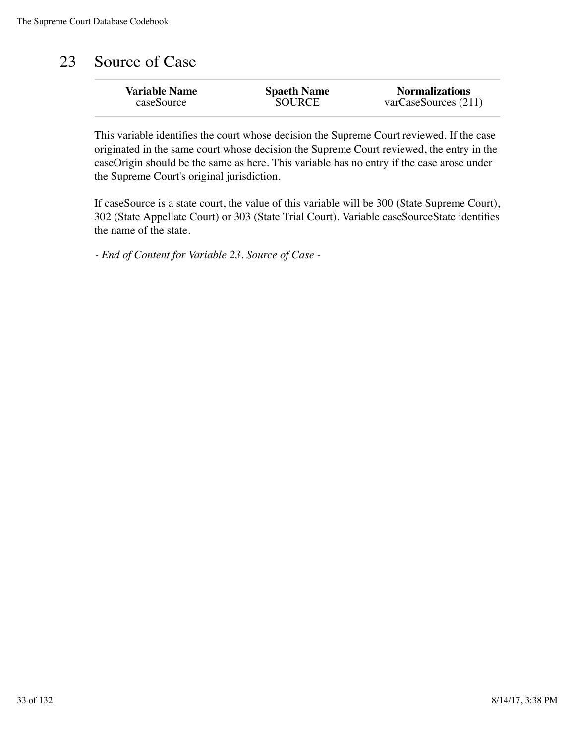# 23 Source of Case

| Variable Name | Spaeth Name | Normalizations |
|---|---|---|
| caseSource | SOURCE | varCaseSources (211) |

This variable identifies the court whose decision the Supreme Court reviewed. If the case originated in the same court whose decision the Supreme Court reviewed, the entry in the caseOrigin should be the same as here. This variable has no entry if the case arose under the Supreme Court's original jurisdiction.

If caseSource is a state court, the value of this variable will be 300 (State Supreme Court), 302 (State Appellate Court) or 303 (State Trial Court). Variable caseSourceState identifies the name of the state.

*- End of Content for Variable 23. Source of Case -*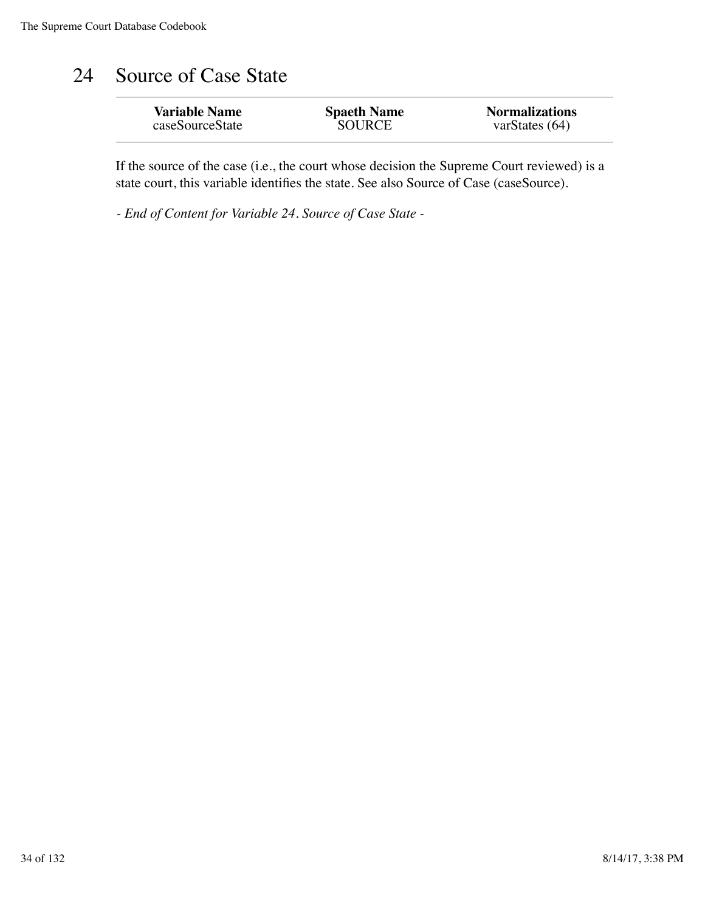# 24 Source of Case State

| Variable Name | Spaeth Name | Normalizations |
|---|---|---|
| caseSourceState | SOURCE | varStates (64) |

If the source of the case (i.e., the court whose decision the Supreme Court reviewed) is a state court, this variable identifies the state. See also Source of Case (caseSource).

*- End of Content for Variable 24. Source of Case State -*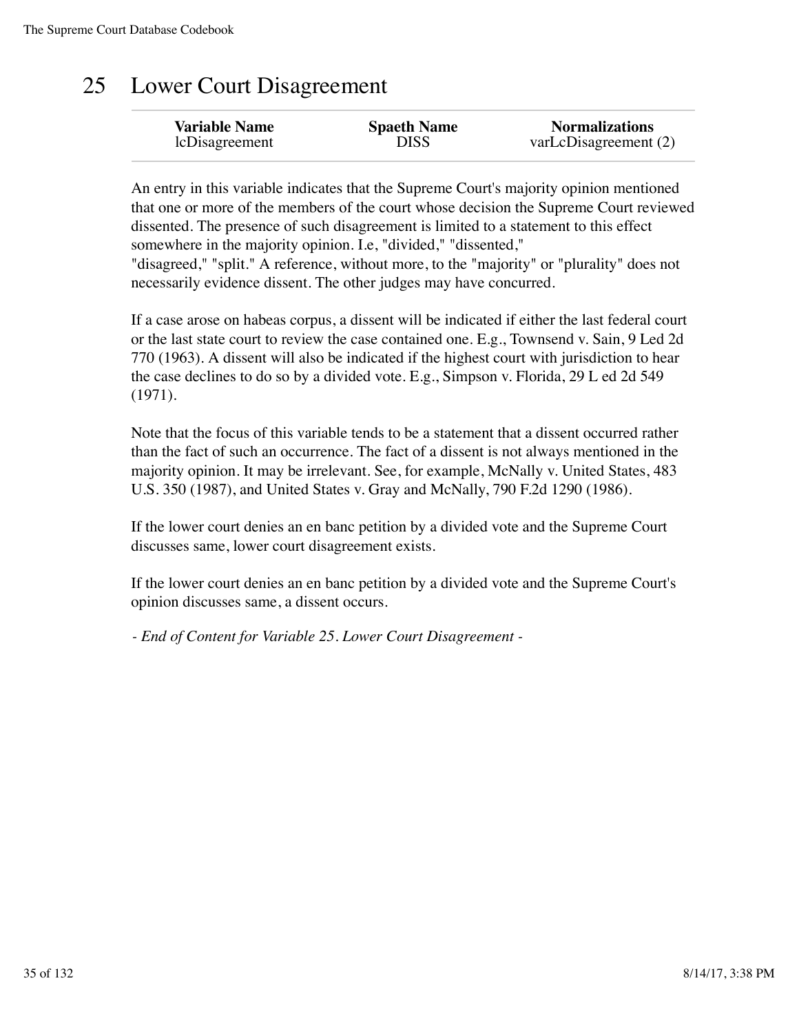# 25 Lower Court Disagreement

| Variable Name | Spaeth Name | Normalizations |
| --- | --- | --- |
| lcDisagreement | DISS | varLcDisagreement (2) |

An entry in this variable indicates that the Supreme Court's majority opinion mentioned that one or more of the members of the court whose decision the Supreme Court reviewed dissented. The presence of such disagreement is limited to a statement to this effect somewhere in the majority opinion. I.e, "divided," "dissented," "disagreed," "split." A reference, without more, to the "majority" or "plurality" does not necessarily evidence dissent. The other judges may have concurred.

If a case arose on habeas corpus, a dissent will be indicated if either the last federal court or the last state court to review the case contained one. E.g., Townsend v. Sain, 9 Led 2d 770 (1963). A dissent will also be indicated if the highest court with jurisdiction to hear the case declines to do so by a divided vote. E.g., Simpson v. Florida, 29 L ed 2d 549 (1971).

Note that the focus of this variable tends to be a statement that a dissent occurred rather than the fact of such an occurrence. The fact of a dissent is not always mentioned in the majority opinion. It may be irrelevant. See, for example, McNally v. United States, 483 U.S. 350 (1987), and United States v. Gray and McNally, 790 F.2d 1290 (1986).

If the lower court denies an en banc petition by a divided vote and the Supreme Court discusses same, lower court disagreement exists.

If the lower court denies an en banc petition by a divided vote and the Supreme Court's opinion discusses same, a dissent occurs.

*- End of Content for Variable 25. Lower Court Disagreement -*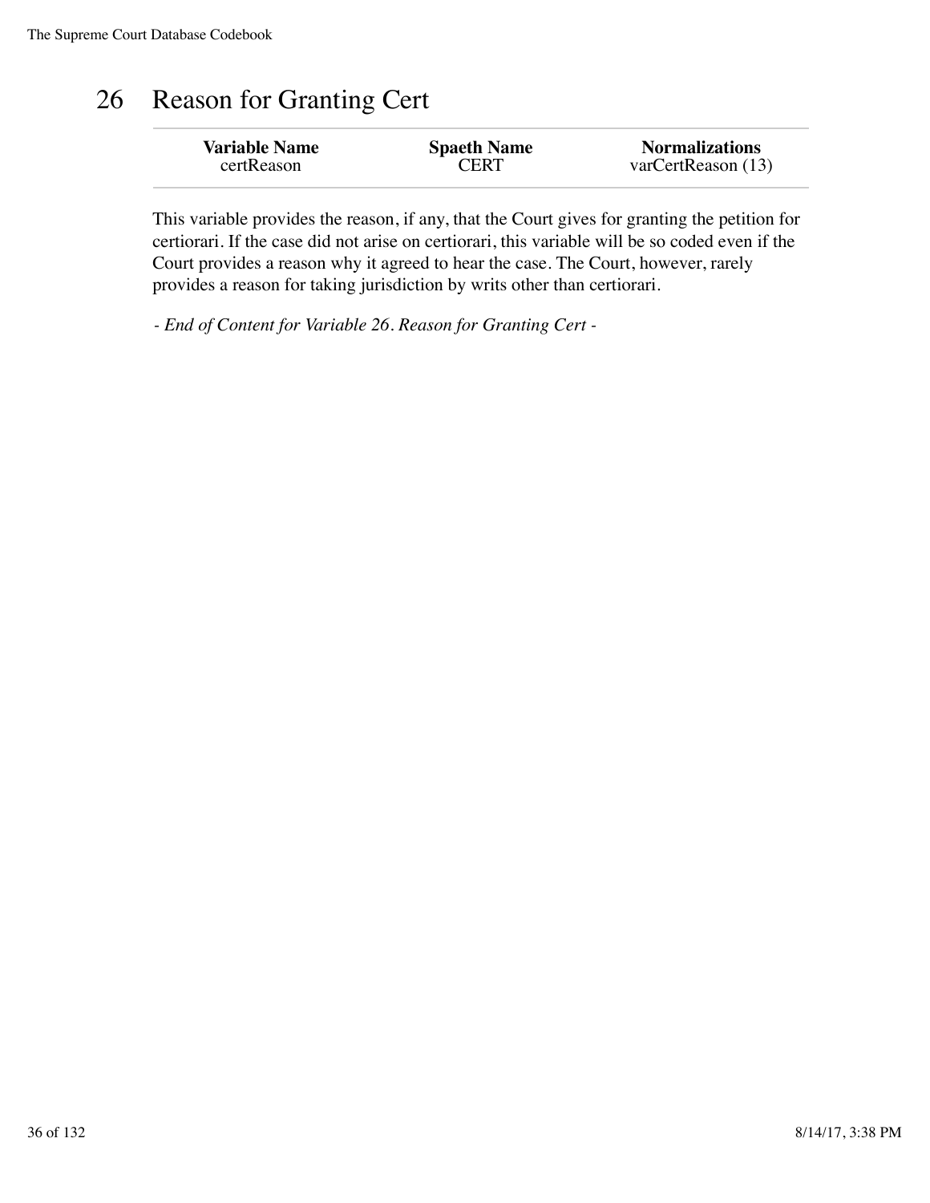# 26 Reason for Granting Cert

| Variable Name | Spaeth Name | Normalizations |
|---|---|---|
| certReason | CERT | varCertReason (13) |

This variable provides the reason, if any, that the Court gives for granting the petition for certiorari. If the case did not arise on certiorari, this variable will be so coded even if the Court provides a reason why it agreed to hear the case. The Court, however, rarely provides a reason for taking jurisdiction by writs other than certiorari.

*- End of Content for Variable 26. Reason for Granting Cert -*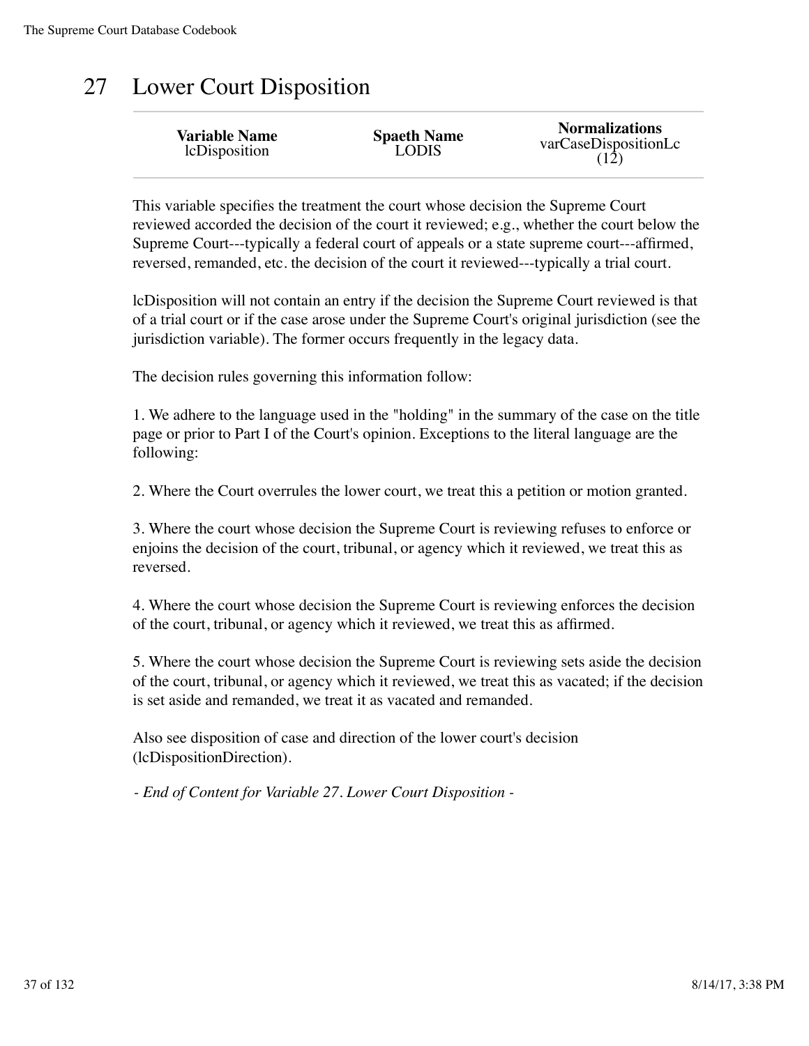# 27 Lower Court Disposition

| Variable Name | Spaeth Name | Normalizations |
|---|---|---|
| lcDisposition | LODIS | varCaseDispositionLc (12) |

This variable specifies the treatment the court whose decision the Supreme Court reviewed accorded the decision of the court it reviewed; e.g., whether the court below the Supreme Court---typically a federal court of appeals or a state supreme court---affirmed, reversed, remanded, etc. the decision of the court it reviewed---typically a trial court.

lcDisposition will not contain an entry if the decision the Supreme Court reviewed is that of a trial court or if the case arose under the Supreme Court's original jurisdiction (see the jurisdiction variable). The former occurs frequently in the legacy data.

The decision rules governing this information follow:

1. We adhere to the language used in the "holding" in the summary of the case on the title page or prior to Part I of the Court's opinion. Exceptions to the literal language are the following:

2. Where the Court overrules the lower court, we treat this a petition or motion granted.

3. Where the court whose decision the Supreme Court is reviewing refuses to enforce or enjoins the decision of the court, tribunal, or agency which it reviewed, we treat this as reversed.

4. Where the court whose decision the Supreme Court is reviewing enforces the decision of the court, tribunal, or agency which it reviewed, we treat this as affirmed.

5. Where the court whose decision the Supreme Court is reviewing sets aside the decision of the court, tribunal, or agency which it reviewed, we treat this as vacated; if the decision is set aside and remanded, we treat it as vacated and remanded.

Also see disposition of case and direction of the lower court's decision (lcDispositionDirection).

*- End of Content for Variable 27. Lower Court Disposition -*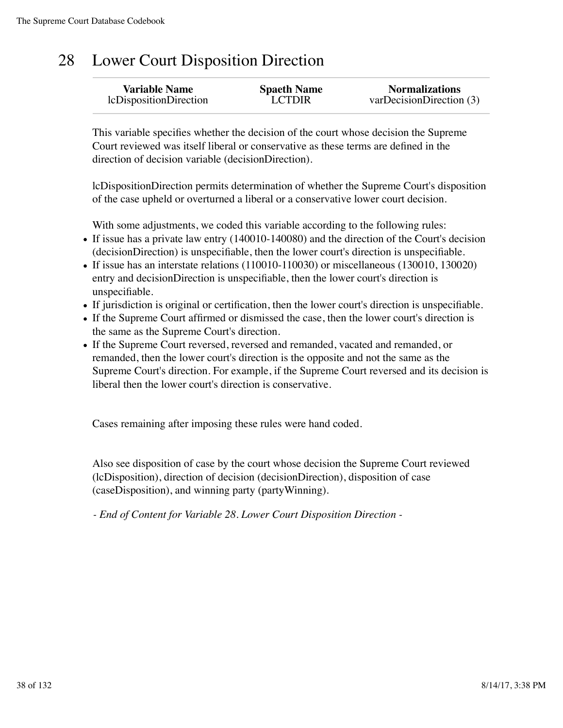# 28 Lower Court Disposition Direction

| Variable Name | Spaeth Name | Normalizations |
|---|---|---|
| lcDispositionDirection | LCTDIR | varDecisionDirection (3) |

This variable specifies whether the decision of the court whose decision the Supreme Court reviewed was itself liberal or conservative as these terms are defined in the direction of decision variable (decisionDirection).

lcDispositionDirection permits determination of whether the Supreme Court's disposition of the case upheld or overturned a liberal or a conservative lower court decision.

With some adjustments, we coded this variable according to the following rules:

- If issue has a private law entry (140010-140080) and the direction of the Court's decision (decisionDirection) is unspecifiable, then the lower court's direction is unspecifiable.
- If issue has an interstate relations (110010-110030) or miscellaneous (130010, 130020) entry and decisionDirection is unspecifiable, then the lower court's direction is unspecifiable.
- If jurisdiction is original or certification, then the lower court's direction is unspecifiable.
- If the Supreme Court affirmed or dismissed the case, then the lower court's direction is the same as the Supreme Court's direction.
- If the Supreme Court reversed, reversed and remanded, vacated and remanded, or remanded, then the lower court's direction is the opposite and not the same as the Supreme Court's direction. For example, if the Supreme Court reversed and its decision is liberal then the lower court's direction is conservative.

Cases remaining after imposing these rules were hand coded.

Also see disposition of case by the court whose decision the Supreme Court reviewed (lcDisposition), direction of decision (decisionDirection), disposition of case (caseDisposition), and winning party (partyWinning).

*- End of Content for Variable 28. Lower Court Disposition Direction -*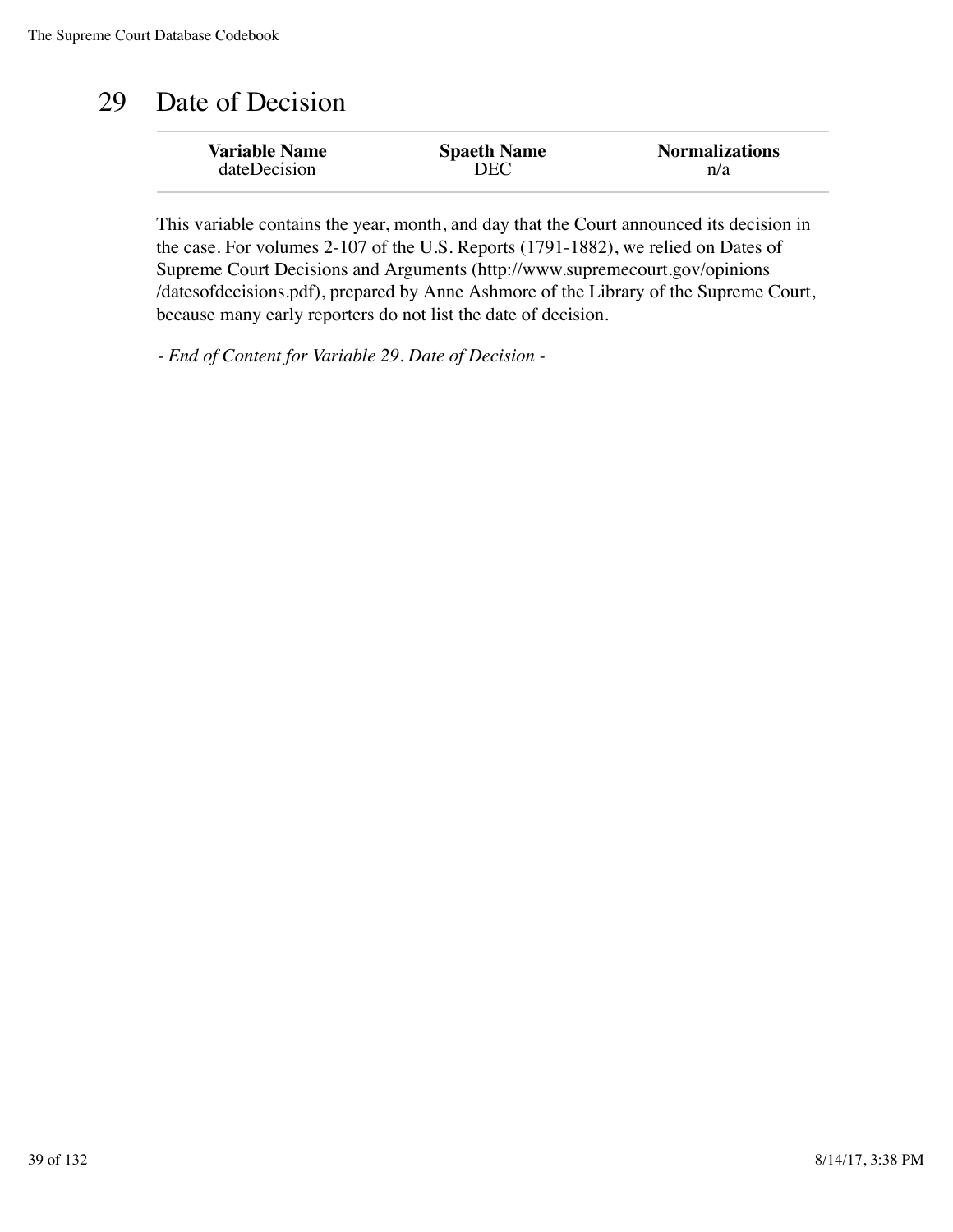# 29 Date of Decision

| Variable Name | Spaeth Name | Normalizations |
| --- | --- | --- |
| dateDecision | DEC | n/a |

This variable contains the year, month, and day that the Court announced its decision in the case. For volumes 2-107 of the U.S. Reports (1791-1882), we relied on Dates of Supreme Court Decisions and Arguments (http://www.supremecourt.gov/opinions/datesofdecisions.pdf), prepared by Anne Ashmore of the Library of the Supreme Court, because many early reporters do not list the date of decision.

*- End of Content for Variable 29. Date of Decision -*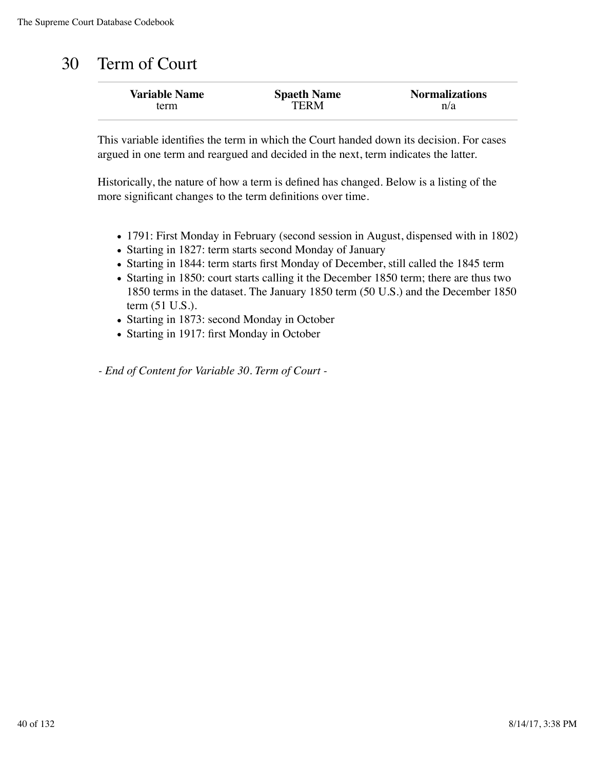# 30 Term of Court

| Variable Name | Spaeth Name | Normalizations |
| --- | --- | --- |
| term | TERM | n/a |

This variable identifies the term in which the Court handed down its decision. For cases argued in one term and reargued and decided in the next, term indicates the latter.

Historically, the nature of how a term is defined has changed. Below is a listing of the more significant changes to the term definitions over time.

- 1791: First Monday in February (second session in August, dispensed with in 1802)
- Starting in 1827: term starts second Monday of January
- Starting in 1844: term starts first Monday of December, still called the 1845 term
- Starting in 1850: court starts calling it the December 1850 term; there are thus two 1850 terms in the dataset. The January 1850 term (50 U.S.) and the December 1850 term (51 U.S.).
- Starting in 1873: second Monday in October
- Starting in 1917: first Monday in October

*- End of Content for Variable 30. Term of Court -*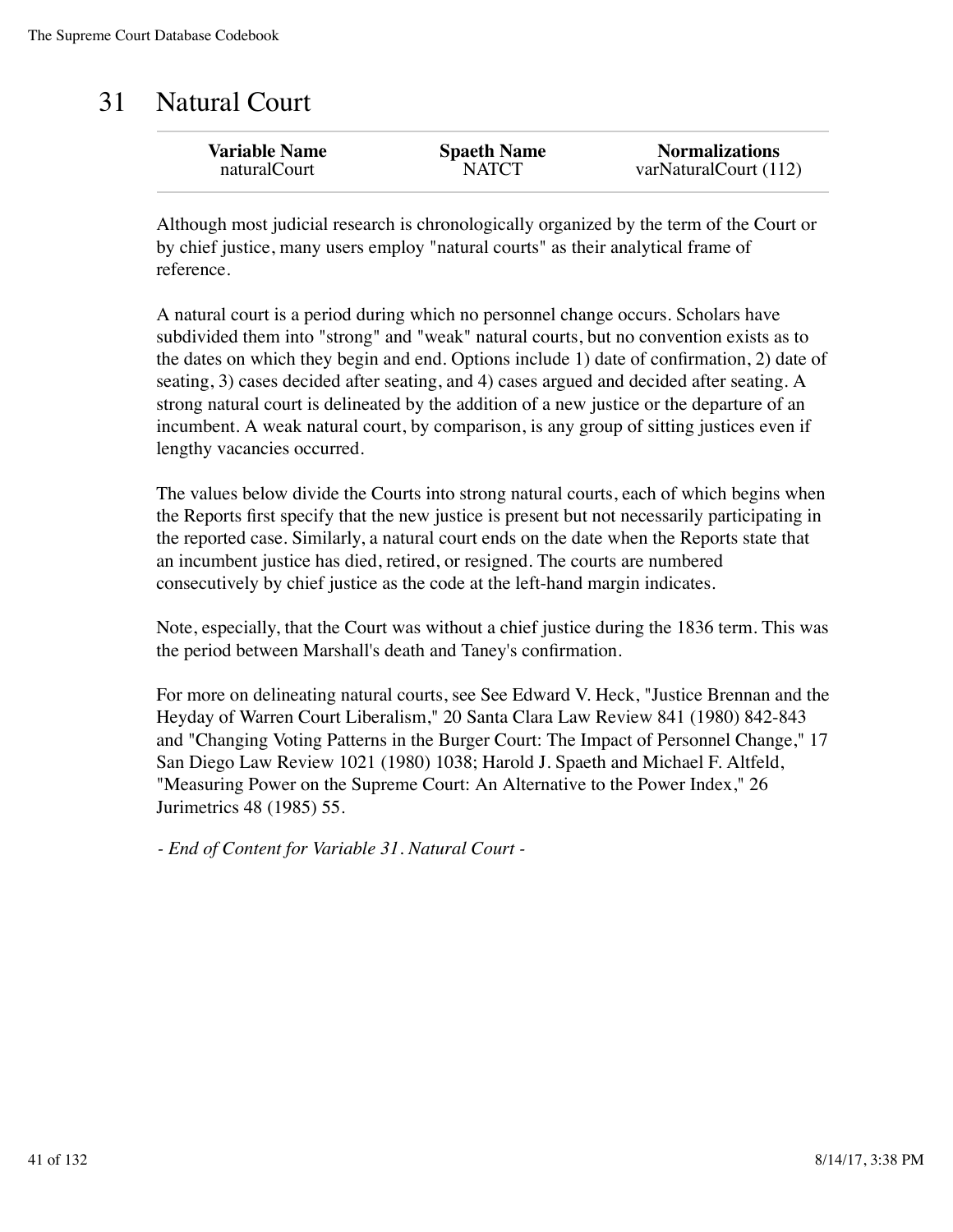# 31 Natural Court

| Variable Name | Spaeth Name | Normalizations |
|---|---|---|
| naturalCourt | NATCT | varNaturalCourt (112) |

Although most judicial research is chronologically organized by the term of the Court or by chief justice, many users employ "natural courts" as their analytical frame of reference.

A natural court is a period during which no personnel change occurs. Scholars have subdivided them into "strong" and "weak" natural courts, but no convention exists as to the dates on which they begin and end. Options include 1) date of confirmation, 2) date of seating, 3) cases decided after seating, and 4) cases argued and decided after seating. A strong natural court is delineated by the addition of a new justice or the departure of an incumbent. A weak natural court, by comparison, is any group of sitting justices even if lengthy vacancies occurred.

The values below divide the Courts into strong natural courts, each of which begins when the Reports first specify that the new justice is present but not necessarily participating in the reported case. Similarly, a natural court ends on the date when the Reports state that an incumbent justice has died, retired, or resigned. The courts are numbered consecutively by chief justice as the code at the left-hand margin indicates.

Note, especially, that the Court was without a chief justice during the 1836 term. This was the period between Marshall's death and Taney's confirmation.

For more on delineating natural courts, see See Edward V. Heck, "Justice Brennan and the Heyday of Warren Court Liberalism," 20 Santa Clara Law Review 841 (1980) 842-843 and "Changing Voting Patterns in the Burger Court: The Impact of Personnel Change," 17 San Diego Law Review 1021 (1980) 1038; Harold J. Spaeth and Michael F. Altfeld, "Measuring Power on the Supreme Court: An Alternative to the Power Index," 26 Jurimetrics 48 (1985) 55.

*- End of Content for Variable 31. Natural Court -*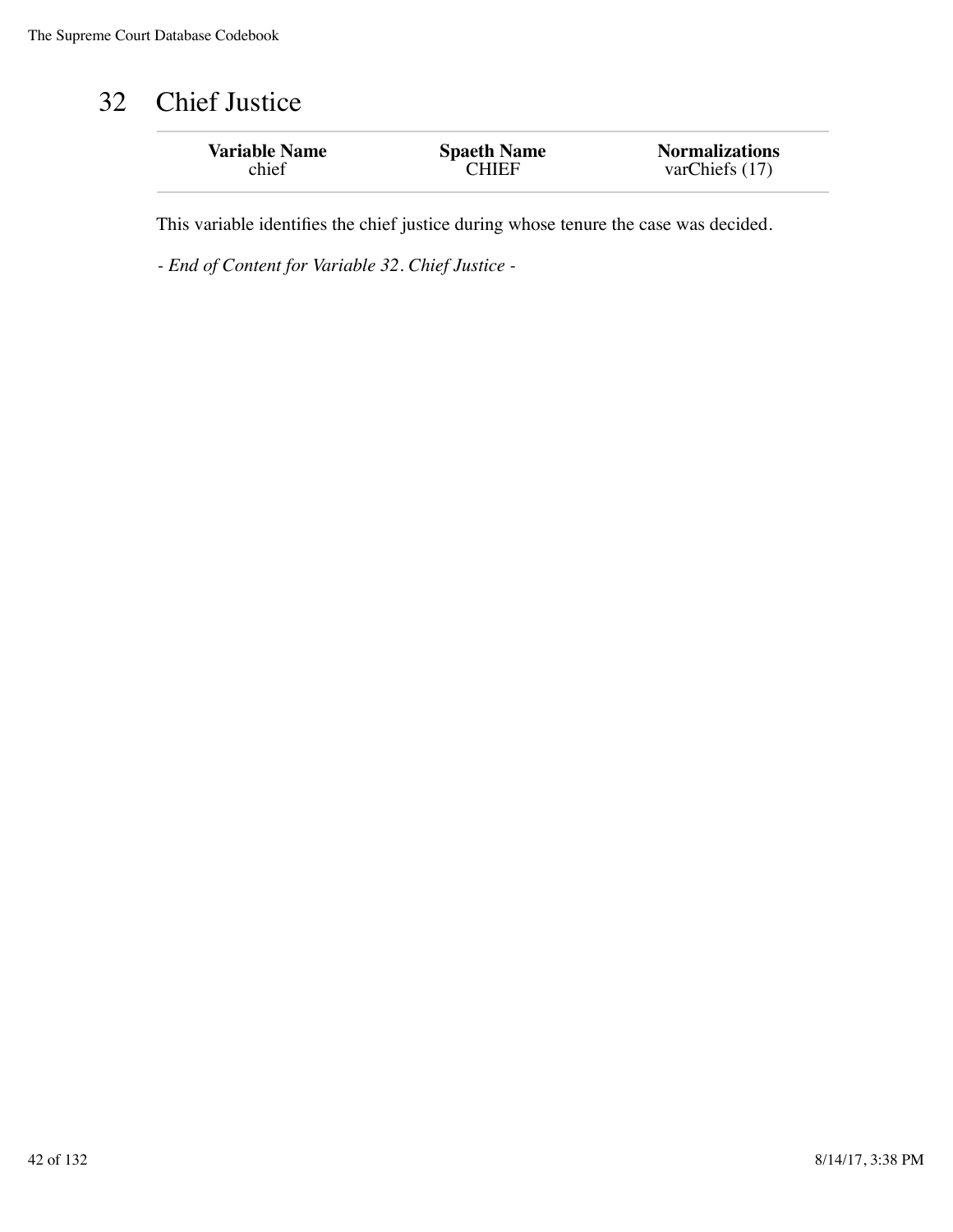# 32 Chief Justice

| Variable Name | Spaeth Name | Normalizations |
|---|---|---|
| chief | CHIEF | varChiefs (17) |

This variable identifies the chief justice during whose tenure the case was decided.

*- End of Content for Variable 32. Chief Justice -*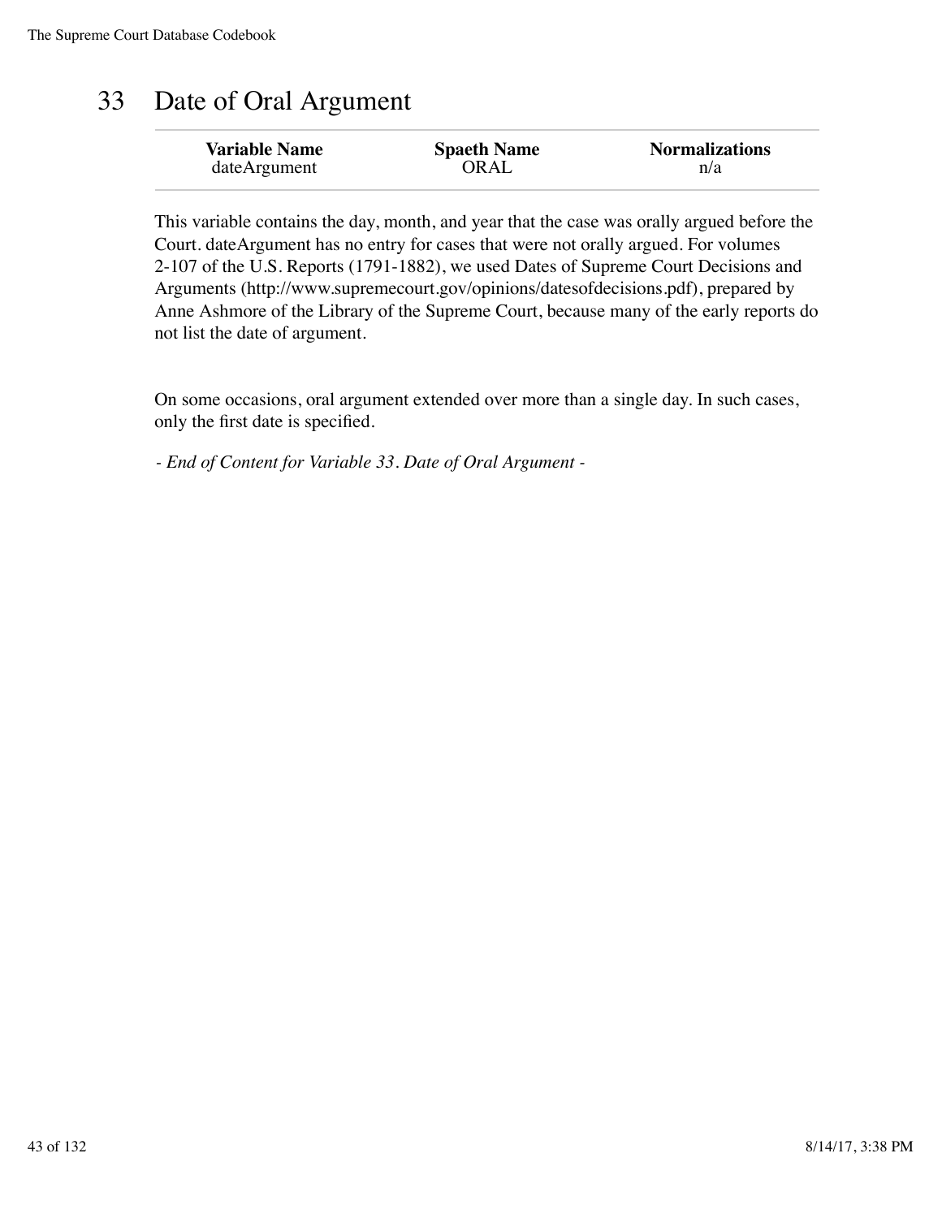# 33 Date of Oral Argument

| Variable Name | Spaeth Name | Normalizations |
|---|---|---|
| dateArgument | ORAL | n/a |

This variable contains the day, month, and year that the case was orally argued before the Court. dateArgument has no entry for cases that were not orally argued. For volumes 2-107 of the U.S. Reports (1791-1882), we used Dates of Supreme Court Decisions and Arguments (http://www.supremecourt.gov/opinions/datesofdecisions.pdf), prepared by Anne Ashmore of the Library of the Supreme Court, because many of the early reports do not list the date of argument.

On some occasions, oral argument extended over more than a single day. In such cases, only the first date is specified.

*- End of Content for Variable 33. Date of Oral Argument -*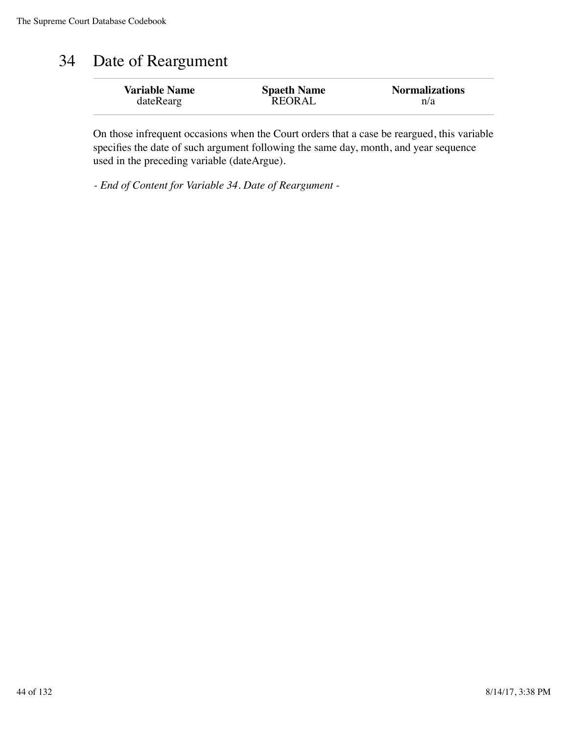# 34 Date of Reargument

| Variable Name | Spaeth Name | Normalizations |
|---|---|---|
| dateRearg | REORAL | n/a |

On those infrequent occasions when the Court orders that a case be reargued, this variable specifies the date of such argument following the same day, month, and year sequence used in the preceding variable (dateArgue).

*- End of Content for Variable 34. Date of Reargument -*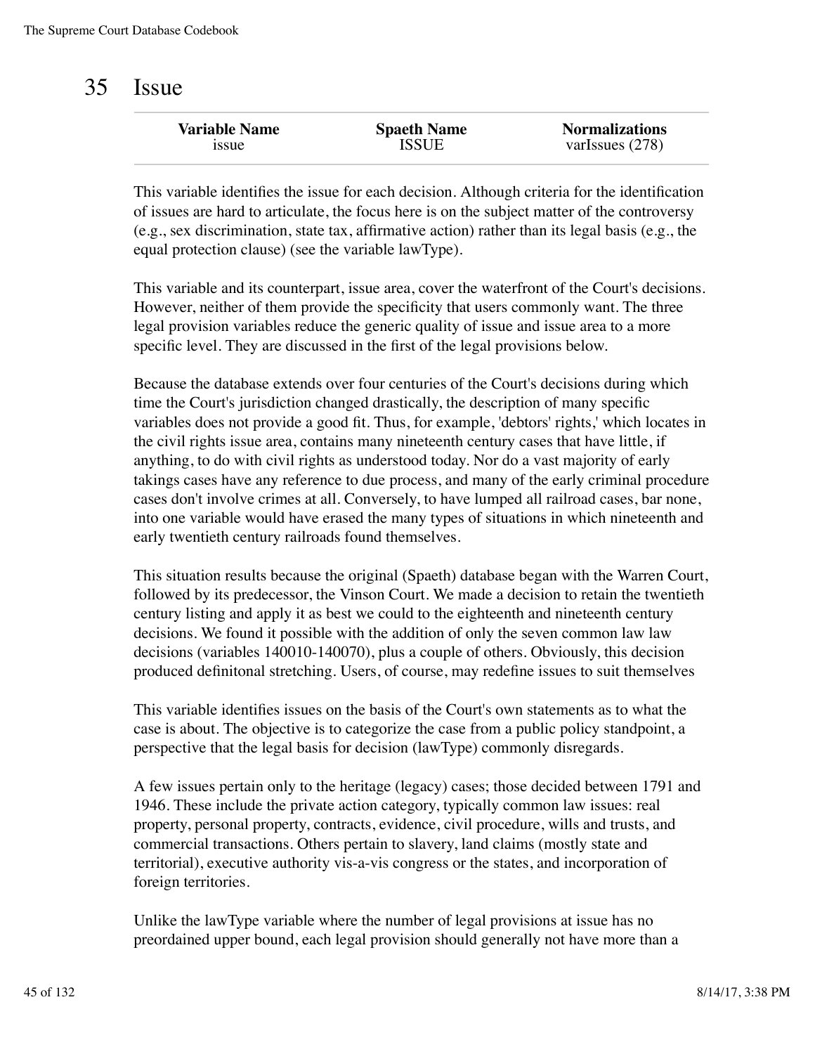# 35 Issue

| Variable Name | Spaeth Name | Normalizations |
|---|---|---|
| issue | ISSUE | varIssues (278) |

This variable identifies the issue for each decision. Although criteria for the identification of issues are hard to articulate, the focus here is on the subject matter of the controversy (e.g., sex discrimination, state tax, affirmative action) rather than its legal basis (e.g., the equal protection clause) (see the variable lawType).

This variable and its counterpart, issue area, cover the waterfront of the Court's decisions. However, neither of them provide the specificity that users commonly want. The three legal provision variables reduce the generic quality of issue and issue area to a more specific level. They are discussed in the first of the legal provisions below.

Because the database extends over four centuries of the Court's decisions during which time the Court's jurisdiction changed drastically, the description of many specific variables does not provide a good fit. Thus, for example, 'debtors' rights,' which locates in the civil rights issue area, contains many nineteenth century cases that have little, if anything, to do with civil rights as understood today. Nor do a vast majority of early takings cases have any reference to due process, and many of the early criminal procedure cases don't involve crimes at all. Conversely, to have lumped all railroad cases, bar none, into one variable would have erased the many types of situations in which nineteenth and early twentieth century railroads found themselves.

This situation results because the original (Spaeth) database began with the Warren Court, followed by its predecessor, the Vinson Court. We made a decision to retain the twentieth century listing and apply it as best we could to the eighteenth and nineteenth century decisions. We found it possible with the addition of only the seven common law law decisions (variables 140010-140070), plus a couple of others. Obviously, this decision produced definitonal stretching. Users, of course, may redefine issues to suit themselves

This variable identifies issues on the basis of the Court's own statements as to what the case is about. The objective is to categorize the case from a public policy standpoint, a perspective that the legal basis for decision (lawType) commonly disregards.

A few issues pertain only to the heritage (legacy) cases; those decided between 1791 and 1946. These include the private action category, typically common law issues: real property, personal property, contracts, evidence, civil procedure, wills and trusts, and commercial transactions. Others pertain to slavery, land claims (mostly state and territorial), executive authority vis-a-vis congress or the states, and incorporation of foreign territories.

Unlike the lawType variable where the number of legal provisions at issue has no preordained upper bound, each legal provision should generally not have more than a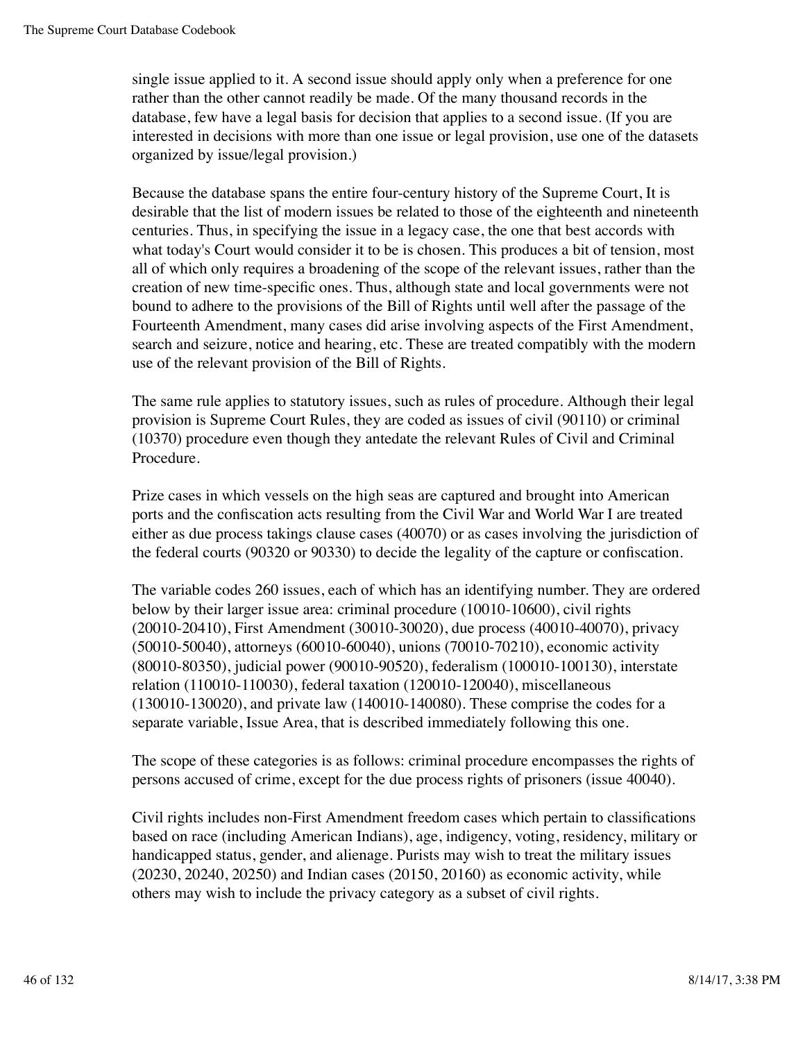single issue applied to it. A second issue should apply only when a preference for one rather than the other cannot readily be made. Of the many thousand records in the database, few have a legal basis for decision that applies to a second issue. (If you are interested in decisions with more than one issue or legal provision, use one of the datasets organized by issue/legal provision.)

Because the database spans the entire four-century history of the Supreme Court, It is desirable that the list of modern issues be related to those of the eighteenth and nineteenth centuries. Thus, in specifying the issue in a legacy case, the one that best accords with what today's Court would consider it to be is chosen. This produces a bit of tension, most all of which only requires a broadening of the scope of the relevant issues, rather than the creation of new time-specific ones. Thus, although state and local governments were not bound to adhere to the provisions of the Bill of Rights until well after the passage of the Fourteenth Amendment, many cases did arise involving aspects of the First Amendment, search and seizure, notice and hearing, etc. These are treated compatibly with the modern use of the relevant provision of the Bill of Rights.

The same rule applies to statutory issues, such as rules of procedure. Although their legal provision is Supreme Court Rules, they are coded as issues of civil (90110) or criminal (10370) procedure even though they antedate the relevant Rules of Civil and Criminal Procedure.

Prize cases in which vessels on the high seas are captured and brought into American ports and the confiscation acts resulting from the Civil War and World War I are treated either as due process takings clause cases (40070) or as cases involving the jurisdiction of the federal courts (90320 or 90330) to decide the legality of the capture or confiscation.

The variable codes 260 issues, each of which has an identifying number. They are ordered below by their larger issue area: criminal procedure (10010-10600), civil rights (20010-20410), First Amendment (30010-30020), due process (40010-40070), privacy (50010-50040), attorneys (60010-60040), unions (70010-70210), economic activity (80010-80350), judicial power (90010-90520), federalism (100010-100130), interstate relation (110010-110030), federal taxation (120010-120040), miscellaneous (130010-130020), and private law (140010-140080). These comprise the codes for a separate variable, Issue Area, that is described immediately following this one.

The scope of these categories is as follows: criminal procedure encompasses the rights of persons accused of crime, except for the due process rights of prisoners (issue 40040).

Civil rights includes non-First Amendment freedom cases which pertain to classifications based on race (including American Indians), age, indigency, voting, residency, military or handicapped status, gender, and alienage. Purists may wish to treat the military issues (20230, 20240, 20250) and Indian cases (20150, 20160) as economic activity, while others may wish to include the privacy category as a subset of civil rights.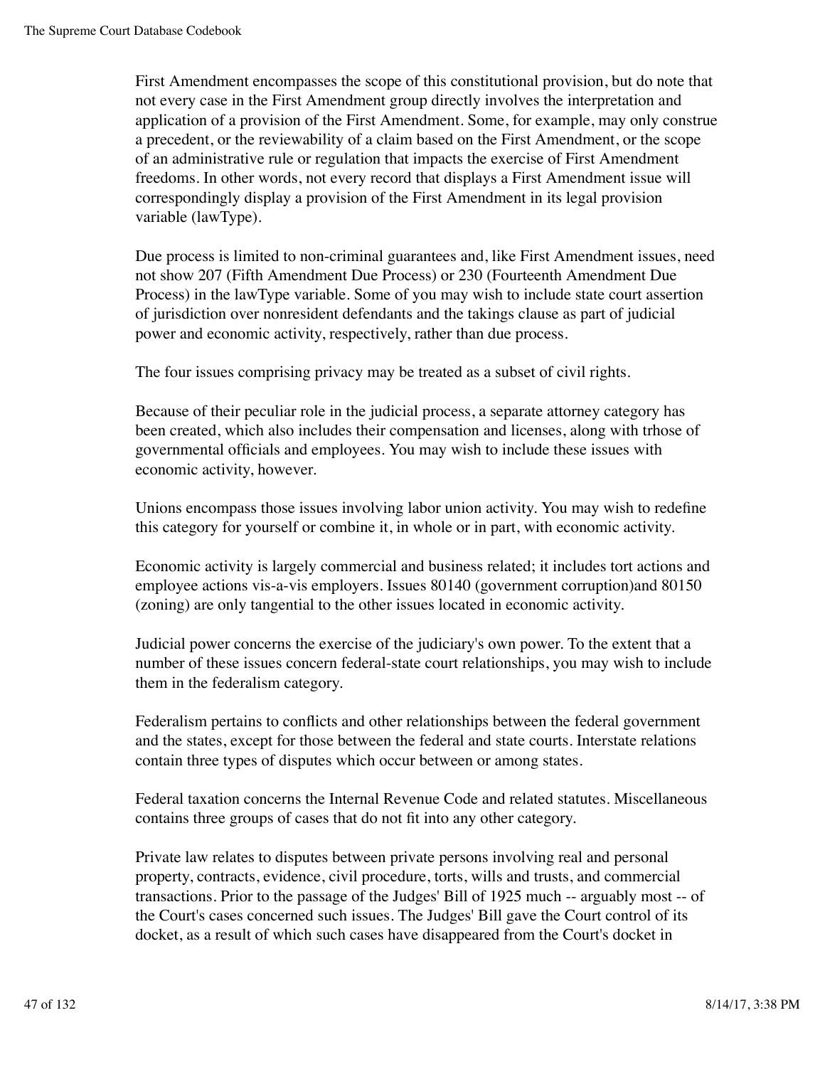First Amendment encompasses the scope of this constitutional provision, but do note that not every case in the First Amendment group directly involves the interpretation and application of a provision of the First Amendment. Some, for example, may only construe a precedent, or the reviewability of a claim based on the First Amendment, or the scope of an administrative rule or regulation that impacts the exercise of First Amendment freedoms. In other words, not every record that displays a First Amendment issue will correspondingly display a provision of the First Amendment in its legal provision variable (lawType).

Due process is limited to non-criminal guarantees and, like First Amendment issues, need not show 207 (Fifth Amendment Due Process) or 230 (Fourteenth Amendment Due Process) in the lawType variable. Some of you may wish to include state court assertion of jurisdiction over nonresident defendants and the takings clause as part of judicial power and economic activity, respectively, rather than due process.

The four issues comprising privacy may be treated as a subset of civil rights.

Because of their peculiar role in the judicial process, a separate attorney category has been created, which also includes their compensation and licenses, along with trhose of governmental officials and employees. You may wish to include these issues with economic activity, however.

Unions encompass those issues involving labor union activity. You may wish to redefine this category for yourself or combine it, in whole or in part, with economic activity.

Economic activity is largely commercial and business related; it includes tort actions and employee actions vis-a-vis employers. Issues 80140 (government corruption)and 80150 (zoning) are only tangential to the other issues located in economic activity.

Judicial power concerns the exercise of the judiciary's own power. To the extent that a number of these issues concern federal-state court relationships, you may wish to include them in the federalism category.

Federalism pertains to conflicts and other relationships between the federal government and the states, except for those between the federal and state courts. Interstate relations contain three types of disputes which occur between or among states.

Federal taxation concerns the Internal Revenue Code and related statutes. Miscellaneous contains three groups of cases that do not fit into any other category.

Private law relates to disputes between private persons involving real and personal property, contracts, evidence, civil procedure, torts, wills and trusts, and commercial transactions. Prior to the passage of the Judges' Bill of 1925 much -- arguably most -- of the Court's cases concerned such issues. The Judges' Bill gave the Court control of its docket, as a result of which such cases have disappeared from the Court's docket in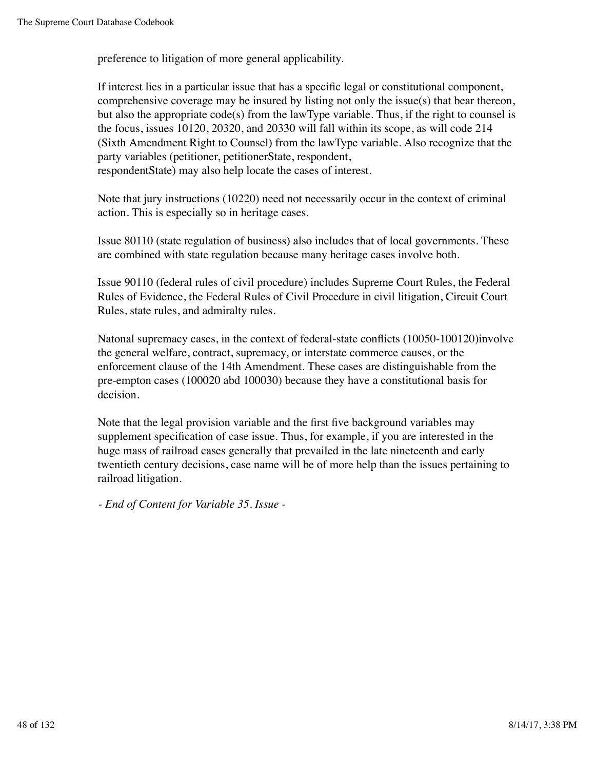preference to litigation of more general applicability.

If interest lies in a particular issue that has a specific legal or constitutional component, comprehensive coverage may be insured by listing not only the issue(s) that bear thereon, but also the appropriate code(s) from the lawType variable. Thus, if the right to counsel is the focus, issues 10120, 20320, and 20330 will fall within its scope, as will code 214 (Sixth Amendment Right to Counsel) from the lawType variable. Also recognize that the party variables (petitioner, petitionerState, respondent, respondentState) may also help locate the cases of interest.

Note that jury instructions (10220) need not necessarily occur in the context of criminal action. This is especially so in heritage cases.

Issue 80110 (state regulation of business) also includes that of local governments. These are combined with state regulation because many heritage cases involve both.

Issue 90110 (federal rules of civil procedure) includes Supreme Court Rules, the Federal Rules of Evidence, the Federal Rules of Civil Procedure in civil litigation, Circuit Court Rules, state rules, and admiralty rules.

Natonal supremacy cases, in the context of federal-state conflicts (10050-100120)involve the general welfare, contract, supremacy, or interstate commerce causes, or the enforcement clause of the 14th Amendment. These cases are distinguishable from the pre-empton cases (100020 abd 100030) because they have a constitutional basis for decision.

Note that the legal provision variable and the first five background variables may supplement specification of case issue. Thus, for example, if you are interested in the huge mass of railroad cases generally that prevailed in the late nineteenth and early twentieth century decisions, case name will be of more help than the issues pertaining to railroad litigation.

*- End of Content for Variable 35. Issue -*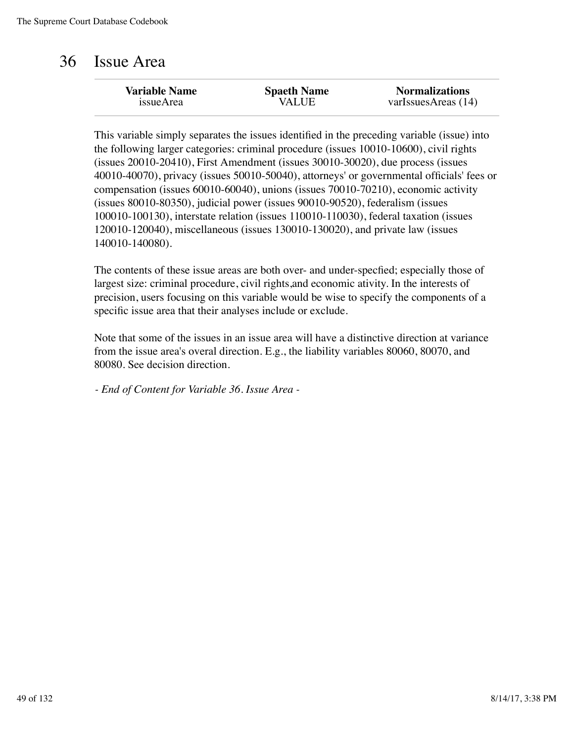# 36 Issue Area

| Variable Name | Spaeth Name | Normalizations |
|---|---|---|
| issueArea | VALUE | varIssuesAreas (14) |

This variable simply separates the issues identified in the preceding variable (issue) into the following larger categories: criminal procedure (issues 10010-10600), civil rights (issues 20010-20410), First Amendment (issues 30010-30020), due process (issues 40010-40070), privacy (issues 50010-50040), attorneys' or governmental officials' fees or compensation (issues 60010-60040), unions (issues 70010-70210), economic activity (issues 80010-80350), judicial power (issues 90010-90520), federalism (issues 100010-100130), interstate relation (issues 110010-110030), federal taxation (issues 120010-120040), miscellaneous (issues 130010-130020), and private law (issues 140010-140080).

The contents of these issue areas are both over- and under-specfied; especially those of largest size: criminal procedure, civil rights,and economic ativity. In the interests of precision, users focusing on this variable would be wise to specify the components of a specific issue area that their analyses include or exclude.

Note that some of the issues in an issue area will have a distinctive direction at variance from the issue area's overal direction. E.g., the liability variables 80060, 80070, and 80080. See decision direction.

*- End of Content for Variable 36. Issue Area -*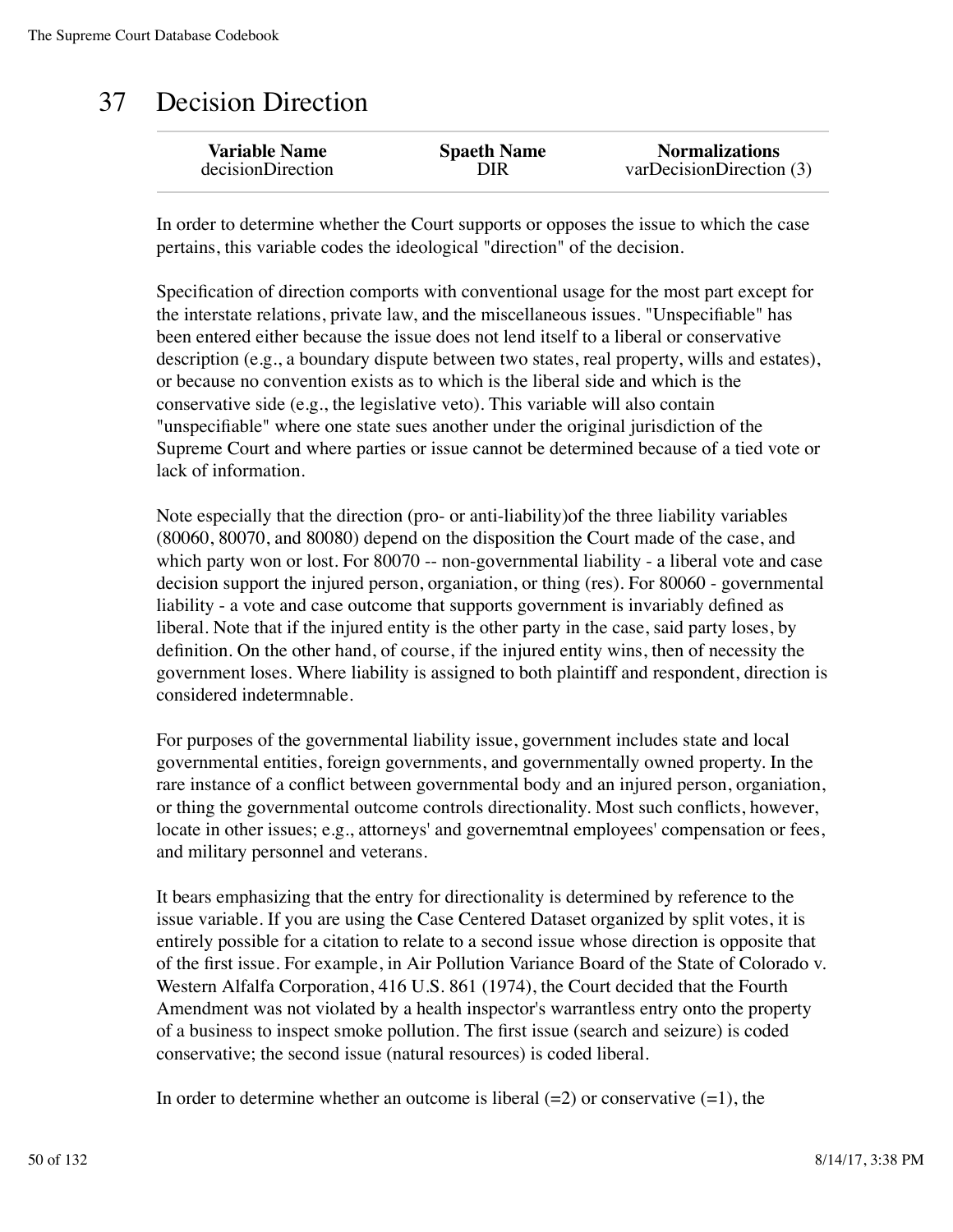# 37 Decision Direction

| Variable Name | Spaeth Name | Normalizations |
|---|---|---|
| decisionDirection | DIR | varDecisionDirection (3) |

In order to determine whether the Court supports or opposes the issue to which the case pertains, this variable codes the ideological "direction" of the decision.

Specification of direction comports with conventional usage for the most part except for the interstate relations, private law, and the miscellaneous issues. "Unspecifiable" has been entered either because the issue does not lend itself to a liberal or conservative description (e.g., a boundary dispute between two states, real property, wills and estates), or because no convention exists as to which is the liberal side and which is the conservative side (e.g., the legislative veto). This variable will also contain "unspecifiable" where one state sues another under the original jurisdiction of the Supreme Court and where parties or issue cannot be determined because of a tied vote or lack of information.

Note especially that the direction (pro- or anti-liability)of the three liability variables (80060, 80070, and 80080) depend on the disposition the Court made of the case, and which party won or lost. For 80070 -- non-governmental liability - a liberal vote and case decision support the injured person, organiation, or thing (res). For 80060 - governmental liability - a vote and case outcome that supports government is invariably defined as liberal. Note that if the injured entity is the other party in the case, said party loses, by definition. On the other hand, of course, if the injured entity wins, then of necessity the government loses. Where liability is assigned to both plaintiff and respondent, direction is considered indetermnable.

For purposes of the governmental liability issue, government includes state and local governmental entities, foreign governments, and governmentally owned property. In the rare instance of a conflict between governmental body and an injured person, organiation, or thing the governmental outcome controls directionality. Most such conflicts, however, locate in other issues; e.g., attorneys' and governemtnal employees' compensation or fees, and military personnel and veterans.

It bears emphasizing that the entry for directionality is determined by reference to the issue variable. If you are using the Case Centered Dataset organized by split votes, it is entirely possible for a citation to relate to a second issue whose direction is opposite that of the first issue. For example, in Air Pollution Variance Board of the State of Colorado v. Western Alfalfa Corporation, 416 U.S. 861 (1974), the Court decided that the Fourth Amendment was not violated by a health inspector's warrantless entry onto the property of a business to inspect smoke pollution. The first issue (search and seizure) is coded conservative; the second issue (natural resources) is coded liberal.

In order to determine whether an outcome is liberal (=2) or conservative (=1), the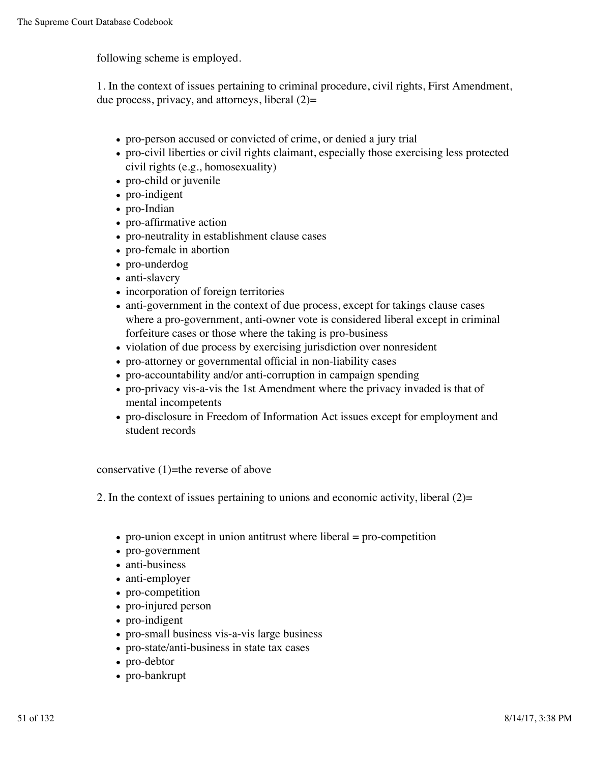following scheme is employed.

1. In the context of issues pertaining to criminal procedure, civil rights, First Amendment, due process, privacy, and attorneys, liberal (2)=

- pro-person accused or convicted of crime, or denied a jury trial
- pro-civil liberties or civil rights claimant, especially those exercising less protected civil rights (e.g., homosexuality)
- pro-child or juvenile
- pro-indigent
- pro-Indian
- pro-affirmative action
- pro-neutrality in establishment clause cases
- pro-female in abortion
- pro-underdog
- anti-slavery
- incorporation of foreign territories
- anti-government in the context of due process, except for takings clause cases where a pro-government, anti-owner vote is considered liberal except in criminal forfeiture cases or those where the taking is pro-business
- violation of due process by exercising jurisdiction over nonresident
- pro-attorney or governmental official in non-liability cases
- pro-accountability and/or anti-corruption in campaign spending
- pro-privacy vis-a-vis the 1st Amendment where the privacy invaded is that of mental incompetents
- pro-disclosure in Freedom of Information Act issues except for employment and student records

conservative (1)=the reverse of above

2. In the context of issues pertaining to unions and economic activity, liberal (2)=

- pro-union except in union antitrust where liberal = pro-competition
- pro-government
- anti-business
- anti-employer
- pro-competition
- pro-injured person
- pro-indigent
- pro-small business vis-a-vis large business
- pro-state/anti-business in state tax cases
- pro-debtor
- pro-bankrupt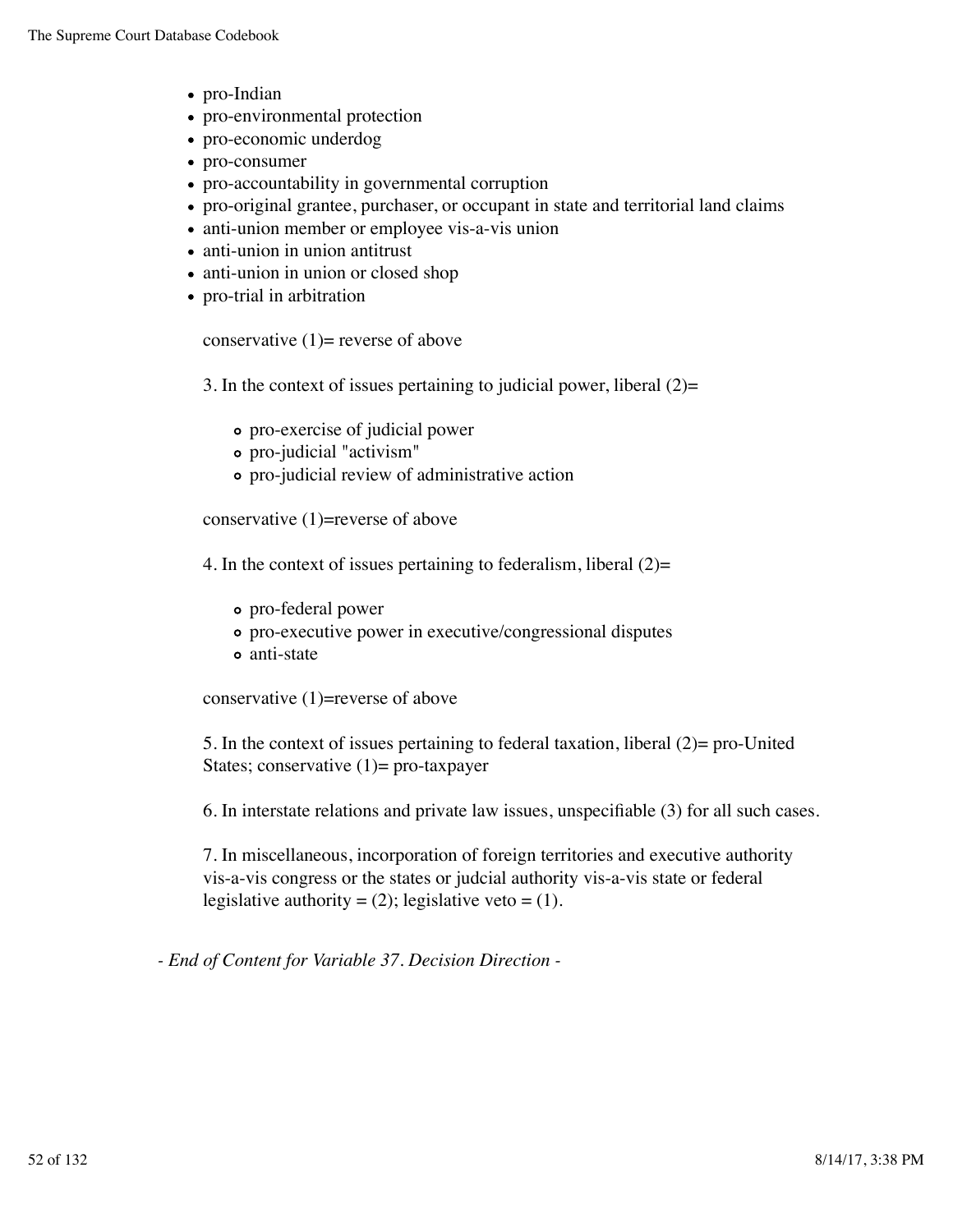- pro-Indian
- pro-environmental protection
- pro-economic underdog
- pro-consumer
- pro-accountability in governmental corruption
- pro-original grantee, purchaser, or occupant in state and territorial land claims
- anti-union member or employee vis-a-vis union
- anti-union in union antitrust
- anti-union in union or closed shop
- pro-trial in arbitration

  conservative (1)= reverse of above

  3. In the context of issues pertaining to judicial power, liberal (2)=

     - pro-exercise of judicial power
     - pro-judicial "activism"
     - pro-judicial review of administrative action

  conservative (1)=reverse of above

  4. In the context of issues pertaining to federalism, liberal (2)=

     - pro-federal power
     - pro-executive power in executive/congressional disputes
     - anti-state

  conservative (1)=reverse of above

  5. In the context of issues pertaining to federal taxation, liberal (2)= pro-United States; conservative (1)= pro-taxpayer

  6. In interstate relations and private law issues, unspecifiable (3) for all such cases.

  7. In miscellaneous, incorporation of foreign territories and executive authority vis-a-vis congress or the states or judcial authority vis-a-vis state or federal legislative authority = (2); legislative veto = (1).

*- End of Content for Variable 37. Decision Direction -*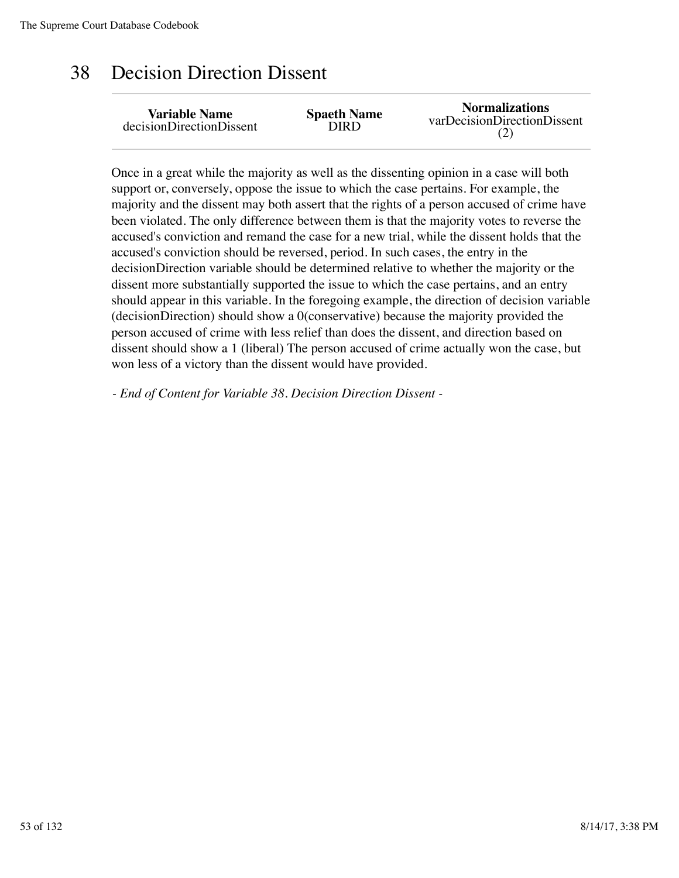# 38 Decision Direction Dissent

| Variable Name | Spaeth Name | Normalizations |
| --- | --- | --- |
| decisionDirectionDissent | DIRD | varDecisionDirectionDissent (2) |

Once in a great while the majority as well as the dissenting opinion in a case will both support or, conversely, oppose the issue to which the case pertains. For example, the majority and the dissent may both assert that the rights of a person accused of crime have been violated. The only difference between them is that the majority votes to reverse the accused's conviction and remand the case for a new trial, while the dissent holds that the accused's conviction should be reversed, period. In such cases, the entry in the decisionDirection variable should be determined relative to whether the majority or the dissent more substantially supported the issue to which the case pertains, and an entry should appear in this variable. In the foregoing example, the direction of decision variable (decisionDirection) should show a 0(conservative) because the majority provided the person accused of crime with less relief than does the dissent, and direction based on dissent should show a 1 (liberal) The person accused of crime actually won the case, but won less of a victory than the dissent would have provided.

*- End of Content for Variable 38. Decision Direction Dissent -*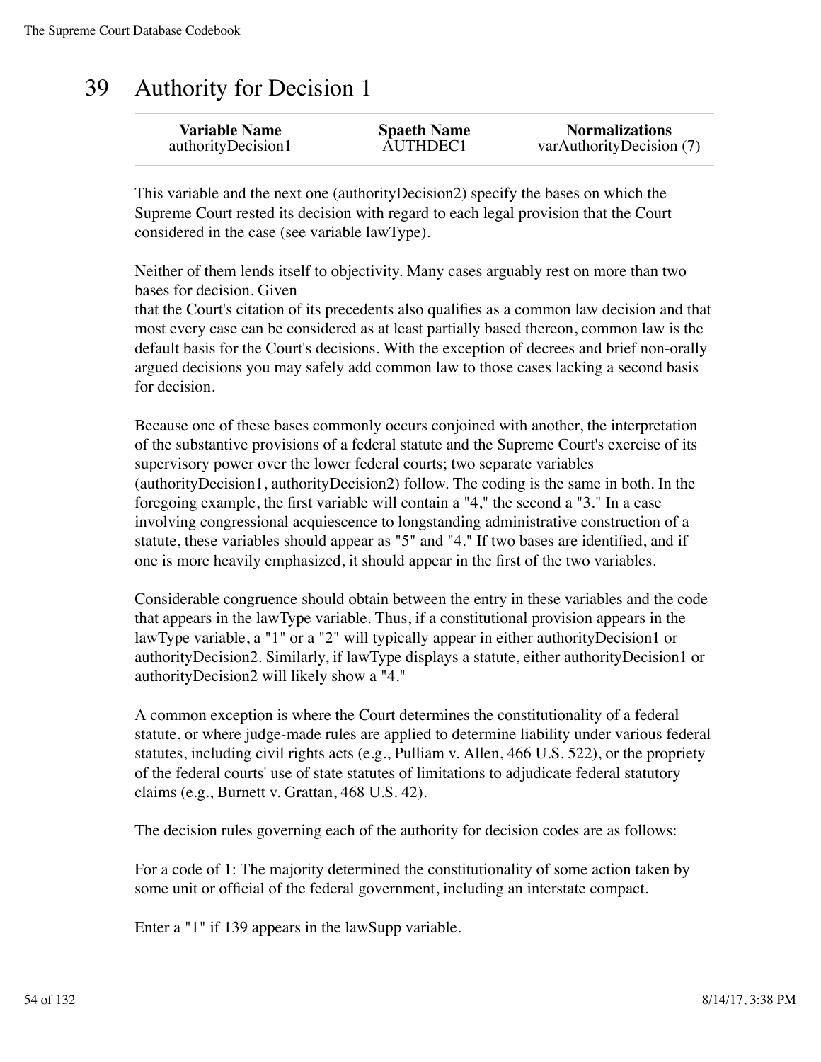# 39 Authority for Decision 1

| Variable Name | Spaeth Name | Normalizations |
|---|---|---|
| authorityDecision1 | AUTHDEC1 | varAuthorityDecision (7) |

This variable and the next one (authorityDecision2) specify the bases on which the Supreme Court rested its decision with regard to each legal provision that the Court considered in the case (see variable lawType).

Neither of them lends itself to objectivity. Many cases arguably rest on more than two bases for decision. Given
that the Court's citation of its precedents also qualifies as a common law decision and that most every case can be considered as at least partially based thereon, common law is the default basis for the Court's decisions. With the exception of decrees and brief non-orally argued decisions you may safely add common law to those cases lacking a second basis for decision.

Because one of these bases commonly occurs conjoined with another, the interpretation of the substantive provisions of a federal statute and the Supreme Court's exercise of its supervisory power over the lower federal courts; two separate variables (authorityDecision1, authorityDecision2) follow. The coding is the same in both. In the foregoing example, the first variable will contain a "4," the second a "3." In a case involving congressional acquiescence to longstanding administrative construction of a statute, these variables should appear as "5" and "4." If two bases are identified, and if one is more heavily emphasized, it should appear in the first of the two variables.

Considerable congruence should obtain between the entry in these variables and the code that appears in the lawType variable. Thus, if a constitutional provision appears in the lawType variable, a "1" or a "2" will typically appear in either authorityDecision1 or authorityDecision2. Similarly, if lawType displays a statute, either authorityDecision1 or authorityDecision2 will likely show a "4."

A common exception is where the Court determines the constitutionality of a federal statute, or where judge-made rules are applied to determine liability under various federal statutes, including civil rights acts (e.g., Pulliam v. Allen, 466 U.S. 522), or the propriety of the federal courts' use of state statutes of limitations to adjudicate federal statutory claims (e.g., Burnett v. Grattan, 468 U.S. 42).

The decision rules governing each of the authority for decision codes are as follows:

For a code of 1: The majority determined the constitutionality of some action taken by some unit or official of the federal government, including an interstate compact.

Enter a "1" if 139 appears in the lawSupp variable.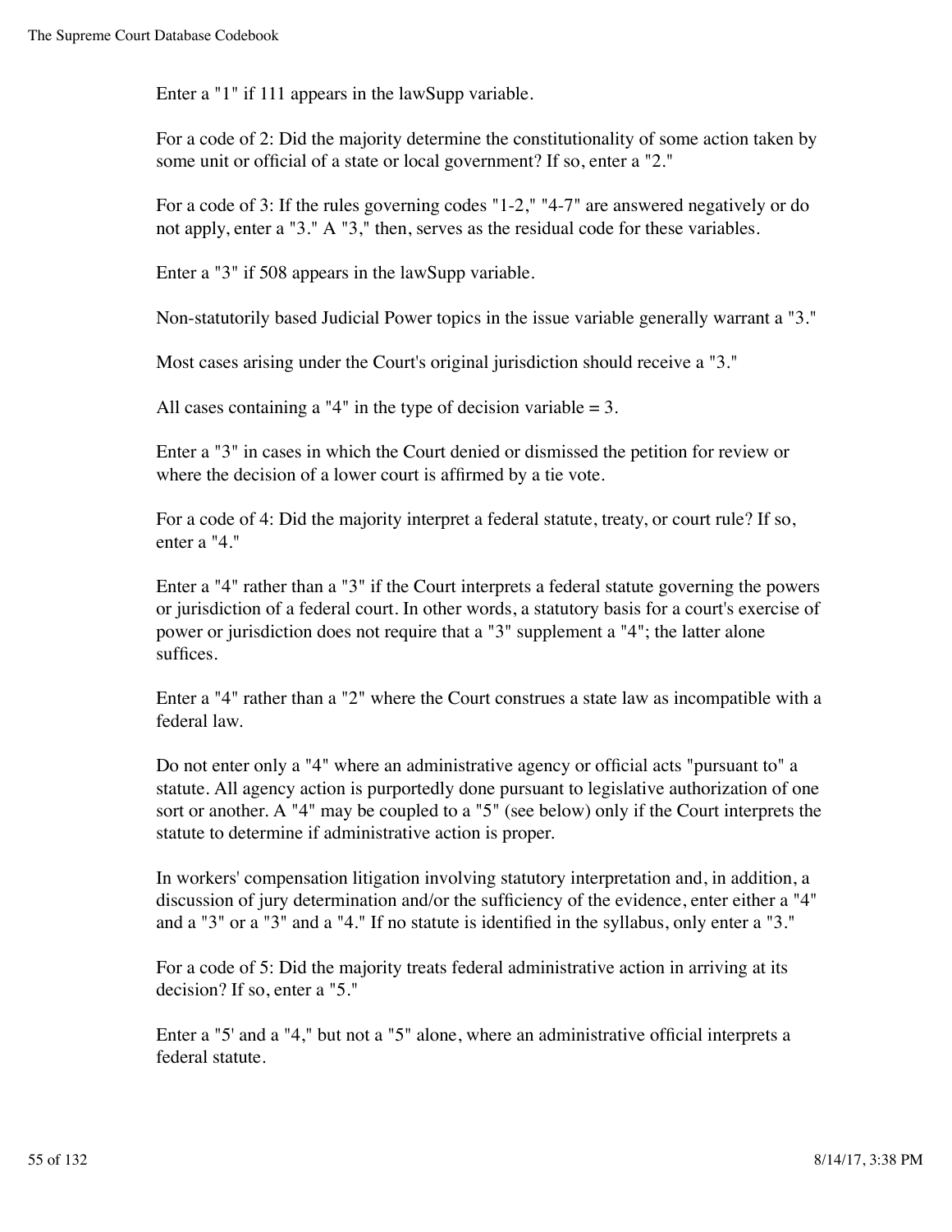Enter a "1" if 111 appears in the lawSupp variable.

For a code of 2: Did the majority determine the constitutionality of some action taken by some unit or official of a state or local government? If so, enter a "2."

For a code of 3: If the rules governing codes "1-2," "4-7" are answered negatively or do not apply, enter a "3." A "3," then, serves as the residual code for these variables.

Enter a "3" if 508 appears in the lawSupp variable.

Non-statutorily based Judicial Power topics in the issue variable generally warrant a "3."

Most cases arising under the Court's original jurisdiction should receive a "3."

All cases containing a "4" in the type of decision variable = 3.

Enter a "3" in cases in which the Court denied or dismissed the petition for review or where the decision of a lower court is affirmed by a tie vote.

For a code of 4: Did the majority interpret a federal statute, treaty, or court rule? If so, enter a "4."

Enter a "4" rather than a "3" if the Court interprets a federal statute governing the powers or jurisdiction of a federal court. In other words, a statutory basis for a court's exercise of power or jurisdiction does not require that a "3" supplement a "4"; the latter alone suffices.

Enter a "4" rather than a "2" where the Court construes a state law as incompatible with a federal law.

Do not enter only a "4" where an administrative agency or official acts "pursuant to" a statute. All agency action is purportedly done pursuant to legislative authorization of one sort or another. A "4" may be coupled to a "5" (see below) only if the Court interprets the statute to determine if administrative action is proper.

In workers' compensation litigation involving statutory interpretation and, in addition, a discussion of jury determination and/or the sufficiency of the evidence, enter either a "4" and a "3" or a "3" and a "4." If no statute is identified in the syllabus, only enter a "3."

For a code of 5: Did the majority treats federal administrative action in arriving at its decision? If so, enter a "5."

Enter a "5' and a "4," but not a "5" alone, where an administrative official interprets a federal statute.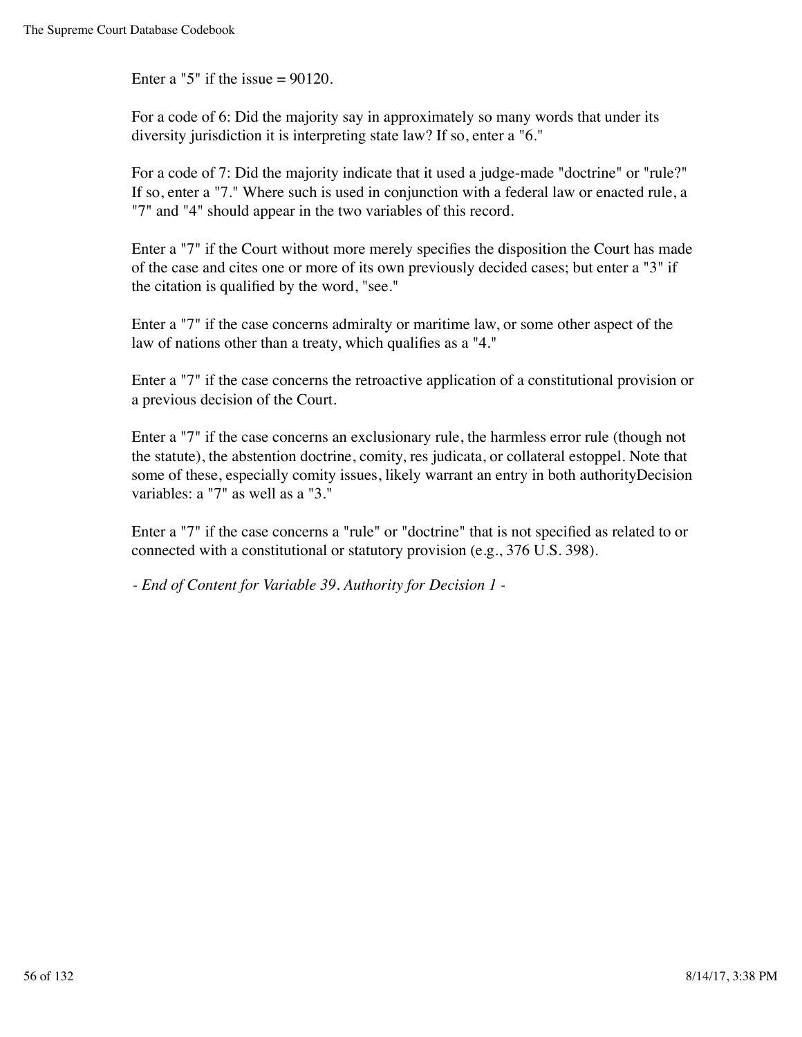Enter a "5" if the issue = 90120.

For a code of 6: Did the majority say in approximately so many words that under its diversity jurisdiction it is interpreting state law? If so, enter a "6."

For a code of 7: Did the majority indicate that it used a judge-made "doctrine" or "rule?" If so, enter a "7." Where such is used in conjunction with a federal law or enacted rule, a "7" and "4" should appear in the two variables of this record.

Enter a "7" if the Court without more merely specifies the disposition the Court has made of the case and cites one or more of its own previously decided cases; but enter a "3" if the citation is qualified by the word, "see."

Enter a "7" if the case concerns admiralty or maritime law, or some other aspect of the law of nations other than a treaty, which qualifies as a "4."

Enter a "7" if the case concerns the retroactive application of a constitutional provision or a previous decision of the Court.

Enter a "7" if the case concerns an exclusionary rule, the harmless error rule (though not the statute), the abstention doctrine, comity, res judicata, or collateral estoppel. Note that some of these, especially comity issues, likely warrant an entry in both authorityDecision variables: a "7" as well as a "3."

Enter a "7" if the case concerns a "rule" or "doctrine" that is not specified as related to or connected with a constitutional or statutory provision (e.g., 376 U.S. 398).

*- End of Content for Variable 39. Authority for Decision 1 -*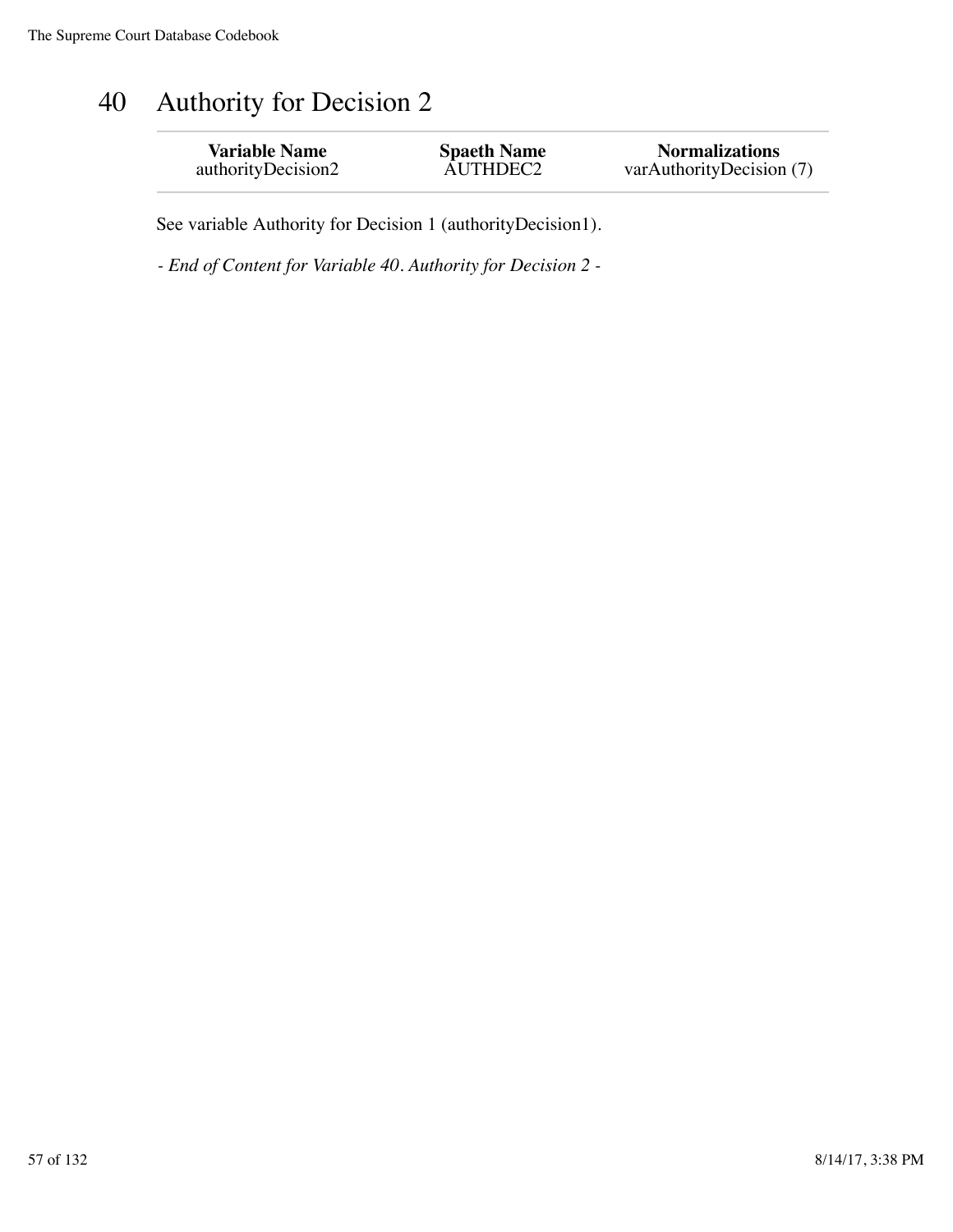# 40 Authority for Decision 2

| Variable Name | Spaeth Name | Normalizations |
|---|---|---|
| authorityDecision2 | AUTHDEC2 | varAuthorityDecision (7) |

See variable Authority for Decision 1 (authorityDecision1).

*- End of Content for Variable 40. Authority for Decision 2 -*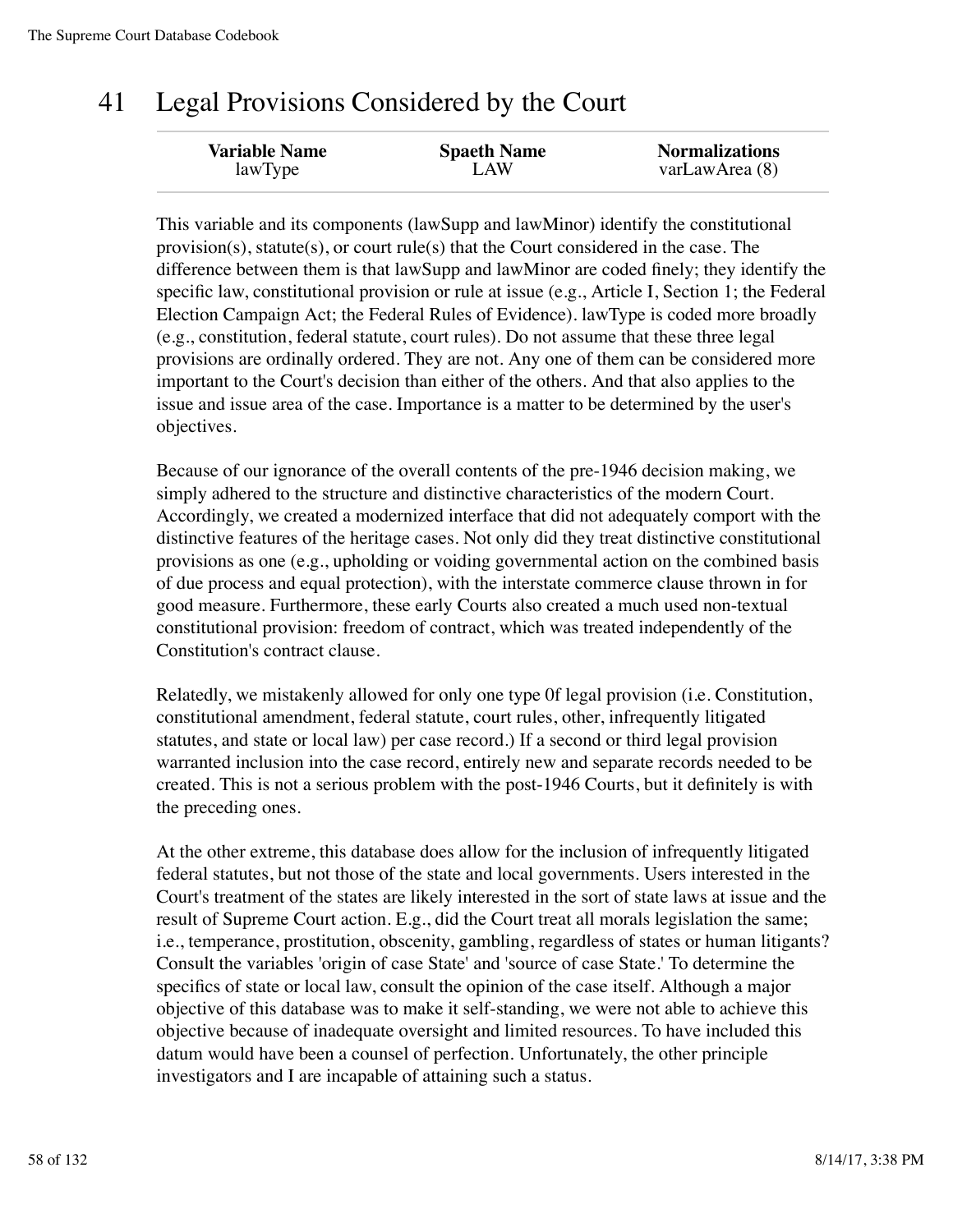# 41 Legal Provisions Considered by the Court

| Variable Name | Spaeth Name | Normalizations |
|---|---|---|
| lawType | LAW | varLawArea (8) |

This variable and its components (lawSupp and lawMinor) identify the constitutional provision(s), statute(s), or court rule(s) that the Court considered in the case. The difference between them is that lawSupp and lawMinor are coded finely; they identify the specific law, constitutional provision or rule at issue (e.g., Article I, Section 1; the Federal Election Campaign Act; the Federal Rules of Evidence). lawType is coded more broadly (e.g., constitution, federal statute, court rules). Do not assume that these three legal provisions are ordinally ordered. They are not. Any one of them can be considered more important to the Court's decision than either of the others. And that also applies to the issue and issue area of the case. Importance is a matter to be determined by the user's objectives.

Because of our ignorance of the overall contents of the pre-1946 decision making, we simply adhered to the structure and distinctive characteristics of the modern Court. Accordingly, we created a modernized interface that did not adequately comport with the distinctive features of the heritage cases. Not only did they treat distinctive constitutional provisions as one (e.g., upholding or voiding governmental action on the combined basis of due process and equal protection), with the interstate commerce clause thrown in for good measure. Furthermore, these early Courts also created a much used non-textual constitutional provision: freedom of contract, which was treated independently of the Constitution's contract clause.

Relatedly, we mistakenly allowed for only one type 0f legal provision (i.e. Constitution, constitutional amendment, federal statute, court rules, other, infrequently litigated statutes, and state or local law) per case record.) If a second or third legal provision warranted inclusion into the case record, entirely new and separate records needed to be created. This is not a serious problem with the post-1946 Courts, but it definitely is with the preceding ones.

At the other extreme, this database does allow for the inclusion of infrequently litigated federal statutes, but not those of the state and local governments. Users interested in the Court's treatment of the states are likely interested in the sort of state laws at issue and the result of Supreme Court action. E.g., did the Court treat all morals legislation the same; i.e., temperance, prostitution, obscenity, gambling, regardless of states or human litigants? Consult the variables 'origin of case State' and 'source of case State.' To determine the specifics of state or local law, consult the opinion of the case itself. Although a major objective of this database was to make it self-standing, we were not able to achieve this objective because of inadequate oversight and limited resources. To have included this datum would have been a counsel of perfection. Unfortunately, the other principle investigators and I are incapable of attaining such a status.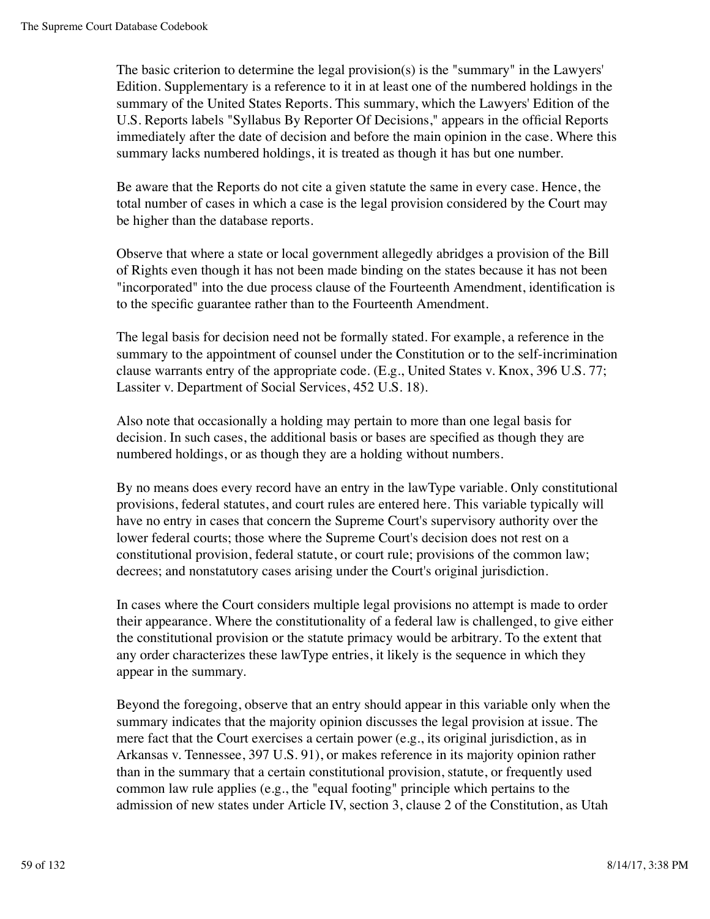The basic criterion to determine the legal provision(s) is the "summary" in the Lawyers' Edition. Supplementary is a reference to it in at least one of the numbered holdings in the summary of the United States Reports. This summary, which the Lawyers' Edition of the U.S. Reports labels "Syllabus By Reporter Of Decisions," appears in the official Reports immediately after the date of decision and before the main opinion in the case. Where this summary lacks numbered holdings, it is treated as though it has but one number.

Be aware that the Reports do not cite a given statute the same in every case. Hence, the total number of cases in which a case is the legal provision considered by the Court may be higher than the database reports.

Observe that where a state or local government allegedly abridges a provision of the Bill of Rights even though it has not been made binding on the states because it has not been "incorporated" into the due process clause of the Fourteenth Amendment, identification is to the specific guarantee rather than to the Fourteenth Amendment.

The legal basis for decision need not be formally stated. For example, a reference in the summary to the appointment of counsel under the Constitution or to the self-incrimination clause warrants entry of the appropriate code. (E.g., United States v. Knox, 396 U.S. 77; Lassiter v. Department of Social Services, 452 U.S. 18).

Also note that occasionally a holding may pertain to more than one legal basis for decision. In such cases, the additional basis or bases are specified as though they are numbered holdings, or as though they are a holding without numbers.

By no means does every record have an entry in the lawType variable. Only constitutional provisions, federal statutes, and court rules are entered here. This variable typically will have no entry in cases that concern the Supreme Court's supervisory authority over the lower federal courts; those where the Supreme Court's decision does not rest on a constitutional provision, federal statute, or court rule; provisions of the common law; decrees; and nonstatutory cases arising under the Court's original jurisdiction.

In cases where the Court considers multiple legal provisions no attempt is made to order their appearance. Where the constitutionality of a federal law is challenged, to give either the constitutional provision or the statute primacy would be arbitrary. To the extent that any order characterizes these lawType entries, it likely is the sequence in which they appear in the summary.

Beyond the foregoing, observe that an entry should appear in this variable only when the summary indicates that the majority opinion discusses the legal provision at issue. The mere fact that the Court exercises a certain power (e.g., its original jurisdiction, as in Arkansas v. Tennessee, 397 U.S. 91), or makes reference in its majority opinion rather than in the summary that a certain constitutional provision, statute, or frequently used common law rule applies (e.g., the "equal footing" principle which pertains to the admission of new states under Article IV, section 3, clause 2 of the Constitution, as Utah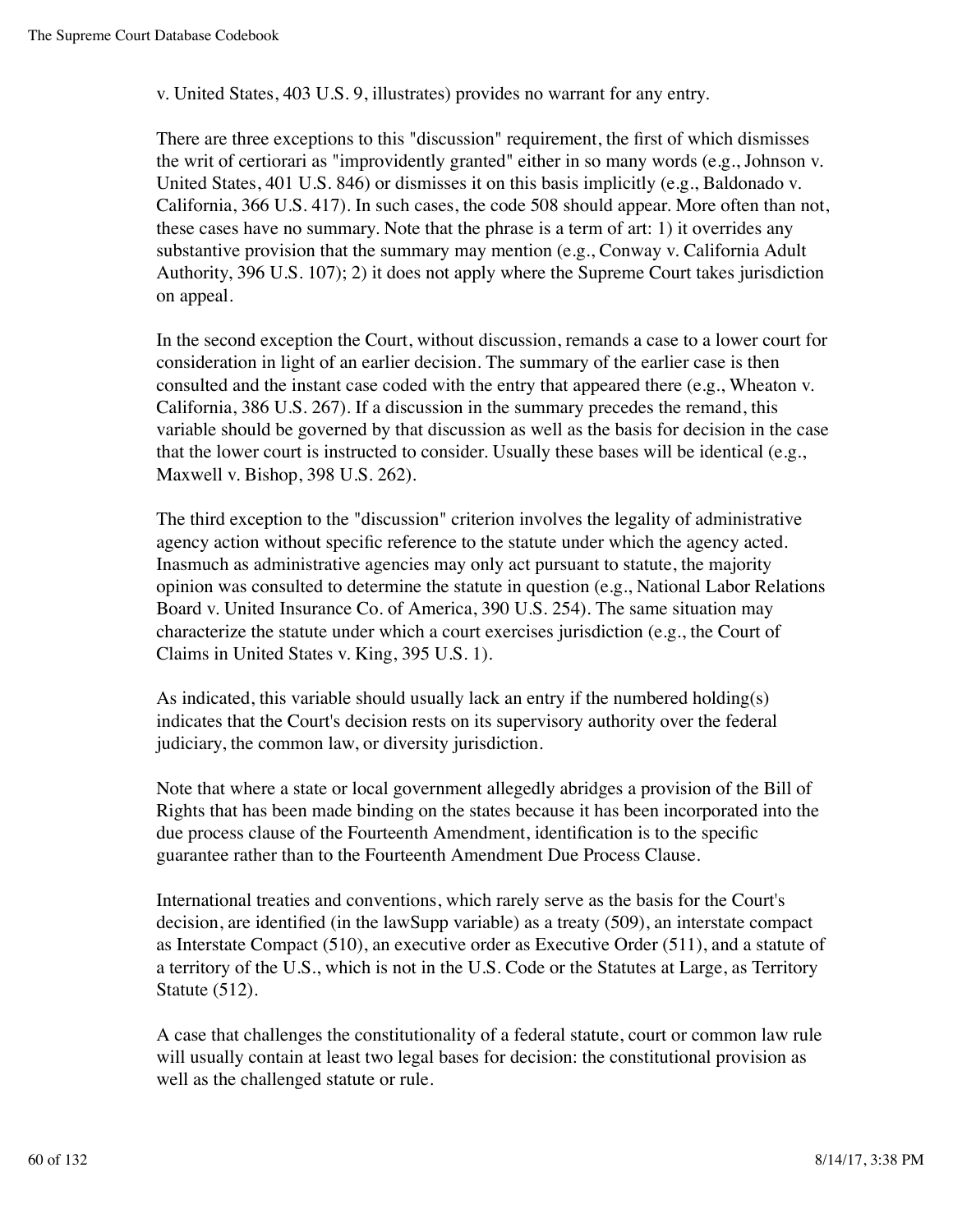v. United States, 403 U.S. 9, illustrates) provides no warrant for any entry.

There are three exceptions to this "discussion" requirement, the first of which dismisses the writ of certiorari as "improvidently granted" either in so many words (e.g., Johnson v. United States, 401 U.S. 846) or dismisses it on this basis implicitly (e.g., Baldonado v. California, 366 U.S. 417). In such cases, the code 508 should appear. More often than not, these cases have no summary. Note that the phrase is a term of art: 1) it overrides any substantive provision that the summary may mention (e.g., Conway v. California Adult Authority, 396 U.S. 107); 2) it does not apply where the Supreme Court takes jurisdiction on appeal.

In the second exception the Court, without discussion, remands a case to a lower court for consideration in light of an earlier decision. The summary of the earlier case is then consulted and the instant case coded with the entry that appeared there (e.g., Wheaton v. California, 386 U.S. 267). If a discussion in the summary precedes the remand, this variable should be governed by that discussion as well as the basis for decision in the case that the lower court is instructed to consider. Usually these bases will be identical (e.g., Maxwell v. Bishop, 398 U.S. 262).

The third exception to the "discussion" criterion involves the legality of administrative agency action without specific reference to the statute under which the agency acted. Inasmuch as administrative agencies may only act pursuant to statute, the majority opinion was consulted to determine the statute in question (e.g., National Labor Relations Board v. United Insurance Co. of America, 390 U.S. 254). The same situation may characterize the statute under which a court exercises jurisdiction (e.g., the Court of Claims in United States v. King, 395 U.S. 1).

As indicated, this variable should usually lack an entry if the numbered holding(s) indicates that the Court's decision rests on its supervisory authority over the federal judiciary, the common law, or diversity jurisdiction.

Note that where a state or local government allegedly abridges a provision of the Bill of Rights that has been made binding on the states because it has been incorporated into the due process clause of the Fourteenth Amendment, identification is to the specific guarantee rather than to the Fourteenth Amendment Due Process Clause.

International treaties and conventions, which rarely serve as the basis for the Court's decision, are identified (in the lawSupp variable) as a treaty (509), an interstate compact as Interstate Compact (510), an executive order as Executive Order (511), and a statute of a territory of the U.S., which is not in the U.S. Code or the Statutes at Large, as Territory Statute (512).

A case that challenges the constitutionality of a federal statute, court or common law rule will usually contain at least two legal bases for decision: the constitutional provision as well as the challenged statute or rule.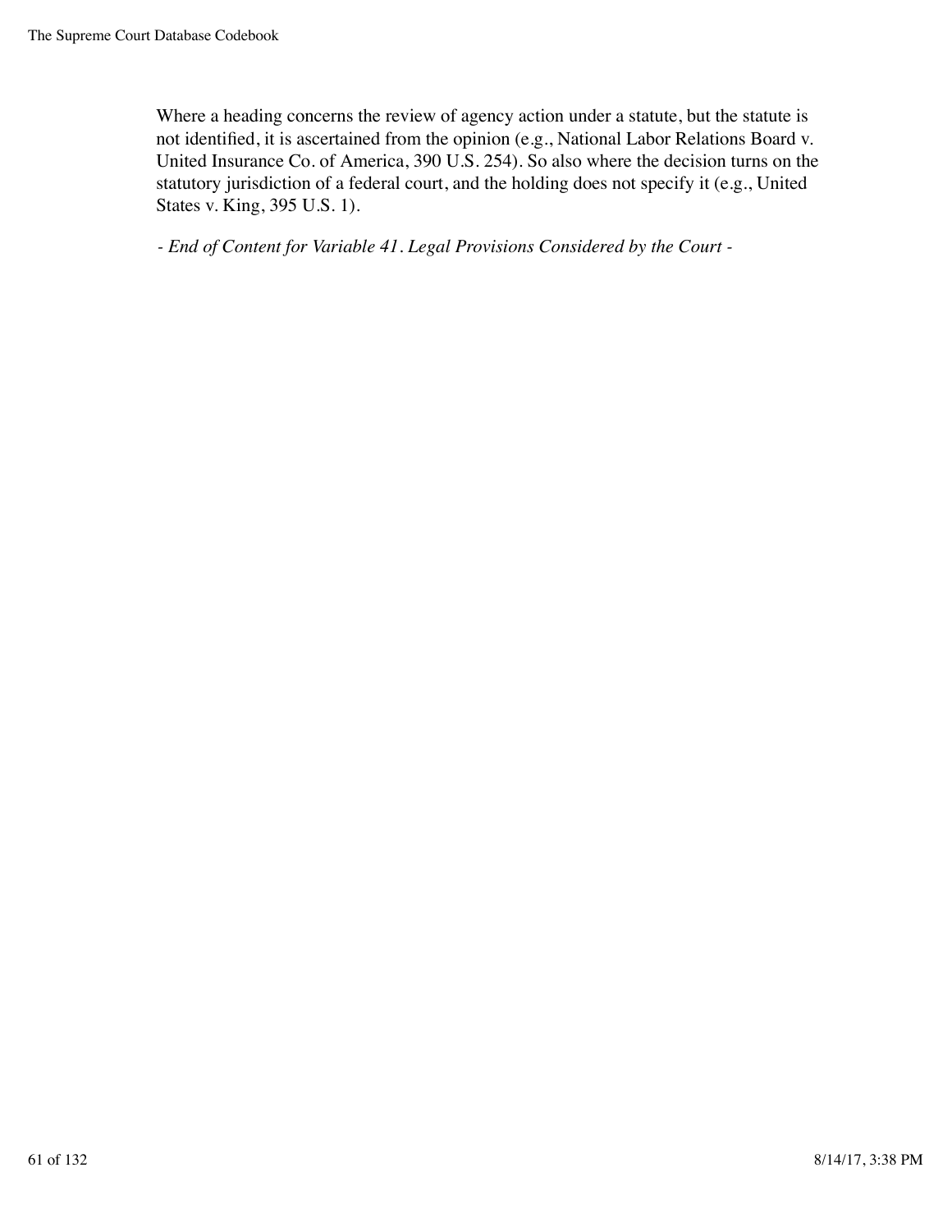Where a heading concerns the review of agency action under a statute, but the statute is not identified, it is ascertained from the opinion (e.g., National Labor Relations Board v. United Insurance Co. of America, 390 U.S. 254). So also where the decision turns on the statutory jurisdiction of a federal court, and the holding does not specify it (e.g., United States v. King, 395 U.S. 1).

*- End of Content for Variable 41. Legal Provisions Considered by the Court -*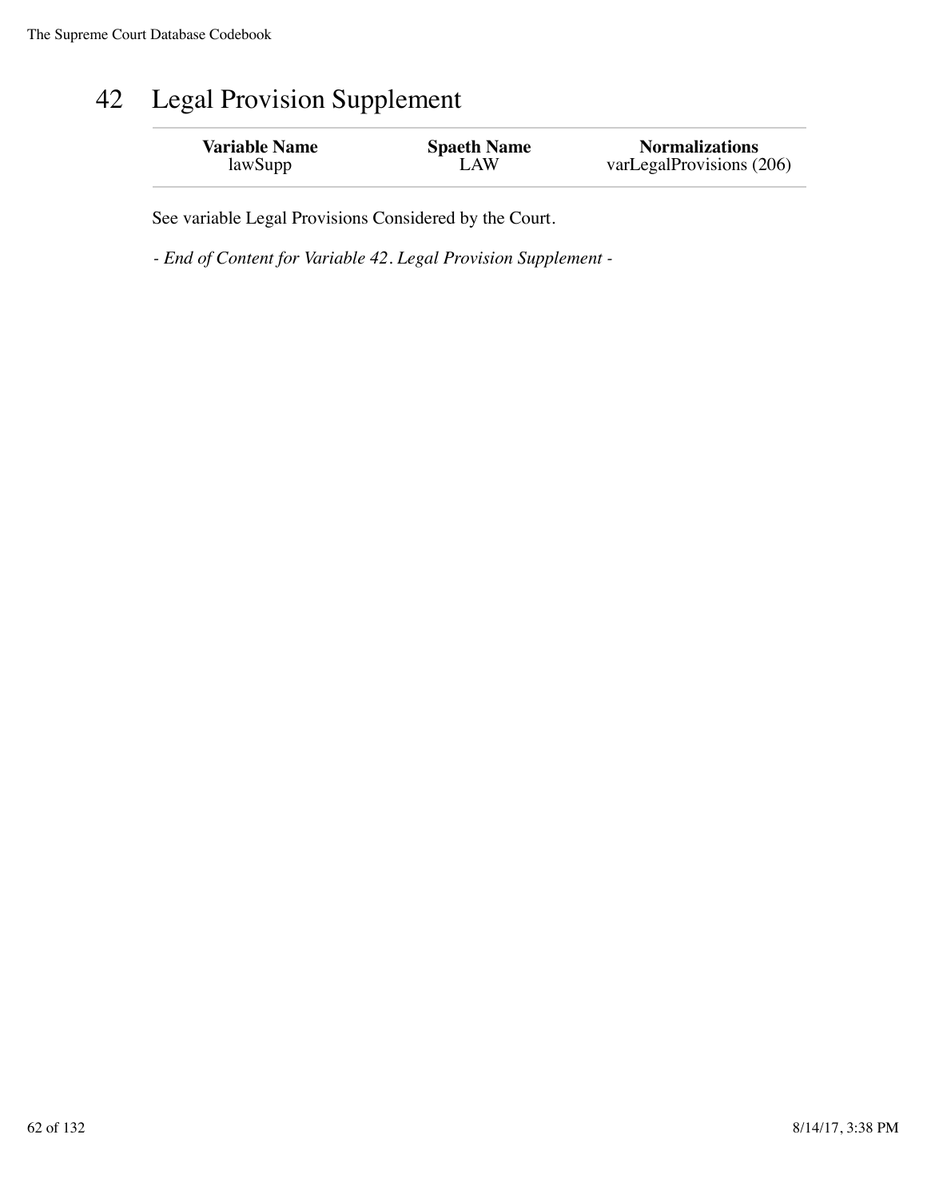# 42 Legal Provision Supplement

| Variable Name | Spaeth Name | Normalizations |
|---|---|---|
| lawSupp | LAW | varLegalProvisions (206) |

See variable Legal Provisions Considered by the Court.

*- End of Content for Variable 42. Legal Provision Supplement -*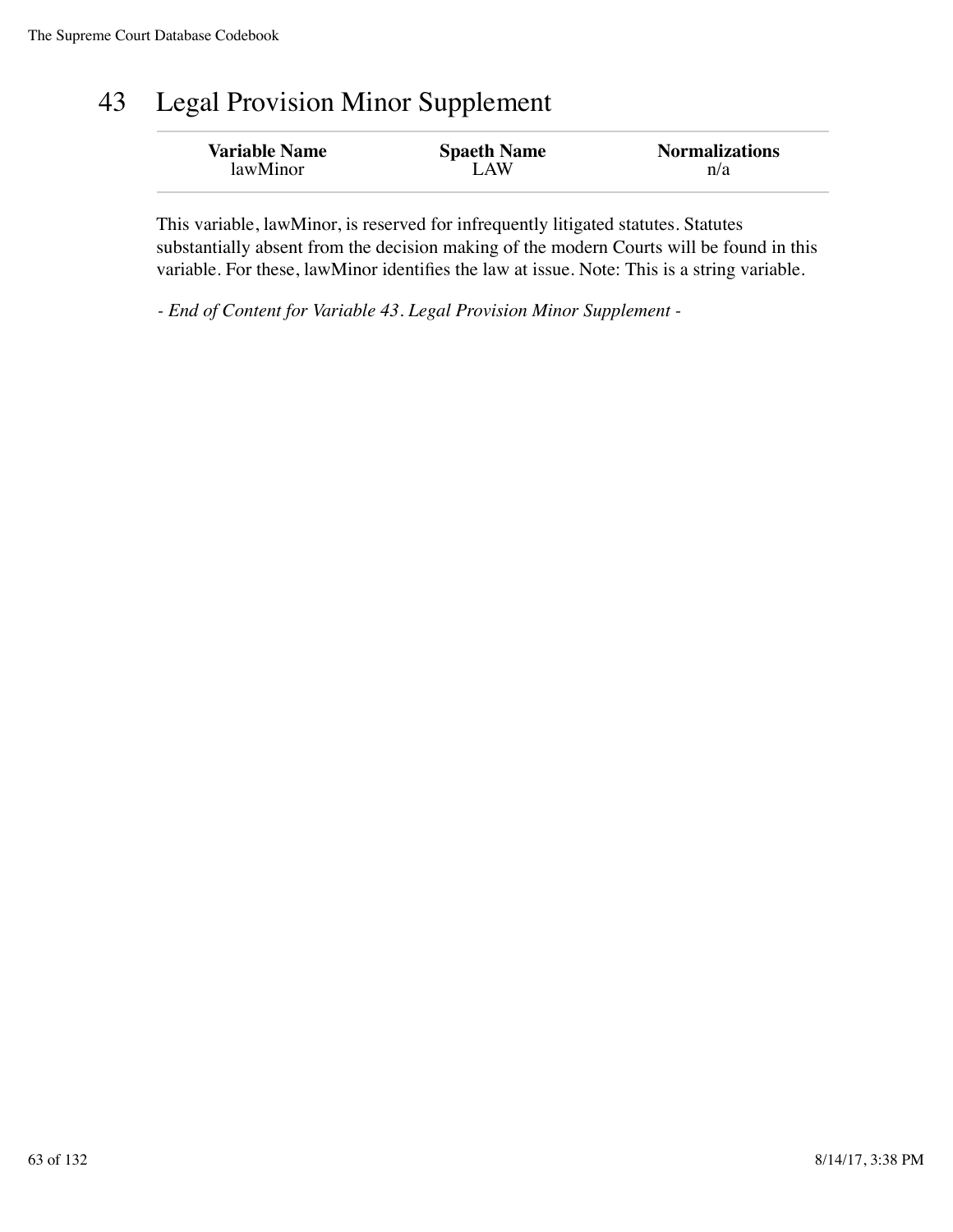# 43 Legal Provision Minor Supplement

| Variable Name | Spaeth Name | Normalizations |
|---|---|---|
| lawMinor | LAW | n/a |

This variable, lawMinor, is reserved for infrequently litigated statutes. Statutes substantially absent from the decision making of the modern Courts will be found in this variable. For these, lawMinor identifies the law at issue. Note: This is a string variable.

*- End of Content for Variable 43. Legal Provision Minor Supplement -*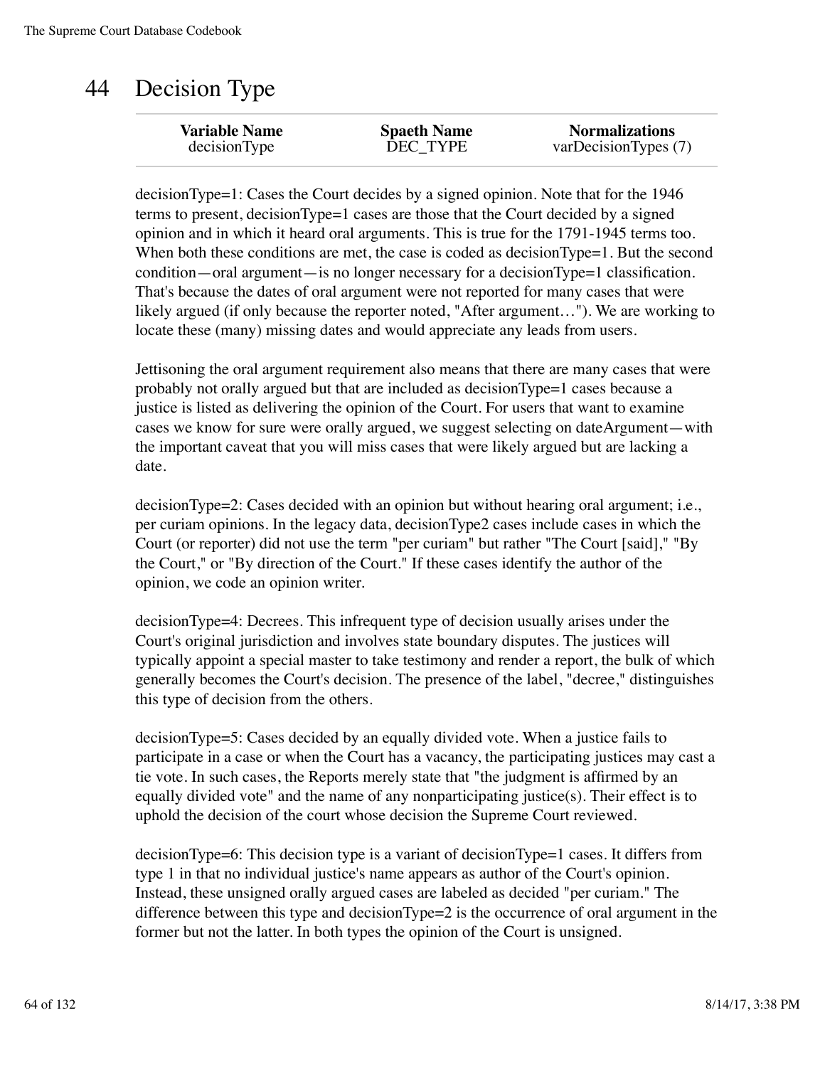# 44 Decision Type

| Variable Name | Spaeth Name | Normalizations |
|---|---|---|
| decisionType | DEC_TYPE | varDecisionTypes (7) |

decisionType=1: Cases the Court decides by a signed opinion. Note that for the 1946 terms to present, decisionType=1 cases are those that the Court decided by a signed opinion and in which it heard oral arguments. This is true for the 1791-1945 terms too. When both these conditions are met, the case is coded as decisionType=1. But the second condition—oral argument—is no longer necessary for a decisionType=1 classification. That's because the dates of oral argument were not reported for many cases that were likely argued (if only because the reporter noted, "After argument…"). We are working to locate these (many) missing dates and would appreciate any leads from users.

Jettisoning the oral argument requirement also means that there are many cases that were probably not orally argued but that are included as decisionType=1 cases because a justice is listed as delivering the opinion of the Court. For users that want to examine cases we know for sure were orally argued, we suggest selecting on dateArgument—with the important caveat that you will miss cases that were likely argued but are lacking a date.

decisionType=2: Cases decided with an opinion but without hearing oral argument; i.e., per curiam opinions. In the legacy data, decisionType2 cases include cases in which the Court (or reporter) did not use the term "per curiam" but rather "The Court [said]," "By the Court," or "By direction of the Court." If these cases identify the author of the opinion, we code an opinion writer.

decisionType=4: Decrees. This infrequent type of decision usually arises under the Court's original jurisdiction and involves state boundary disputes. The justices will typically appoint a special master to take testimony and render a report, the bulk of which generally becomes the Court's decision. The presence of the label, "decree," distinguishes this type of decision from the others.

decisionType=5: Cases decided by an equally divided vote. When a justice fails to participate in a case or when the Court has a vacancy, the participating justices may cast a tie vote. In such cases, the Reports merely state that "the judgment is affirmed by an equally divided vote" and the name of any nonparticipating justice(s). Their effect is to uphold the decision of the court whose decision the Supreme Court reviewed.

decisionType=6: This decision type is a variant of decisionType=1 cases. It differs from type 1 in that no individual justice's name appears as author of the Court's opinion. Instead, these unsigned orally argued cases are labeled as decided "per curiam." The difference between this type and decisionType=2 is the occurrence of oral argument in the former but not the latter. In both types the opinion of the Court is unsigned.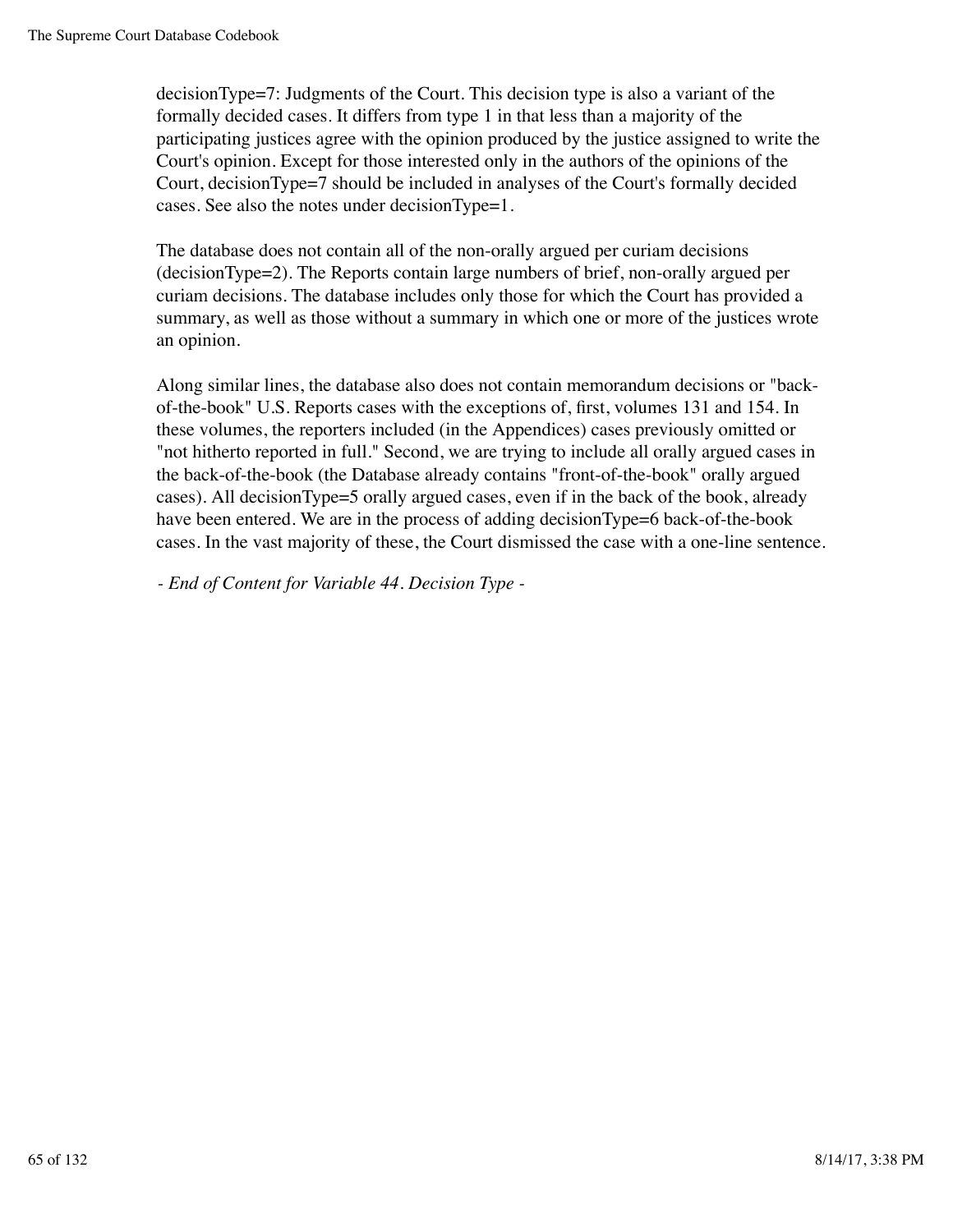decisionType=7: Judgments of the Court. This decision type is also a variant of the formally decided cases. It differs from type 1 in that less than a majority of the participating justices agree with the opinion produced by the justice assigned to write the Court's opinion. Except for those interested only in the authors of the opinions of the Court, decisionType=7 should be included in analyses of the Court's formally decided cases. See also the notes under decisionType=1.

The database does not contain all of the non-orally argued per curiam decisions (decisionType=2). The Reports contain large numbers of brief, non-orally argued per curiam decisions. The database includes only those for which the Court has provided a summary, as well as those without a summary in which one or more of the justices wrote an opinion.

Along similar lines, the database also does not contain memorandum decisions or "back-of-the-book" U.S. Reports cases with the exceptions of, first, volumes 131 and 154. In these volumes, the reporters included (in the Appendices) cases previously omitted or "not hitherto reported in full." Second, we are trying to include all orally argued cases in the back-of-the-book (the Database already contains "front-of-the-book" orally argued cases). All decisionType=5 orally argued cases, even if in the back of the book, already have been entered. We are in the process of adding decisionType=6 back-of-the-book cases. In the vast majority of these, the Court dismissed the case with a one-line sentence.

*- End of Content for Variable 44. Decision Type -*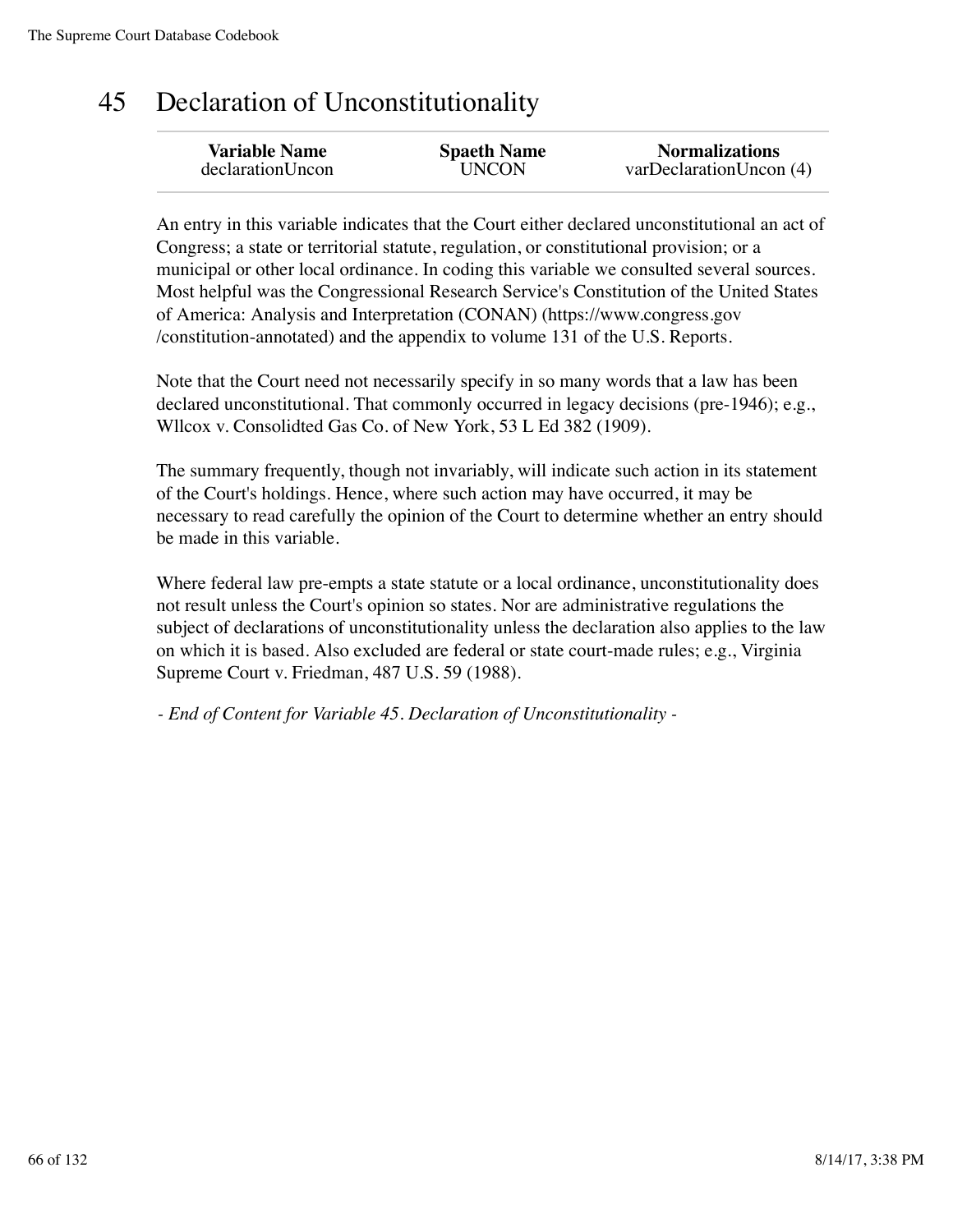# 45 Declaration of Unconstitutionality

| Variable Name | Spaeth Name | Normalizations |
|---|---|---|
| declarationUncon | UNCON | varDeclarationUncon (4) |

An entry in this variable indicates that the Court either declared unconstitutional an act of Congress; a state or territorial statute, regulation, or constitutional provision; or a municipal or other local ordinance. In coding this variable we consulted several sources. Most helpful was the Congressional Research Service's Constitution of the United States of America: Analysis and Interpretation (CONAN) (https://www.congress.gov/constitution-annotated) and the appendix to volume 131 of the U.S. Reports.

Note that the Court need not necessarily specify in so many words that a law has been declared unconstitutional. That commonly occurred in legacy decisions (pre-1946); e.g., Wllcox v. Consolidted Gas Co. of New York, 53 L Ed 382 (1909).

The summary frequently, though not invariably, will indicate such action in its statement of the Court's holdings. Hence, where such action may have occurred, it may be necessary to read carefully the opinion of the Court to determine whether an entry should be made in this variable.

Where federal law pre-empts a state statute or a local ordinance, unconstitutionality does not result unless the Court's opinion so states. Nor are administrative regulations the subject of declarations of unconstitutionality unless the declaration also applies to the law on which it is based. Also excluded are federal or state court-made rules; e.g., Virginia Supreme Court v. Friedman, 487 U.S. 59 (1988).

*- End of Content for Variable 45. Declaration of Unconstitutionality -*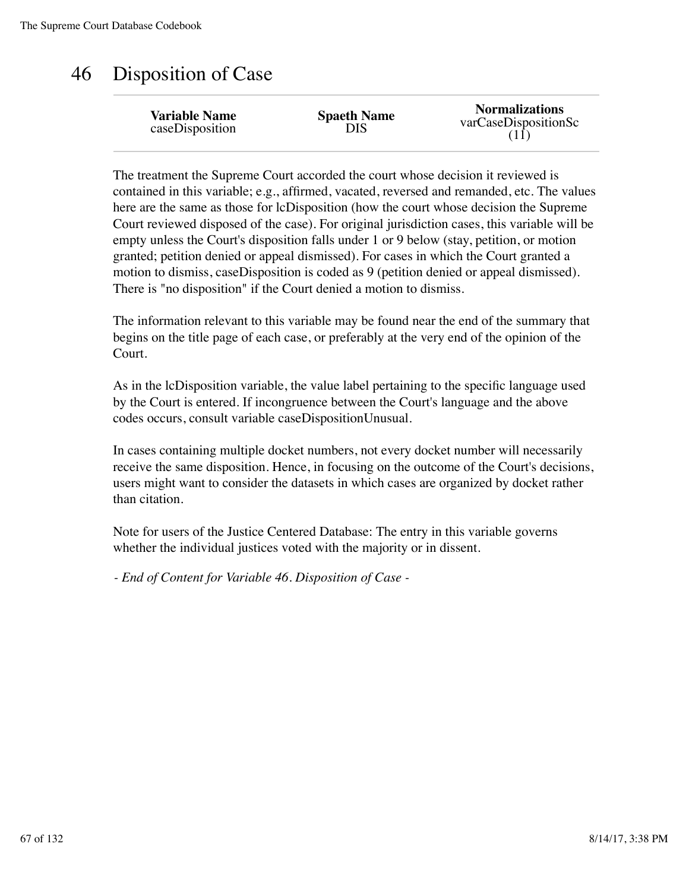# 46 Disposition of Case

| Variable Name | Spaeth Name | Normalizations |
|---|---|---|
| caseDisposition | DIS | varCaseDispositionSc (11) |

The treatment the Supreme Court accorded the court whose decision it reviewed is contained in this variable; e.g., affirmed, vacated, reversed and remanded, etc. The values here are the same as those for lcDisposition (how the court whose decision the Supreme Court reviewed disposed of the case). For original jurisdiction cases, this variable will be empty unless the Court's disposition falls under 1 or 9 below (stay, petition, or motion granted; petition denied or appeal dismissed). For cases in which the Court granted a motion to dismiss, caseDisposition is coded as 9 (petition denied or appeal dismissed). There is "no disposition" if the Court denied a motion to dismiss.

The information relevant to this variable may be found near the end of the summary that begins on the title page of each case, or preferably at the very end of the opinion of the Court.

As in the lcDisposition variable, the value label pertaining to the specific language used by the Court is entered. If incongruence between the Court's language and the above codes occurs, consult variable caseDispositionUnusual.

In cases containing multiple docket numbers, not every docket number will necessarily receive the same disposition. Hence, in focusing on the outcome of the Court's decisions, users might want to consider the datasets in which cases are organized by docket rather than citation.

Note for users of the Justice Centered Database: The entry in this variable governs whether the individual justices voted with the majority or in dissent.

*- End of Content for Variable 46. Disposition of Case -*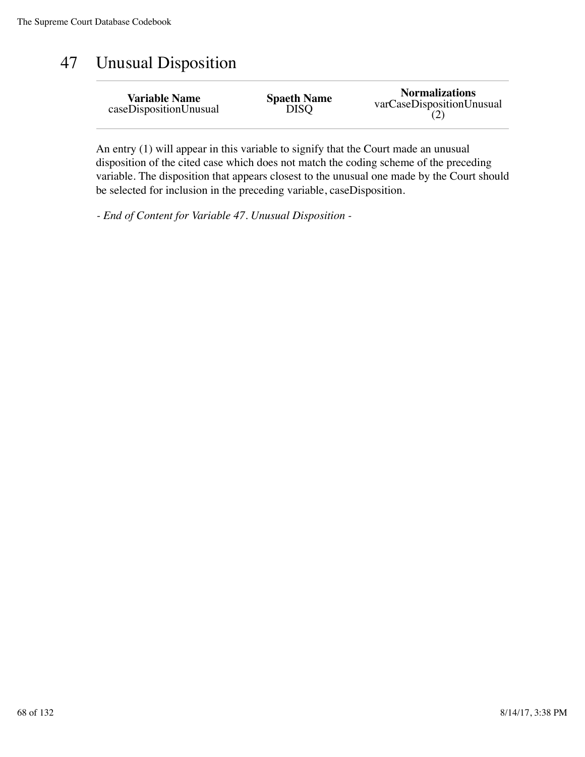# 47 Unusual Disposition

| Variable Name | Spaeth Name | Normalizations |
| --- | --- | --- |
| caseDispositionUnusual | DISQ | varCaseDispositionUnusual (2) |

An entry (1) will appear in this variable to signify that the Court made an unusual disposition of the cited case which does not match the coding scheme of the preceding variable. The disposition that appears closest to the unusual one made by the Court should be selected for inclusion in the preceding variable, caseDisposition.

*- End of Content for Variable 47. Unusual Disposition -*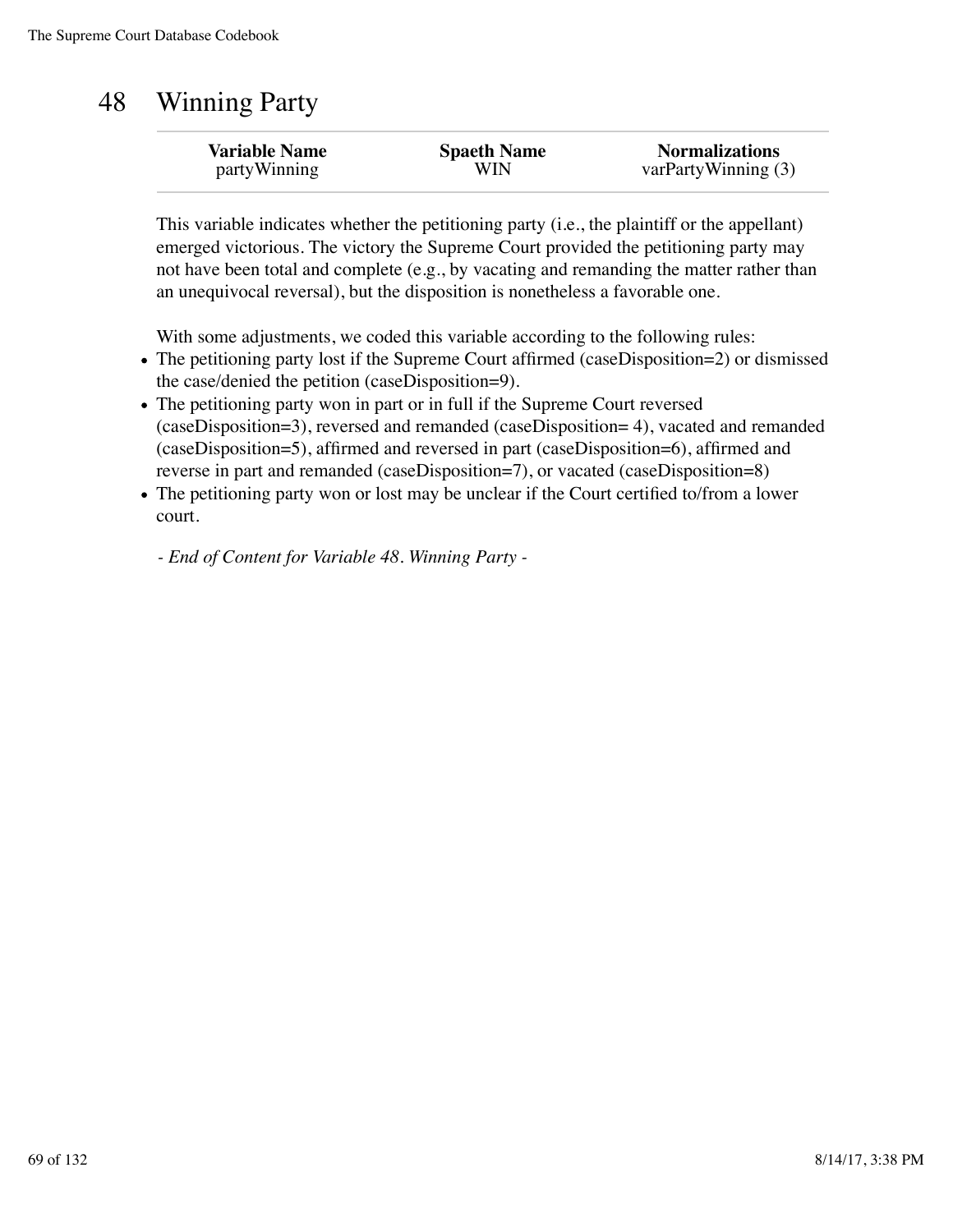# 48 Winning Party

| Variable Name | Spaeth Name | Normalizations |
|---|---|---|
| partyWinning | WIN | varPartyWinning (3) |

This variable indicates whether the petitioning party (i.e., the plaintiff or the appellant) emerged victorious. The victory the Supreme Court provided the petitioning party may not have been total and complete (e.g., by vacating and remanding the matter rather than an unequivocal reversal), but the disposition is nonetheless a favorable one.

With some adjustments, we coded this variable according to the following rules:

- The petitioning party lost if the Supreme Court affirmed (caseDisposition=2) or dismissed the case/denied the petition (caseDisposition=9).
- The petitioning party won in part or in full if the Supreme Court reversed (caseDisposition=3), reversed and remanded (caseDisposition= 4), vacated and remanded (caseDisposition=5), affirmed and reversed in part (caseDisposition=6), affirmed and reverse in part and remanded (caseDisposition=7), or vacated (caseDisposition=8)
- The petitioning party won or lost may be unclear if the Court certified to/from a lower court.

*- End of Content for Variable 48. Winning Party -*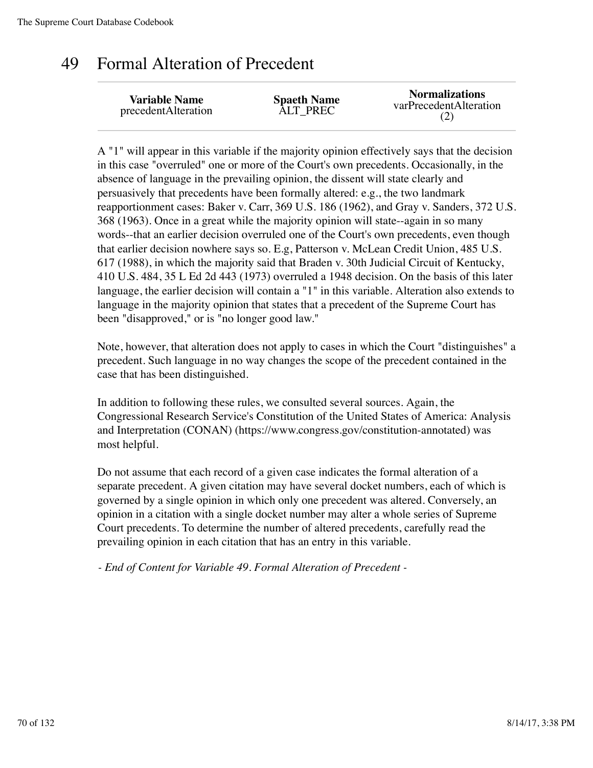# 49 Formal Alteration of Precedent

| Variable Name | Spaeth Name | Normalizations |
| --- | --- | --- |
| precedentAlteration | ALT_PREC | varPrecedentAlteration (2) |

A "1" will appear in this variable if the majority opinion effectively says that the decision in this case "overruled" one or more of the Court's own precedents. Occasionally, in the absence of language in the prevailing opinion, the dissent will state clearly and persuasively that precedents have been formally altered: e.g., the two landmark reapportionment cases: Baker v. Carr, 369 U.S. 186 (1962), and Gray v. Sanders, 372 U.S. 368 (1963). Once in a great while the majority opinion will state--again in so many words--that an earlier decision overruled one of the Court's own precedents, even though that earlier decision nowhere says so. E.g, Patterson v. McLean Credit Union, 485 U.S. 617 (1988), in which the majority said that Braden v. 30th Judicial Circuit of Kentucky, 410 U.S. 484, 35 L Ed 2d 443 (1973) overruled a 1948 decision. On the basis of this later language, the earlier decision will contain a "1" in this variable. Alteration also extends to language in the majority opinion that states that a precedent of the Supreme Court has been "disapproved," or is "no longer good law."

Note, however, that alteration does not apply to cases in which the Court "distinguishes" a precedent. Such language in no way changes the scope of the precedent contained in the case that has been distinguished.

In addition to following these rules, we consulted several sources. Again, the Congressional Research Service's Constitution of the United States of America: Analysis and Interpretation (CONAN) (https://www.congress.gov/constitution-annotated) was most helpful.

Do not assume that each record of a given case indicates the formal alteration of a separate precedent. A given citation may have several docket numbers, each of which is governed by a single opinion in which only one precedent was altered. Conversely, an opinion in a citation with a single docket number may alter a whole series of Supreme Court precedents. To determine the number of altered precedents, carefully read the prevailing opinion in each citation that has an entry in this variable.

*- End of Content for Variable 49. Formal Alteration of Precedent -*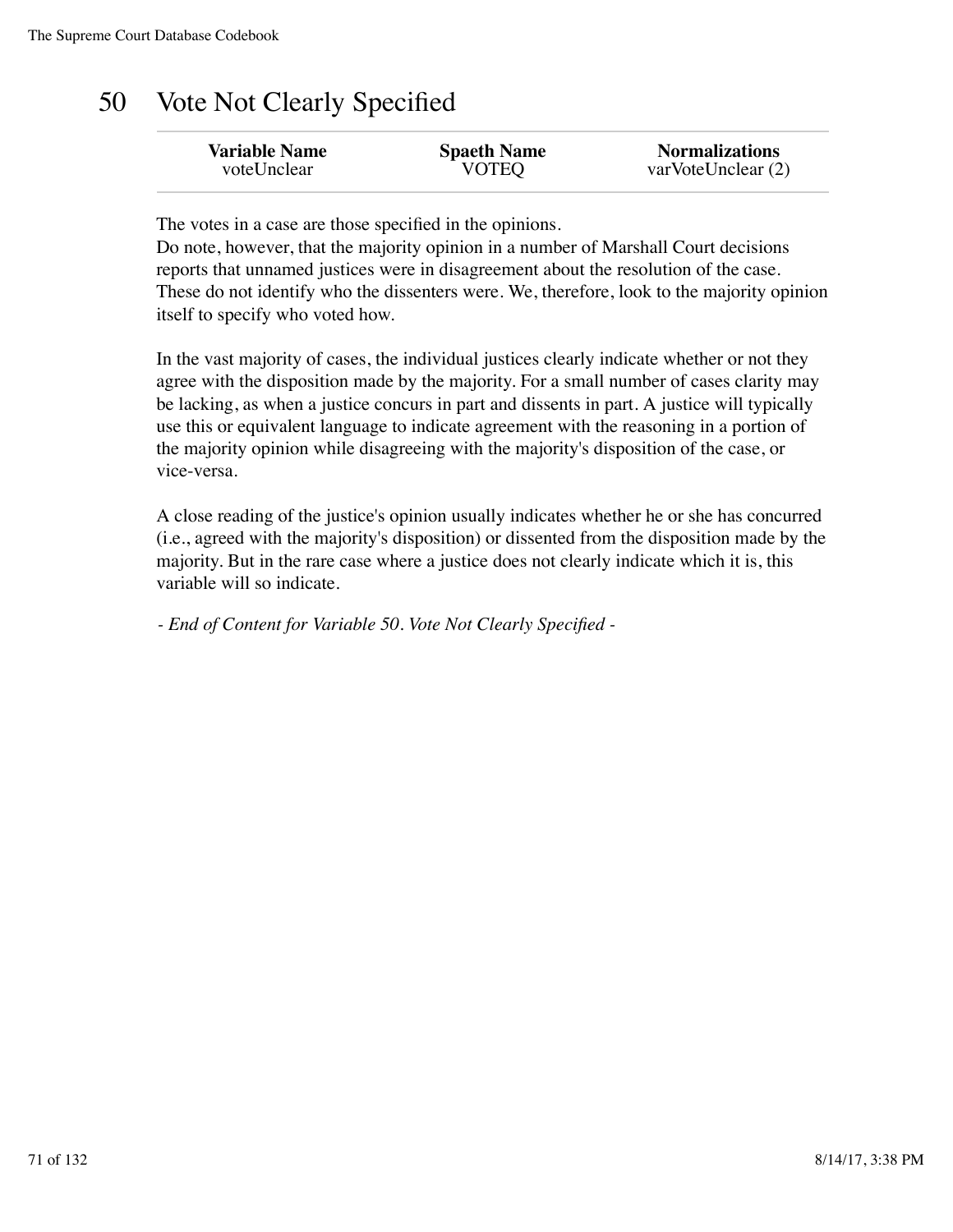# 50 Vote Not Clearly Specified

| Variable Name | Spaeth Name | Normalizations |
|---|---|---|
| voteUnclear | VOTEQ | varVoteUnclear (2) |

The votes in a case are those specified in the opinions.
Do note, however, that the majority opinion in a number of Marshall Court decisions reports that unnamed justices were in disagreement about the resolution of the case. These do not identify who the dissenters were. We, therefore, look to the majority opinion itself to specify who voted how.

In the vast majority of cases, the individual justices clearly indicate whether or not they agree with the disposition made by the majority. For a small number of cases clarity may be lacking, as when a justice concurs in part and dissents in part. A justice will typically use this or equivalent language to indicate agreement with the reasoning in a portion of the majority opinion while disagreeing with the majority's disposition of the case, or vice-versa.

A close reading of the justice's opinion usually indicates whether he or she has concurred (i.e., agreed with the majority's disposition) or dissented from the disposition made by the majority. But in the rare case where a justice does not clearly indicate which it is, this variable will so indicate.

*- End of Content for Variable 50. Vote Not Clearly Specified -*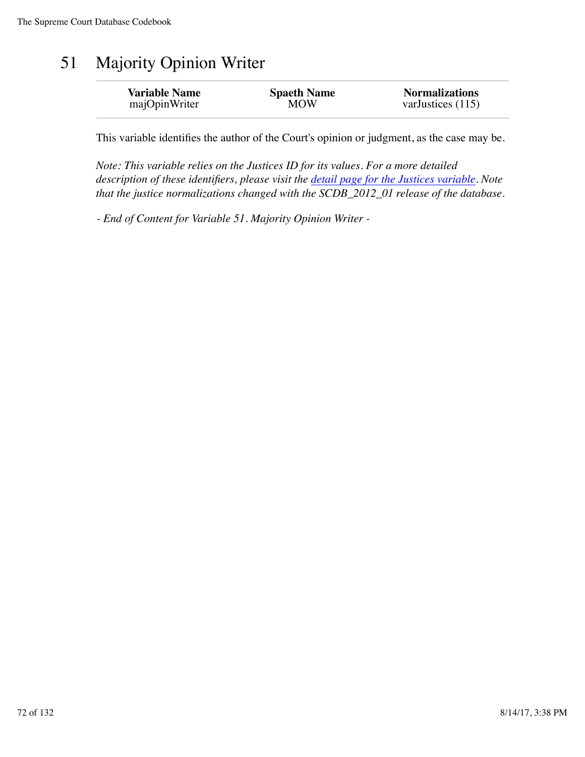# 51 Majority Opinion Writer

| Variable Name | Spaeth Name | Normalizations |
|---|---|---|
| majOpinWriter | MOW | varJustices (115) |

This variable identifies the author of the Court's opinion or judgment, as the case may be.

*Note: This variable relies on the Justices ID for its values. For a more detailed description of these identifiers, please visit the detail page for the Justices variable. Note that the justice normalizations changed with the SCDB_2012_01 release of the database.*

*- End of Content for Variable 51. Majority Opinion Writer -*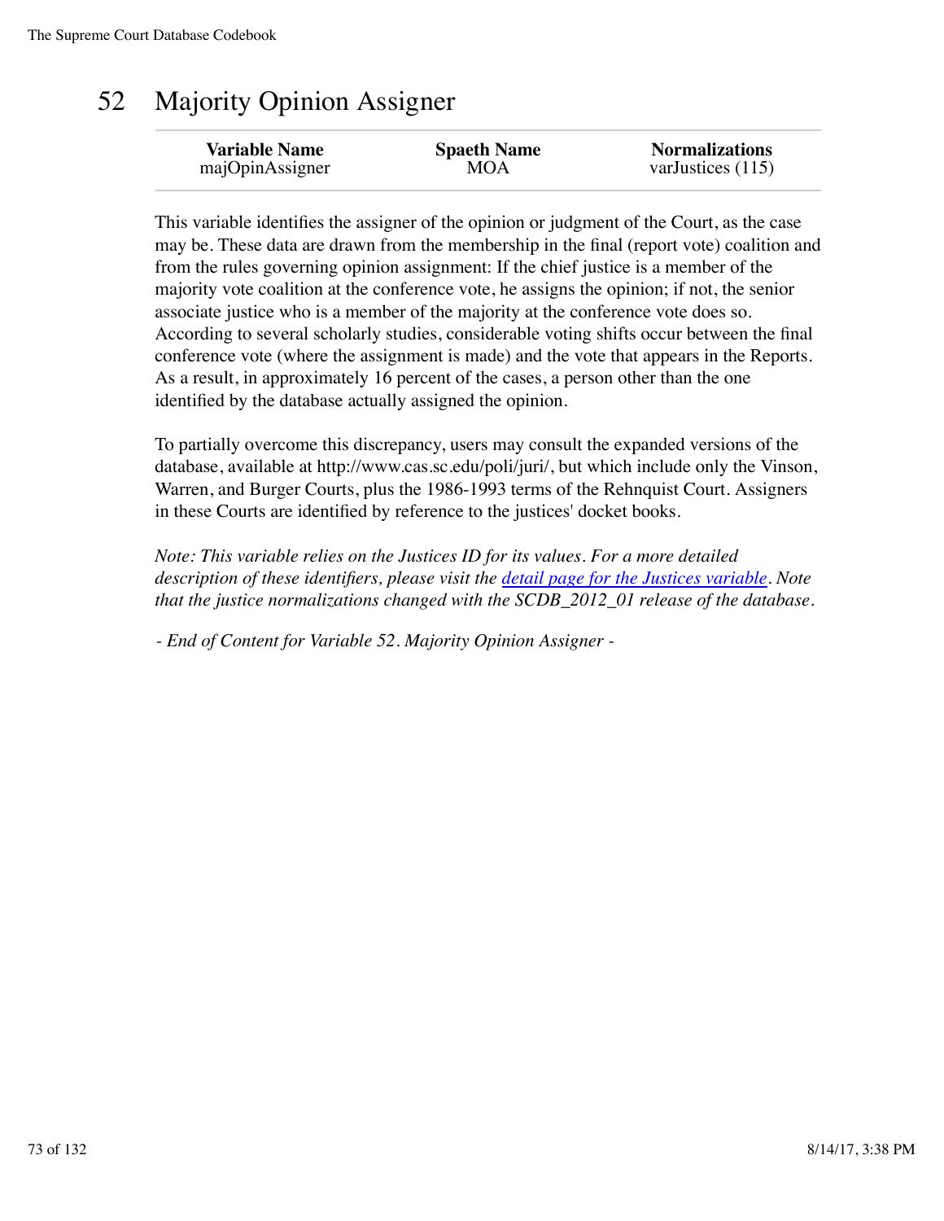# 52 Majority Opinion Assigner

| Variable Name | Spaeth Name | Normalizations |
|---|---|---|
| majOpinAssigner | MOA | varJustices (115) |

This variable identifies the assigner of the opinion or judgment of the Court, as the case may be. These data are drawn from the membership in the final (report vote) coalition and from the rules governing opinion assignment: If the chief justice is a member of the majority vote coalition at the conference vote, he assigns the opinion; if not, the senior associate justice who is a member of the majority at the conference vote does so. According to several scholarly studies, considerable voting shifts occur between the final conference vote (where the assignment is made) and the vote that appears in the Reports. As a result, in approximately 16 percent of the cases, a person other than the one identified by the database actually assigned the opinion.

To partially overcome this discrepancy, users may consult the expanded versions of the database, available at http://www.cas.sc.edu/poli/juri/, but which include only the Vinson, Warren, and Burger Courts, plus the 1986-1993 terms of the Rehnquist Court. Assigners in these Courts are identified by reference to the justices' docket books.

*Note: This variable relies on the Justices ID for its values. For a more detailed description of these identifiers, please visit the [detail page for the Justices variable](). Note that the justice normalizations changed with the SCDB_2012_01 release of the database.*

*- End of Content for Variable 52. Majority Opinion Assigner -*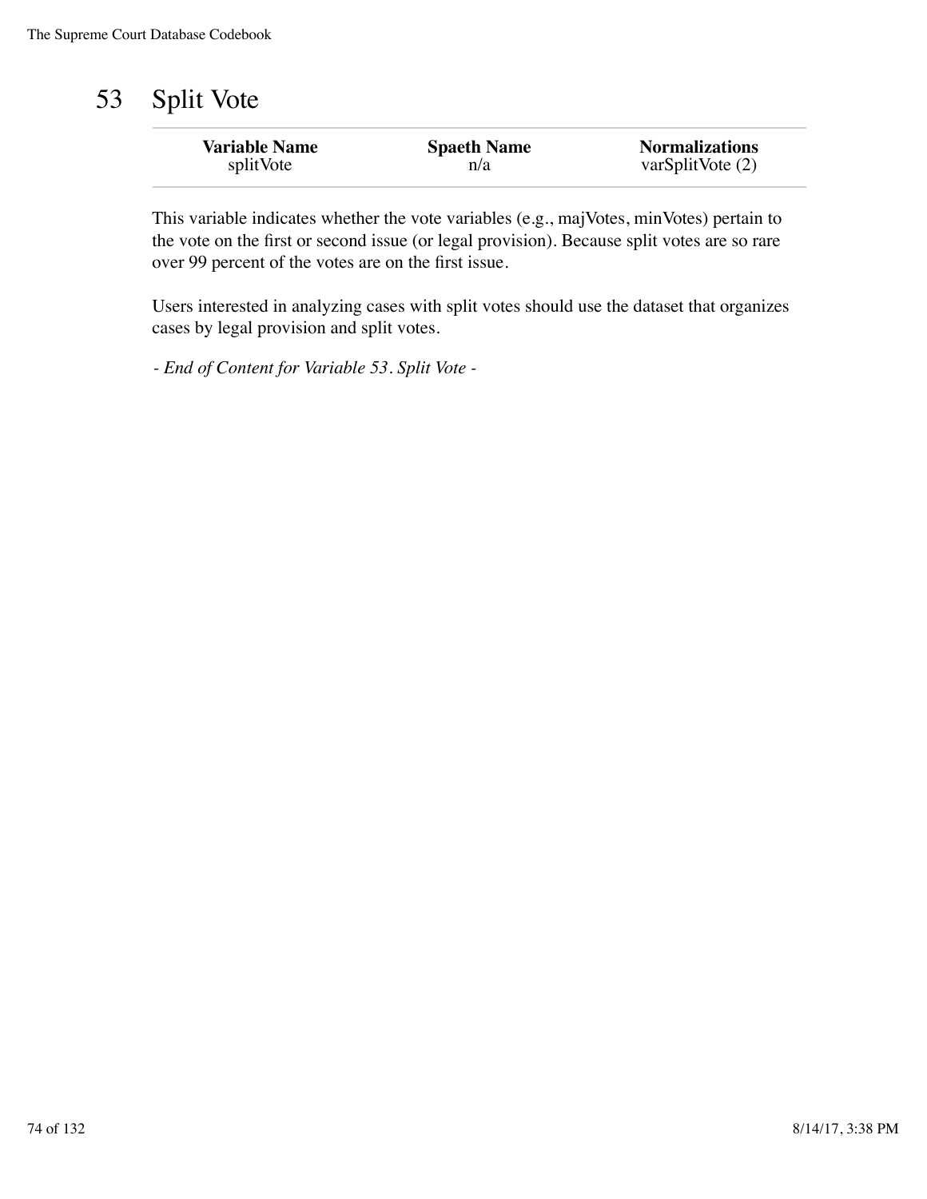# 53 Split Vote

| Variable Name | Spaeth Name | Normalizations |
| --- | --- | --- |
| splitVote | n/a | varSplitVote (2) |

This variable indicates whether the vote variables (e.g., majVotes, minVotes) pertain to the vote on the first or second issue (or legal provision). Because split votes are so rare over 99 percent of the votes are on the first issue.

Users interested in analyzing cases with split votes should use the dataset that organizes cases by legal provision and split votes.

*- End of Content for Variable 53. Split Vote -*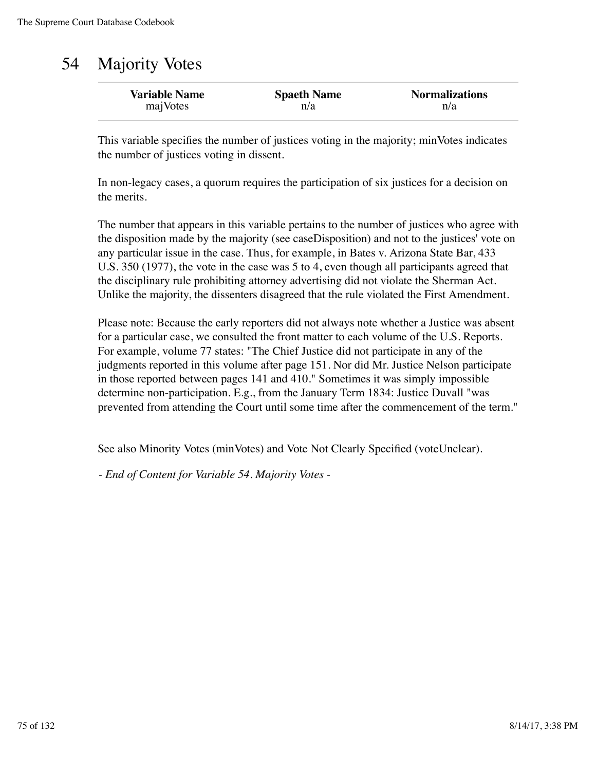# 54 Majority Votes

| Variable Name | Spaeth Name | Normalizations |
|---|---|---|
| majVotes | n/a | n/a |

This variable specifies the number of justices voting in the majority; minVotes indicates the number of justices voting in dissent.

In non-legacy cases, a quorum requires the participation of six justices for a decision on the merits.

The number that appears in this variable pertains to the number of justices who agree with the disposition made by the majority (see caseDisposition) and not to the justices' vote on any particular issue in the case. Thus, for example, in Bates v. Arizona State Bar, 433 U.S. 350 (1977), the vote in the case was 5 to 4, even though all participants agreed that the disciplinary rule prohibiting attorney advertising did not violate the Sherman Act. Unlike the majority, the dissenters disagreed that the rule violated the First Amendment.

Please note: Because the early reporters did not always note whether a Justice was absent for a particular case, we consulted the front matter to each volume of the U.S. Reports. For example, volume 77 states: "The Chief Justice did not participate in any of the judgments reported in this volume after page 151. Nor did Mr. Justice Nelson participate in those reported between pages 141 and 410." Sometimes it was simply impossible determine non-participation. E.g., from the January Term 1834: Justice Duvall "was prevented from attending the Court until some time after the commencement of the term."

See also Minority Votes (minVotes) and Vote Not Clearly Specified (voteUnclear).

*- End of Content for Variable 54. Majority Votes -*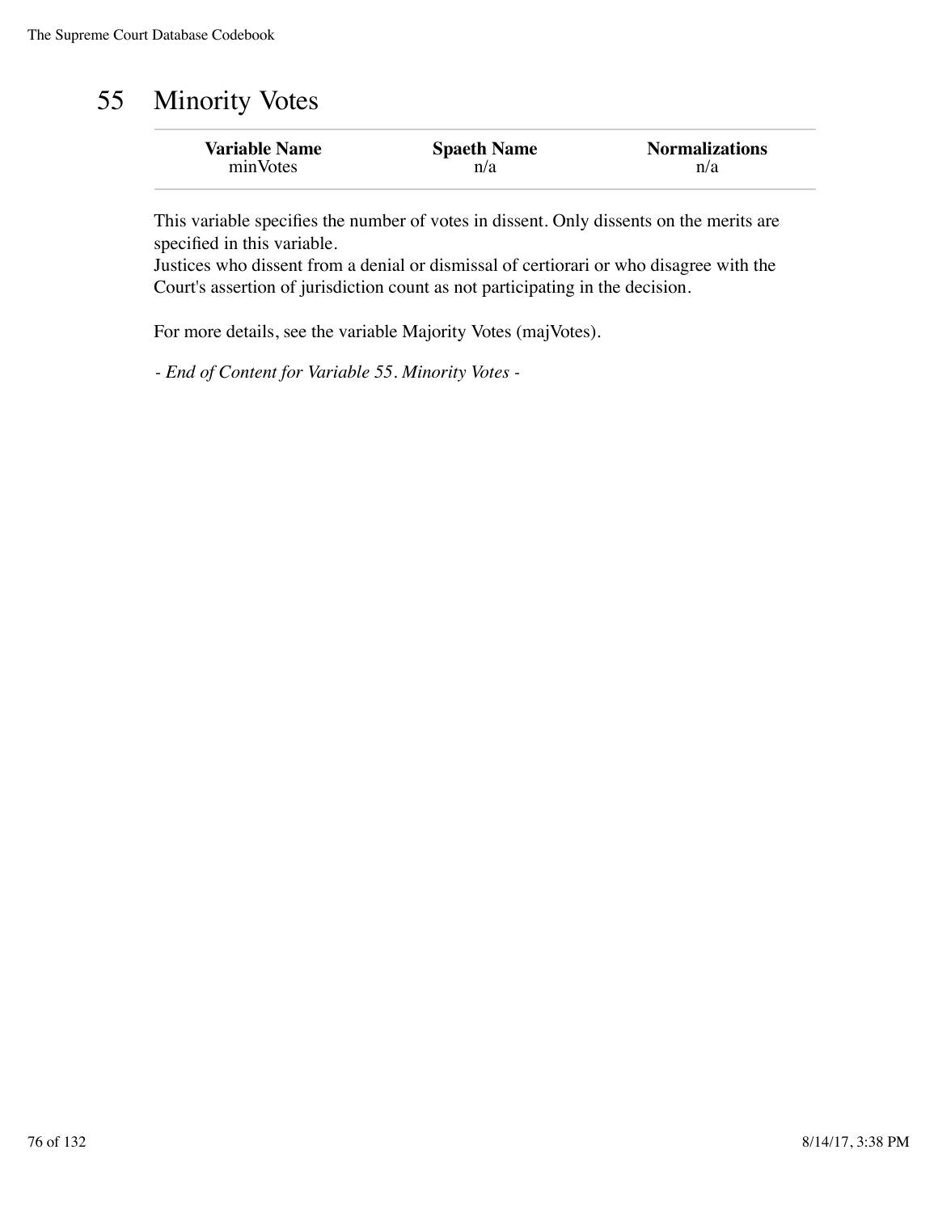# 55 Minority Votes

| Variable Name | Spaeth Name | Normalizations |
| --- | --- | --- |
| minVotes | n/a | n/a |

This variable specifies the number of votes in dissent. Only dissents on the merits are specified in this variable.
Justices who dissent from a denial or dismissal of certiorari or who disagree with the Court's assertion of jurisdiction count as not participating in the decision.

For more details, see the variable Majority Votes (majVotes).

*- End of Content for Variable 55. Minority Votes -*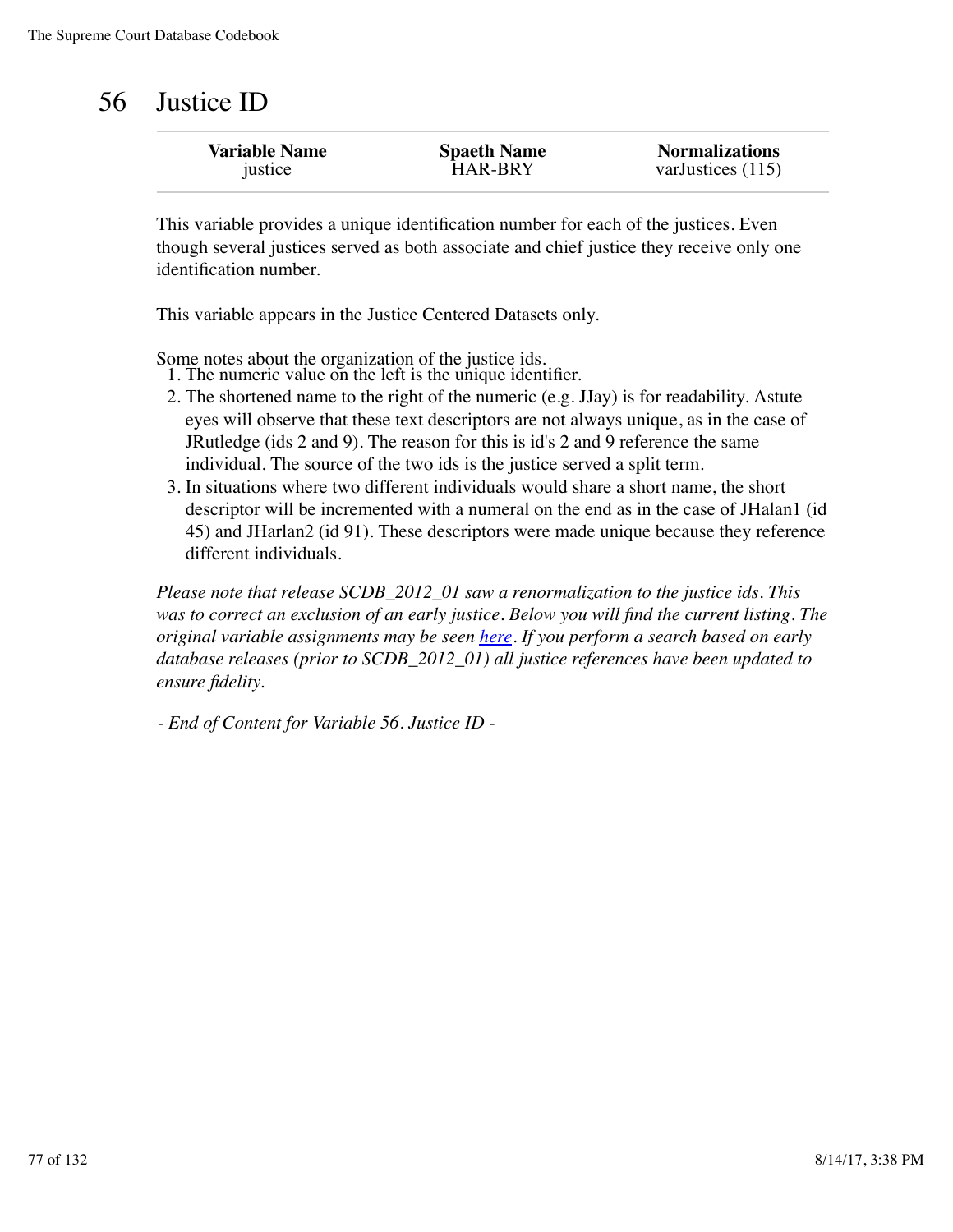# 56 Justice ID

| Variable Name | Spaeth Name | Normalizations |
| --- | --- | --- |
| justice | HAR-BRY | varJustices (115) |

This variable provides a unique identification number for each of the justices. Even though several justices served as both associate and chief justice they receive only one identification number.

This variable appears in the Justice Centered Datasets only.

Some notes about the organization of the justice ids.

1. The numeric value on the left is the unique identifier.
2. The shortened name to the right of the numeric (e.g. JJay) is for readability. Astute eyes will observe that these text descriptors are not always unique, as in the case of JRutledge (ids 2 and 9). The reason for this is id's 2 and 9 reference the same individual. The source of the two ids is the justice served a split term.
3. In situations where two different individuals would share a short name, the short descriptor will be incremented with a numeral on the end as in the case of JHalan1 (id 45) and JHarlan2 (id 91). These descriptors were made unique because they reference different individuals.

*Please note that release SCDB_2012_01 saw a renormalization to the justice ids. This was to correct an exclusion of an early justice. Below you will find the current listing. The original variable assignments may be seen [here](). If you perform a search based on early database releases (prior to SCDB_2012_01) all justice references have been updated to ensure fidelity.*

*- End of Content for Variable 56. Justice ID -*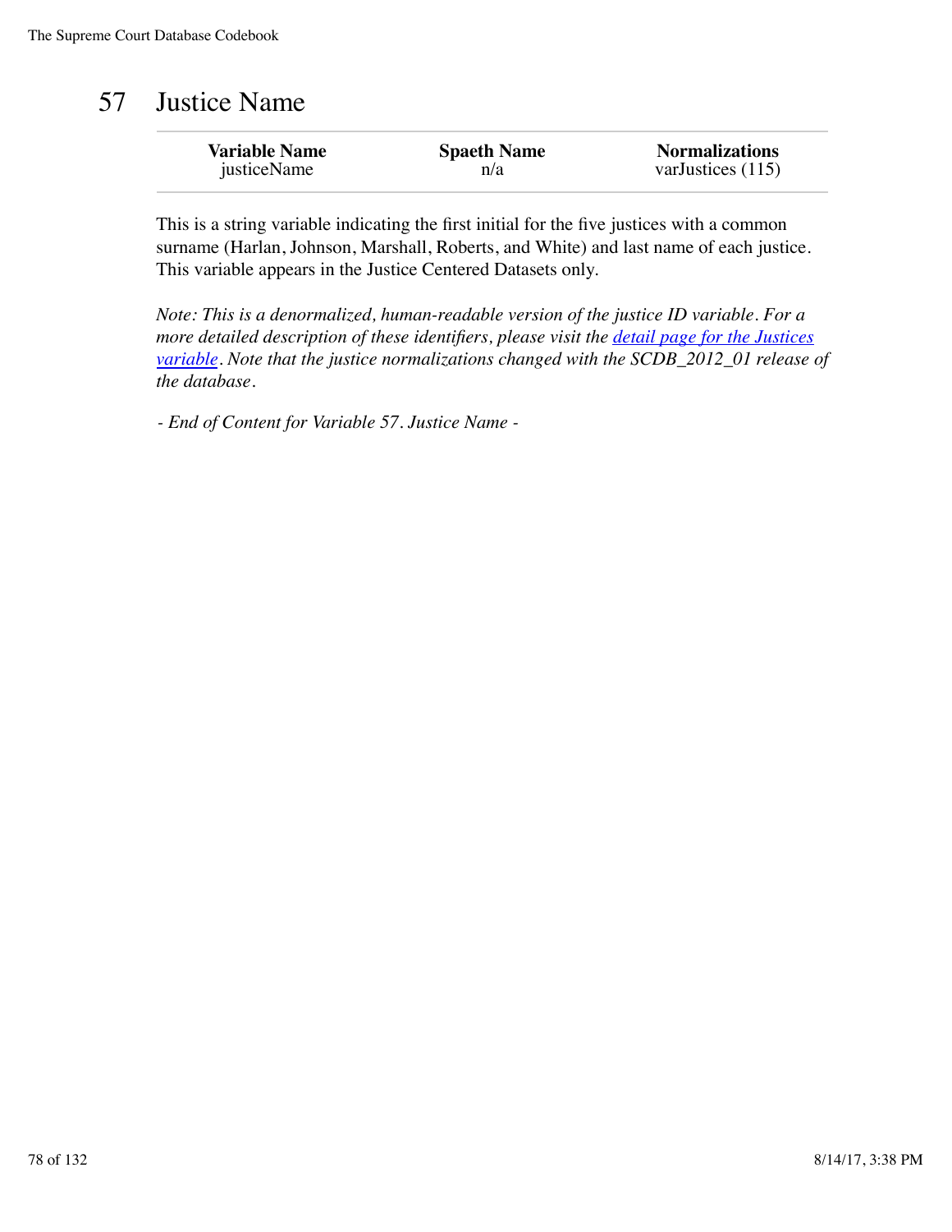# 57 Justice Name

| Variable Name | Spaeth Name | Normalizations |
|---|---|---|
| justiceName | n/a | varJustices (115) |

This is a string variable indicating the first initial for the five justices with a common surname (Harlan, Johnson, Marshall, Roberts, and White) and last name of each justice. This variable appears in the Justice Centered Datasets only.

*Note: This is a denormalized, human-readable version of the justice ID variable. For a more detailed description of these identifiers, please visit the detail page for the Justices variable. Note that the justice normalizations changed with the SCDB_2012_01 release of the database.*

*- End of Content for Variable 57. Justice Name -*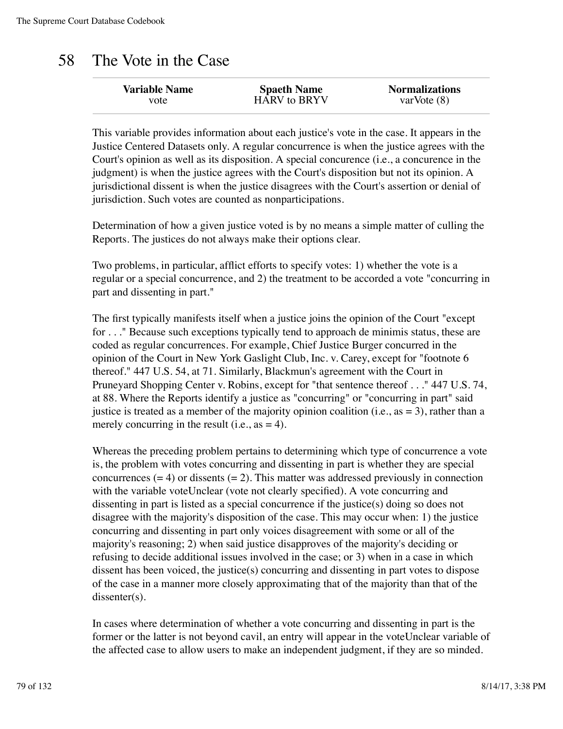# 58 The Vote in the Case

| Variable Name | Spaeth Name | Normalizations |
|---|---|---|
| vote | HARV to BRYV | varVote (8) |

This variable provides information about each justice's vote in the case. It appears in the Justice Centered Datasets only. A regular concurrence is when the justice agrees with the Court's opinion as well as its disposition. A special concurence (i.e., a concurence in the judgment) is when the justice agrees with the Court's disposition but not its opinion. A jurisdictional dissent is when the justice disagrees with the Court's assertion or denial of jurisdiction. Such votes are counted as nonparticipations.

Determination of how a given justice voted is by no means a simple matter of culling the Reports. The justices do not always make their options clear.

Two problems, in particular, afflict efforts to specify votes: 1) whether the vote is a regular or a special concurrence, and 2) the treatment to be accorded a vote "concurring in part and dissenting in part."

The first typically manifests itself when a justice joins the opinion of the Court "except for . . ." Because such exceptions typically tend to approach de minimis status, these are coded as regular concurrences. For example, Chief Justice Burger concurred in the opinion of the Court in New York Gaslight Club, Inc. v. Carey, except for "footnote 6 thereof." 447 U.S. 54, at 71. Similarly, Blackmun's agreement with the Court in Pruneyard Shopping Center v. Robins, except for "that sentence thereof . . ." 447 U.S. 74, at 88. Where the Reports identify a justice as "concurring" or "concurring in part" said justice is treated as a member of the majority opinion coalition (i.e., as = 3), rather than a merely concurring in the result (i.e., as = 4).

Whereas the preceding problem pertains to determining which type of concurrence a vote is, the problem with votes concurring and dissenting in part is whether they are special concurrences (= 4) or dissents (= 2). This matter was addressed previously in connection with the variable voteUnclear (vote not clearly specified). A vote concurring and dissenting in part is listed as a special concurrence if the justice(s) doing so does not disagree with the majority's disposition of the case. This may occur when: 1) the justice concurring and dissenting in part only voices disagreement with some or all of the majority's reasoning; 2) when said justice disapproves of the majority's deciding or refusing to decide additional issues involved in the case; or 3) when in a case in which dissent has been voiced, the justice(s) concurring and dissenting in part votes to dispose of the case in a manner more closely approximating that of the majority than that of the dissenter(s).

In cases where determination of whether a vote concurring and dissenting in part is the former or the latter is not beyond cavil, an entry will appear in the voteUnclear variable of the affected case to allow users to make an independent judgment, if they are so minded.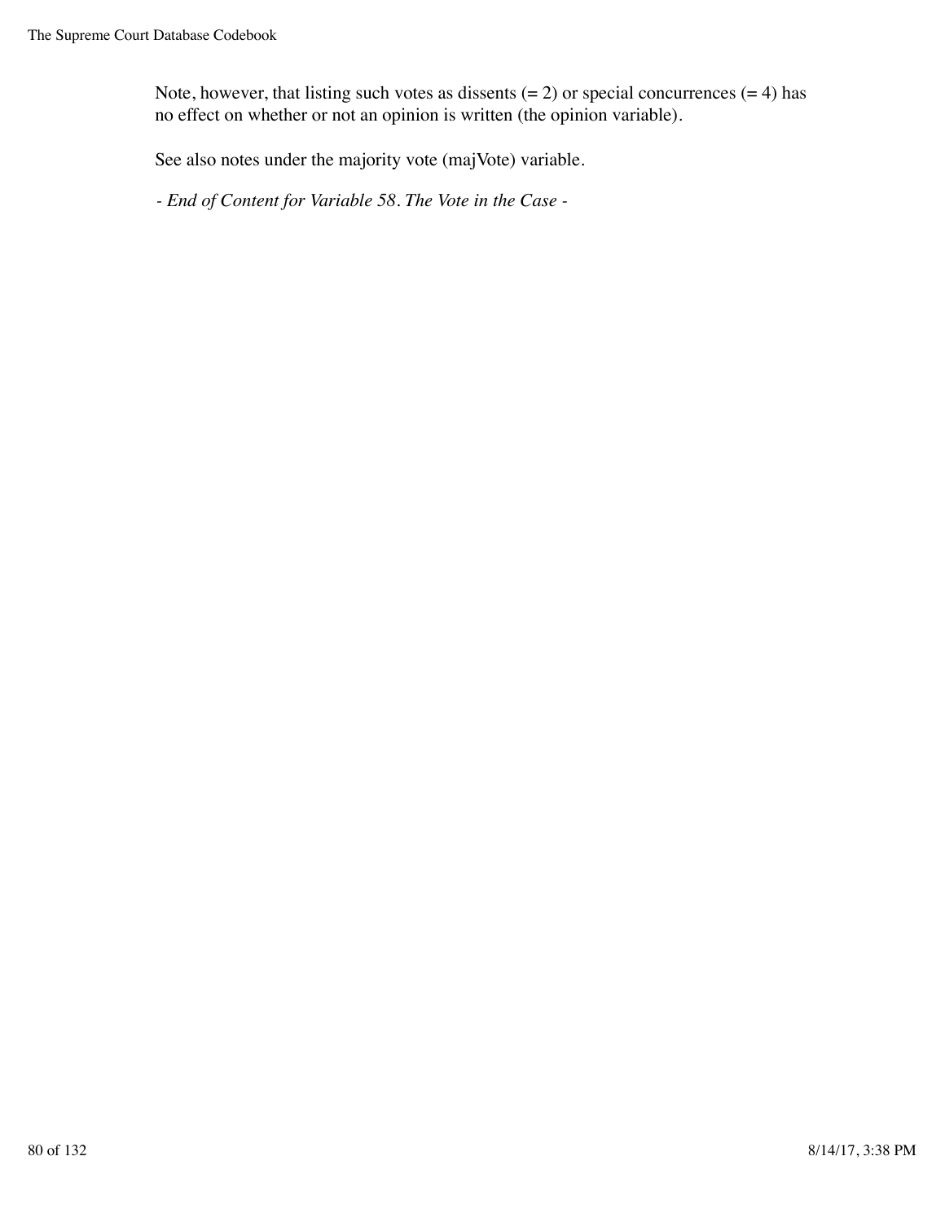Note, however, that listing such votes as dissents (= 2) or special concurrences (= 4) has no effect on whether or not an opinion is written (the opinion variable).

See also notes under the majority vote (majVote) variable.

*- End of Content for Variable 58. The Vote in the Case -*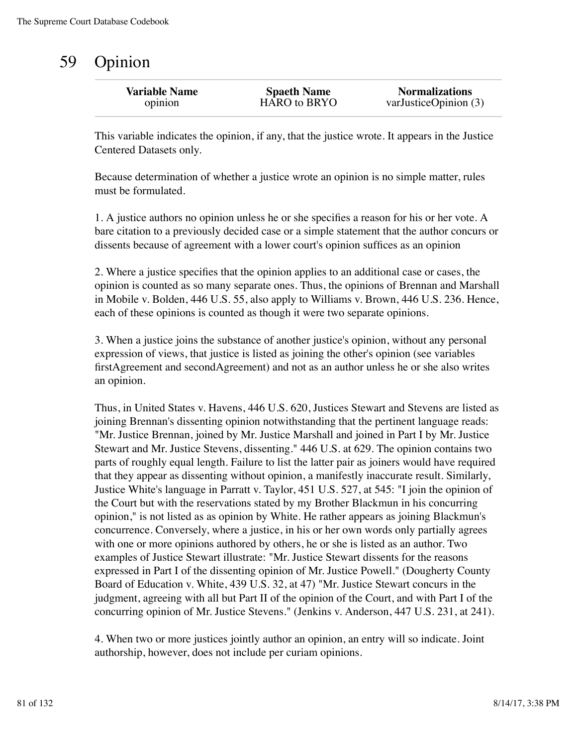# 59 Opinion

| Variable Name | Spaeth Name | Normalizations |
|---|---|---|
| opinion | HARO to BRYO | varJusticeOpinion (3) |

This variable indicates the opinion, if any, that the justice wrote. It appears in the Justice Centered Datasets only.

Because determination of whether a justice wrote an opinion is no simple matter, rules must be formulated.

1. A justice authors no opinion unless he or she specifies a reason for his or her vote. A bare citation to a previously decided case or a simple statement that the author concurs or dissents because of agreement with a lower court's opinion suffices as an opinion

2. Where a justice specifies that the opinion applies to an additional case or cases, the opinion is counted as so many separate ones. Thus, the opinions of Brennan and Marshall in Mobile v. Bolden, 446 U.S. 55, also apply to Williams v. Brown, 446 U.S. 236. Hence, each of these opinions is counted as though it were two separate opinions.

3. When a justice joins the substance of another justice's opinion, without any personal expression of views, that justice is listed as joining the other's opinion (see variables firstAgreement and secondAgreement) and not as an author unless he or she also writes an opinion.

Thus, in United States v. Havens, 446 U.S. 620, Justices Stewart and Stevens are listed as joining Brennan's dissenting opinion notwithstanding that the pertinent language reads: "Mr. Justice Brennan, joined by Mr. Justice Marshall and joined in Part I by Mr. Justice Stewart and Mr. Justice Stevens, dissenting." 446 U.S. at 629. The opinion contains two parts of roughly equal length. Failure to list the latter pair as joiners would have required that they appear as dissenting without opinion, a manifestly inaccurate result. Similarly, Justice White's language in Parratt v. Taylor, 451 U.S. 527, at 545: "I join the opinion of the Court but with the reservations stated by my Brother Blackmun in his concurring opinion," is not listed as as opinion by White. He rather appears as joining Blackmun's concurrence. Conversely, where a justice, in his or her own words only partially agrees with one or more opinions authored by others, he or she is listed as an author. Two examples of Justice Stewart illustrate: "Mr. Justice Stewart dissents for the reasons expressed in Part I of the dissenting opinion of Mr. Justice Powell." (Dougherty County Board of Education v. White, 439 U.S. 32, at 47) "Mr. Justice Stewart concurs in the judgment, agreeing with all but Part II of the opinion of the Court, and with Part I of the concurring opinion of Mr. Justice Stevens." (Jenkins v. Anderson, 447 U.S. 231, at 241).

4. When two or more justices jointly author an opinion, an entry will so indicate. Joint authorship, however, does not include per curiam opinions.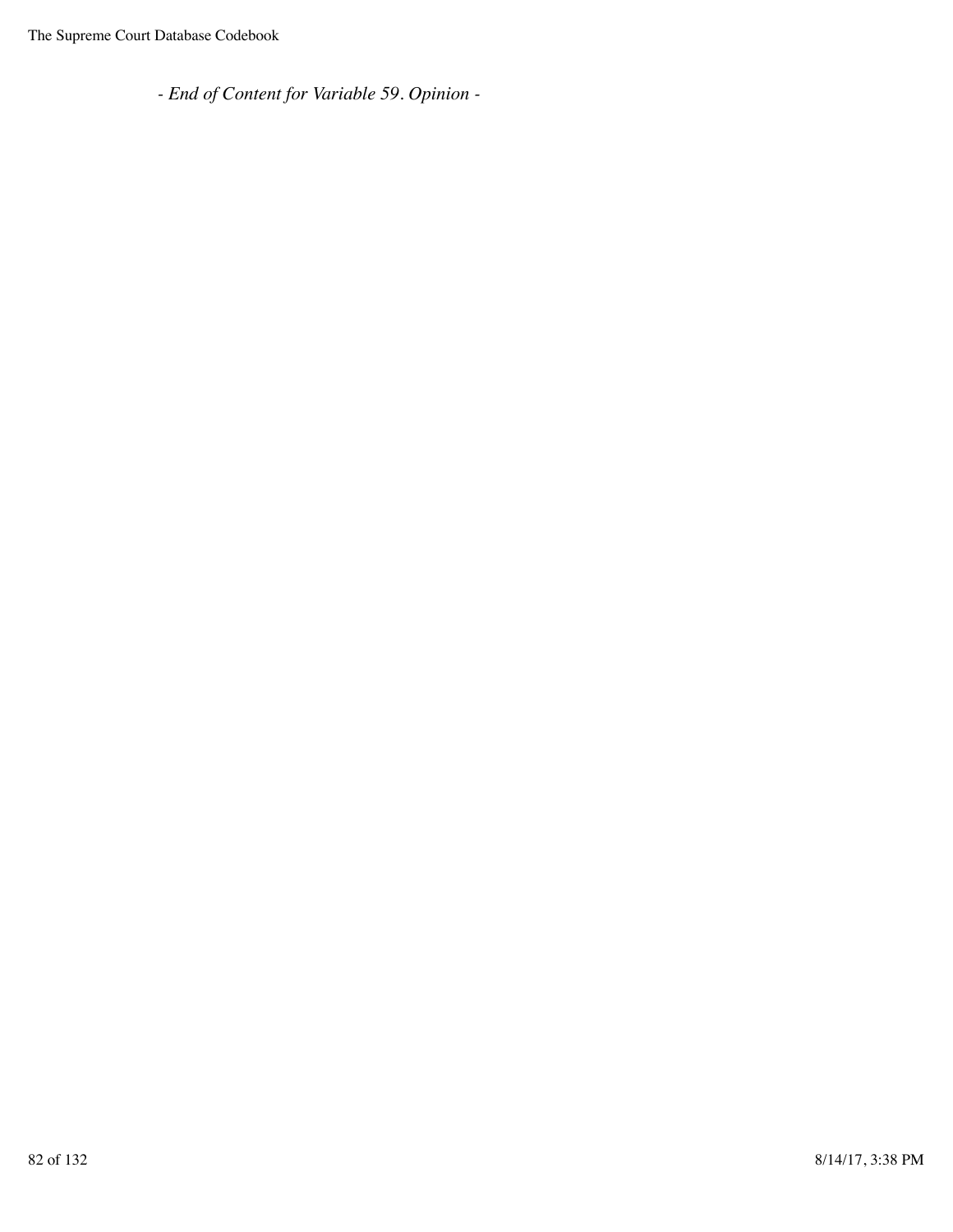*- End of Content for Variable 59. Opinion -*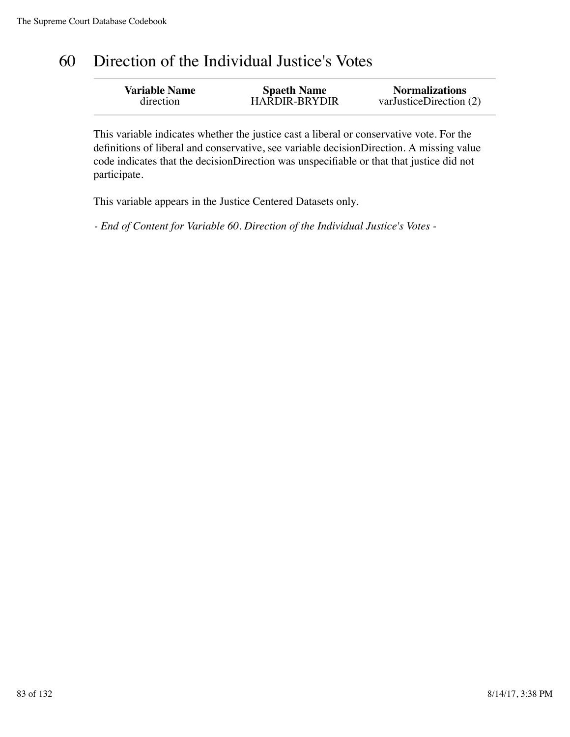# 60 Direction of the Individual Justice's Votes

| Variable Name | Spaeth Name | Normalizations |
|---|---|---|
| direction | HARDIR-BRYDIR | varJusticeDirection (2) |

This variable indicates whether the justice cast a liberal or conservative vote. For the definitions of liberal and conservative, see variable decisionDirection. A missing value code indicates that the decisionDirection was unspecifiable or that that justice did not participate.

This variable appears in the Justice Centered Datasets only.

*- End of Content for Variable 60. Direction of the Individual Justice's Votes -*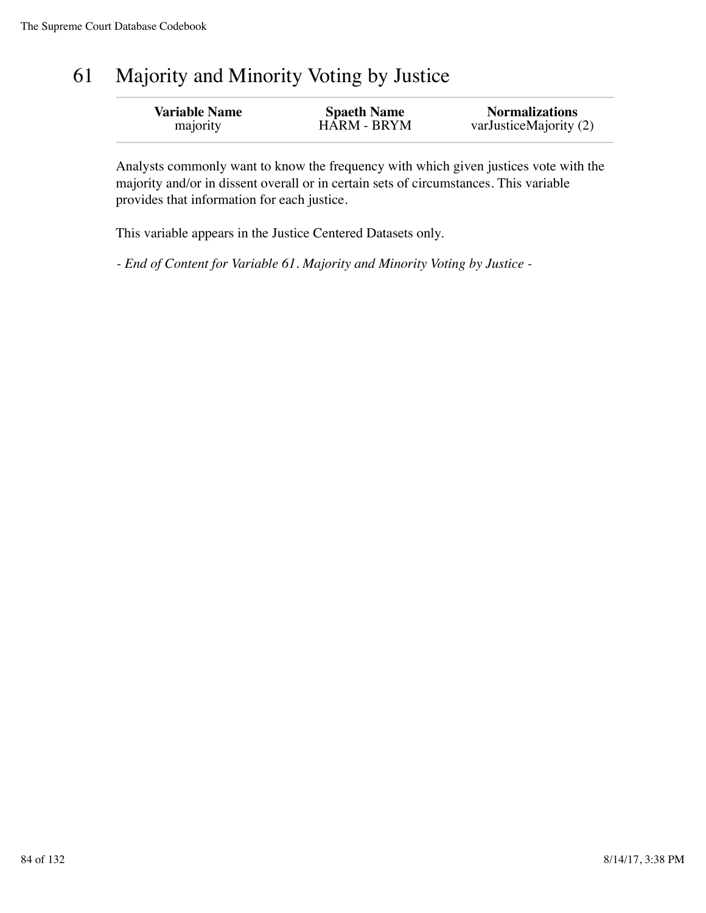# 61 Majority and Minority Voting by Justice

| Variable Name | Spaeth Name | Normalizations |
|---|---|---|
| majority | HARM - BRYM | varJusticeMajority (2) |

Analysts commonly want to know the frequency with which given justices vote with the majority and/or in dissent overall or in certain sets of circumstances. This variable provides that information for each justice.

This variable appears in the Justice Centered Datasets only.

*- End of Content for Variable 61. Majority and Minority Voting by Justice -*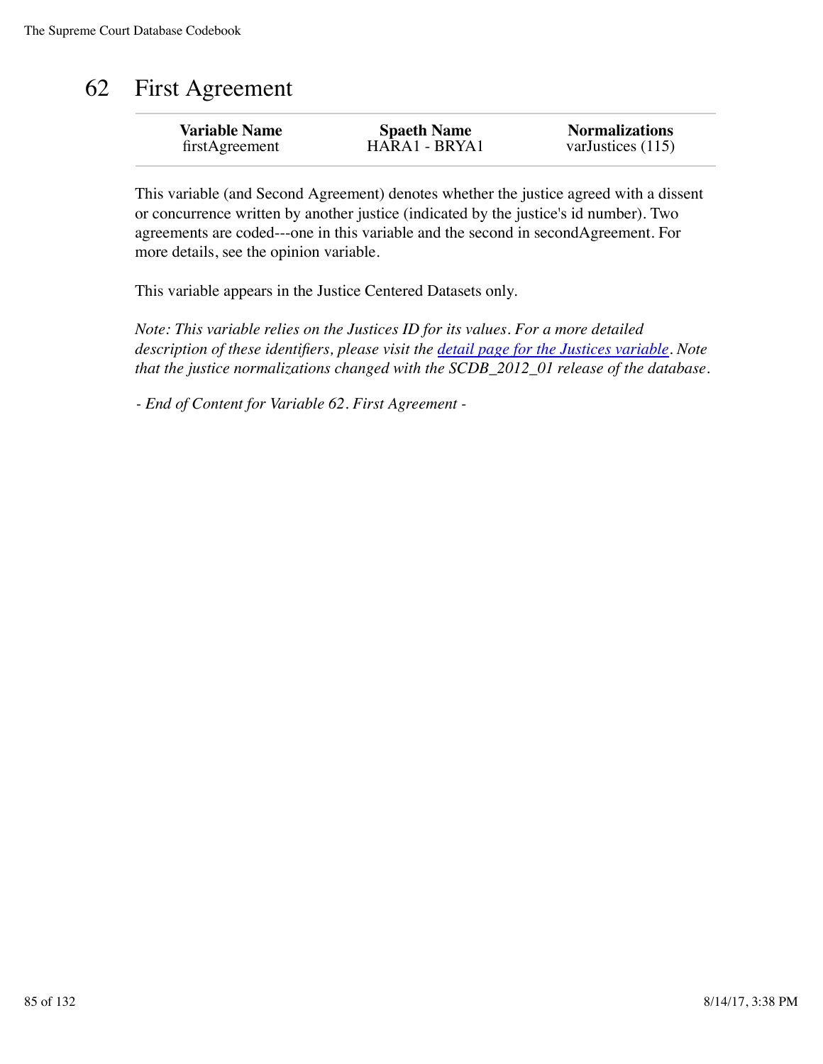# 62 First Agreement

| Variable Name | Spaeth Name | Normalizations |
| --- | --- | --- |
| firstAgreement | HARA1 - BRYA1 | varJustices (115) |

This variable (and Second Agreement) denotes whether the justice agreed with a dissent or concurrence written by another justice (indicated by the justice's id number). Two agreements are coded---one in this variable and the second in secondAgreement. For more details, see the opinion variable.

This variable appears in the Justice Centered Datasets only.

*Note: This variable relies on the Justices ID for its values. For a more detailed description of these identifiers, please visit the [detail page for the Justices variable](). Note that the justice normalizations changed with the SCDB_2012_01 release of the database.*

*- End of Content for Variable 62. First Agreement -*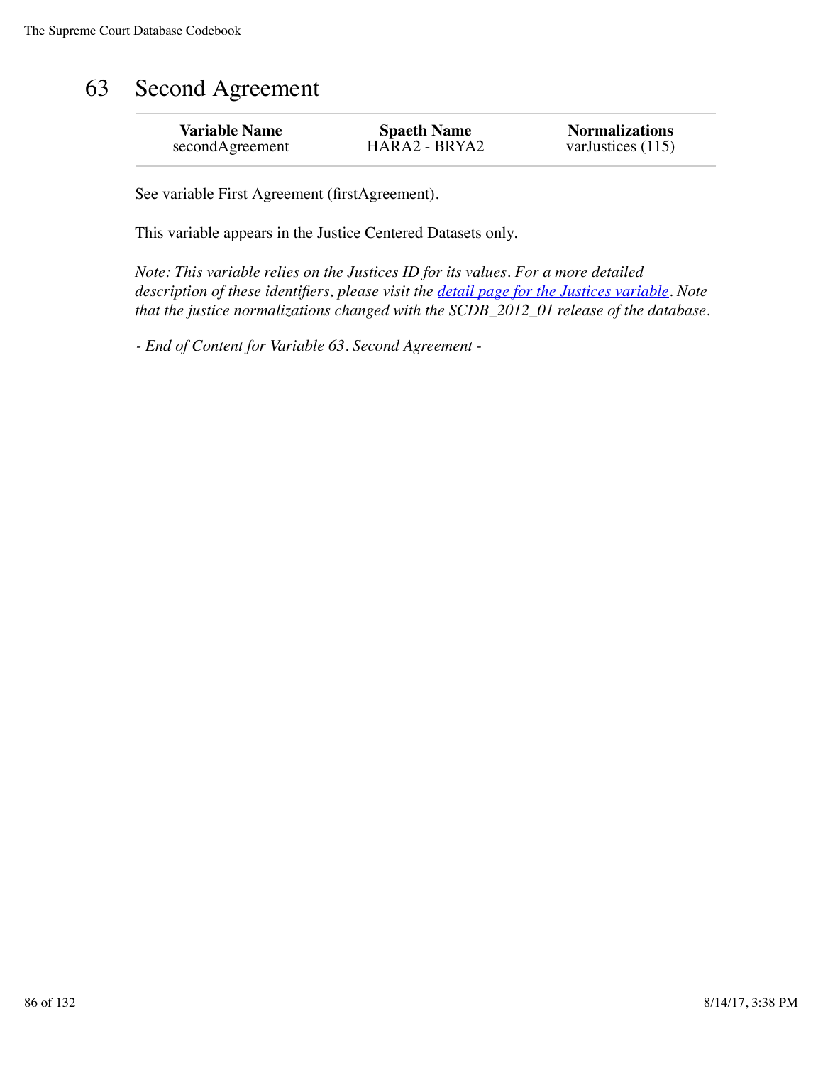# 63 Second Agreement

| Variable Name | Spaeth Name | Normalizations |
| --- | --- | --- |
| secondAgreement | HARA2 - BRYA2 | varJustices (115) |

See variable First Agreement (firstAgreement).

This variable appears in the Justice Centered Datasets only.

*Note: This variable relies on the Justices ID for its values. For a more detailed description of these identifiers, please visit the detail page for the Justices variable. Note that the justice normalizations changed with the SCDB_2012_01 release of the database.*

*- End of Content for Variable 63. Second Agreement -*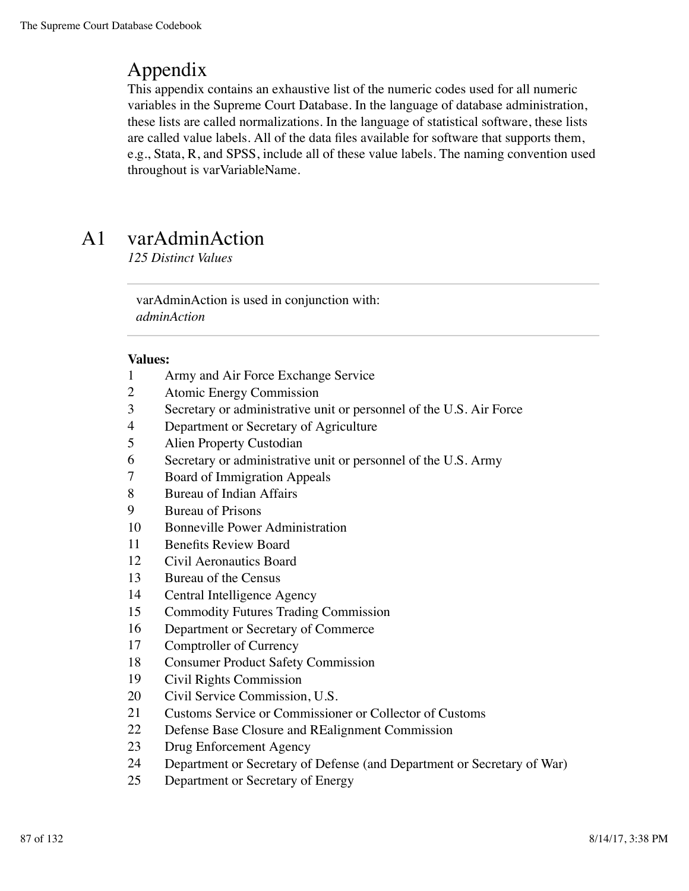# Appendix

This appendix contains an exhaustive list of the numeric codes used for all numeric variables in the Supreme Court Database. In the language of database administration, these lists are called normalizations. In the language of statistical software, these lists are called value labels. All of the data files available for software that supports them, e.g., Stata, R, and SPSS, include all of these value labels. The naming convention used throughout is varVariableName.

## A1 varAdminAction

*125 Distinct Values*

---

varAdminAction is used in conjunction with:
*adminAction*

---

**Values:**

| | |
|---|---|
| 1 | Army and Air Force Exchange Service |
| 2 | Atomic Energy Commission |
| 3 | Secretary or administrative unit or personnel of the U.S. Air Force |
| 4 | Department or Secretary of Agriculture |
| 5 | Alien Property Custodian |
| 6 | Secretary or administrative unit or personnel of the U.S. Army |
| 7 | Board of Immigration Appeals |
| 8 | Bureau of Indian Affairs |
| 9 | Bureau of Prisons |
| 10 | Bonneville Power Administration |
| 11 | Benefits Review Board |
| 12 | Civil Aeronautics Board |
| 13 | Bureau of the Census |
| 14 | Central Intelligence Agency |
| 15 | Commodity Futures Trading Commission |
| 16 | Department or Secretary of Commerce |
| 17 | Comptroller of Currency |
| 18 | Consumer Product Safety Commission |
| 19 | Civil Rights Commission |
| 20 | Civil Service Commission, U.S. |
| 21 | Customs Service or Commissioner or Collector of Customs |
| 22 | Defense Base Closure and REalignment Commission |
| 23 | Drug Enforcement Agency |
| 24 | Department or Secretary of Defense (and Department or Secretary of War) |
| 25 | Department or Secretary of Energy |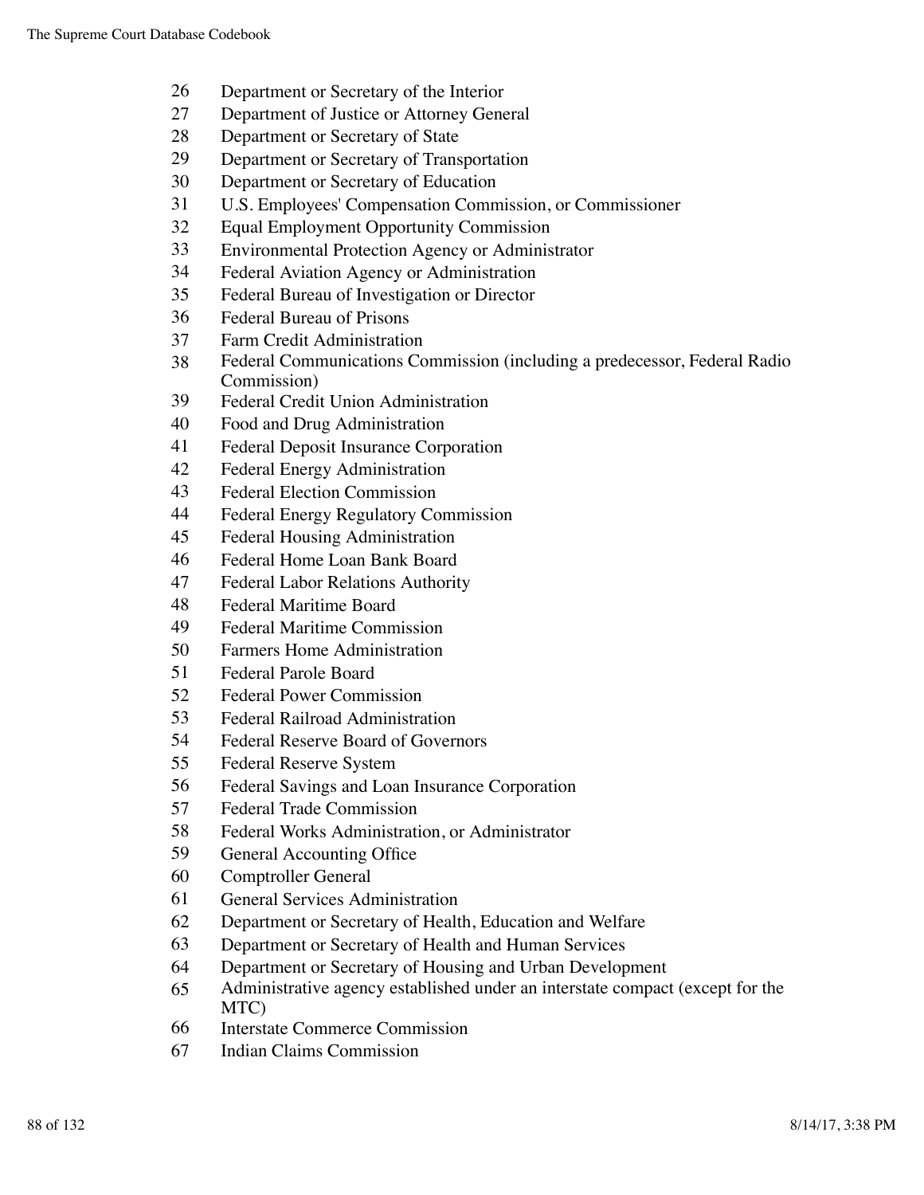| | |
|---|---|
| 26 | Department or Secretary of the Interior |
| 27 | Department of Justice or Attorney General |
| 28 | Department or Secretary of State |
| 29 | Department or Secretary of Transportation |
| 30 | Department or Secretary of Education |
| 31 | U.S. Employees' Compensation Commission, or Commissioner |
| 32 | Equal Employment Opportunity Commission |
| 33 | Environmental Protection Agency or Administrator |
| 34 | Federal Aviation Agency or Administration |
| 35 | Federal Bureau of Investigation or Director |
| 36 | Federal Bureau of Prisons |
| 37 | Farm Credit Administration |
| 38 | Federal Communications Commission (including a predecessor, Federal Radio Commission) |
| 39 | Federal Credit Union Administration |
| 40 | Food and Drug Administration |
| 41 | Federal Deposit Insurance Corporation |
| 42 | Federal Energy Administration |
| 43 | Federal Election Commission |
| 44 | Federal Energy Regulatory Commission |
| 45 | Federal Housing Administration |
| 46 | Federal Home Loan Bank Board |
| 47 | Federal Labor Relations Authority |
| 48 | Federal Maritime Board |
| 49 | Federal Maritime Commission |
| 50 | Farmers Home Administration |
| 51 | Federal Parole Board |
| 52 | Federal Power Commission |
| 53 | Federal Railroad Administration |
| 54 | Federal Reserve Board of Governors |
| 55 | Federal Reserve System |
| 56 | Federal Savings and Loan Insurance Corporation |
| 57 | Federal Trade Commission |
| 58 | Federal Works Administration, or Administrator |
| 59 | General Accounting Office |
| 60 | Comptroller General |
| 61 | General Services Administration |
| 62 | Department or Secretary of Health, Education and Welfare |
| 63 | Department or Secretary of Health and Human Services |
| 64 | Department or Secretary of Housing and Urban Development |
| 65 | Administrative agency established under an interstate compact (except for the MTC) |
| 66 | Interstate Commerce Commission |
| 67 | Indian Claims Commission |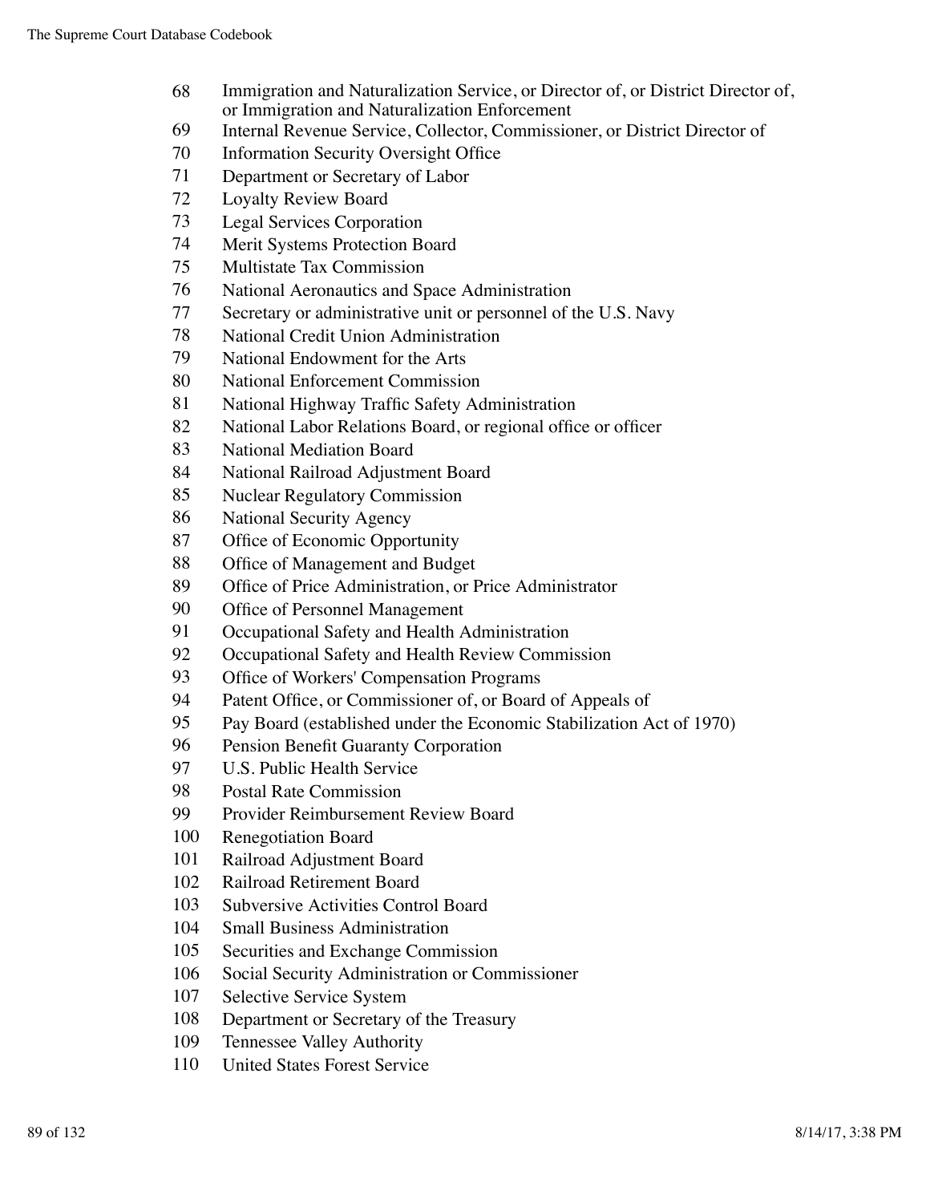68 Immigration and Naturalization Service, or Director of, or District Director of, or Immigration and Naturalization Enforcement
69 Internal Revenue Service, Collector, Commissioner, or District Director of
70 Information Security Oversight Office
71 Department or Secretary of Labor
72 Loyalty Review Board
73 Legal Services Corporation
74 Merit Systems Protection Board
75 Multistate Tax Commission
76 National Aeronautics and Space Administration
77 Secretary or administrative unit or personnel of the U.S. Navy
78 National Credit Union Administration
79 National Endowment for the Arts
80 National Enforcement Commission
81 National Highway Traffic Safety Administration
82 National Labor Relations Board, or regional office or officer
83 National Mediation Board
84 National Railroad Adjustment Board
85 Nuclear Regulatory Commission
86 National Security Agency
87 Office of Economic Opportunity
88 Office of Management and Budget
89 Office of Price Administration, or Price Administrator
90 Office of Personnel Management
91 Occupational Safety and Health Administration
92 Occupational Safety and Health Review Commission
93 Office of Workers' Compensation Programs
94 Patent Office, or Commissioner of, or Board of Appeals of
95 Pay Board (established under the Economic Stabilization Act of 1970)
96 Pension Benefit Guaranty Corporation
97 U.S. Public Health Service
98 Postal Rate Commission
99 Provider Reimbursement Review Board
100 Renegotiation Board
101 Railroad Adjustment Board
102 Railroad Retirement Board
103 Subversive Activities Control Board
104 Small Business Administration
105 Securities and Exchange Commission
106 Social Security Administration or Commissioner
107 Selective Service System
108 Department or Secretary of the Treasury
109 Tennessee Valley Authority
110 United States Forest Service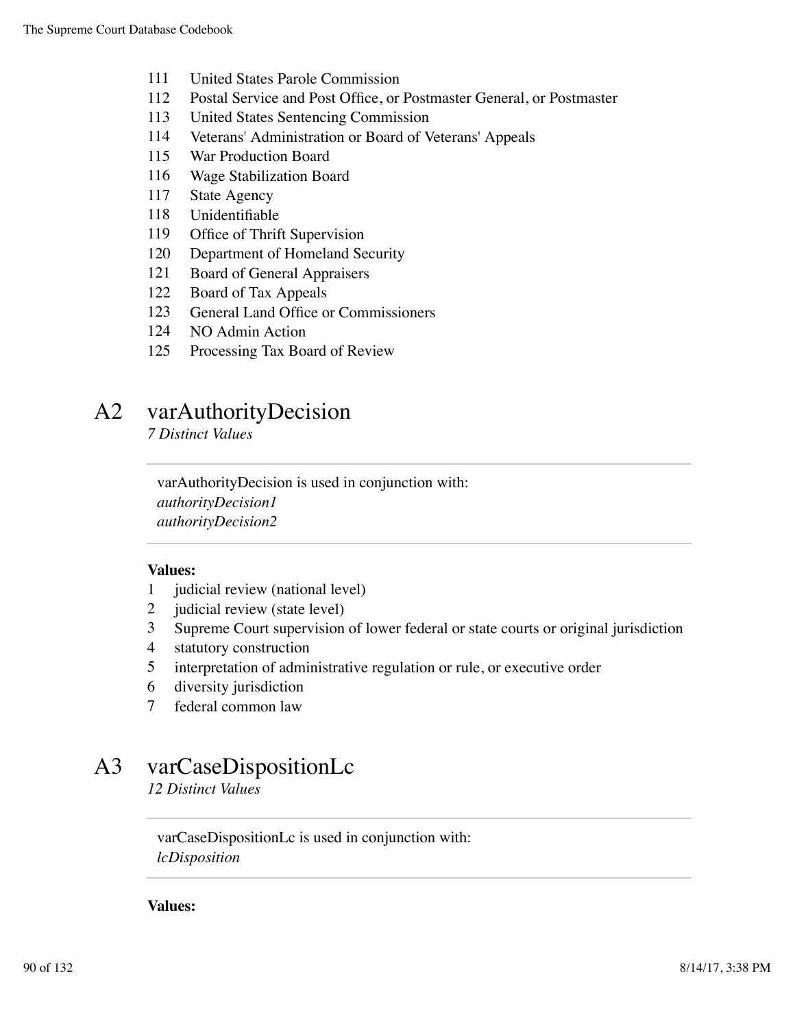111 United States Parole Commission
112 Postal Service and Post Office, or Postmaster General, or Postmaster
113 United States Sentencing Commission
114 Veterans' Administration or Board of Veterans' Appeals
115 War Production Board
116 Wage Stabilization Board
117 State Agency
118 Unidentifiable
119 Office of Thrift Supervision
120 Department of Homeland Security
121 Board of General Appraisers
122 Board of Tax Appeals
123 General Land Office or Commissioners
124 NO Admin Action
125 Processing Tax Board of Review

## A2 varAuthorityDecision

*7 Distinct Values*

---

varAuthorityDecision is used in conjunction with:
*authorityDecision1*
*authorityDecision2*

---

**Values:**

1 judicial review (national level)
2 judicial review (state level)
3 Supreme Court supervision of lower federal or state courts or original jurisdiction
4 statutory construction
5 interpretation of administrative regulation or rule, or executive order
6 diversity jurisdiction
7 federal common law

## A3 varCaseDispositionLc

*12 Distinct Values*

---

varCaseDispositionLc is used in conjunction with:
*lcDisposition*

---

**Values:**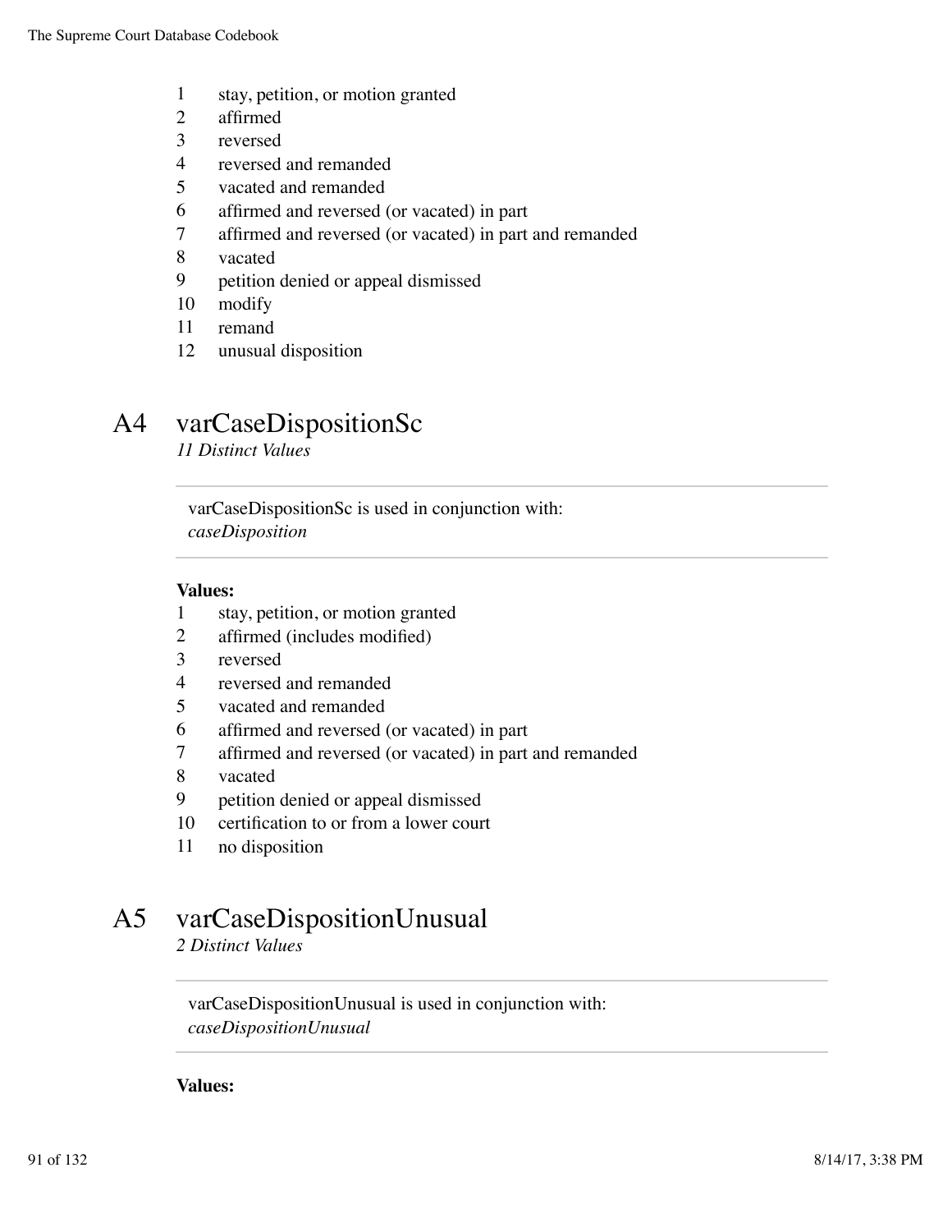1 stay, petition, or motion granted
2 affirmed
3 reversed
4 reversed and remanded
5 vacated and remanded
6 affirmed and reversed (or vacated) in part
7 affirmed and reversed (or vacated) in part and remanded
8 vacated
9 petition denied or appeal dismissed
10 modify
11 remand
12 unusual disposition

## A4 varCaseDispositionSc

*11 Distinct Values*

varCaseDispositionSc is used in conjunction with:
*caseDisposition*

**Values:**

1 stay, petition, or motion granted
2 affirmed (includes modified)
3 reversed
4 reversed and remanded
5 vacated and remanded
6 affirmed and reversed (or vacated) in part
7 affirmed and reversed (or vacated) in part and remanded
8 vacated
9 petition denied or appeal dismissed
10 certification to or from a lower court
11 no disposition

## A5 varCaseDispositionUnusual

*2 Distinct Values*

varCaseDispositionUnusual is used in conjunction with:
*caseDispositionUnusual*

**Values:**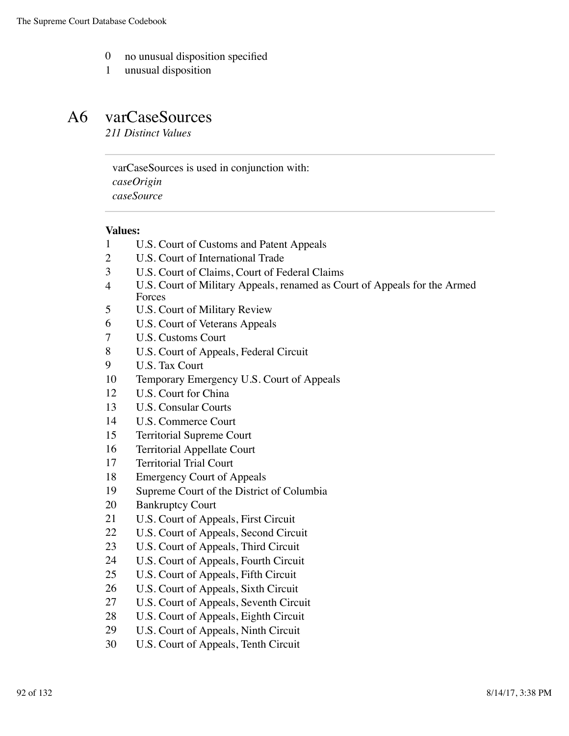0 no unusual disposition specified
1 unusual disposition

## A6 varCaseSources

*211 Distinct Values*

varCaseSources is used in conjunction with:
*caseOrigin*
*caseSource*

**Values:**

| | |
|---|---|
| 1 | U.S. Court of Customs and Patent Appeals |
| 2 | U.S. Court of International Trade |
| 3 | U.S. Court of Claims, Court of Federal Claims |
| 4 | U.S. Court of Military Appeals, renamed as Court of Appeals for the Armed Forces |
| 5 | U.S. Court of Military Review |
| 6 | U.S. Court of Veterans Appeals |
| 7 | U.S. Customs Court |
| 8 | U.S. Court of Appeals, Federal Circuit |
| 9 | U.S. Tax Court |
| 10 | Temporary Emergency U.S. Court of Appeals |
| 12 | U.S. Court for China |
| 13 | U.S. Consular Courts |
| 14 | U.S. Commerce Court |
| 15 | Territorial Supreme Court |
| 16 | Territorial Appellate Court |
| 17 | Territorial Trial Court |
| 18 | Emergency Court of Appeals |
| 19 | Supreme Court of the District of Columbia |
| 20 | Bankruptcy Court |
| 21 | U.S. Court of Appeals, First Circuit |
| 22 | U.S. Court of Appeals, Second Circuit |
| 23 | U.S. Court of Appeals, Third Circuit |
| 24 | U.S. Court of Appeals, Fourth Circuit |
| 25 | U.S. Court of Appeals, Fifth Circuit |
| 26 | U.S. Court of Appeals, Sixth Circuit |
| 27 | U.S. Court of Appeals, Seventh Circuit |
| 28 | U.S. Court of Appeals, Eighth Circuit |
| 29 | U.S. Court of Appeals, Ninth Circuit |
| 30 | U.S. Court of Appeals, Tenth Circuit |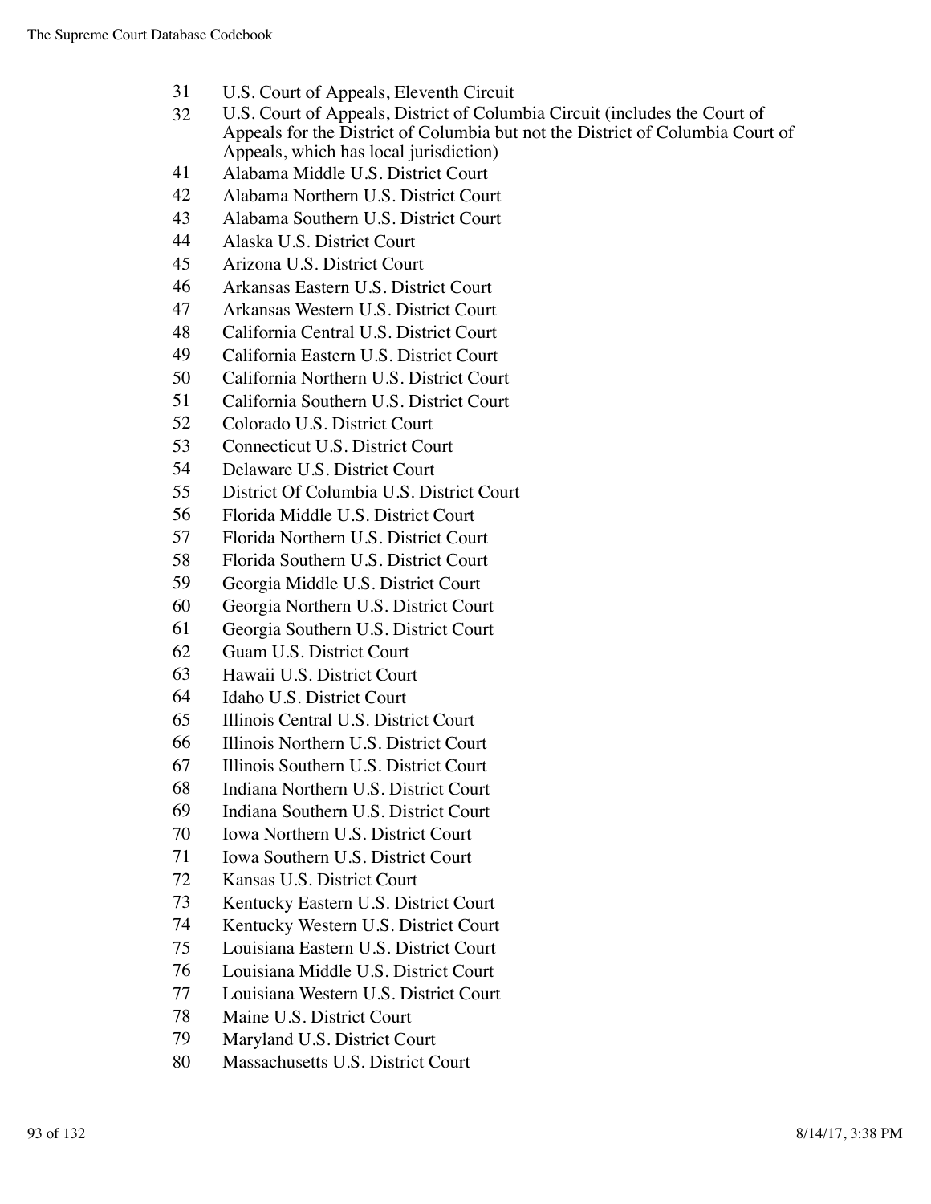31 U.S. Court of Appeals, Eleventh Circuit
32 U.S. Court of Appeals, District of Columbia Circuit (includes the Court of Appeals for the District of Columbia but not the District of Columbia Court of Appeals, which has local jurisdiction)
41 Alabama Middle U.S. District Court
42 Alabama Northern U.S. District Court
43 Alabama Southern U.S. District Court
44 Alaska U.S. District Court
45 Arizona U.S. District Court
46 Arkansas Eastern U.S. District Court
47 Arkansas Western U.S. District Court
48 California Central U.S. District Court
49 California Eastern U.S. District Court
50 California Northern U.S. District Court
51 California Southern U.S. District Court
52 Colorado U.S. District Court
53 Connecticut U.S. District Court
54 Delaware U.S. District Court
55 District Of Columbia U.S. District Court
56 Florida Middle U.S. District Court
57 Florida Northern U.S. District Court
58 Florida Southern U.S. District Court
59 Georgia Middle U.S. District Court
60 Georgia Northern U.S. District Court
61 Georgia Southern U.S. District Court
62 Guam U.S. District Court
63 Hawaii U.S. District Court
64 Idaho U.S. District Court
65 Illinois Central U.S. District Court
66 Illinois Northern U.S. District Court
67 Illinois Southern U.S. District Court
68 Indiana Northern U.S. District Court
69 Indiana Southern U.S. District Court
70 Iowa Northern U.S. District Court
71 Iowa Southern U.S. District Court
72 Kansas U.S. District Court
73 Kentucky Eastern U.S. District Court
74 Kentucky Western U.S. District Court
75 Louisiana Eastern U.S. District Court
76 Louisiana Middle U.S. District Court
77 Louisiana Western U.S. District Court
78 Maine U.S. District Court
79 Maryland U.S. District Court
80 Massachusetts U.S. District Court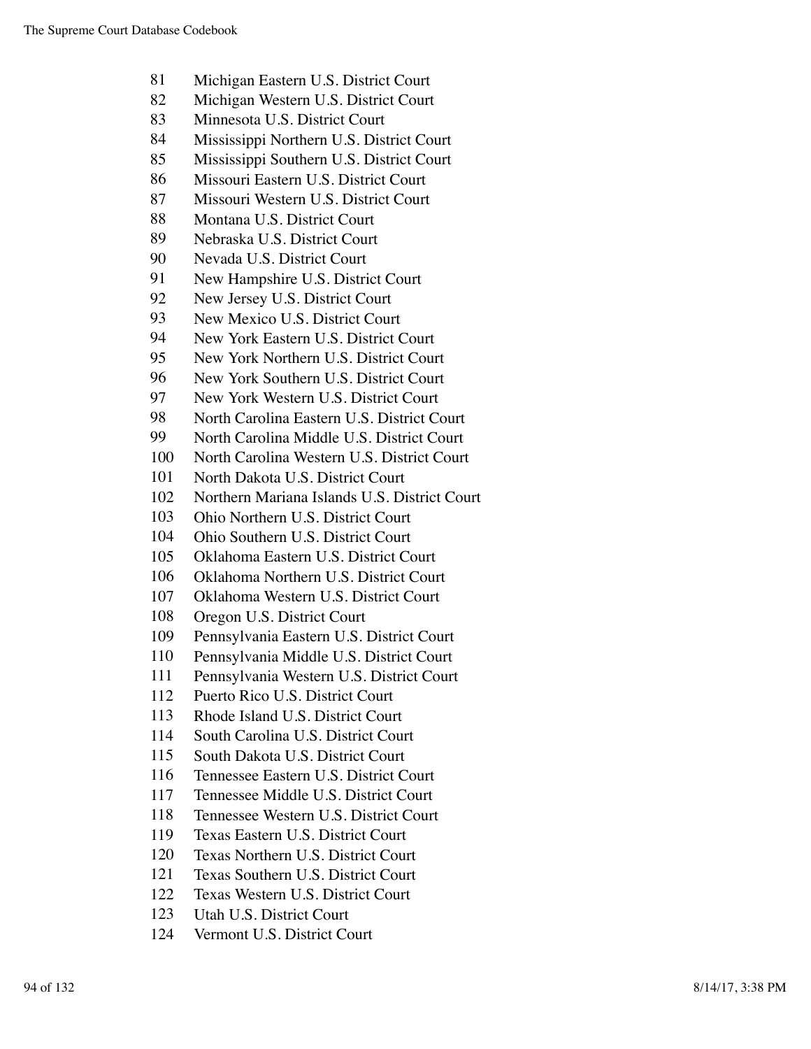81 Michigan Eastern U.S. District Court
82 Michigan Western U.S. District Court
83 Minnesota U.S. District Court
84 Mississippi Northern U.S. District Court
85 Mississippi Southern U.S. District Court
86 Missouri Eastern U.S. District Court
87 Missouri Western U.S. District Court
88 Montana U.S. District Court
89 Nebraska U.S. District Court
90 Nevada U.S. District Court
91 New Hampshire U.S. District Court
92 New Jersey U.S. District Court
93 New Mexico U.S. District Court
94 New York Eastern U.S. District Court
95 New York Northern U.S. District Court
96 New York Southern U.S. District Court
97 New York Western U.S. District Court
98 North Carolina Eastern U.S. District Court
99 North Carolina Middle U.S. District Court
100 North Carolina Western U.S. District Court
101 North Dakota U.S. District Court
102 Northern Mariana Islands U.S. District Court
103 Ohio Northern U.S. District Court
104 Ohio Southern U.S. District Court
105 Oklahoma Eastern U.S. District Court
106 Oklahoma Northern U.S. District Court
107 Oklahoma Western U.S. District Court
108 Oregon U.S. District Court
109 Pennsylvania Eastern U.S. District Court
110 Pennsylvania Middle U.S. District Court
111 Pennsylvania Western U.S. District Court
112 Puerto Rico U.S. District Court
113 Rhode Island U.S. District Court
114 South Carolina U.S. District Court
115 South Dakota U.S. District Court
116 Tennessee Eastern U.S. District Court
117 Tennessee Middle U.S. District Court
118 Tennessee Western U.S. District Court
119 Texas Eastern U.S. District Court
120 Texas Northern U.S. District Court
121 Texas Southern U.S. District Court
122 Texas Western U.S. District Court
123 Utah U.S. District Court
124 Vermont U.S. District Court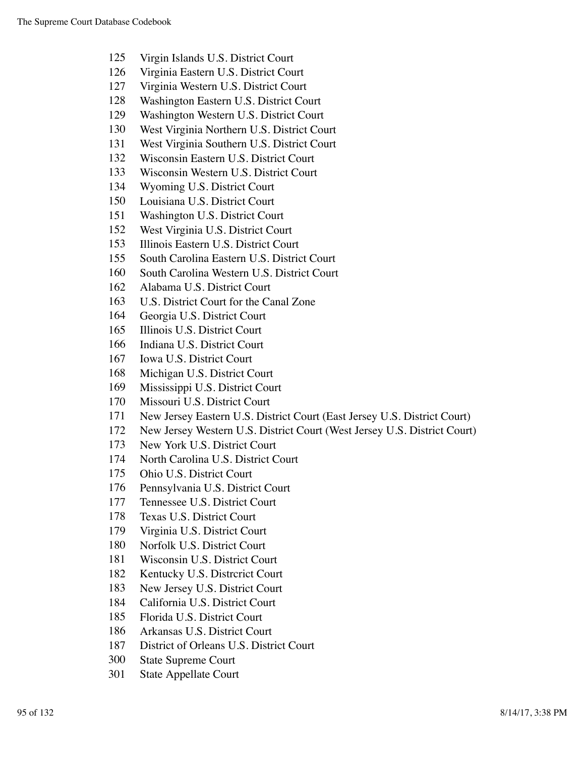125 Virgin Islands U.S. District Court
126 Virginia Eastern U.S. District Court
127 Virginia Western U.S. District Court
128 Washington Eastern U.S. District Court
129 Washington Western U.S. District Court
130 West Virginia Northern U.S. District Court
131 West Virginia Southern U.S. District Court
132 Wisconsin Eastern U.S. District Court
133 Wisconsin Western U.S. District Court
134 Wyoming U.S. District Court
150 Louisiana U.S. District Court
151 Washington U.S. District Court
152 West Virginia U.S. District Court
153 Illinois Eastern U.S. District Court
155 South Carolina Eastern U.S. District Court
160 South Carolina Western U.S. District Court
162 Alabama U.S. District Court
163 U.S. District Court for the Canal Zone
164 Georgia U.S. District Court
165 Illinois U.S. District Court
166 Indiana U.S. District Court
167 Iowa U.S. District Court
168 Michigan U.S. District Court
169 Mississippi U.S. District Court
170 Missouri U.S. District Court
171 New Jersey Eastern U.S. District Court (East Jersey U.S. District Court)
172 New Jersey Western U.S. District Court (West Jersey U.S. District Court)
173 New York U.S. District Court
174 North Carolina U.S. District Court
175 Ohio U.S. District Court
176 Pennsylvania U.S. District Court
177 Tennessee U.S. District Court
178 Texas U.S. District Court
179 Virginia U.S. District Court
180 Norfolk U.S. District Court
181 Wisconsin U.S. District Court
182 Kentucky U.S. Distrcrict Court
183 New Jersey U.S. District Court
184 California U.S. District Court
185 Florida U.S. District Court
186 Arkansas U.S. District Court
187 District of Orleans U.S. District Court
300 State Supreme Court
301 State Appellate Court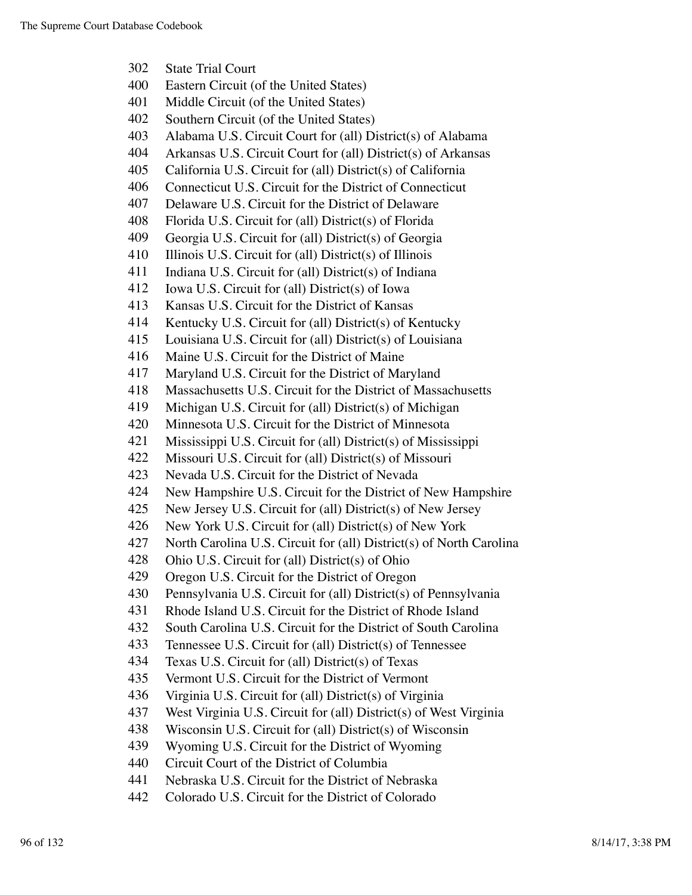302 State Trial Court
400 Eastern Circuit (of the United States)
401 Middle Circuit (of the United States)
402 Southern Circuit (of the United States)
403 Alabama U.S. Circuit Court for (all) District(s) of Alabama
404 Arkansas U.S. Circuit Court for (all) District(s) of Arkansas
405 California U.S. Circuit for (all) District(s) of California
406 Connecticut U.S. Circuit for the District of Connecticut
407 Delaware U.S. Circuit for the District of Delaware
408 Florida U.S. Circuit for (all) District(s) of Florida
409 Georgia U.S. Circuit for (all) District(s) of Georgia
410 Illinois U.S. Circuit for (all) District(s) of Illinois
411 Indiana U.S. Circuit for (all) District(s) of Indiana
412 Iowa U.S. Circuit for (all) District(s) of Iowa
413 Kansas U.S. Circuit for the District of Kansas
414 Kentucky U.S. Circuit for (all) District(s) of Kentucky
415 Louisiana U.S. Circuit for (all) District(s) of Louisiana
416 Maine U.S. Circuit for the District of Maine
417 Maryland U.S. Circuit for the District of Maryland
418 Massachusetts U.S. Circuit for the District of Massachusetts
419 Michigan U.S. Circuit for (all) District(s) of Michigan
420 Minnesota U.S. Circuit for the District of Minnesota
421 Mississippi U.S. Circuit for (all) District(s) of Mississippi
422 Missouri U.S. Circuit for (all) District(s) of Missouri
423 Nevada U.S. Circuit for the District of Nevada
424 New Hampshire U.S. Circuit for the District of New Hampshire
425 New Jersey U.S. Circuit for (all) District(s) of New Jersey
426 New York U.S. Circuit for (all) District(s) of New York
427 North Carolina U.S. Circuit for (all) District(s) of North Carolina
428 Ohio U.S. Circuit for (all) District(s) of Ohio
429 Oregon U.S. Circuit for the District of Oregon
430 Pennsylvania U.S. Circuit for (all) District(s) of Pennsylvania
431 Rhode Island U.S. Circuit for the District of Rhode Island
432 South Carolina U.S. Circuit for the District of South Carolina
433 Tennessee U.S. Circuit for (all) District(s) of Tennessee
434 Texas U.S. Circuit for (all) District(s) of Texas
435 Vermont U.S. Circuit for the District of Vermont
436 Virginia U.S. Circuit for (all) District(s) of Virginia
437 West Virginia U.S. Circuit for (all) District(s) of West Virginia
438 Wisconsin U.S. Circuit for (all) District(s) of Wisconsin
439 Wyoming U.S. Circuit for the District of Wyoming
440 Circuit Court of the District of Columbia
441 Nebraska U.S. Circuit for the District of Nebraska
442 Colorado U.S. Circuit for the District of Colorado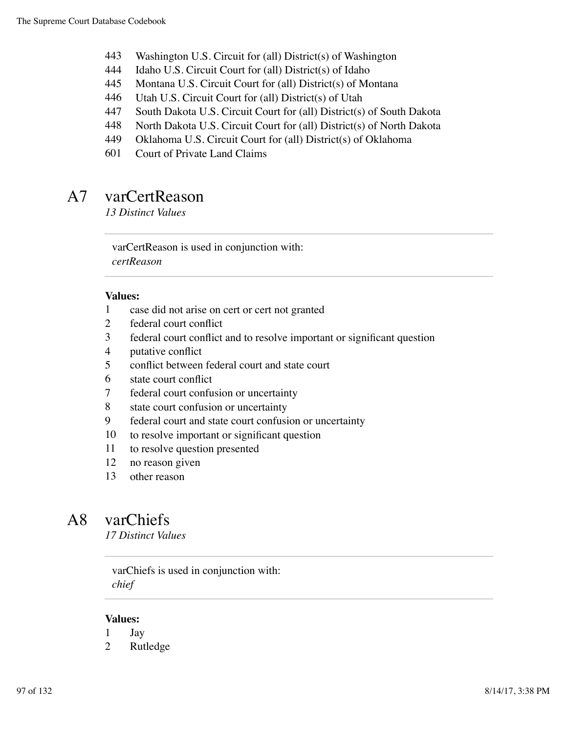443 Washington U.S. Circuit for (all) District(s) of Washington
444 Idaho U.S. Circuit Court for (all) District(s) of Idaho
445 Montana U.S. Circuit Court for (all) District(s) of Montana
446 Utah U.S. Circuit Court for (all) District(s) of Utah
447 South Dakota U.S. Circuit Court for (all) District(s) of South Dakota
448 North Dakota U.S. Circuit Court for (all) District(s) of North Dakota
449 Oklahoma U.S. Circuit Court for (all) District(s) of Oklahoma
601 Court of Private Land Claims

# A7 varCertReason

*13 Distinct Values*

varCertReason is used in conjunction with:
*certReason*

**Values:**

1 case did not arise on cert or cert not granted
2 federal court conflict
3 federal court conflict and to resolve important or significant question
4 putative conflict
5 conflict between federal court and state court
6 state court conflict
7 federal court confusion or uncertainty
8 state court confusion or uncertainty
9 federal court and state court confusion or uncertainty
10 to resolve important or significant question
11 to resolve question presented
12 no reason given
13 other reason

# A8 varChiefs

*17 Distinct Values*

varChiefs is used in conjunction with:
*chief*

**Values:**

1 Jay
2 Rutledge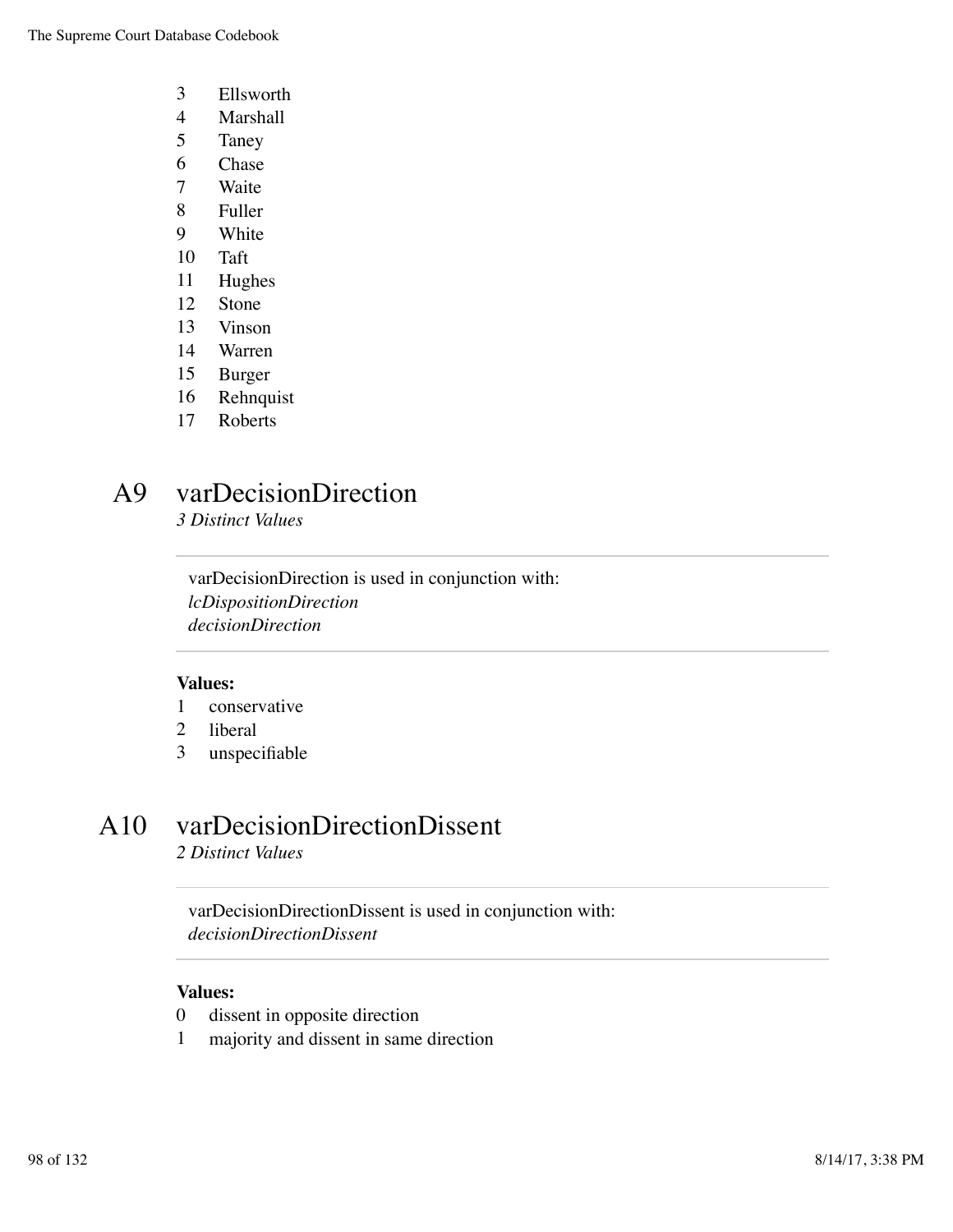3 Ellsworth
4 Marshall
5 Taney
6 Chase
7 Waite
8 Fuller
9 White
10 Taft
11 Hughes
12 Stone
13 Vinson
14 Warren
15 Burger
16 Rehnquist
17 Roberts

## A9 varDecisionDirection

*3 Distinct Values*

---

varDecisionDirection is used in conjunction with:
*lcDispositionDirection*
*decisionDirection*

---

**Values:**

1 conservative
2 liberal
3 unspecifiable

## A10 varDecisionDirectionDissent

*2 Distinct Values*

---

varDecisionDirectionDissent is used in conjunction with:
*decisionDirectionDissent*

---

**Values:**

0 dissent in opposite direction
1 majority and dissent in same direction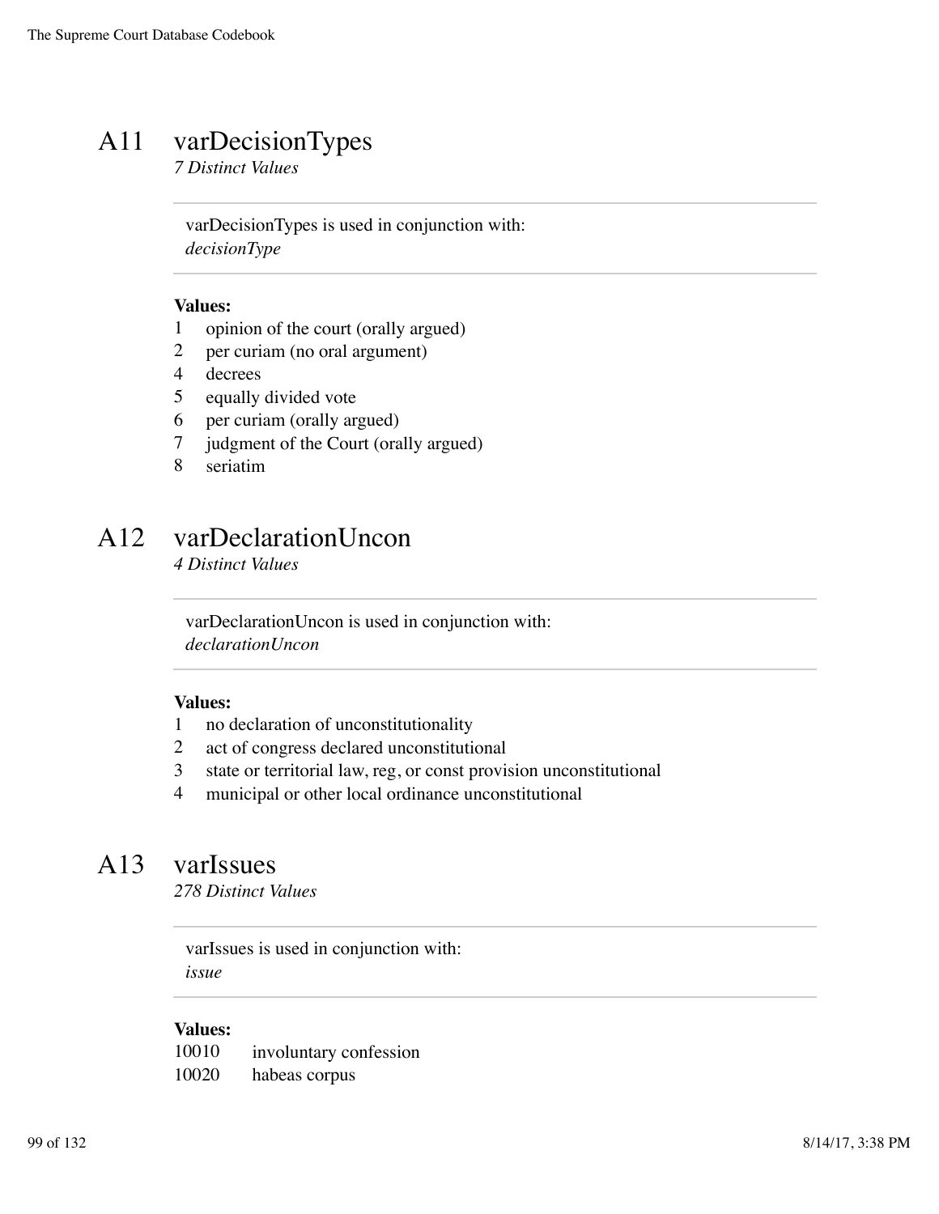## A11 varDecisionTypes

*7 Distinct Values*

varDecisionTypes is used in conjunction with:
*decisionType*

**Values:**

| | |
|---|---|
| 1 | opinion of the court (orally argued) |
| 2 | per curiam (no oral argument) |
| 4 | decrees |
| 5 | equally divided vote |
| 6 | per curiam (orally argued) |
| 7 | judgment of the Court (orally argued) |
| 8 | seriatim |

## A12 varDeclarationUncon

*4 Distinct Values*

varDeclarationUncon is used in conjunction with:
*declarationUncon*

**Values:**

| | |
|---|---|
| 1 | no declaration of unconstitutionality |
| 2 | act of congress declared unconstitutional |
| 3 | state or territorial law, reg, or const provision unconstitutional |
| 4 | municipal or other local ordinance unconstitutional |

## A13 varIssues

*278 Distinct Values*

varIssues is used in conjunction with:
*issue*

**Values:**

| | |
|---|---|
| 10010 | involuntary confession |
| 10020 | habeas corpus |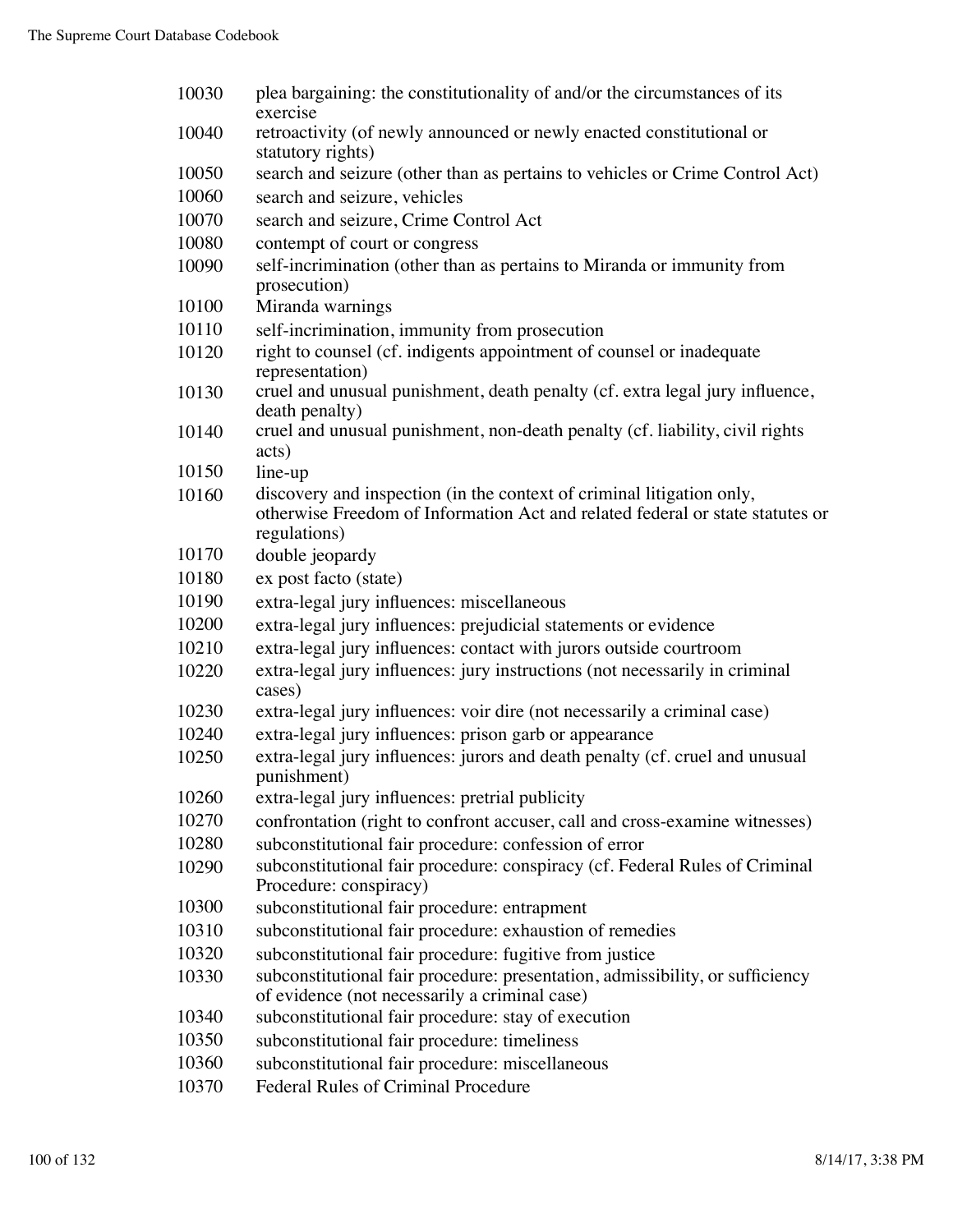| | |
|---|---|
| 10030 | plea bargaining: the constitutionality of and/or the circumstances of its exercise |
| 10040 | retroactivity (of newly announced or newly enacted constitutional or statutory rights) |
| 10050 | search and seizure (other than as pertains to vehicles or Crime Control Act) |
| 10060 | search and seizure, vehicles |
| 10070 | search and seizure, Crime Control Act |
| 10080 | contempt of court or congress |
| 10090 | self-incrimination (other than as pertains to Miranda or immunity from prosecution) |
| 10100 | Miranda warnings |
| 10110 | self-incrimination, immunity from prosecution |
| 10120 | right to counsel (cf. indigents appointment of counsel or inadequate representation) |
| 10130 | cruel and unusual punishment, death penalty (cf. extra legal jury influence, death penalty) |
| 10140 | cruel and unusual punishment, non-death penalty (cf. liability, civil rights acts) |
| 10150 | line-up |
| 10160 | discovery and inspection (in the context of criminal litigation only, otherwise Freedom of Information Act and related federal or state statutes or regulations) |
| 10170 | double jeopardy |
| 10180 | ex post facto (state) |
| 10190 | extra-legal jury influences: miscellaneous |
| 10200 | extra-legal jury influences: prejudicial statements or evidence |
| 10210 | extra-legal jury influences: contact with jurors outside courtroom |
| 10220 | extra-legal jury influences: jury instructions (not necessarily in criminal cases) |
| 10230 | extra-legal jury influences: voir dire (not necessarily a criminal case) |
| 10240 | extra-legal jury influences: prison garb or appearance |
| 10250 | extra-legal jury influences: jurors and death penalty (cf. cruel and unusual punishment) |
| 10260 | extra-legal jury influences: pretrial publicity |
| 10270 | confrontation (right to confront accuser, call and cross-examine witnesses) |
| 10280 | subconstitutional fair procedure: confession of error |
| 10290 | subconstitutional fair procedure: conspiracy (cf. Federal Rules of Criminal Procedure: conspiracy) |
| 10300 | subconstitutional fair procedure: entrapment |
| 10310 | subconstitutional fair procedure: exhaustion of remedies |
| 10320 | subconstitutional fair procedure: fugitive from justice |
| 10330 | subconstitutional fair procedure: presentation, admissibility, or sufficiency of evidence (not necessarily a criminal case) |
| 10340 | subconstitutional fair procedure: stay of execution |
| 10350 | subconstitutional fair procedure: timeliness |
| 10360 | subconstitutional fair procedure: miscellaneous |
| 10370 | Federal Rules of Criminal Procedure |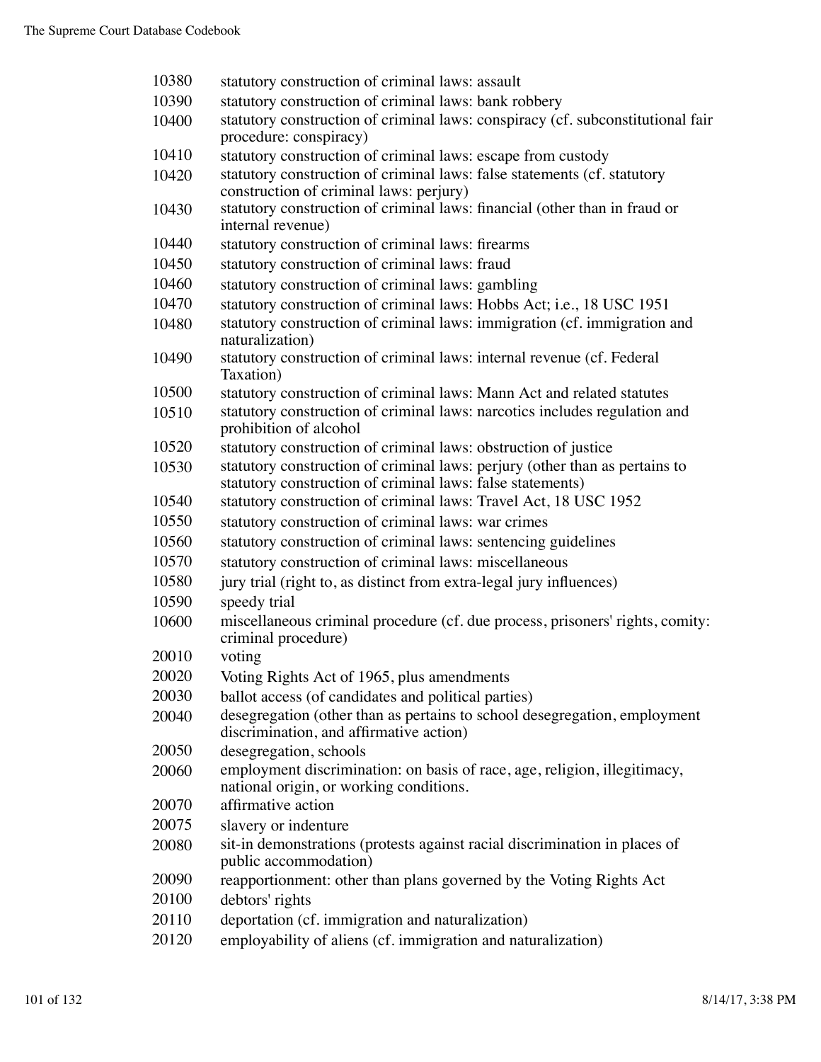| | |
|---|---|
| 10380 | statutory construction of criminal laws: assault |
| 10390 | statutory construction of criminal laws: bank robbery |
| 10400 | statutory construction of criminal laws: conspiracy (cf. subconstitutional fair procedure: conspiracy) |
| 10410 | statutory construction of criminal laws: escape from custody |
| 10420 | statutory construction of criminal laws: false statements (cf. statutory construction of criminal laws: perjury) |
| 10430 | statutory construction of criminal laws: financial (other than in fraud or internal revenue) |
| 10440 | statutory construction of criminal laws: firearms |
| 10450 | statutory construction of criminal laws: fraud |
| 10460 | statutory construction of criminal laws: gambling |
| 10470 | statutory construction of criminal laws: Hobbs Act; i.e., 18 USC 1951 |
| 10480 | statutory construction of criminal laws: immigration (cf. immigration and naturalization) |
| 10490 | statutory construction of criminal laws: internal revenue (cf. Federal Taxation) |
| 10500 | statutory construction of criminal laws: Mann Act and related statutes |
| 10510 | statutory construction of criminal laws: narcotics includes regulation and prohibition of alcohol |
| 10520 | statutory construction of criminal laws: obstruction of justice |
| 10530 | statutory construction of criminal laws: perjury (other than as pertains to statutory construction of criminal laws: false statements) |
| 10540 | statutory construction of criminal laws: Travel Act, 18 USC 1952 |
| 10550 | statutory construction of criminal laws: war crimes |
| 10560 | statutory construction of criminal laws: sentencing guidelines |
| 10570 | statutory construction of criminal laws: miscellaneous |
| 10580 | jury trial (right to, as distinct from extra-legal jury influences) |
| 10590 | speedy trial |
| 10600 | miscellaneous criminal procedure (cf. due process, prisoners' rights, comity: criminal procedure) |
| 20010 | voting |
| 20020 | Voting Rights Act of 1965, plus amendments |
| 20030 | ballot access (of candidates and political parties) |
| 20040 | desegregation (other than as pertains to school desegregation, employment discrimination, and affirmative action) |
| 20050 | desegregation, schools |
| 20060 | employment discrimination: on basis of race, age, religion, illegitimacy, national origin, or working conditions. |
| 20070 | affirmative action |
| 20075 | slavery or indenture |
| 20080 | sit-in demonstrations (protests against racial discrimination in places of public accommodation) |
| 20090 | reapportionment: other than plans governed by the Voting Rights Act |
| 20100 | debtors' rights |
| 20110 | deportation (cf. immigration and naturalization) |
| 20120 | employability of aliens (cf. immigration and naturalization) |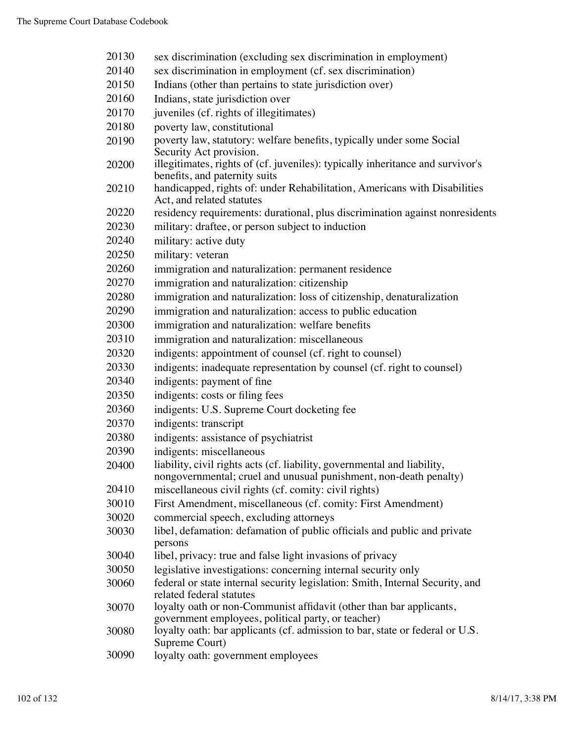| | |
|---|---|
| 20130 | sex discrimination (excluding sex discrimination in employment) |
| 20140 | sex discrimination in employment (cf. sex discrimination) |
| 20150 | Indians (other than pertains to state jurisdiction over) |
| 20160 | Indians, state jurisdiction over |
| 20170 | juveniles (cf. rights of illegitimates) |
| 20180 | poverty law, constitutional |
| 20190 | poverty law, statutory: welfare benefits, typically under some Social Security Act provision. |
| 20200 | illegitimates, rights of (cf. juveniles): typically inheritance and survivor's benefits, and paternity suits |
| 20210 | handicapped, rights of: under Rehabilitation, Americans with Disabilities Act, and related statutes |
| 20220 | residency requirements: durational, plus discrimination against nonresidents |
| 20230 | military: draftee, or person subject to induction |
| 20240 | military: active duty |
| 20250 | military: veteran |
| 20260 | immigration and naturalization: permanent residence |
| 20270 | immigration and naturalization: citizenship |
| 20280 | immigration and naturalization: loss of citizenship, denaturalization |
| 20290 | immigration and naturalization: access to public education |
| 20300 | immigration and naturalization: welfare benefits |
| 20310 | immigration and naturalization: miscellaneous |
| 20320 | indigents: appointment of counsel (cf. right to counsel) |
| 20330 | indigents: inadequate representation by counsel (cf. right to counsel) |
| 20340 | indigents: payment of fine |
| 20350 | indigents: costs or filing fees |
| 20360 | indigents: U.S. Supreme Court docketing fee |
| 20370 | indigents: transcript |
| 20380 | indigents: assistance of psychiatrist |
| 20390 | indigents: miscellaneous |
| 20400 | liability, civil rights acts (cf. liability, governmental and liability, nongovernmental; cruel and unusual punishment, non-death penalty) |
| 20410 | miscellaneous civil rights (cf. comity: civil rights) |
| 30010 | First Amendment, miscellaneous (cf. comity: First Amendment) |
| 30020 | commercial speech, excluding attorneys |
| 30030 | libel, defamation: defamation of public officials and public and private persons |
| 30040 | libel, privacy: true and false light invasions of privacy |
| 30050 | legislative investigations: concerning internal security only |
| 30060 | federal or state internal security legislation: Smith, Internal Security, and related federal statutes |
| 30070 | loyalty oath or non-Communist affidavit (other than bar applicants, government employees, political party, or teacher) |
| 30080 | loyalty oath: bar applicants (cf. admission to bar, state or federal or U.S. Supreme Court) |
| 30090 | loyalty oath: government employees |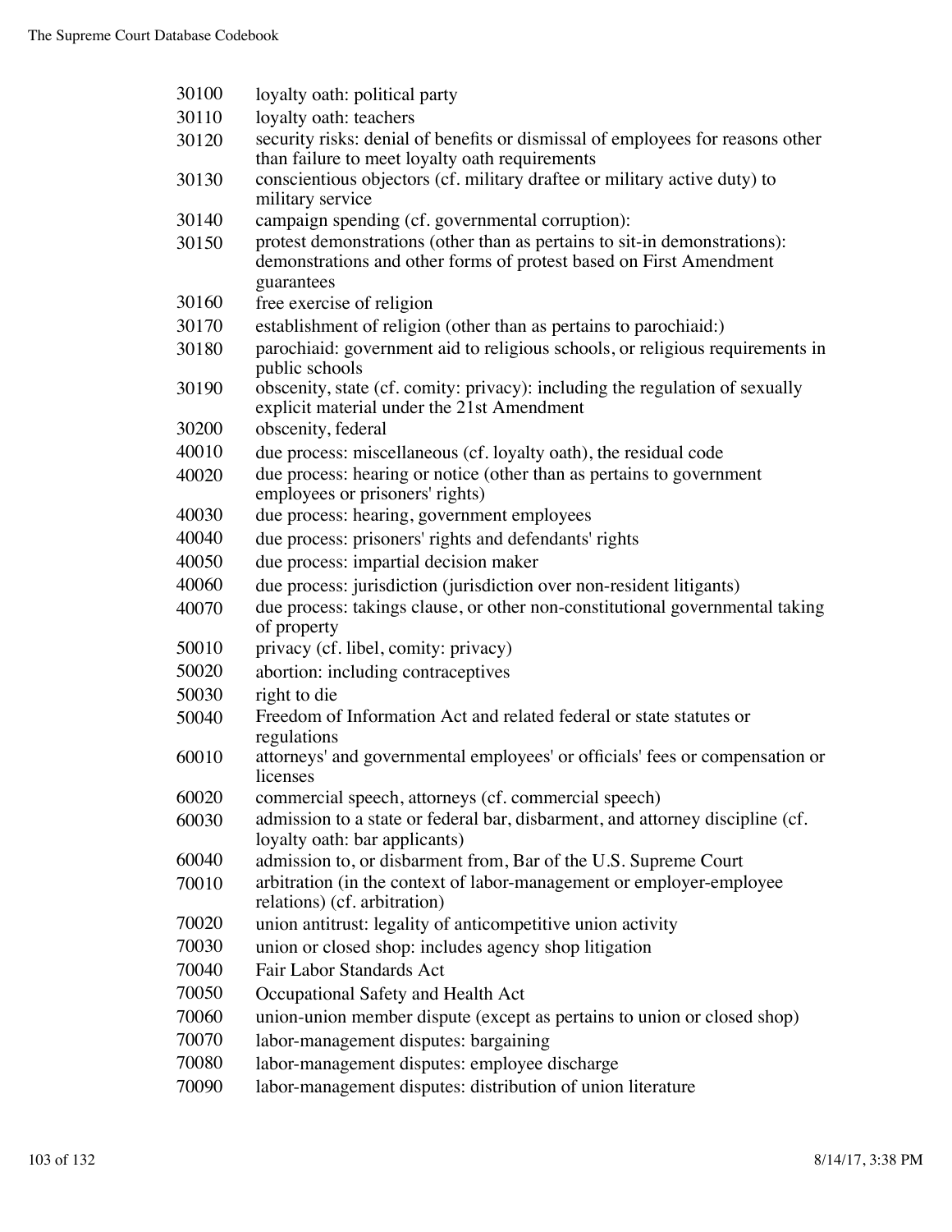| | |
|---|---|
| 30100 | loyalty oath: political party |
| 30110 | loyalty oath: teachers |
| 30120 | security risks: denial of benefits or dismissal of employees for reasons other than failure to meet loyalty oath requirements |
| 30130 | conscientious objectors (cf. military draftee or military active duty) to military service |
| 30140 | campaign spending (cf. governmental corruption): |
| 30150 | protest demonstrations (other than as pertains to sit-in demonstrations): demonstrations and other forms of protest based on First Amendment guarantees |
| 30160 | free exercise of religion |
| 30170 | establishment of religion (other than as pertains to parochiaid:) |
| 30180 | parochiaid: government aid to religious schools, or religious requirements in public schools |
| 30190 | obscenity, state (cf. comity: privacy): including the regulation of sexually explicit material under the 21st Amendment |
| 30200 | obscenity, federal |
| 40010 | due process: miscellaneous (cf. loyalty oath), the residual code |
| 40020 | due process: hearing or notice (other than as pertains to government employees or prisoners' rights) |
| 40030 | due process: hearing, government employees |
| 40040 | due process: prisoners' rights and defendants' rights |
| 40050 | due process: impartial decision maker |
| 40060 | due process: jurisdiction (jurisdiction over non-resident litigants) |
| 40070 | due process: takings clause, or other non-constitutional governmental taking of property |
| 50010 | privacy (cf. libel, comity: privacy) |
| 50020 | abortion: including contraceptives |
| 50030 | right to die |
| 50040 | Freedom of Information Act and related federal or state statutes or regulations |
| 60010 | attorneys' and governmental employees' or officials' fees or compensation or licenses |
| 60020 | commercial speech, attorneys (cf. commercial speech) |
| 60030 | admission to a state or federal bar, disbarment, and attorney discipline (cf. loyalty oath: bar applicants) |
| 60040 | admission to, or disbarment from, Bar of the U.S. Supreme Court |
| 70010 | arbitration (in the context of labor-management or employer-employee relations) (cf. arbitration) |
| 70020 | union antitrust: legality of anticompetitive union activity |
| 70030 | union or closed shop: includes agency shop litigation |
| 70040 | Fair Labor Standards Act |
| 70050 | Occupational Safety and Health Act |
| 70060 | union-union member dispute (except as pertains to union or closed shop) |
| 70070 | labor-management disputes: bargaining |
| 70080 | labor-management disputes: employee discharge |
| 70090 | labor-management disputes: distribution of union literature |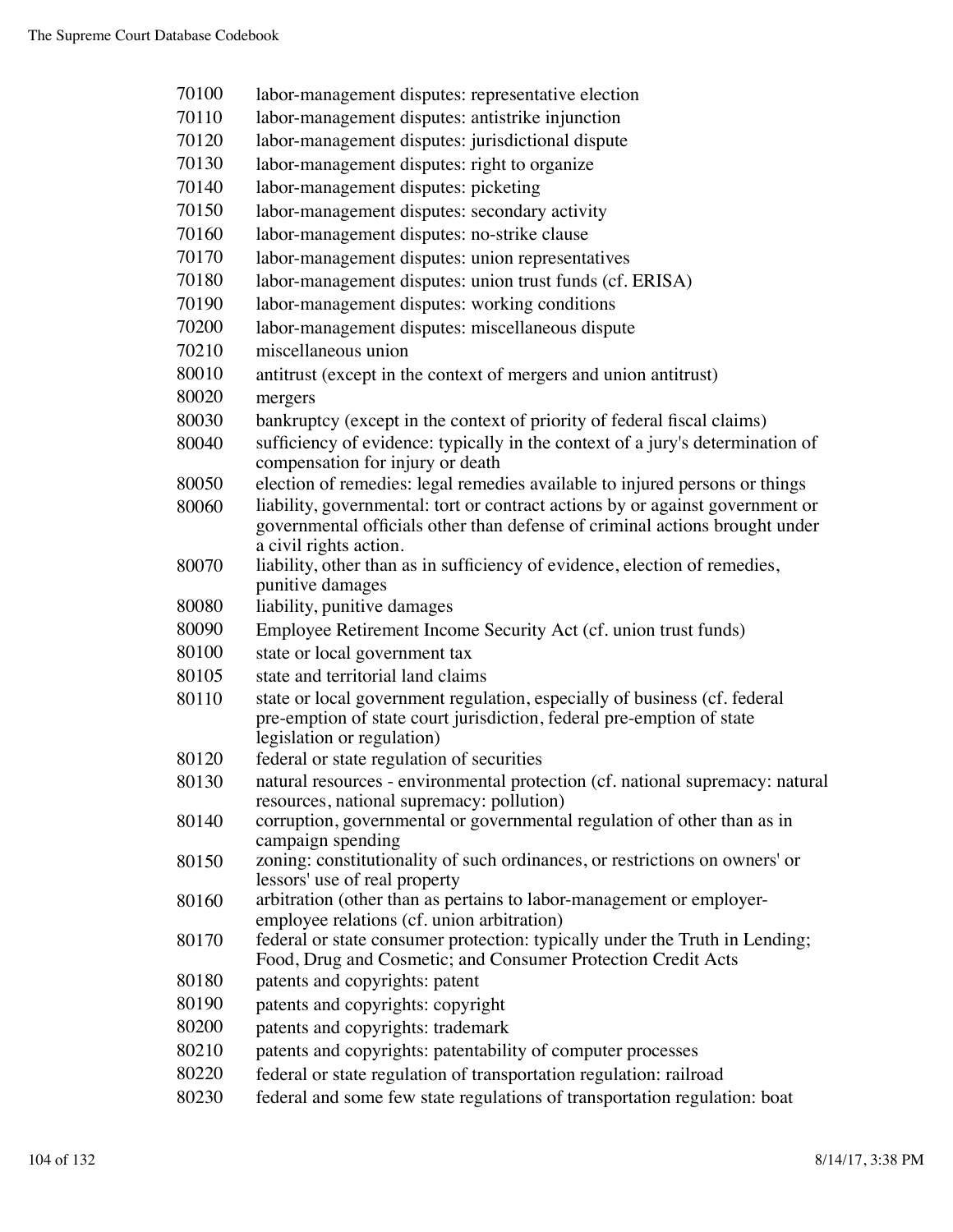| | |
|---|---|
| 70100 | labor-management disputes: representative election |
| 70110 | labor-management disputes: antistrike injunction |
| 70120 | labor-management disputes: jurisdictional dispute |
| 70130 | labor-management disputes: right to organize |
| 70140 | labor-management disputes: picketing |
| 70150 | labor-management disputes: secondary activity |
| 70160 | labor-management disputes: no-strike clause |
| 70170 | labor-management disputes: union representatives |
| 70180 | labor-management disputes: union trust funds (cf. ERISA) |
| 70190 | labor-management disputes: working conditions |
| 70200 | labor-management disputes: miscellaneous dispute |
| 70210 | miscellaneous union |
| 80010 | antitrust (except in the context of mergers and union antitrust) |
| 80020 | mergers |
| 80030 | bankruptcy (except in the context of priority of federal fiscal claims) |
| 80040 | sufficiency of evidence: typically in the context of a jury's determination of compensation for injury or death |
| 80050 | election of remedies: legal remedies available to injured persons or things |
| 80060 | liability, governmental: tort or contract actions by or against government or governmental officials other than defense of criminal actions brought under a civil rights action. |
| 80070 | liability, other than as in sufficiency of evidence, election of remedies, punitive damages |
| 80080 | liability, punitive damages |
| 80090 | Employee Retirement Income Security Act (cf. union trust funds) |
| 80100 | state or local government tax |
| 80105 | state and territorial land claims |
| 80110 | state or local government regulation, especially of business (cf. federal pre-emption of state court jurisdiction, federal pre-emption of state legislation or regulation) |
| 80120 | federal or state regulation of securities |
| 80130 | natural resources - environmental protection (cf. national supremacy: natural resources, national supremacy: pollution) |
| 80140 | corruption, governmental or governmental regulation of other than as in campaign spending |
| 80150 | zoning: constitutionality of such ordinances, or restrictions on owners' or lessors' use of real property |
| 80160 | arbitration (other than as pertains to labor-management or employer-employee relations (cf. union arbitration) |
| 80170 | federal or state consumer protection: typically under the Truth in Lending; Food, Drug and Cosmetic; and Consumer Protection Credit Acts |
| 80180 | patents and copyrights: patent |
| 80190 | patents and copyrights: copyright |
| 80200 | patents and copyrights: trademark |
| 80210 | patents and copyrights: patentability of computer processes |
| 80220 | federal or state regulation of transportation regulation: railroad |
| 80230 | federal and some few state regulations of transportation regulation: boat |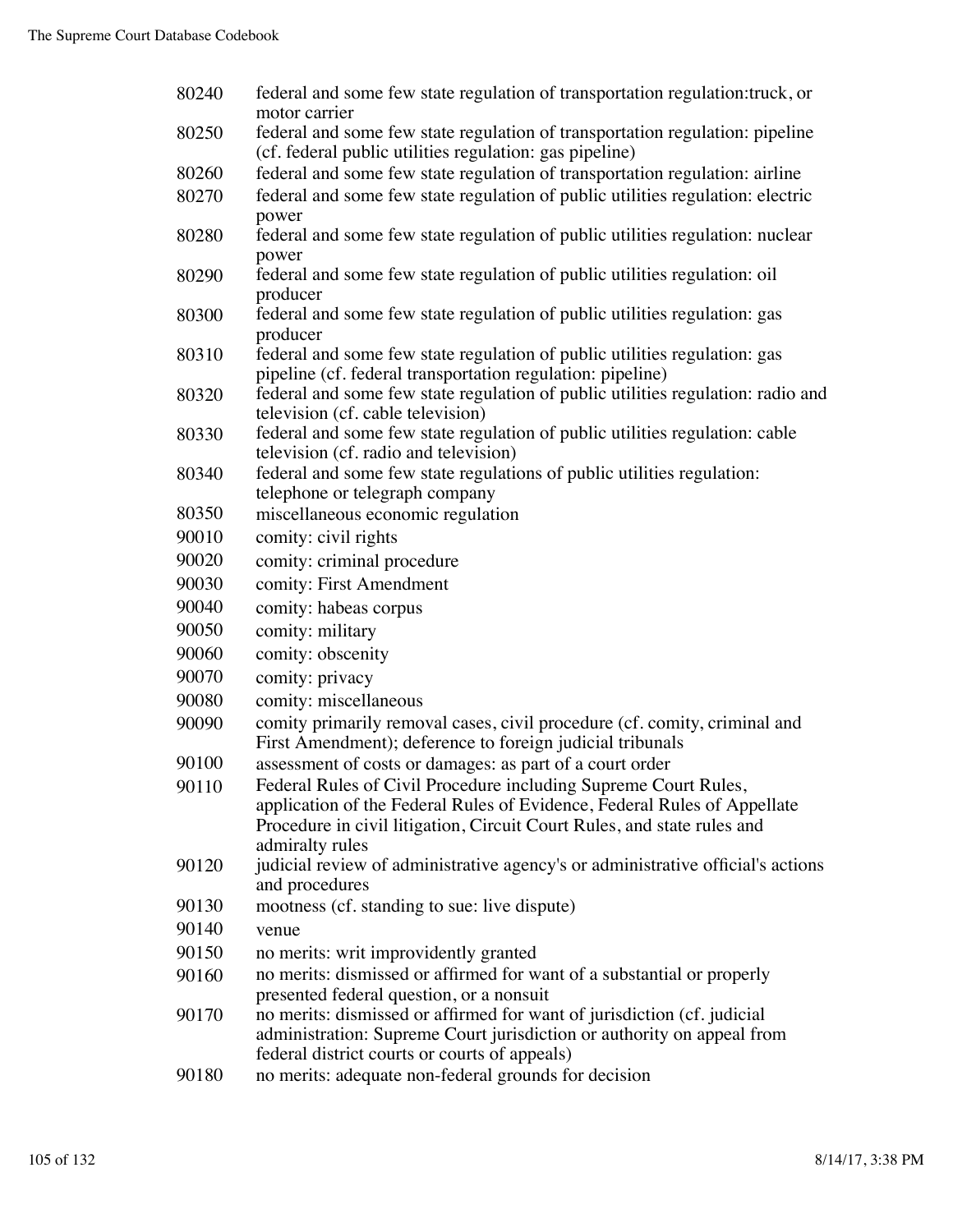| | |
|---|---|
| 80240 | federal and some few state regulation of transportation regulation:truck, or motor carrier |
| 80250 | federal and some few state regulation of transportation regulation: pipeline (cf. federal public utilities regulation: gas pipeline) |
| 80260 | federal and some few state regulation of transportation regulation: airline |
| 80270 | federal and some few state regulation of public utilities regulation: electric power |
| 80280 | federal and some few state regulation of public utilities regulation: nuclear power |
| 80290 | federal and some few state regulation of public utilities regulation: oil producer |
| 80300 | federal and some few state regulation of public utilities regulation: gas producer |
| 80310 | federal and some few state regulation of public utilities regulation: gas pipeline (cf. federal transportation regulation: pipeline) |
| 80320 | federal and some few state regulation of public utilities regulation: radio and television (cf. cable television) |
| 80330 | federal and some few state regulation of public utilities regulation: cable television (cf. radio and television) |
| 80340 | federal and some few state regulations of public utilities regulation: telephone or telegraph company |
| 80350 | miscellaneous economic regulation |
| 90010 | comity: civil rights |
| 90020 | comity: criminal procedure |
| 90030 | comity: First Amendment |
| 90040 | comity: habeas corpus |
| 90050 | comity: military |
| 90060 | comity: obscenity |
| 90070 | comity: privacy |
| 90080 | comity: miscellaneous |
| 90090 | comity primarily removal cases, civil procedure (cf. comity, criminal and First Amendment); deference to foreign judicial tribunals |
| 90100 | assessment of costs or damages: as part of a court order |
| 90110 | Federal Rules of Civil Procedure including Supreme Court Rules, application of the Federal Rules of Evidence, Federal Rules of Appellate Procedure in civil litigation, Circuit Court Rules, and state rules and admiralty rules |
| 90120 | judicial review of administrative agency's or administrative official's actions and procedures |
| 90130 | mootness (cf. standing to sue: live dispute) |
| 90140 | venue |
| 90150 | no merits: writ improvidently granted |
| 90160 | no merits: dismissed or affirmed for want of a substantial or properly presented federal question, or a nonsuit |
| 90170 | no merits: dismissed or affirmed for want of jurisdiction (cf. judicial administration: Supreme Court jurisdiction or authority on appeal from federal district courts or courts of appeals) |
| 90180 | no merits: adequate non-federal grounds for decision |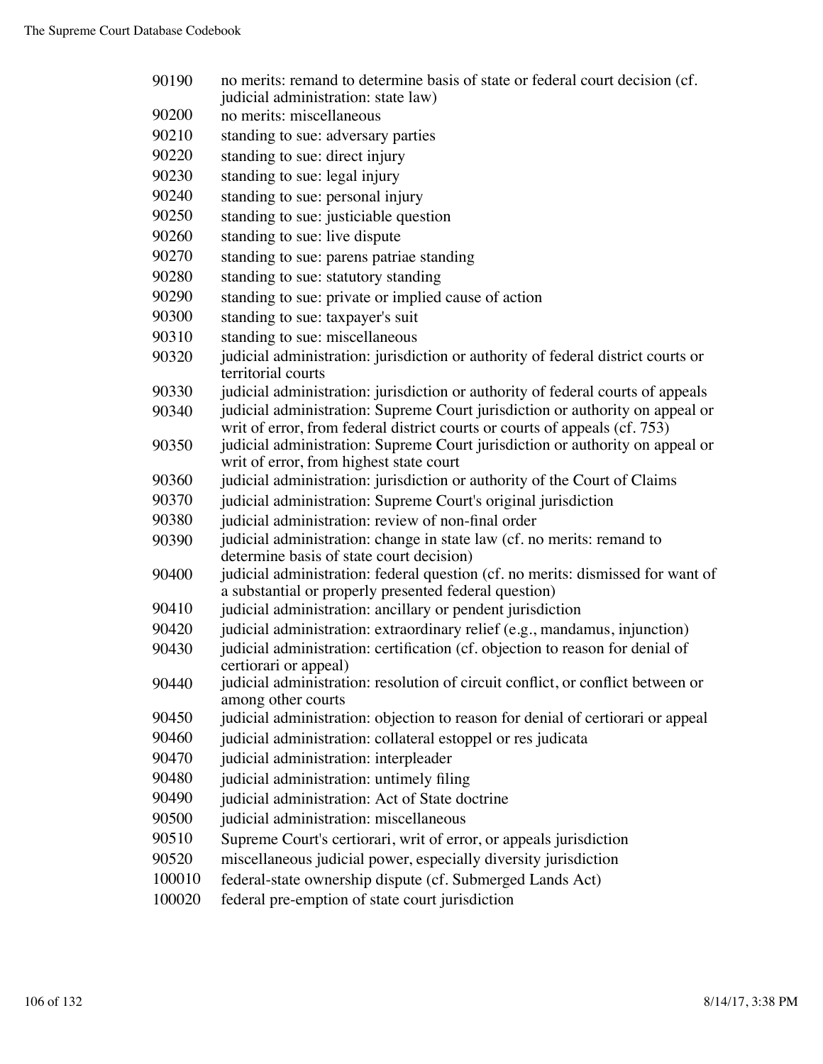| | |
|---|---|
| 90190 | no merits: remand to determine basis of state or federal court decision (cf. judicial administration: state law) |
| 90200 | no merits: miscellaneous |
| 90210 | standing to sue: adversary parties |
| 90220 | standing to sue: direct injury |
| 90230 | standing to sue: legal injury |
| 90240 | standing to sue: personal injury |
| 90250 | standing to sue: justiciable question |
| 90260 | standing to sue: live dispute |
| 90270 | standing to sue: parens patriae standing |
| 90280 | standing to sue: statutory standing |
| 90290 | standing to sue: private or implied cause of action |
| 90300 | standing to sue: taxpayer's suit |
| 90310 | standing to sue: miscellaneous |
| 90320 | judicial administration: jurisdiction or authority of federal district courts or territorial courts |
| 90330 | judicial administration: jurisdiction or authority of federal courts of appeals |
| 90340 | judicial administration: Supreme Court jurisdiction or authority on appeal or writ of error, from federal district courts or courts of appeals (cf. 753) |
| 90350 | judicial administration: Supreme Court jurisdiction or authority on appeal or writ of error, from highest state court |
| 90360 | judicial administration: jurisdiction or authority of the Court of Claims |
| 90370 | judicial administration: Supreme Court's original jurisdiction |
| 90380 | judicial administration: review of non-final order |
| 90390 | judicial administration: change in state law (cf. no merits: remand to determine basis of state court decision) |
| 90400 | judicial administration: federal question (cf. no merits: dismissed for want of a substantial or properly presented federal question) |
| 90410 | judicial administration: ancillary or pendent jurisdiction |
| 90420 | judicial administration: extraordinary relief (e.g., mandamus, injunction) |
| 90430 | judicial administration: certification (cf. objection to reason for denial of certiorari or appeal) |
| 90440 | judicial administration: resolution of circuit conflict, or conflict between or among other courts |
| 90450 | judicial administration: objection to reason for denial of certiorari or appeal |
| 90460 | judicial administration: collateral estoppel or res judicata |
| 90470 | judicial administration: interpleader |
| 90480 | judicial administration: untimely filing |
| 90490 | judicial administration: Act of State doctrine |
| 90500 | judicial administration: miscellaneous |
| 90510 | Supreme Court's certiorari, writ of error, or appeals jurisdiction |
| 90520 | miscellaneous judicial power, especially diversity jurisdiction |
| 100010 | federal-state ownership dispute (cf. Submerged Lands Act) |
| 100020 | federal pre-emption of state court jurisdiction |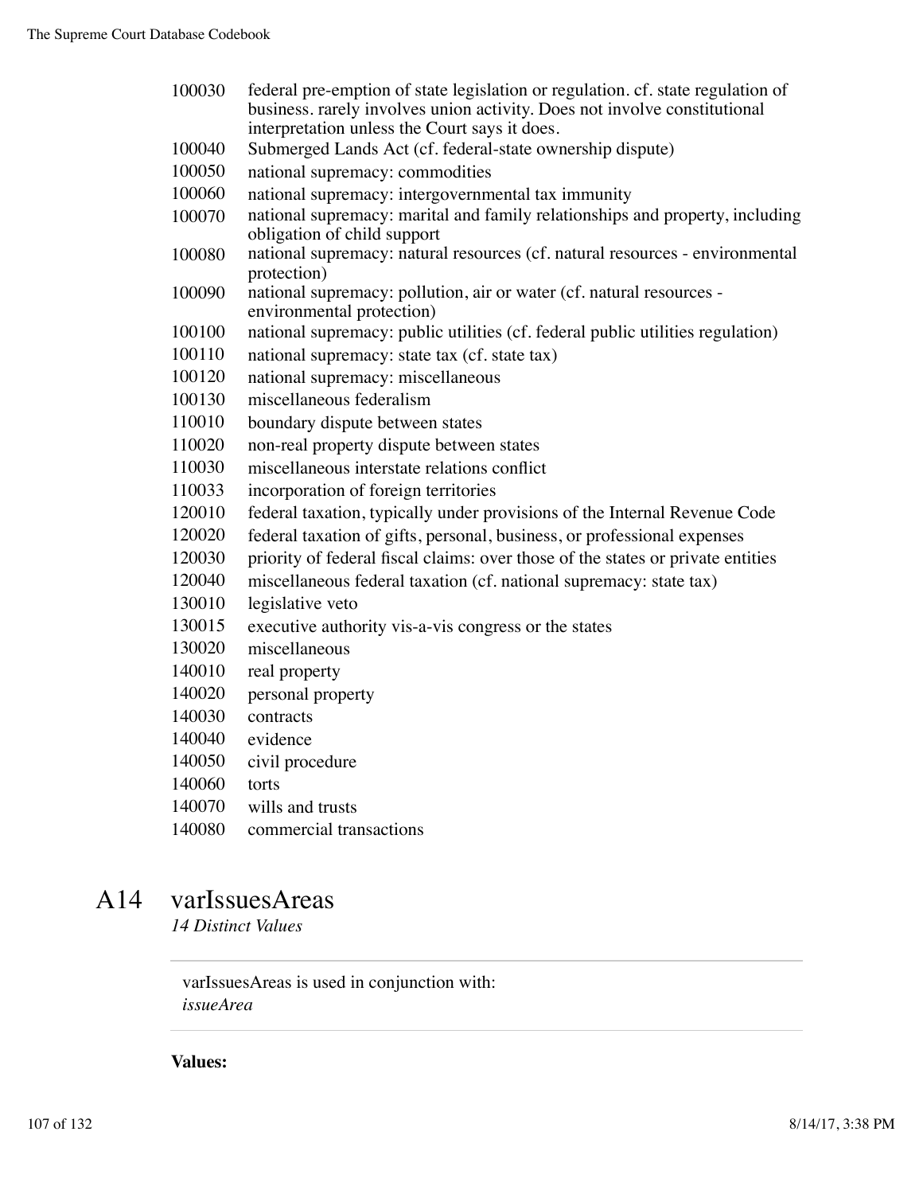| | |
|---|---|
| 100030 | federal pre-emption of state legislation or regulation. cf. state regulation of business. rarely involves union activity. Does not involve constitutional interpretation unless the Court says it does. |
| 100040 | Submerged Lands Act (cf. federal-state ownership dispute) |
| 100050 | national supremacy: commodities |
| 100060 | national supremacy: intergovernmental tax immunity |
| 100070 | national supremacy: marital and family relationships and property, including obligation of child support |
| 100080 | national supremacy: natural resources (cf. natural resources - environmental protection) |
| 100090 | national supremacy: pollution, air or water (cf. natural resources - environmental protection) |
| 100100 | national supremacy: public utilities (cf. federal public utilities regulation) |
| 100110 | national supremacy: state tax (cf. state tax) |
| 100120 | national supremacy: miscellaneous |
| 100130 | miscellaneous federalism |
| 110010 | boundary dispute between states |
| 110020 | non-real property dispute between states |
| 110030 | miscellaneous interstate relations conflict |
| 110033 | incorporation of foreign territories |
| 120010 | federal taxation, typically under provisions of the Internal Revenue Code |
| 120020 | federal taxation of gifts, personal, business, or professional expenses |
| 120030 | priority of federal fiscal claims: over those of the states or private entities |
| 120040 | miscellaneous federal taxation (cf. national supremacy: state tax) |
| 130010 | legislative veto |
| 130015 | executive authority vis-a-vis congress or the states |
| 130020 | miscellaneous |
| 140010 | real property |
| 140020 | personal property |
| 140030 | contracts |
| 140040 | evidence |
| 140050 | civil procedure |
| 140060 | torts |
| 140070 | wills and trusts |
| 140080 | commercial transactions |

## A14 varIssuesAreas

*14 Distinct Values*

varIssuesAreas is used in conjunction with:
*issueArea*

**Values:**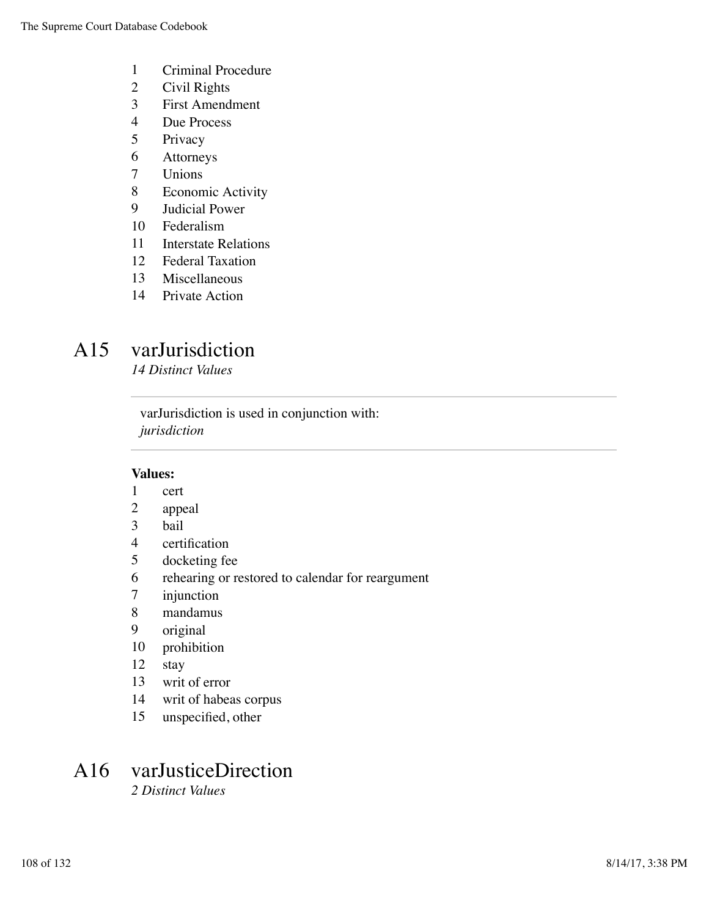1 Criminal Procedure
2 Civil Rights
3 First Amendment
4 Due Process
5 Privacy
6 Attorneys
7 Unions
8 Economic Activity
9 Judicial Power
10 Federalism
11 Interstate Relations
12 Federal Taxation
13 Miscellaneous
14 Private Action

# A15 varJurisdiction

*14 Distinct Values*

---

varJurisdiction is used in conjunction with:
*jurisdiction*

---

**Values:**

1 cert
2 appeal
3 bail
4 certification
5 docketing fee
6 rehearing or restored to calendar for reargument
7 injunction
8 mandamus
9 original
10 prohibition
12 stay
13 writ of error
14 writ of habeas corpus
15 unspecified, other

# A16 varJusticeDirection

*2 Distinct Values*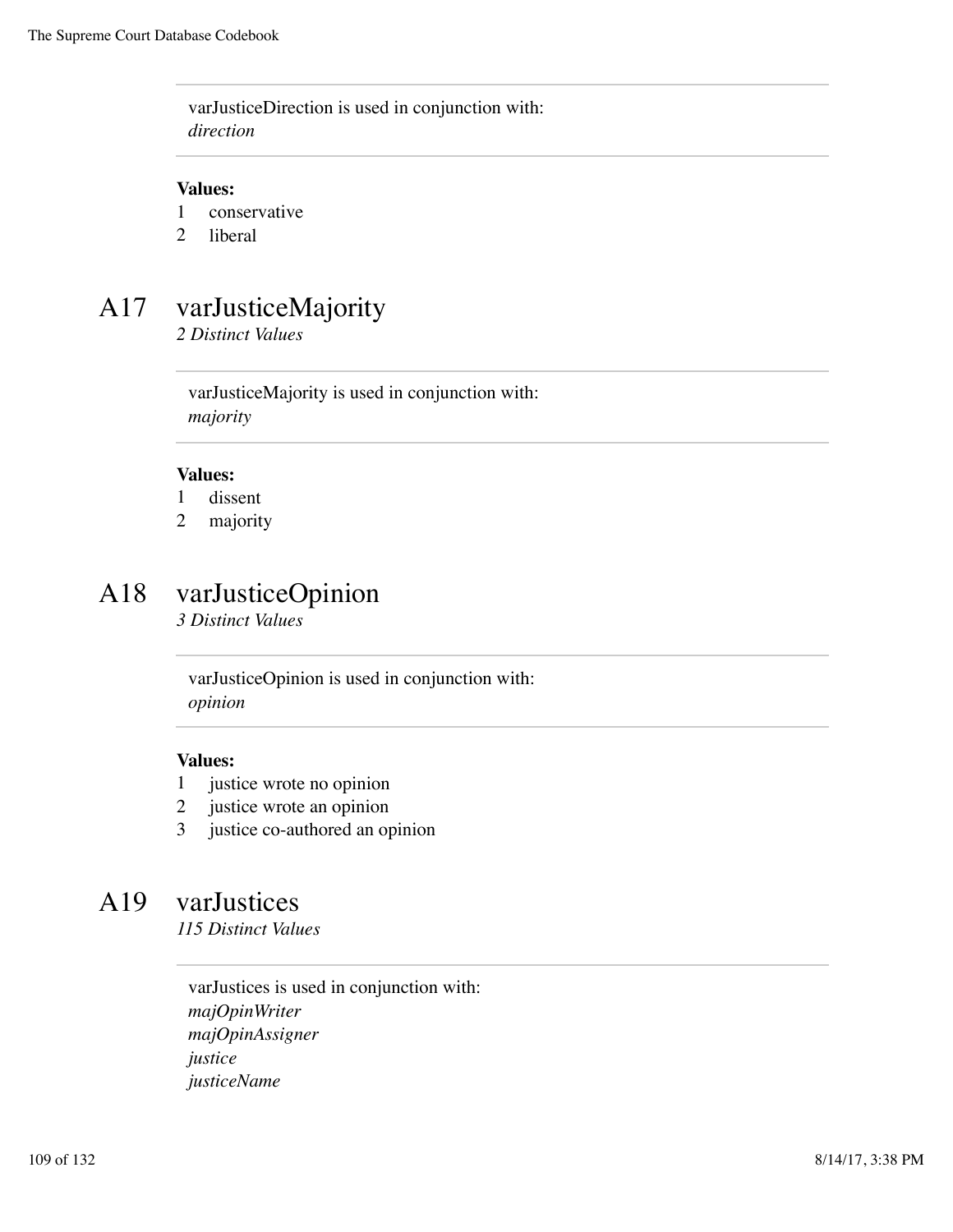varJusticeDirection is used in conjunction with:
*direction*

**Values:**

1 conservative
2 liberal

## A17 varJusticeMajority

*2 Distinct Values*

varJusticeMajority is used in conjunction with:
*majority*

**Values:**

1 dissent
2 majority

## A18 varJusticeOpinion

*3 Distinct Values*

varJusticeOpinion is used in conjunction with:
*opinion*

**Values:**

1 justice wrote no opinion
2 justice wrote an opinion
3 justice co-authored an opinion

## A19 varJustices

*115 Distinct Values*

varJustices is used in conjunction with:
*majOpinWriter*
*majOpinAssigner*
*justice*
*justiceName*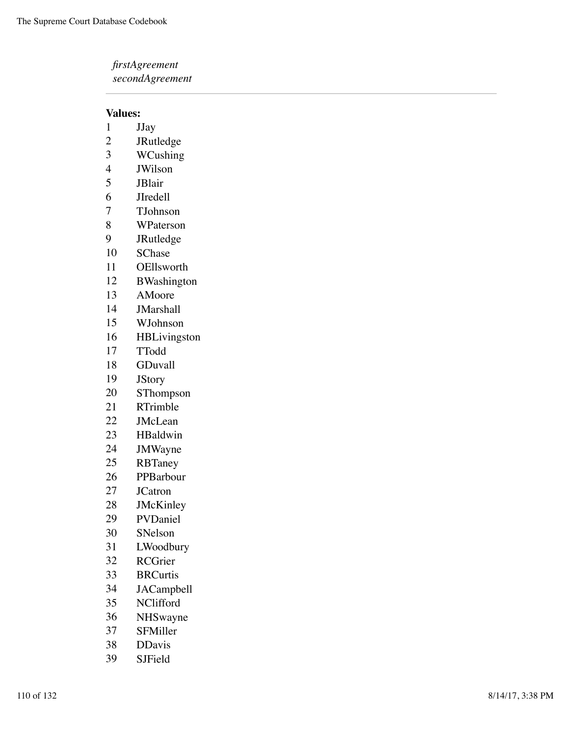*firstAgreement*
*secondAgreement*

---

**Values:**

| | |
|---|---|
| 1 | JJay |
| 2 | JRutledge |
| 3 | WCushing |
| 4 | JWilson |
| 5 | JBlair |
| 6 | JIredell |
| 7 | TJohnson |
| 8 | WPaterson |
| 9 | JRutledge |
| 10 | SChase |
| 11 | OEllsworth |
| 12 | BWashington |
| 13 | AMoore |
| 14 | JMarshall |
| 15 | WJohnson |
| 16 | HBLivingston |
| 17 | TTodd |
| 18 | GDuvall |
| 19 | JStory |
| 20 | SThompson |
| 21 | RTrimble |
| 22 | JMcLean |
| 23 | HBaldwin |
| 24 | JMWayne |
| 25 | RBTaney |
| 26 | PPBarbour |
| 27 | JCatron |
| 28 | JMcKinley |
| 29 | PVDaniel |
| 30 | SNelson |
| 31 | LWoodbury |
| 32 | RCGrier |
| 33 | BRCurtis |
| 34 | JACampbell |
| 35 | NClifford |
| 36 | NHSwayne |
| 37 | SFMiller |
| 38 | DDavis |
| 39 | SJField |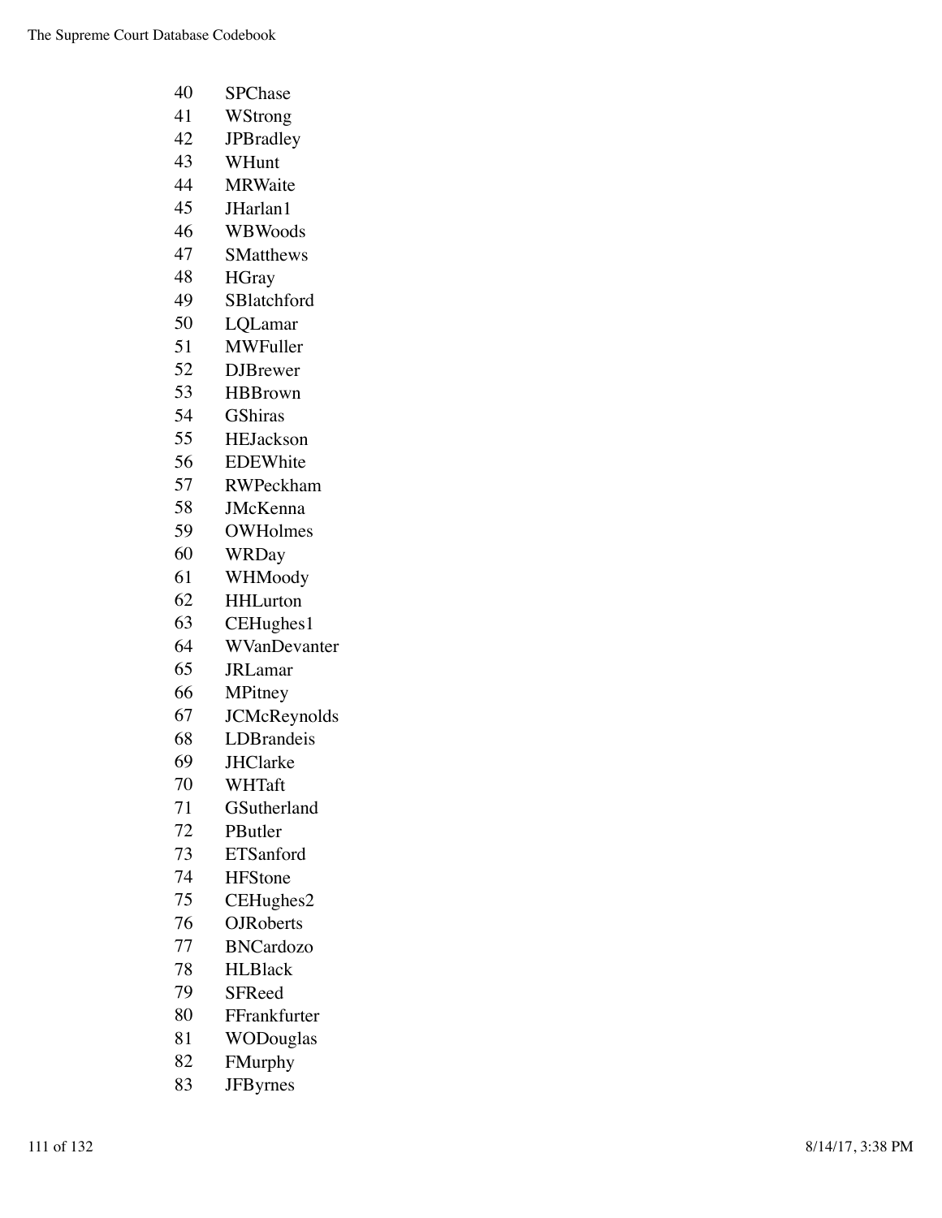| | |
|---|---|
| 40 | SPChase |
| 41 | WStrong |
| 42 | JPBradley |
| 43 | WHunt |
| 44 | MRWaite |
| 45 | JHarlan1 |
| 46 | WBWoods |
| 47 | SMatthews |
| 48 | HGray |
| 49 | SBlatchford |
| 50 | LQLamar |
| 51 | MWFuller |
| 52 | DJBrewer |
| 53 | HBBrown |
| 54 | GShiras |
| 55 | HEJackson |
| 56 | EDEWhite |
| 57 | RWPeckham |
| 58 | JMcKenna |
| 59 | OWHolmes |
| 60 | WRDay |
| 61 | WHMoody |
| 62 | HHLurton |
| 63 | CEHughes1 |
| 64 | WVanDevanter |
| 65 | JRLamar |
| 66 | MPitney |
| 67 | JCMcReynolds |
| 68 | LDBrandeis |
| 69 | JHClarke |
| 70 | WHTaft |
| 71 | GSutherland |
| 72 | PButler |
| 73 | ETSanford |
| 74 | HFStone |
| 75 | CEHughes2 |
| 76 | OJRoberts |
| 77 | BNCardozo |
| 78 | HLBlack |
| 79 | SFReed |
| 80 | FFrankfurter |
| 81 | WODouglas |
| 82 | FMurphy |
| 83 | JFByrnes |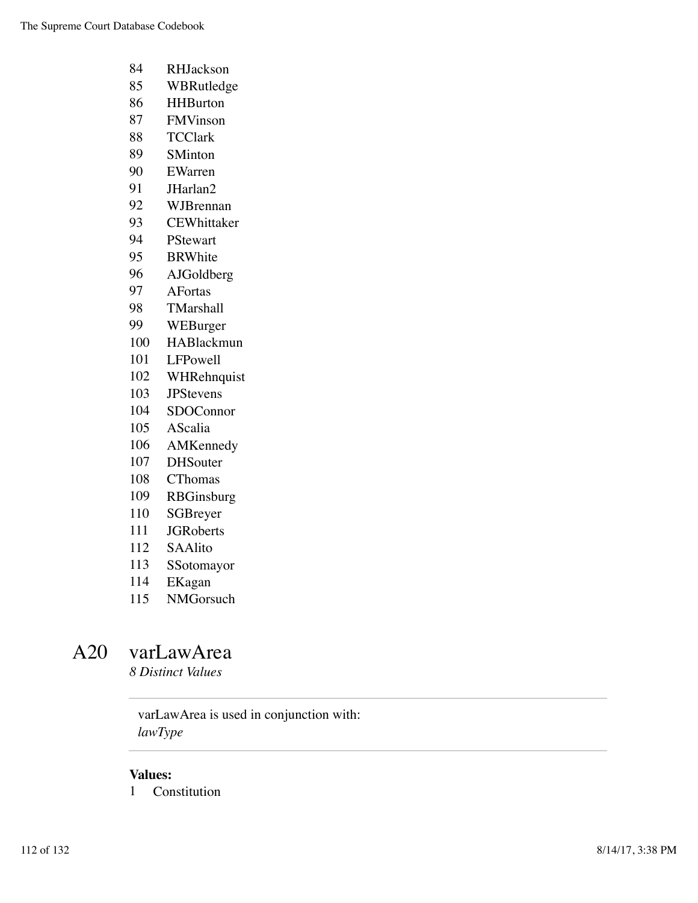84 RHJackson
85 WBRutledge
86 HHBurton
87 FMVinson
88 TCClark
89 SMinton
90 EWarren
91 JHarlan2
92 WJBrennan
93 CEWhittaker
94 PStewart
95 BRWhite
96 AJGoldberg
97 AFortas
98 TMarshall
99 WEBurger
100 HABlackmun
101 LFPowell
102 WHRehnquist
103 JPStevens
104 SDOConnor
105 AScalia
106 AMKennedy
107 DHSouter
108 CThomas
109 RBGinsburg
110 SGBreyer
111 JGRoberts
112 SAAlito
113 SSotomayor
114 EKagan
115 NMGorsuch

## A20 varLawArea

*8 Distinct Values*

varLawArea is used in conjunction with:
*lawType*

**Values:**

1 Constitution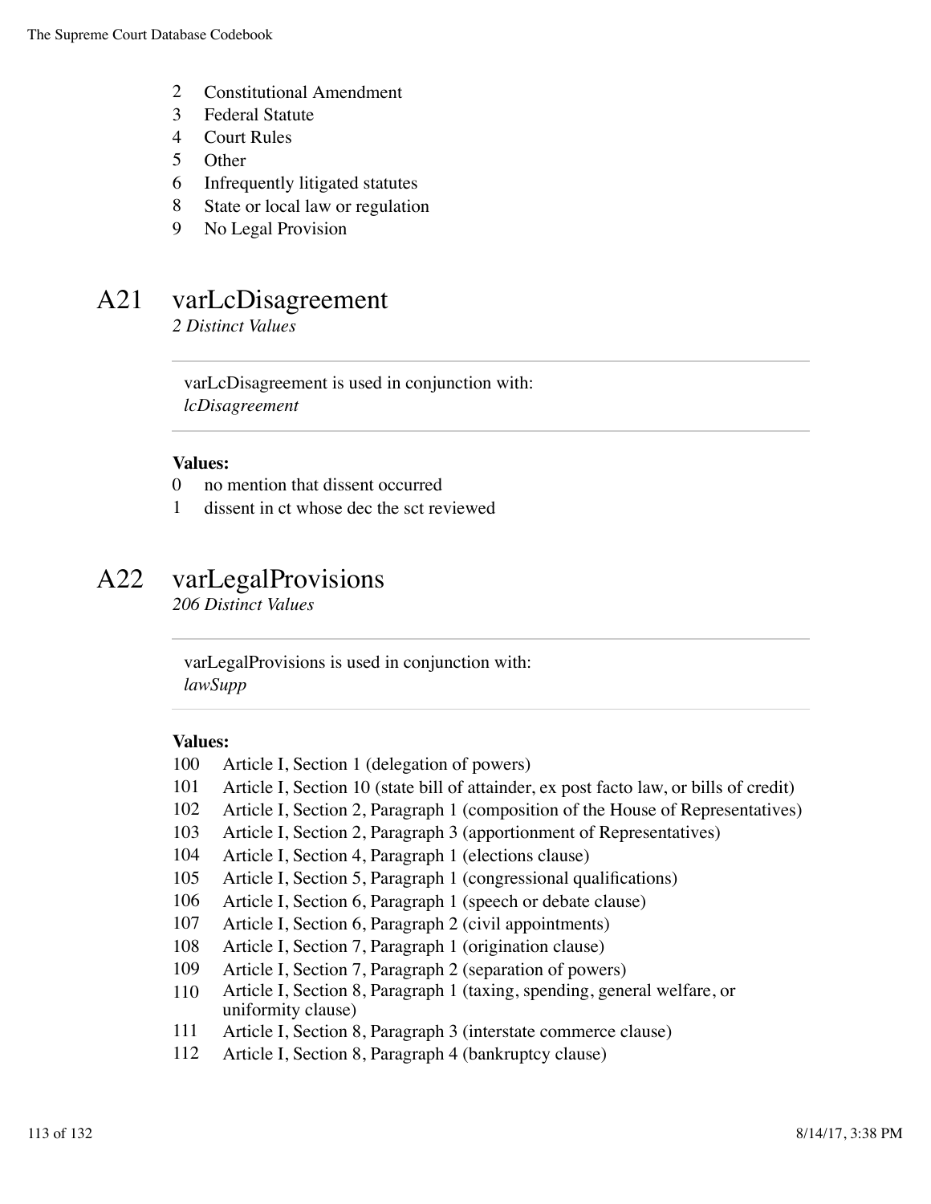2 Constitutional Amendment
3 Federal Statute
4 Court Rules
5 Other
6 Infrequently litigated statutes
8 State or local law or regulation
9 No Legal Provision

## A21 varLcDisagreement

*2 Distinct Values*

varLcDisagreement is used in conjunction with:
*lcDisagreement*

**Values:**

0 no mention that dissent occurred
1 dissent in ct whose dec the sct reviewed

## A22 varLegalProvisions

*206 Distinct Values*

varLegalProvisions is used in conjunction with:
*lawSupp*

**Values:**

100 Article I, Section 1 (delegation of powers)
101 Article I, Section 10 (state bill of attainder, ex post facto law, or bills of credit)
102 Article I, Section 2, Paragraph 1 (composition of the House of Representatives)
103 Article I, Section 2, Paragraph 3 (apportionment of Representatives)
104 Article I, Section 4, Paragraph 1 (elections clause)
105 Article I, Section 5, Paragraph 1 (congressional qualifications)
106 Article I, Section 6, Paragraph 1 (speech or debate clause)
107 Article I, Section 6, Paragraph 2 (civil appointments)
108 Article I, Section 7, Paragraph 1 (origination clause)
109 Article I, Section 7, Paragraph 2 (separation of powers)
110 Article I, Section 8, Paragraph 1 (taxing, spending, general welfare, or uniformity clause)
111 Article I, Section 8, Paragraph 3 (interstate commerce clause)
112 Article I, Section 8, Paragraph 4 (bankruptcy clause)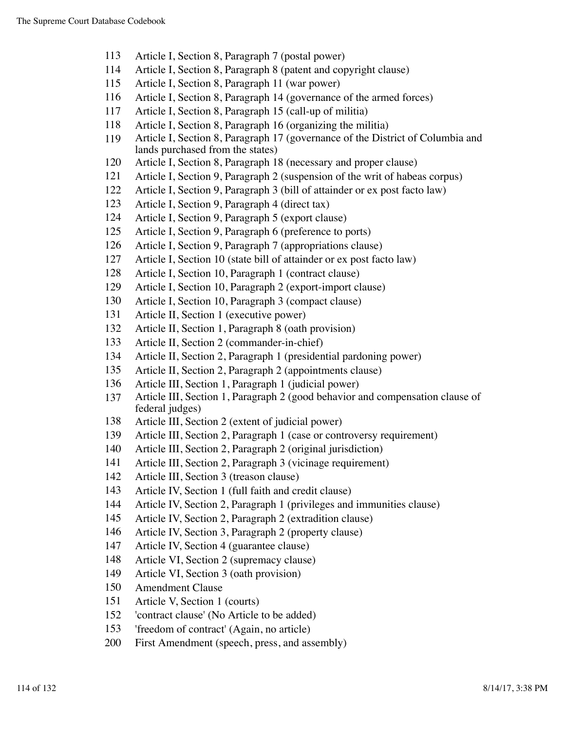113 Article I, Section 8, Paragraph 7 (postal power)
114 Article I, Section 8, Paragraph 8 (patent and copyright clause)
115 Article I, Section 8, Paragraph 11 (war power)
116 Article I, Section 8, Paragraph 14 (governance of the armed forces)
117 Article I, Section 8, Paragraph 15 (call-up of militia)
118 Article I, Section 8, Paragraph 16 (organizing the militia)
119 Article I, Section 8, Paragraph 17 (governance of the District of Columbia and lands purchased from the states)
120 Article I, Section 8, Paragraph 18 (necessary and proper clause)
121 Article I, Section 9, Paragraph 2 (suspension of the writ of habeas corpus)
122 Article I, Section 9, Paragraph 3 (bill of attainder or ex post facto law)
123 Article I, Section 9, Paragraph 4 (direct tax)
124 Article I, Section 9, Paragraph 5 (export clause)
125 Article I, Section 9, Paragraph 6 (preference to ports)
126 Article I, Section 9, Paragraph 7 (appropriations clause)
127 Article I, Section 10 (state bill of attainder or ex post facto law)
128 Article I, Section 10, Paragraph 1 (contract clause)
129 Article I, Section 10, Paragraph 2 (export-import clause)
130 Article I, Section 10, Paragraph 3 (compact clause)
131 Article II, Section 1 (executive power)
132 Article II, Section 1, Paragraph 8 (oath provision)
133 Article II, Section 2 (commander-in-chief)
134 Article II, Section 2, Paragraph 1 (presidential pardoning power)
135 Article II, Section 2, Paragraph 2 (appointments clause)
136 Article III, Section 1, Paragraph 1 (judicial power)
137 Article III, Section 1, Paragraph 2 (good behavior and compensation clause of federal judges)
138 Article III, Section 2 (extent of judicial power)
139 Article III, Section 2, Paragraph 1 (case or controversy requirement)
140 Article III, Section 2, Paragraph 2 (original jurisdiction)
141 Article III, Section 2, Paragraph 3 (vicinage requirement)
142 Article III, Section 3 (treason clause)
143 Article IV, Section 1 (full faith and credit clause)
144 Article IV, Section 2, Paragraph 1 (privileges and immunities clause)
145 Article IV, Section 2, Paragraph 2 (extradition clause)
146 Article IV, Section 3, Paragraph 2 (property clause)
147 Article IV, Section 4 (guarantee clause)
148 Article VI, Section 2 (supremacy clause)
149 Article VI, Section 3 (oath provision)
150 Amendment Clause
151 Article V, Section 1 (courts)
152 'contract clause' (No Article to be added)
153 'freedom of contract' (Again, no article)
200 First Amendment (speech, press, and assembly)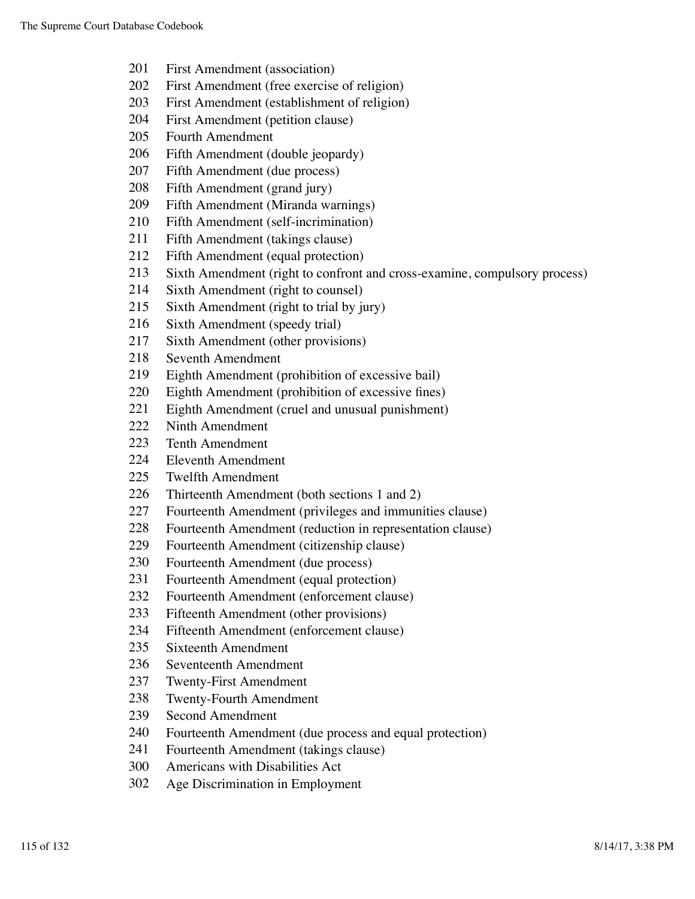201 First Amendment (association)
202 First Amendment (free exercise of religion)
203 First Amendment (establishment of religion)
204 First Amendment (petition clause)
205 Fourth Amendment
206 Fifth Amendment (double jeopardy)
207 Fifth Amendment (due process)
208 Fifth Amendment (grand jury)
209 Fifth Amendment (Miranda warnings)
210 Fifth Amendment (self-incrimination)
211 Fifth Amendment (takings clause)
212 Fifth Amendment (equal protection)
213 Sixth Amendment (right to confront and cross-examine, compulsory process)
214 Sixth Amendment (right to counsel)
215 Sixth Amendment (right to trial by jury)
216 Sixth Amendment (speedy trial)
217 Sixth Amendment (other provisions)
218 Seventh Amendment
219 Eighth Amendment (prohibition of excessive bail)
220 Eighth Amendment (prohibition of excessive fines)
221 Eighth Amendment (cruel and unusual punishment)
222 Ninth Amendment
223 Tenth Amendment
224 Eleventh Amendment
225 Twelfth Amendment
226 Thirteenth Amendment (both sections 1 and 2)
227 Fourteenth Amendment (privileges and immunities clause)
228 Fourteenth Amendment (reduction in representation clause)
229 Fourteenth Amendment (citizenship clause)
230 Fourteenth Amendment (due process)
231 Fourteenth Amendment (equal protection)
232 Fourteenth Amendment (enforcement clause)
233 Fifteenth Amendment (other provisions)
234 Fifteenth Amendment (enforcement clause)
235 Sixteenth Amendment
236 Seventeenth Amendment
237 Twenty-First Amendment
238 Twenty-Fourth Amendment
239 Second Amendment
240 Fourteenth Amendment (due process and equal protection)
241 Fourteenth Amendment (takings clause)
300 Americans with Disabilities Act
302 Age Discrimination in Employment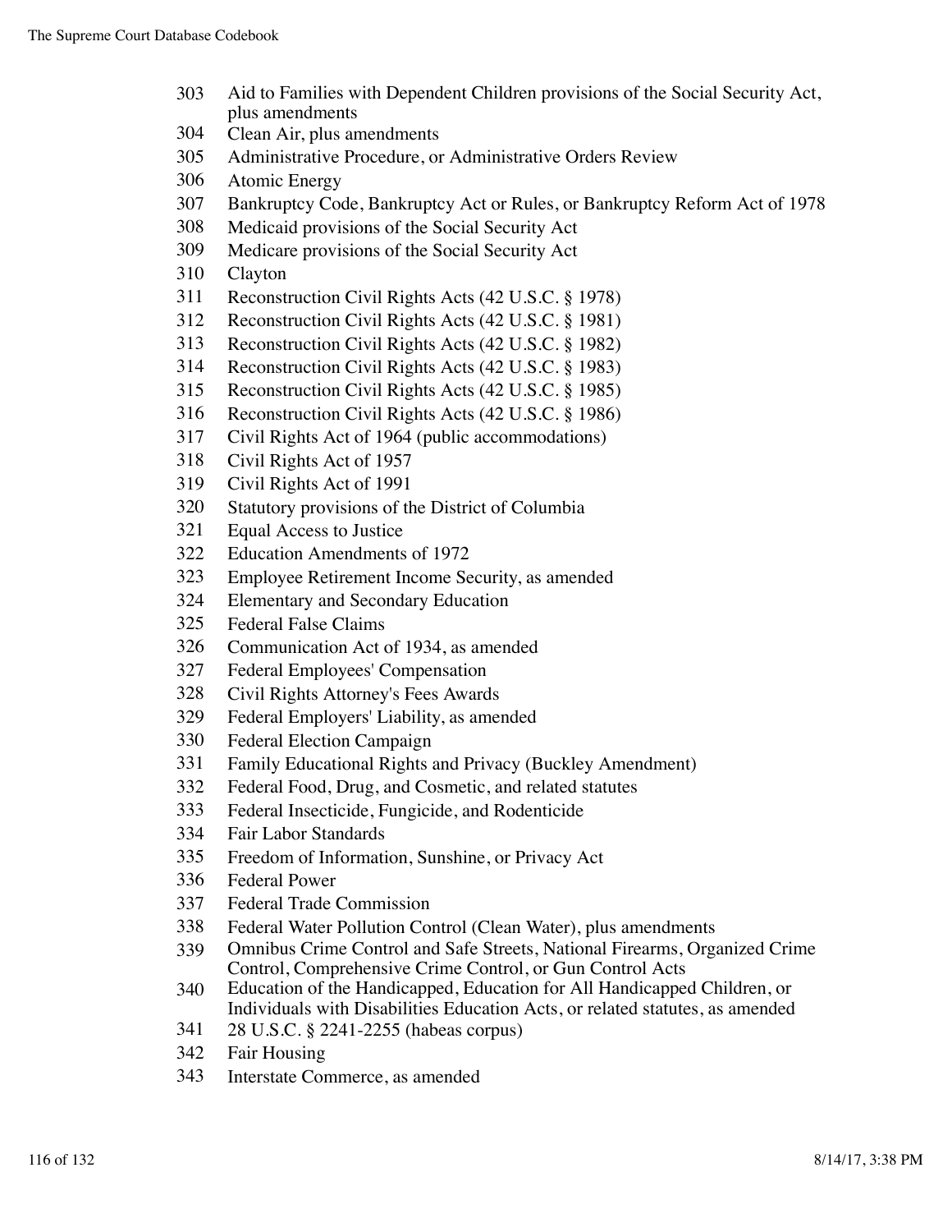303 Aid to Families with Dependent Children provisions of the Social Security Act, plus amendments
304 Clean Air, plus amendments
305 Administrative Procedure, or Administrative Orders Review
306 Atomic Energy
307 Bankruptcy Code, Bankruptcy Act or Rules, or Bankruptcy Reform Act of 1978
308 Medicaid provisions of the Social Security Act
309 Medicare provisions of the Social Security Act
310 Clayton
311 Reconstruction Civil Rights Acts (42 U.S.C. § 1978)
312 Reconstruction Civil Rights Acts (42 U.S.C. § 1981)
313 Reconstruction Civil Rights Acts (42 U.S.C. § 1982)
314 Reconstruction Civil Rights Acts (42 U.S.C. § 1983)
315 Reconstruction Civil Rights Acts (42 U.S.C. § 1985)
316 Reconstruction Civil Rights Acts (42 U.S.C. § 1986)
317 Civil Rights Act of 1964 (public accommodations)
318 Civil Rights Act of 1957
319 Civil Rights Act of 1991
320 Statutory provisions of the District of Columbia
321 Equal Access to Justice
322 Education Amendments of 1972
323 Employee Retirement Income Security, as amended
324 Elementary and Secondary Education
325 Federal False Claims
326 Communication Act of 1934, as amended
327 Federal Employees' Compensation
328 Civil Rights Attorney's Fees Awards
329 Federal Employers' Liability, as amended
330 Federal Election Campaign
331 Family Educational Rights and Privacy (Buckley Amendment)
332 Federal Food, Drug, and Cosmetic, and related statutes
333 Federal Insecticide, Fungicide, and Rodenticide
334 Fair Labor Standards
335 Freedom of Information, Sunshine, or Privacy Act
336 Federal Power
337 Federal Trade Commission
338 Federal Water Pollution Control (Clean Water), plus amendments
339 Omnibus Crime Control and Safe Streets, National Firearms, Organized Crime Control, Comprehensive Crime Control, or Gun Control Acts
340 Education of the Handicapped, Education for All Handicapped Children, or Individuals with Disabilities Education Acts, or related statutes, as amended
341 28 U.S.C. § 2241-2255 (habeas corpus)
342 Fair Housing
343 Interstate Commerce, as amended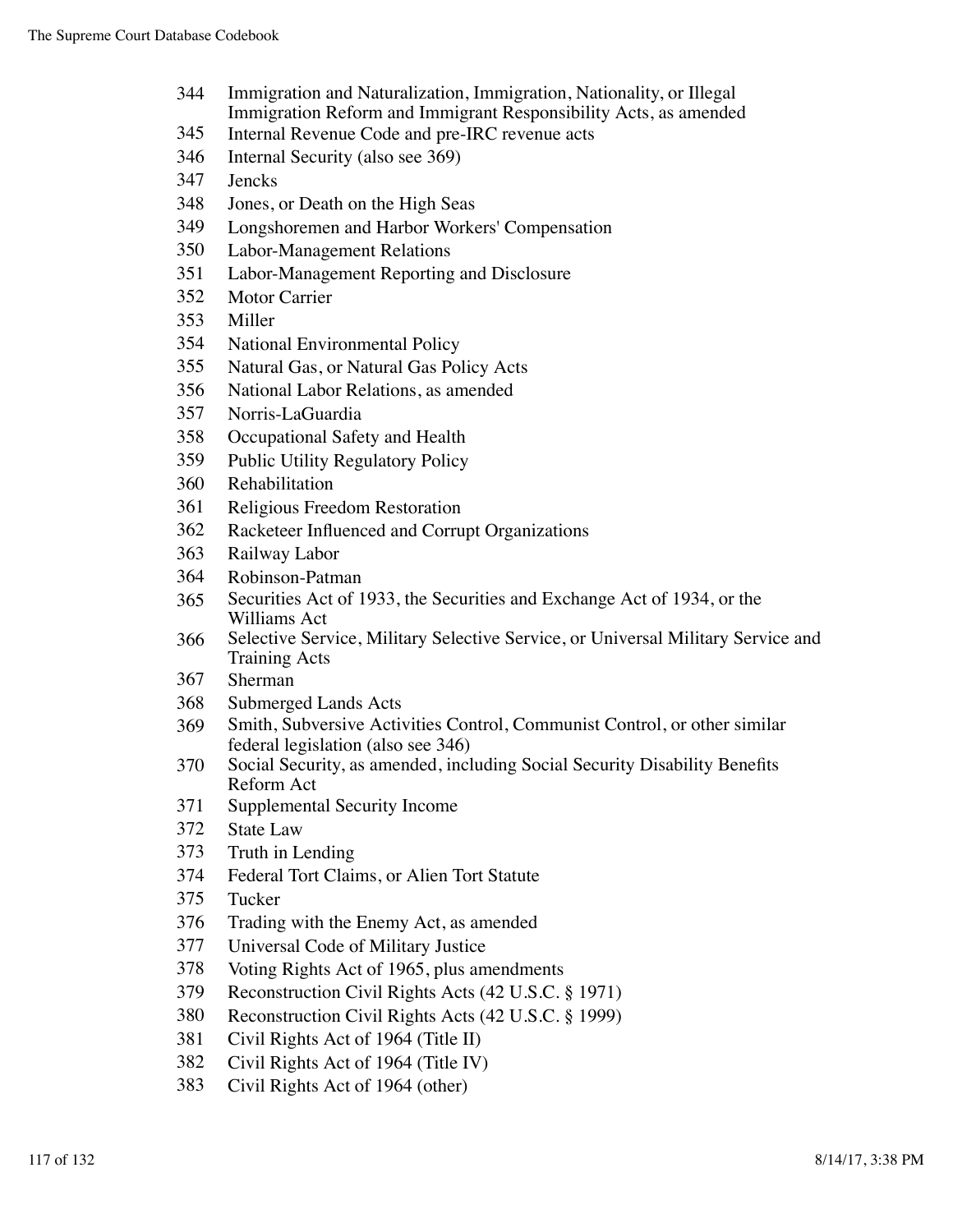344 Immigration and Naturalization, Immigration, Nationality, or Illegal Immigration Reform and Immigrant Responsibility Acts, as amended
345 Internal Revenue Code and pre-IRC revenue acts
346 Internal Security (also see 369)
347 Jencks
348 Jones, or Death on the High Seas
349 Longshoremen and Harbor Workers' Compensation
350 Labor-Management Relations
351 Labor-Management Reporting and Disclosure
352 Motor Carrier
353 Miller
354 National Environmental Policy
355 Natural Gas, or Natural Gas Policy Acts
356 National Labor Relations, as amended
357 Norris-LaGuardia
358 Occupational Safety and Health
359 Public Utility Regulatory Policy
360 Rehabilitation
361 Religious Freedom Restoration
362 Racketeer Influenced and Corrupt Organizations
363 Railway Labor
364 Robinson-Patman
365 Securities Act of 1933, the Securities and Exchange Act of 1934, or the Williams Act
366 Selective Service, Military Selective Service, or Universal Military Service and Training Acts
367 Sherman
368 Submerged Lands Acts
369 Smith, Subversive Activities Control, Communist Control, or other similar federal legislation (also see 346)
370 Social Security, as amended, including Social Security Disability Benefits Reform Act
371 Supplemental Security Income
372 State Law
373 Truth in Lending
374 Federal Tort Claims, or Alien Tort Statute
375 Tucker
376 Trading with the Enemy Act, as amended
377 Universal Code of Military Justice
378 Voting Rights Act of 1965, plus amendments
379 Reconstruction Civil Rights Acts (42 U.S.C. § 1971)
380 Reconstruction Civil Rights Acts (42 U.S.C. § 1999)
381 Civil Rights Act of 1964 (Title II)
382 Civil Rights Act of 1964 (Title IV)
383 Civil Rights Act of 1964 (other)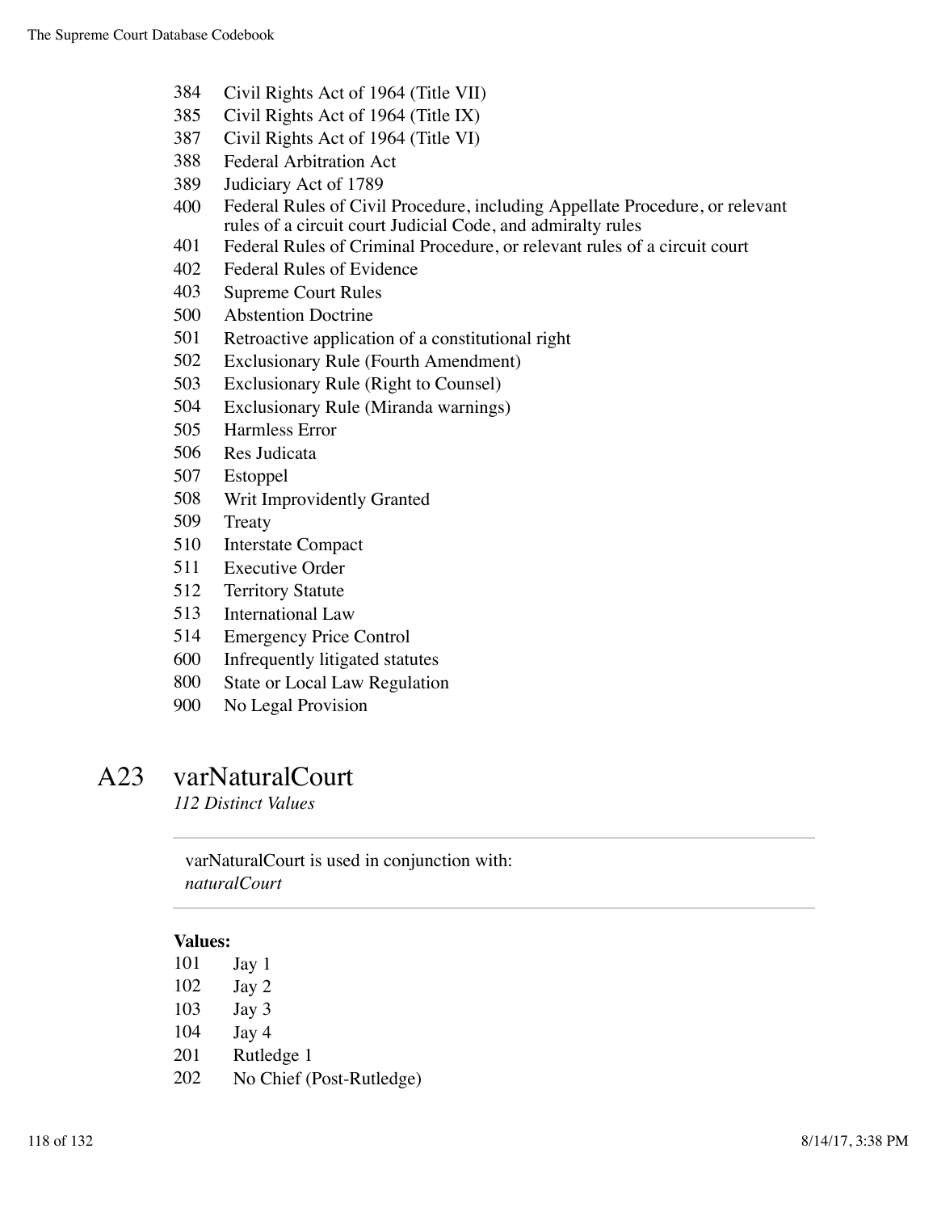384 Civil Rights Act of 1964 (Title VII)
385 Civil Rights Act of 1964 (Title IX)
387 Civil Rights Act of 1964 (Title VI)
388 Federal Arbitration Act
389 Judiciary Act of 1789
400 Federal Rules of Civil Procedure, including Appellate Procedure, or relevant rules of a circuit court Judicial Code, and admiralty rules
401 Federal Rules of Criminal Procedure, or relevant rules of a circuit court
402 Federal Rules of Evidence
403 Supreme Court Rules
500 Abstention Doctrine
501 Retroactive application of a constitutional right
502 Exclusionary Rule (Fourth Amendment)
503 Exclusionary Rule (Right to Counsel)
504 Exclusionary Rule (Miranda warnings)
505 Harmless Error
506 Res Judicata
507 Estoppel
508 Writ Improvidently Granted
509 Treaty
510 Interstate Compact
511 Executive Order
512 Territory Statute
513 International Law
514 Emergency Price Control
600 Infrequently litigated statutes
800 State or Local Law Regulation
900 No Legal Provision

# A23 varNaturalCourt

*112 Distinct Values*

varNaturalCourt is used in conjunction with:
*naturalCourt*

**Values:**

101 Jay 1
102 Jay 2
103 Jay 3
104 Jay 4
201 Rutledge 1
202 No Chief (Post-Rutledge)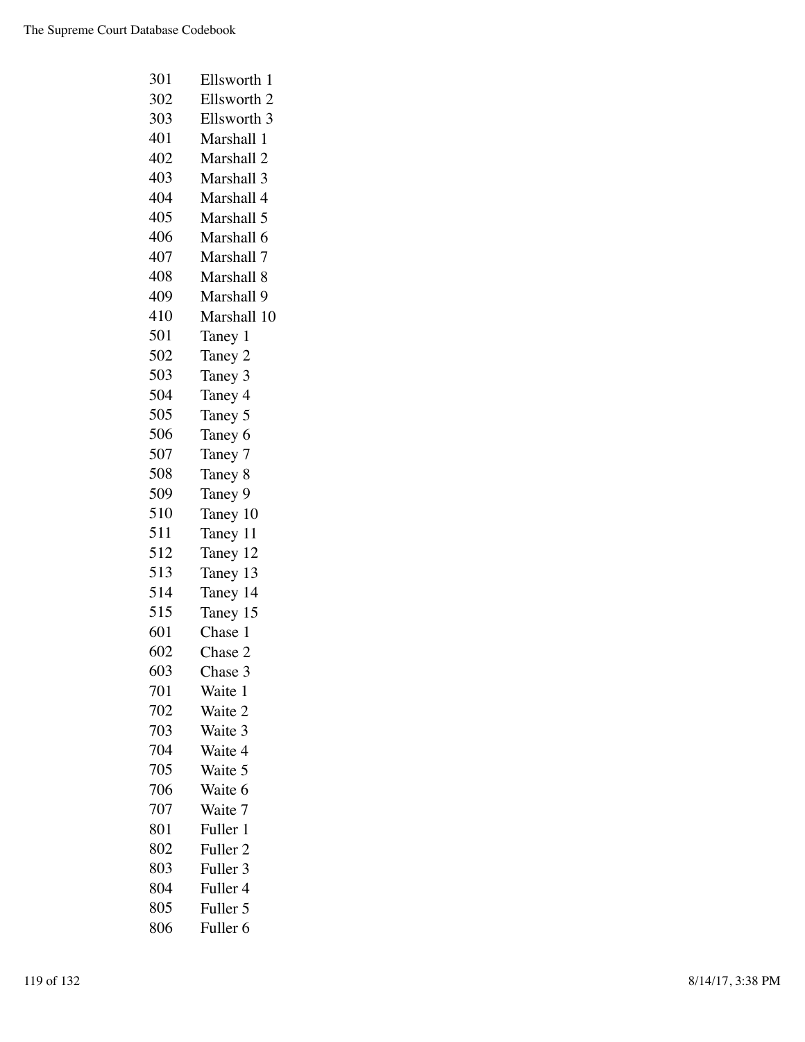| | |
|---|---|
| 301 | Ellsworth 1 |
| 302 | Ellsworth 2 |
| 303 | Ellsworth 3 |
| 401 | Marshall 1 |
| 402 | Marshall 2 |
| 403 | Marshall 3 |
| 404 | Marshall 4 |
| 405 | Marshall 5 |
| 406 | Marshall 6 |
| 407 | Marshall 7 |
| 408 | Marshall 8 |
| 409 | Marshall 9 |
| 410 | Marshall 10 |
| 501 | Taney 1 |
| 502 | Taney 2 |
| 503 | Taney 3 |
| 504 | Taney 4 |
| 505 | Taney 5 |
| 506 | Taney 6 |
| 507 | Taney 7 |
| 508 | Taney 8 |
| 509 | Taney 9 |
| 510 | Taney 10 |
| 511 | Taney 11 |
| 512 | Taney 12 |
| 513 | Taney 13 |
| 514 | Taney 14 |
| 515 | Taney 15 |
| 601 | Chase 1 |
| 602 | Chase 2 |
| 603 | Chase 3 |
| 701 | Waite 1 |
| 702 | Waite 2 |
| 703 | Waite 3 |
| 704 | Waite 4 |
| 705 | Waite 5 |
| 706 | Waite 6 |
| 707 | Waite 7 |
| 801 | Fuller 1 |
| 802 | Fuller 2 |
| 803 | Fuller 3 |
| 804 | Fuller 4 |
| 805 | Fuller 5 |
| 806 | Fuller 6 |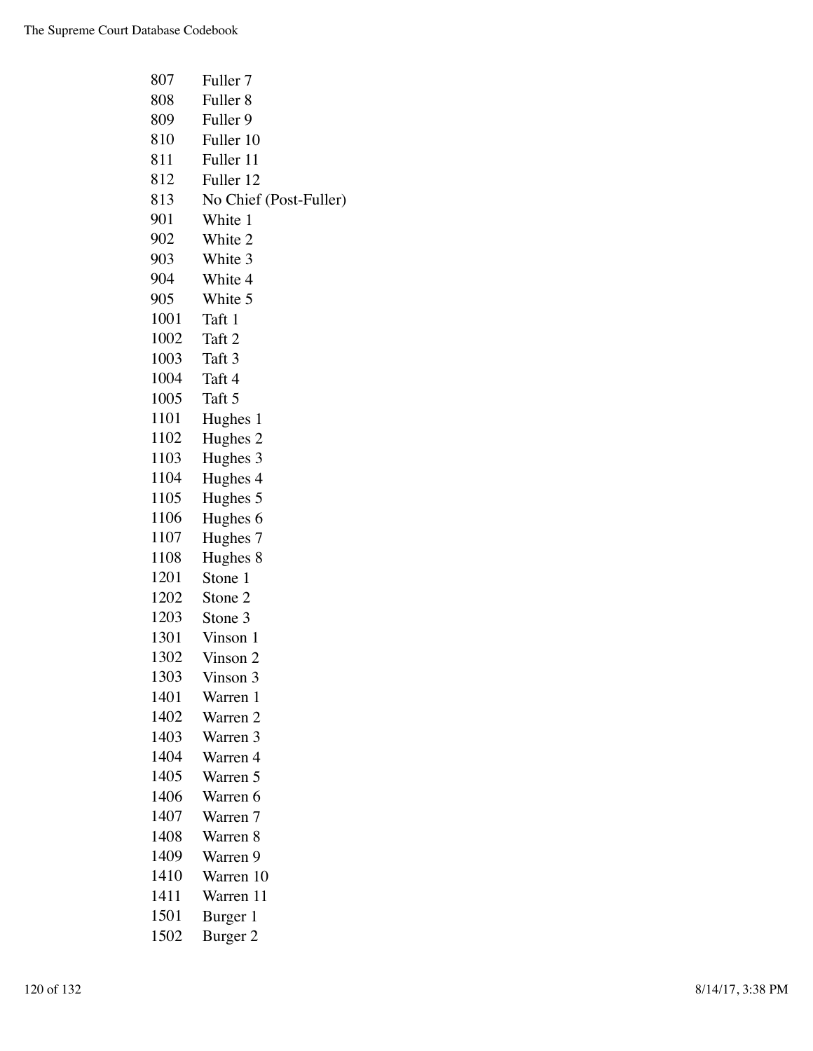| | |
|---|---|
| 807 | Fuller 7 |
| 808 | Fuller 8 |
| 809 | Fuller 9 |
| 810 | Fuller 10 |
| 811 | Fuller 11 |
| 812 | Fuller 12 |
| 813 | No Chief (Post-Fuller) |
| 901 | White 1 |
| 902 | White 2 |
| 903 | White 3 |
| 904 | White 4 |
| 905 | White 5 |
| 1001 | Taft 1 |
| 1002 | Taft 2 |
| 1003 | Taft 3 |
| 1004 | Taft 4 |
| 1005 | Taft 5 |
| 1101 | Hughes 1 |
| 1102 | Hughes 2 |
| 1103 | Hughes 3 |
| 1104 | Hughes 4 |
| 1105 | Hughes 5 |
| 1106 | Hughes 6 |
| 1107 | Hughes 7 |
| 1108 | Hughes 8 |
| 1201 | Stone 1 |
| 1202 | Stone 2 |
| 1203 | Stone 3 |
| 1301 | Vinson 1 |
| 1302 | Vinson 2 |
| 1303 | Vinson 3 |
| 1401 | Warren 1 |
| 1402 | Warren 2 |
| 1403 | Warren 3 |
| 1404 | Warren 4 |
| 1405 | Warren 5 |
| 1406 | Warren 6 |
| 1407 | Warren 7 |
| 1408 | Warren 8 |
| 1409 | Warren 9 |
| 1410 | Warren 10 |
| 1411 | Warren 11 |
| 1501 | Burger 1 |
| 1502 | Burger 2 |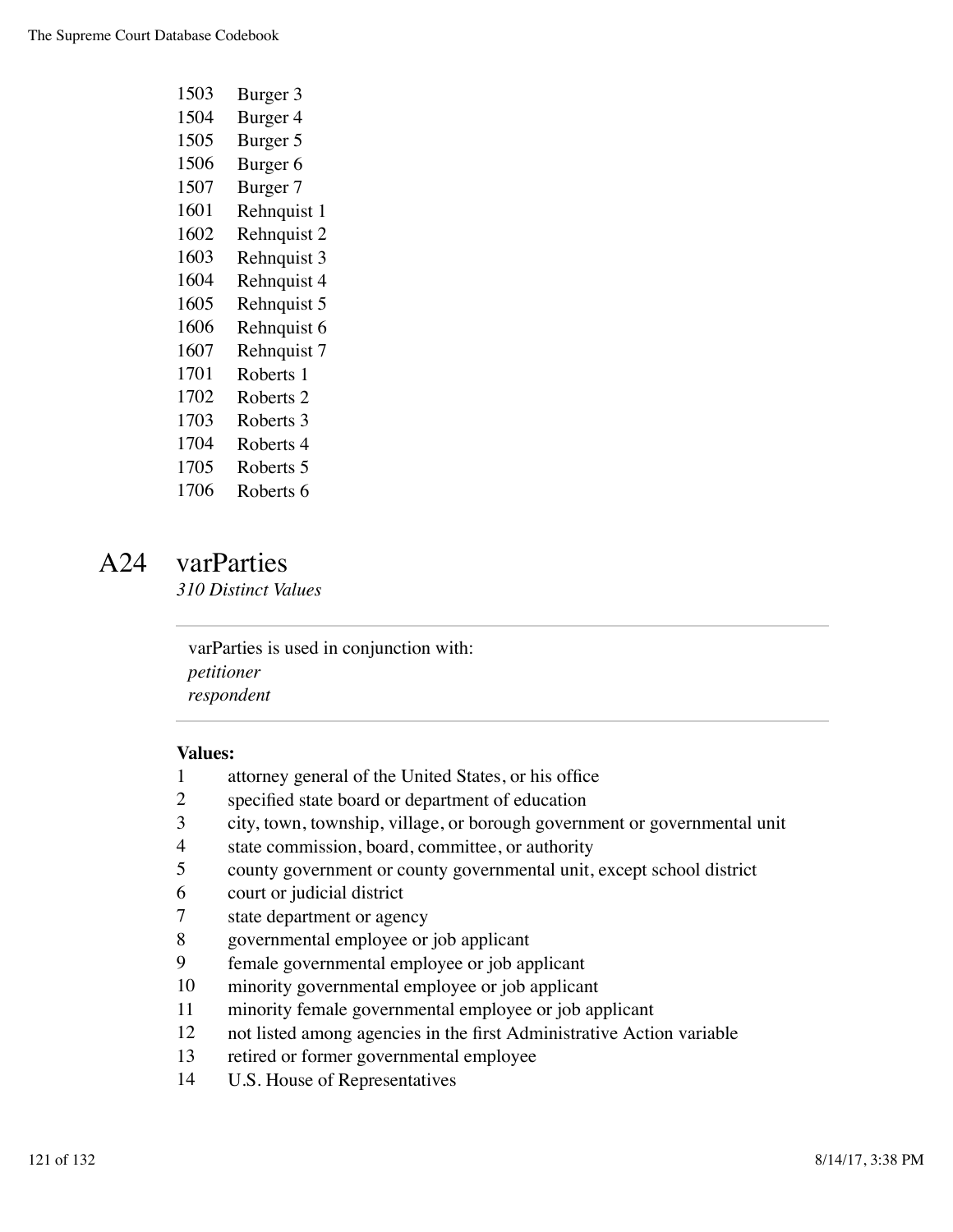| | |
|---|---|
| 1503 | Burger 3 |
| 1504 | Burger 4 |
| 1505 | Burger 5 |
| 1506 | Burger 6 |
| 1507 | Burger 7 |
| 1601 | Rehnquist 1 |
| 1602 | Rehnquist 2 |
| 1603 | Rehnquist 3 |
| 1604 | Rehnquist 4 |
| 1605 | Rehnquist 5 |
| 1606 | Rehnquist 6 |
| 1607 | Rehnquist 7 |
| 1701 | Roberts 1 |
| 1702 | Roberts 2 |
| 1703 | Roberts 3 |
| 1704 | Roberts 4 |
| 1705 | Roberts 5 |
| 1706 | Roberts 6 |

## A24 varParties

*310 Distinct Values*

varParties is used in conjunction with:
*petitioner*
*respondent*

**Values:**

| | |
|---|---|
| 1 | attorney general of the United States, or his office |
| 2 | specified state board or department of education |
| 3 | city, town, township, village, or borough government or governmental unit |
| 4 | state commission, board, committee, or authority |
| 5 | county government or county governmental unit, except school district |
| 6 | court or judicial district |
| 7 | state department or agency |
| 8 | governmental employee or job applicant |
| 9 | female governmental employee or job applicant |
| 10 | minority governmental employee or job applicant |
| 11 | minority female governmental employee or job applicant |
| 12 | not listed among agencies in the first Administrative Action variable |
| 13 | retired or former governmental employee |
| 14 | U.S. House of Representatives |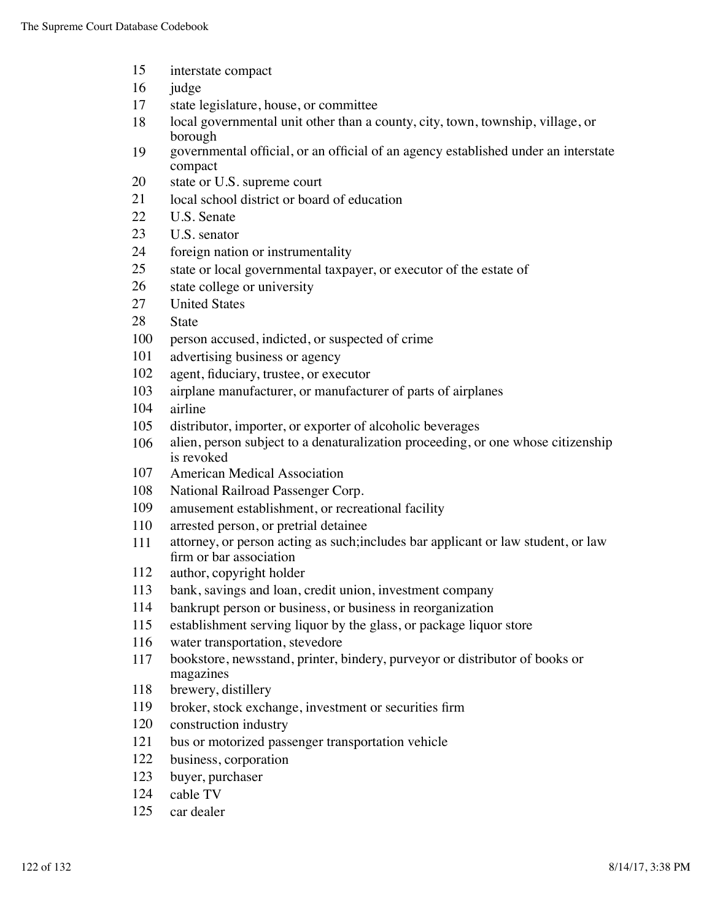| | |
|---|---|
| 15 | interstate compact |
| 16 | judge |
| 17 | state legislature, house, or committee |
| 18 | local governmental unit other than a county, city, town, township, village, or borough |
| 19 | governmental official, or an official of an agency established under an interstate compact |
| 20 | state or U.S. supreme court |
| 21 | local school district or board of education |
| 22 | U.S. Senate |
| 23 | U.S. senator |
| 24 | foreign nation or instrumentality |
| 25 | state or local governmental taxpayer, or executor of the estate of |
| 26 | state college or university |
| 27 | United States |
| 28 | State |
| 100 | person accused, indicted, or suspected of crime |
| 101 | advertising business or agency |
| 102 | agent, fiduciary, trustee, or executor |
| 103 | airplane manufacturer, or manufacturer of parts of airplanes |
| 104 | airline |
| 105 | distributor, importer, or exporter of alcoholic beverages |
| 106 | alien, person subject to a denaturalization proceeding, or one whose citizenship is revoked |
| 107 | American Medical Association |
| 108 | National Railroad Passenger Corp. |
| 109 | amusement establishment, or recreational facility |
| 110 | arrested person, or pretrial detainee |
| 111 | attorney, or person acting as such;includes bar applicant or law student, or law firm or bar association |
| 112 | author, copyright holder |
| 113 | bank, savings and loan, credit union, investment company |
| 114 | bankrupt person or business, or business in reorganization |
| 115 | establishment serving liquor by the glass, or package liquor store |
| 116 | water transportation, stevedore |
| 117 | bookstore, newsstand, printer, bindery, purveyor or distributor of books or magazines |
| 118 | brewery, distillery |
| 119 | broker, stock exchange, investment or securities firm |
| 120 | construction industry |
| 121 | bus or motorized passenger transportation vehicle |
| 122 | business, corporation |
| 123 | buyer, purchaser |
| 124 | cable TV |
| 125 | car dealer |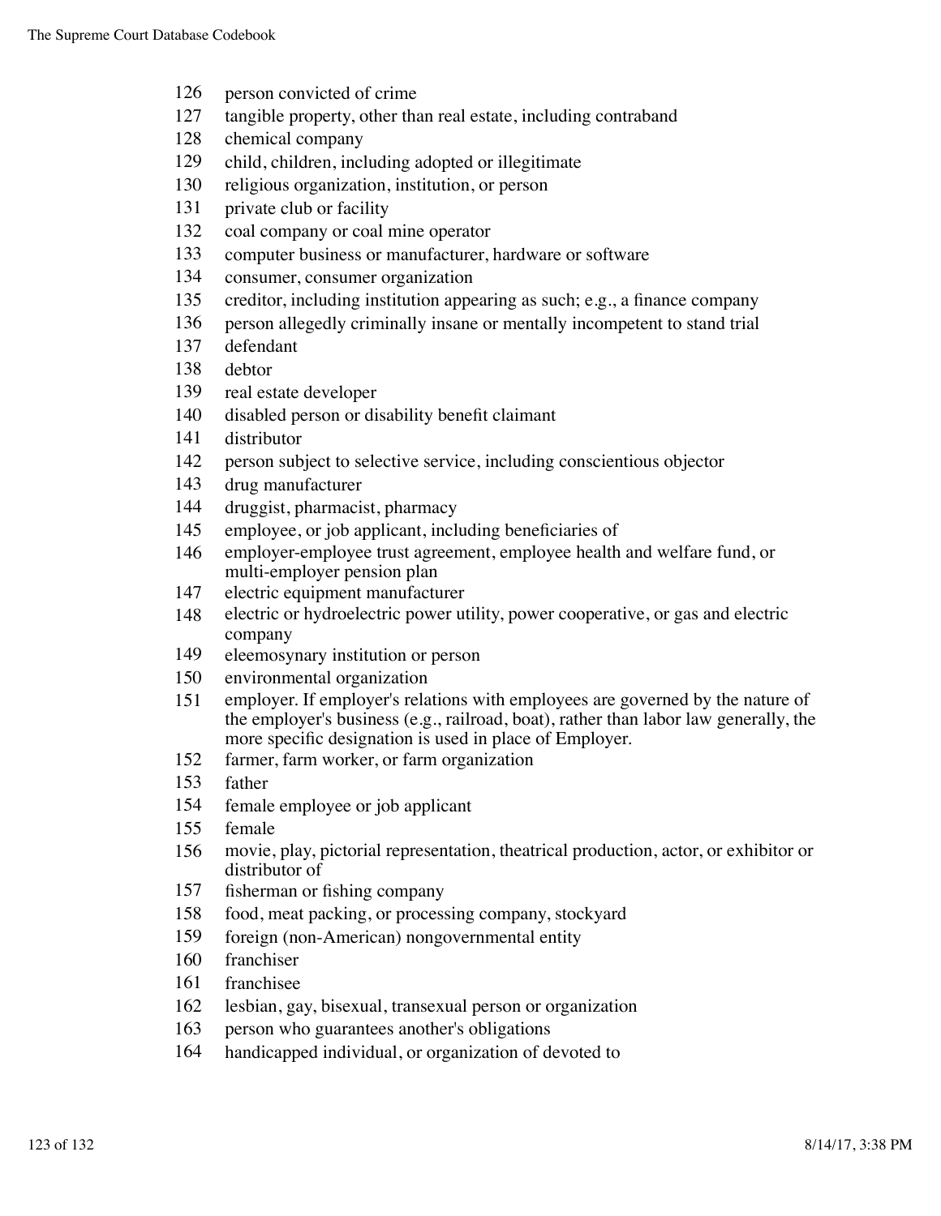126 person convicted of crime
127 tangible property, other than real estate, including contraband
128 chemical company
129 child, children, including adopted or illegitimate
130 religious organization, institution, or person
131 private club or facility
132 coal company or coal mine operator
133 computer business or manufacturer, hardware or software
134 consumer, consumer organization
135 creditor, including institution appearing as such; e.g., a finance company
136 person allegedly criminally insane or mentally incompetent to stand trial
137 defendant
138 debtor
139 real estate developer
140 disabled person or disability benefit claimant
141 distributor
142 person subject to selective service, including conscientious objector
143 drug manufacturer
144 druggist, pharmacist, pharmacy
145 employee, or job applicant, including beneficiaries of
146 employer-employee trust agreement, employee health and welfare fund, or multi-employer pension plan
147 electric equipment manufacturer
148 electric or hydroelectric power utility, power cooperative, or gas and electric company
149 eleemosynary institution or person
150 environmental organization
151 employer. If employer's relations with employees are governed by the nature of the employer's business (e.g., railroad, boat), rather than labor law generally, the more specific designation is used in place of Employer.
152 farmer, farm worker, or farm organization
153 father
154 female employee or job applicant
155 female
156 movie, play, pictorial representation, theatrical production, actor, or exhibitor or distributor of
157 fisherman or fishing company
158 food, meat packing, or processing company, stockyard
159 foreign (non-American) nongovernmental entity
160 franchiser
161 franchisee
162 lesbian, gay, bisexual, transexual person or organization
163 person who guarantees another's obligations
164 handicapped individual, or organization of devoted to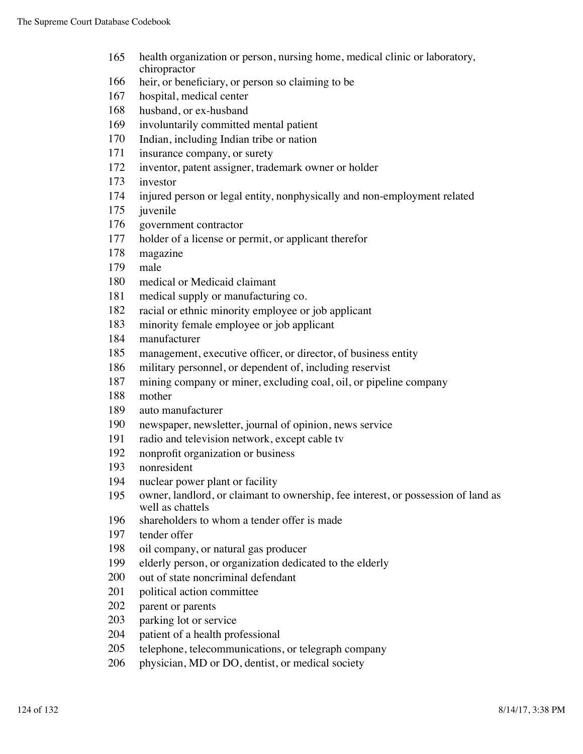165 health organization or person, nursing home, medical clinic or laboratory, chiropractor
166 heir, or beneficiary, or person so claiming to be
167 hospital, medical center
168 husband, or ex-husband
169 involuntarily committed mental patient
170 Indian, including Indian tribe or nation
171 insurance company, or surety
172 inventor, patent assigner, trademark owner or holder
173 investor
174 injured person or legal entity, nonphysically and non-employment related
175 juvenile
176 government contractor
177 holder of a license or permit, or applicant therefor
178 magazine
179 male
180 medical or Medicaid claimant
181 medical supply or manufacturing co.
182 racial or ethnic minority employee or job applicant
183 minority female employee or job applicant
184 manufacturer
185 management, executive officer, or director, of business entity
186 military personnel, or dependent of, including reservist
187 mining company or miner, excluding coal, oil, or pipeline company
188 mother
189 auto manufacturer
190 newspaper, newsletter, journal of opinion, news service
191 radio and television network, except cable tv
192 nonprofit organization or business
193 nonresident
194 nuclear power plant or facility
195 owner, landlord, or claimant to ownership, fee interest, or possession of land as well as chattels
196 shareholders to whom a tender offer is made
197 tender offer
198 oil company, or natural gas producer
199 elderly person, or organization dedicated to the elderly
200 out of state noncriminal defendant
201 political action committee
202 parent or parents
203 parking lot or service
204 patient of a health professional
205 telephone, telecommunications, or telegraph company
206 physician, MD or DO, dentist, or medical society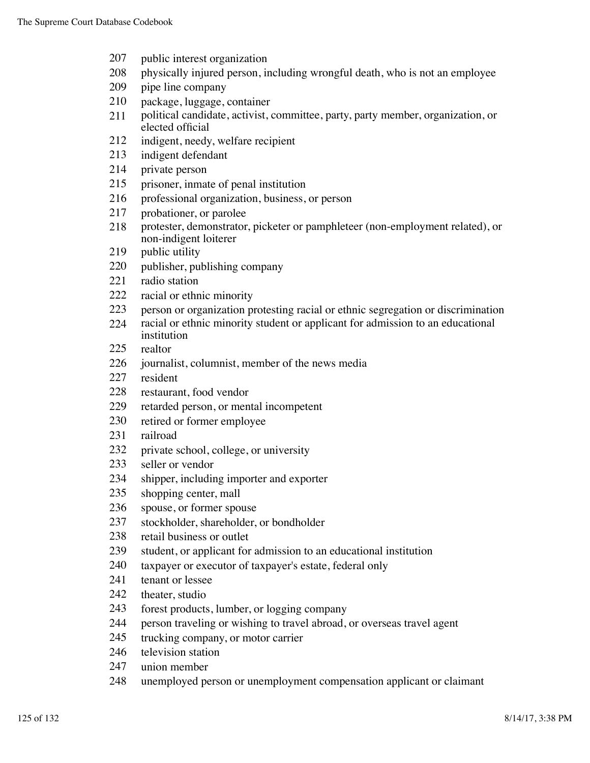207 public interest organization
208 physically injured person, including wrongful death, who is not an employee
209 pipe line company
210 package, luggage, container
211 political candidate, activist, committee, party, party member, organization, or elected official
212 indigent, needy, welfare recipient
213 indigent defendant
214 private person
215 prisoner, inmate of penal institution
216 professional organization, business, or person
217 probationer, or parolee
218 protester, demonstrator, picketer or pamphleteer (non-employment related), or non-indigent loiterer
219 public utility
220 publisher, publishing company
221 radio station
222 racial or ethnic minority
223 person or organization protesting racial or ethnic segregation or discrimination
224 racial or ethnic minority student or applicant for admission to an educational institution
225 realtor
226 journalist, columnist, member of the news media
227 resident
228 restaurant, food vendor
229 retarded person, or mental incompetent
230 retired or former employee
231 railroad
232 private school, college, or university
233 seller or vendor
234 shipper, including importer and exporter
235 shopping center, mall
236 spouse, or former spouse
237 stockholder, shareholder, or bondholder
238 retail business or outlet
239 student, or applicant for admission to an educational institution
240 taxpayer or executor of taxpayer's estate, federal only
241 tenant or lessee
242 theater, studio
243 forest products, lumber, or logging company
244 person traveling or wishing to travel abroad, or overseas travel agent
245 trucking company, or motor carrier
246 television station
247 union member
248 unemployed person or unemployment compensation applicant or claimant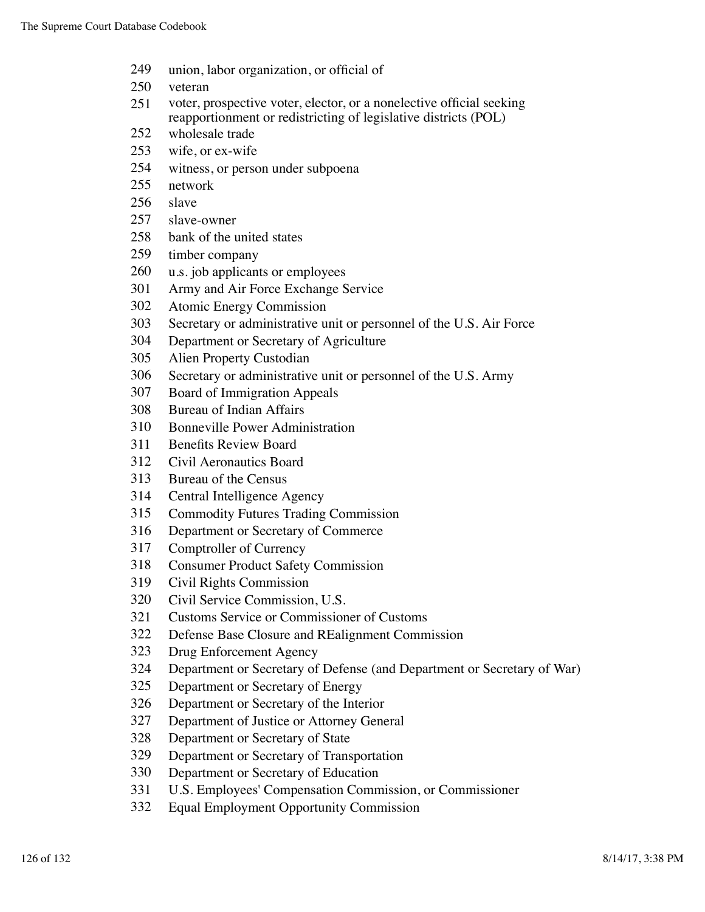249 union, labor organization, or official of
250 veteran
251 voter, prospective voter, elector, or a nonelective official seeking reapportionment or redistricting of legislative districts (POL)
252 wholesale trade
253 wife, or ex-wife
254 witness, or person under subpoena
255 network
256 slave
257 slave-owner
258 bank of the united states
259 timber company
260 u.s. job applicants or employees
301 Army and Air Force Exchange Service
302 Atomic Energy Commission
303 Secretary or administrative unit or personnel of the U.S. Air Force
304 Department or Secretary of Agriculture
305 Alien Property Custodian
306 Secretary or administrative unit or personnel of the U.S. Army
307 Board of Immigration Appeals
308 Bureau of Indian Affairs
310 Bonneville Power Administration
311 Benefits Review Board
312 Civil Aeronautics Board
313 Bureau of the Census
314 Central Intelligence Agency
315 Commodity Futures Trading Commission
316 Department or Secretary of Commerce
317 Comptroller of Currency
318 Consumer Product Safety Commission
319 Civil Rights Commission
320 Civil Service Commission, U.S.
321 Customs Service or Commissioner of Customs
322 Defense Base Closure and REalignment Commission
323 Drug Enforcement Agency
324 Department or Secretary of Defense (and Department or Secretary of War)
325 Department or Secretary of Energy
326 Department or Secretary of the Interior
327 Department of Justice or Attorney General
328 Department or Secretary of State
329 Department or Secretary of Transportation
330 Department or Secretary of Education
331 U.S. Employees' Compensation Commission, or Commissioner
332 Equal Employment Opportunity Commission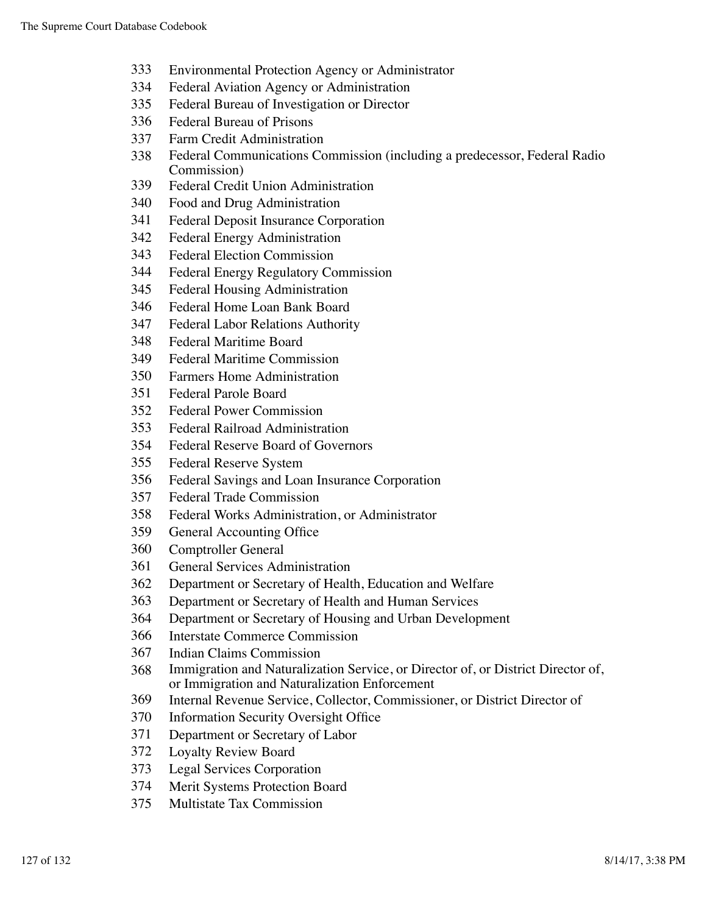333 Environmental Protection Agency or Administrator
334 Federal Aviation Agency or Administration
335 Federal Bureau of Investigation or Director
336 Federal Bureau of Prisons
337 Farm Credit Administration
338 Federal Communications Commission (including a predecessor, Federal Radio Commission)
339 Federal Credit Union Administration
340 Food and Drug Administration
341 Federal Deposit Insurance Corporation
342 Federal Energy Administration
343 Federal Election Commission
344 Federal Energy Regulatory Commission
345 Federal Housing Administration
346 Federal Home Loan Bank Board
347 Federal Labor Relations Authority
348 Federal Maritime Board
349 Federal Maritime Commission
350 Farmers Home Administration
351 Federal Parole Board
352 Federal Power Commission
353 Federal Railroad Administration
354 Federal Reserve Board of Governors
355 Federal Reserve System
356 Federal Savings and Loan Insurance Corporation
357 Federal Trade Commission
358 Federal Works Administration, or Administrator
359 General Accounting Office
360 Comptroller General
361 General Services Administration
362 Department or Secretary of Health, Education and Welfare
363 Department or Secretary of Health and Human Services
364 Department or Secretary of Housing and Urban Development
366 Interstate Commerce Commission
367 Indian Claims Commission
368 Immigration and Naturalization Service, or Director of, or District Director of, or Immigration and Naturalization Enforcement
369 Internal Revenue Service, Collector, Commissioner, or District Director of
370 Information Security Oversight Office
371 Department or Secretary of Labor
372 Loyalty Review Board
373 Legal Services Corporation
374 Merit Systems Protection Board
375 Multistate Tax Commission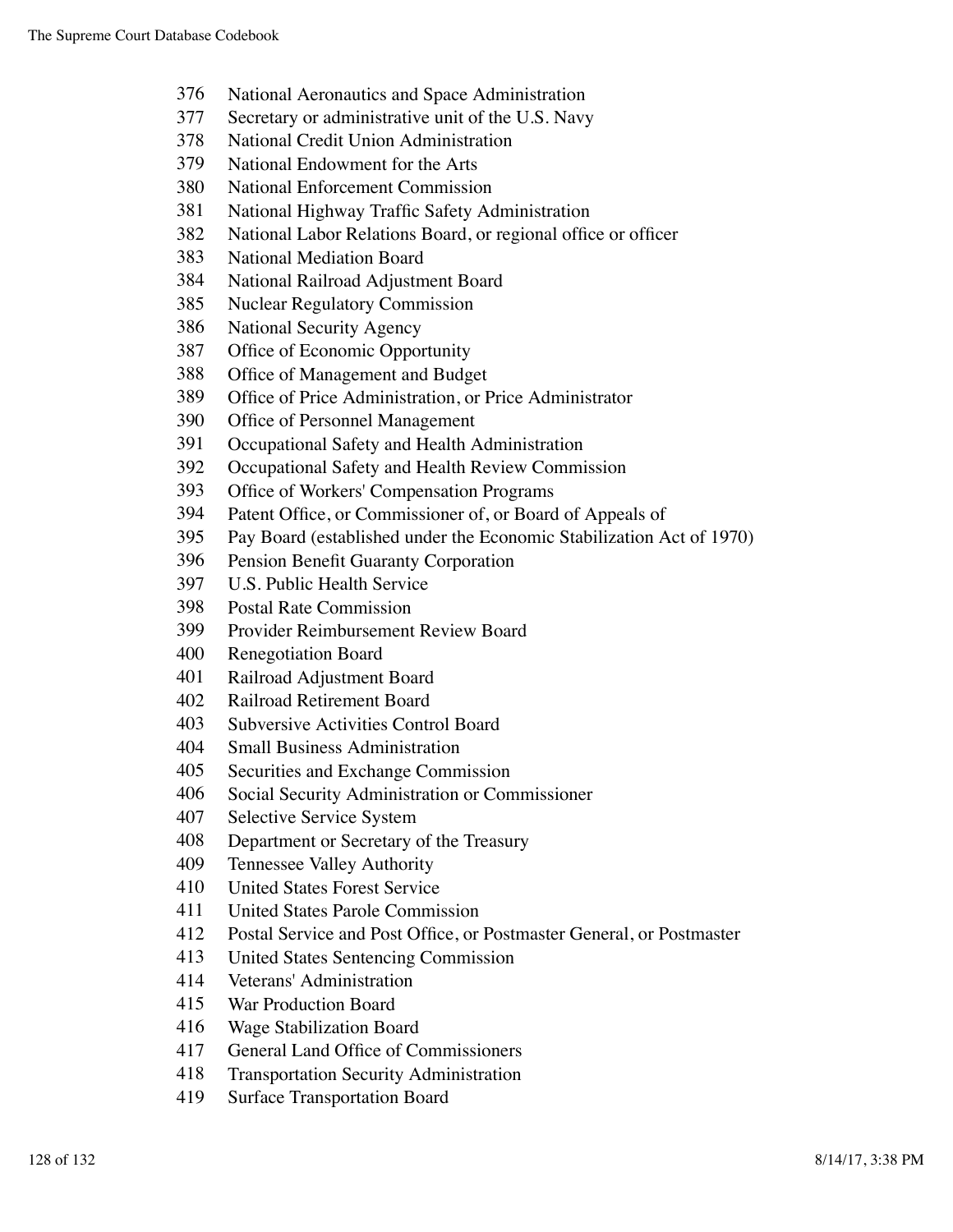376 National Aeronautics and Space Administration
377 Secretary or administrative unit of the U.S. Navy
378 National Credit Union Administration
379 National Endowment for the Arts
380 National Enforcement Commission
381 National Highway Traffic Safety Administration
382 National Labor Relations Board, or regional office or officer
383 National Mediation Board
384 National Railroad Adjustment Board
385 Nuclear Regulatory Commission
386 National Security Agency
387 Office of Economic Opportunity
388 Office of Management and Budget
389 Office of Price Administration, or Price Administrator
390 Office of Personnel Management
391 Occupational Safety and Health Administration
392 Occupational Safety and Health Review Commission
393 Office of Workers' Compensation Programs
394 Patent Office, or Commissioner of, or Board of Appeals of
395 Pay Board (established under the Economic Stabilization Act of 1970)
396 Pension Benefit Guaranty Corporation
397 U.S. Public Health Service
398 Postal Rate Commission
399 Provider Reimbursement Review Board
400 Renegotiation Board
401 Railroad Adjustment Board
402 Railroad Retirement Board
403 Subversive Activities Control Board
404 Small Business Administration
405 Securities and Exchange Commission
406 Social Security Administration or Commissioner
407 Selective Service System
408 Department or Secretary of the Treasury
409 Tennessee Valley Authority
410 United States Forest Service
411 United States Parole Commission
412 Postal Service and Post Office, or Postmaster General, or Postmaster
413 United States Sentencing Commission
414 Veterans' Administration
415 War Production Board
416 Wage Stabilization Board
417 General Land Office of Commissioners
418 Transportation Security Administration
419 Surface Transportation Board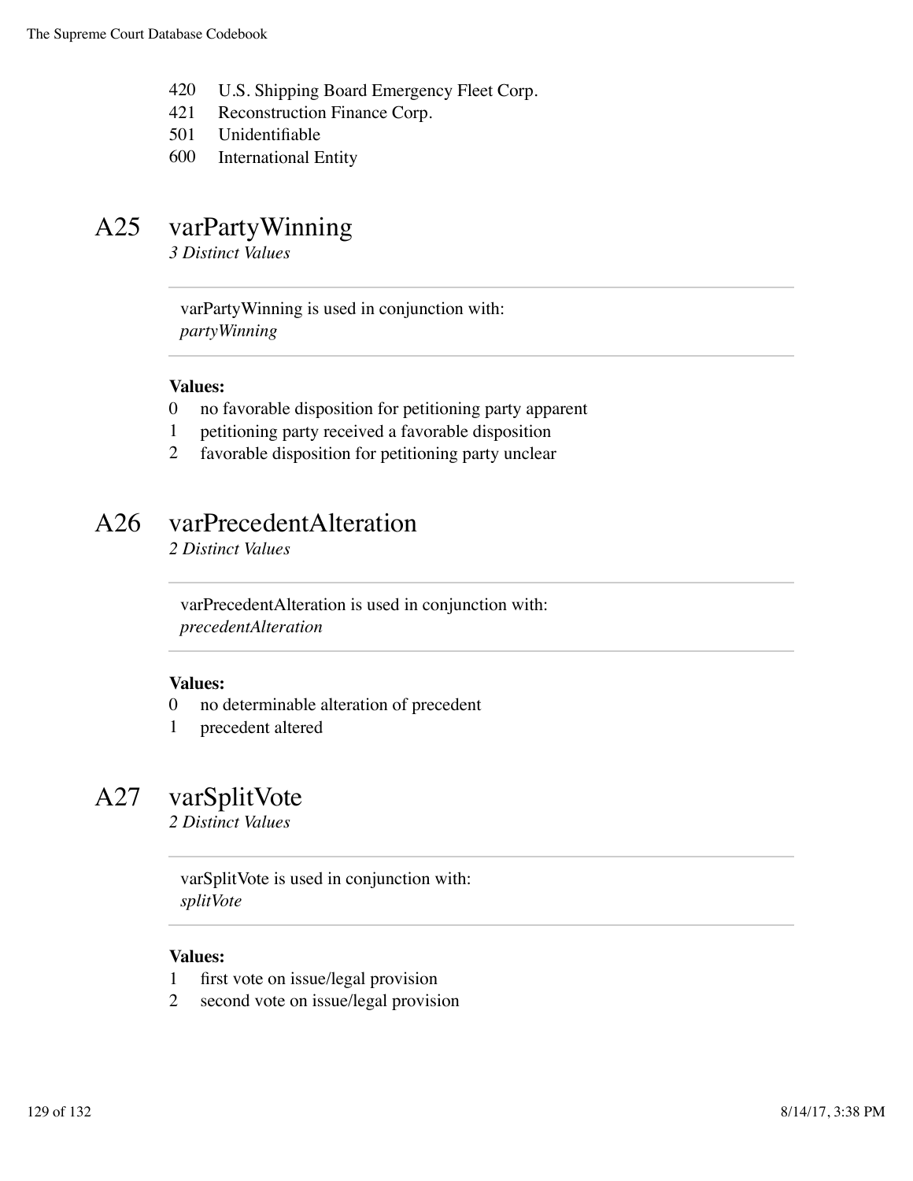420 U.S. Shipping Board Emergency Fleet Corp.
421 Reconstruction Finance Corp.
501 Unidentifiable
600 International Entity

## A25 varPartyWinning

*3 Distinct Values*

varPartyWinning is used in conjunction with:
*partyWinning*

**Values:**

0 no favorable disposition for petitioning party apparent
1 petitioning party received a favorable disposition
2 favorable disposition for petitioning party unclear

## A26 varPrecedentAlteration

*2 Distinct Values*

varPrecedentAlteration is used in conjunction with:
*precedentAlteration*

**Values:**

0 no determinable alteration of precedent
1 precedent altered

## A27 varSplitVote

*2 Distinct Values*

varSplitVote is used in conjunction with:
*splitVote*

**Values:**

1 first vote on issue/legal provision
2 second vote on issue/legal provision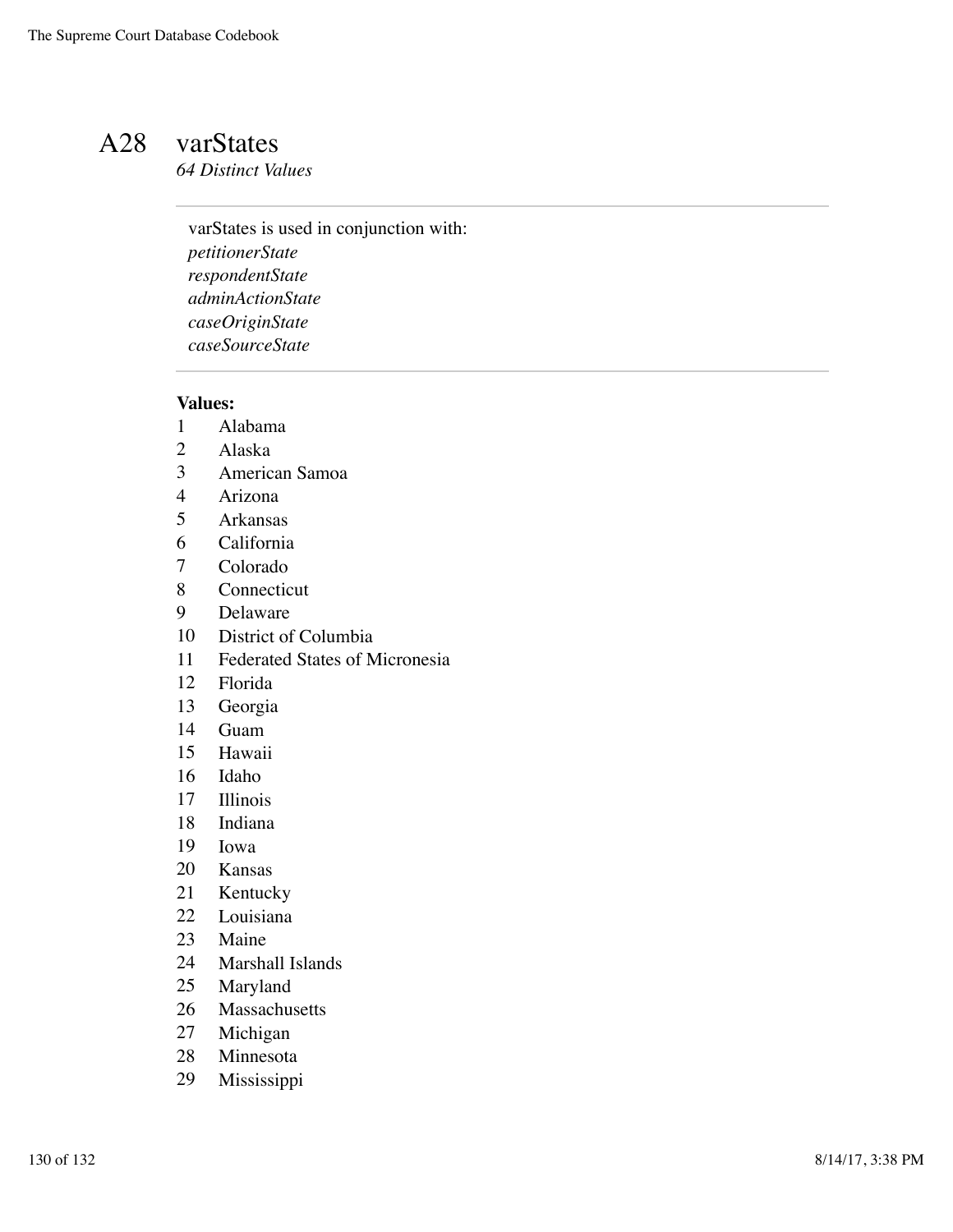# A28 varStates

*64 Distinct Values*

---

varStates is used in conjunction with:
*petitionerState*
*respondentState*
*adminActionState*
*caseOriginState*
*caseSourceState*

---

**Values:**

| | |
|---|---|
| 1 | Alabama |
| 2 | Alaska |
| 3 | American Samoa |
| 4 | Arizona |
| 5 | Arkansas |
| 6 | California |
| 7 | Colorado |
| 8 | Connecticut |
| 9 | Delaware |
| 10 | District of Columbia |
| 11 | Federated States of Micronesia |
| 12 | Florida |
| 13 | Georgia |
| 14 | Guam |
| 15 | Hawaii |
| 16 | Idaho |
| 17 | Illinois |
| 18 | Indiana |
| 19 | Iowa |
| 20 | Kansas |
| 21 | Kentucky |
| 22 | Louisiana |
| 23 | Maine |
| 24 | Marshall Islands |
| 25 | Maryland |
| 26 | Massachusetts |
| 27 | Michigan |
| 28 | Minnesota |
| 29 | Mississippi |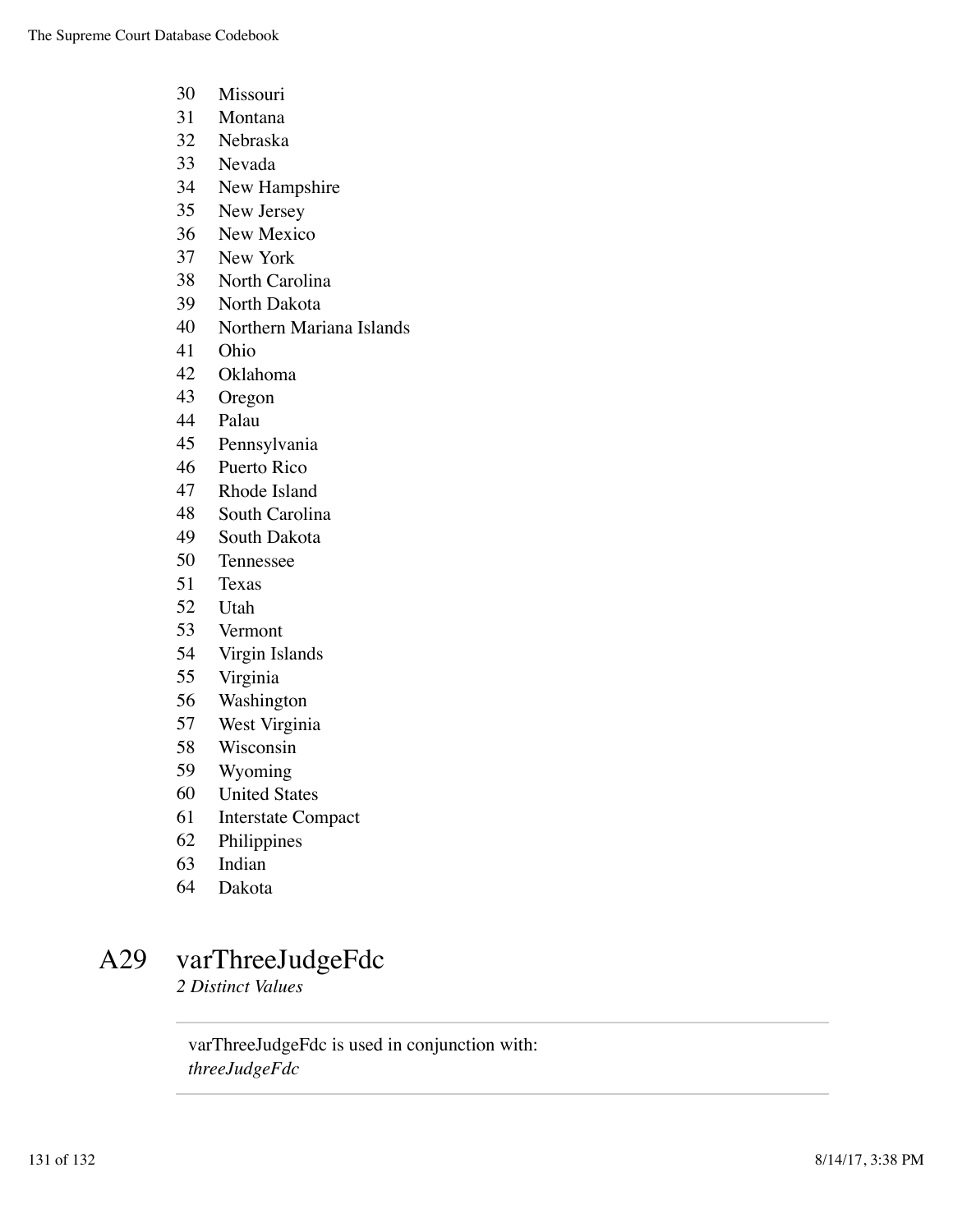30 Missouri
31 Montana
32 Nebraska
33 Nevada
34 New Hampshire
35 New Jersey
36 New Mexico
37 New York
38 North Carolina
39 North Dakota
40 Northern Mariana Islands
41 Ohio
42 Oklahoma
43 Oregon
44 Palau
45 Pennsylvania
46 Puerto Rico
47 Rhode Island
48 South Carolina
49 South Dakota
50 Tennessee
51 Texas
52 Utah
53 Vermont
54 Virgin Islands
55 Virginia
56 Washington
57 West Virginia
58 Wisconsin
59 Wyoming
60 United States
61 Interstate Compact
62 Philippines
63 Indian
64 Dakota

## A29 varThreeJudgeFdc

*2 Distinct Values*

---

varThreeJudgeFdc is used in conjunction with:
*threeJudgeFdc*

---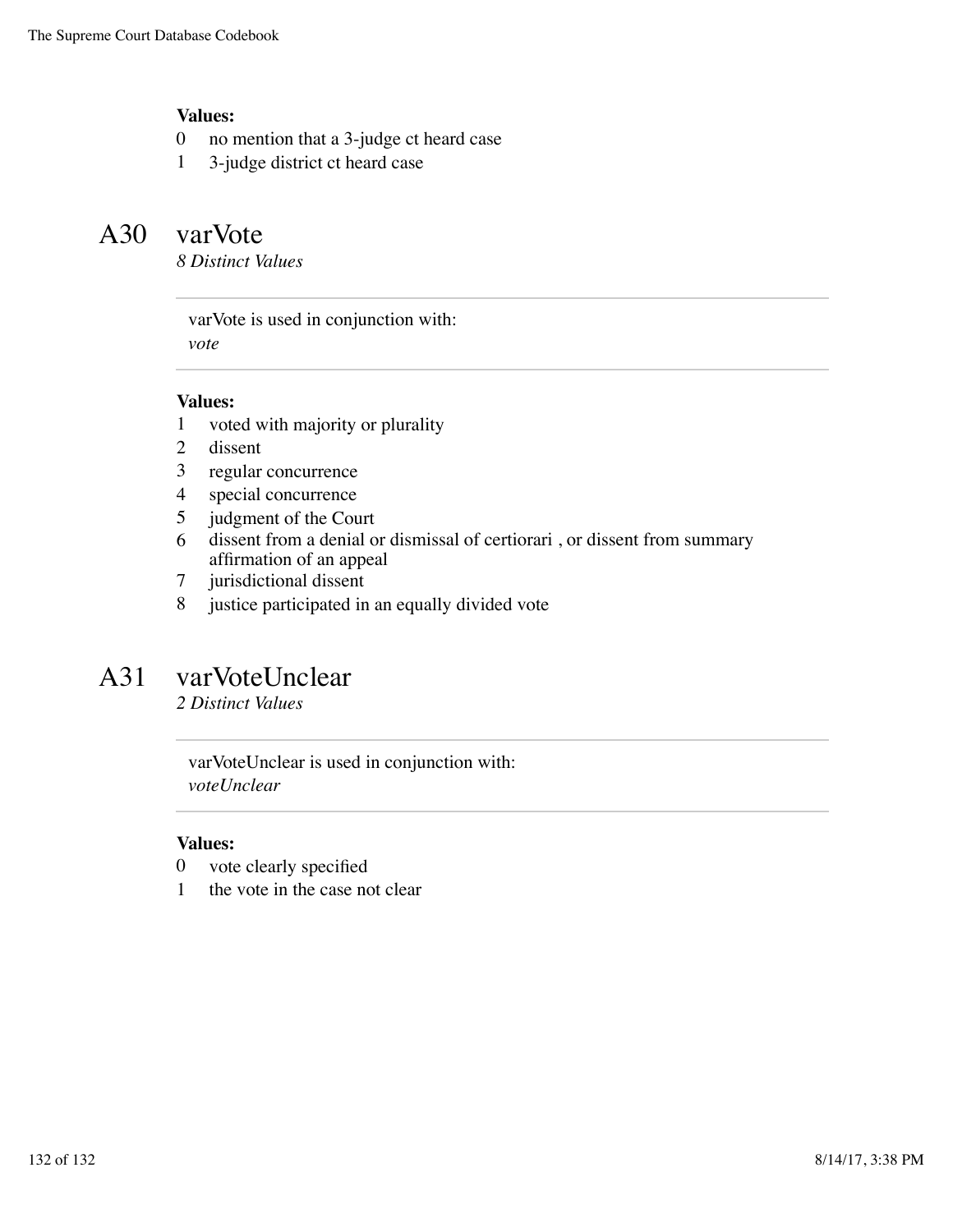**Values:**

0 no mention that a 3-judge ct heard case
1 3-judge district ct heard case

## A30 varVote

*8 Distinct Values*

varVote is used in conjunction with:
*vote*

**Values:**

1 voted with majority or plurality
2 dissent
3 regular concurrence
4 special concurrence
5 judgment of the Court
6 dissent from a denial or dismissal of certiorari , or dissent from summary affirmation of an appeal
7 jurisdictional dissent
8 justice participated in an equally divided vote

## A31 varVoteUnclear

*2 Distinct Values*

varVoteUnclear is used in conjunction with:
*voteUnclear*

**Values:**

0 vote clearly specified
1 the vote in the case not clear